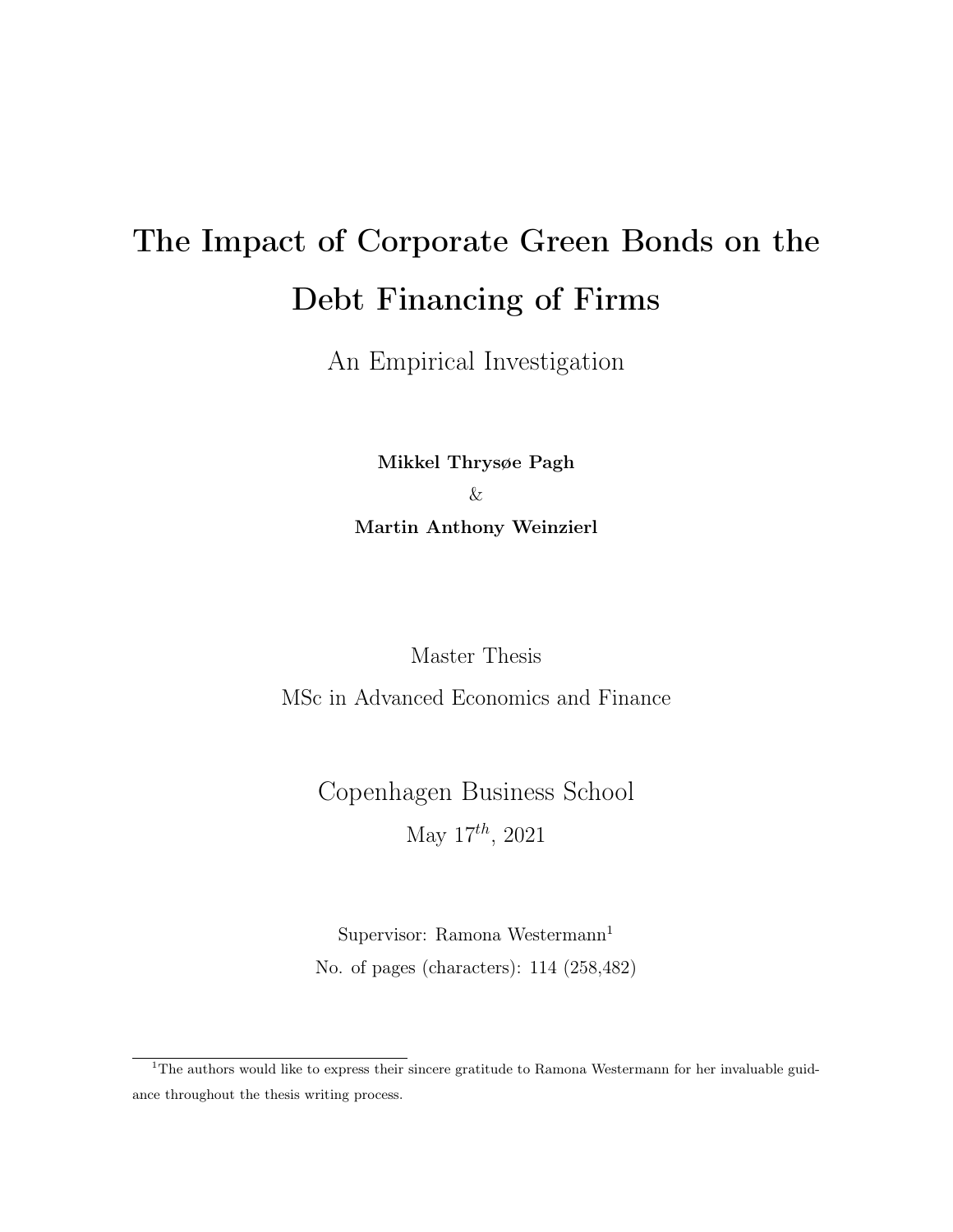# The Impact of Corporate Green Bonds on the Debt Financing of Firms

An Empirical Investigation

**Mikkel Thrysøe Pagh**

&

**Martin Anthony Weinzierl**

Master Thesis

MSc in Advanced Economics and Finance

Copenhagen Business School

May $17^{th}$, 2021

Supervisor: Ramona Westermann[1]

No. of pages (characters): 114 (258,482)

[1] The authors would like to express their sincere gratitude to Ramona Westermann for her invaluable guidance throughout the thesis writing process.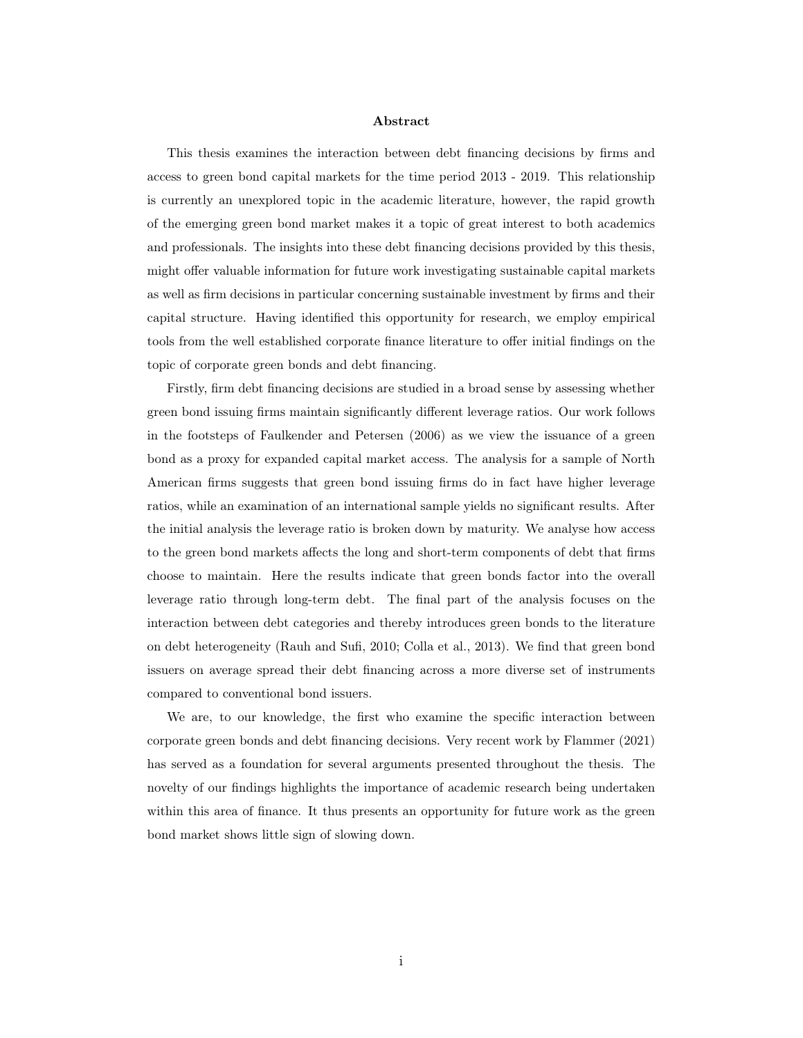## Abstract

This thesis examines the interaction between debt financing decisions by firms and access to green bond capital markets for the time period 2013 - 2019. This relationship is currently an unexplored topic in the academic literature, however, the rapid growth of the emerging green bond market makes it a topic of great interest to both academics and professionals. The insights into these debt financing decisions provided by this thesis, might offer valuable information for future work investigating sustainable capital markets as well as firm decisions in particular concerning sustainable investment by firms and their capital structure. Having identified this opportunity for research, we employ empirical tools from the well established corporate finance literature to offer initial findings on the topic of corporate green bonds and debt financing.

Firstly, firm debt financing decisions are studied in a broad sense by assessing whether green bond issuing firms maintain significantly different leverage ratios. Our work follows in the footsteps of Faulkender and Petersen (2006) as we view the issuance of a green bond as a proxy for expanded capital market access. The analysis for a sample of North American firms suggests that green bond issuing firms do in fact have higher leverage ratios, while an examination of an international sample yields no significant results. After the initial analysis the leverage ratio is broken down by maturity. We analyse how access to the green bond markets affects the long and short-term components of debt that firms choose to maintain. Here the results indicate that green bonds factor into the overall leverage ratio through long-term debt. The final part of the analysis focuses on the interaction between debt categories and thereby introduces green bonds to the literature on debt heterogeneity (Rauh and Sufi, 2010; Colla et al., 2013). We find that green bond issuers on average spread their debt financing across a more diverse set of instruments compared to conventional bond issuers.

We are, to our knowledge, the first who examine the specific interaction between corporate green bonds and debt financing decisions. Very recent work by Flammer (2021) has served as a foundation for several arguments presented throughout the thesis. The novelty of our findings highlights the importance of academic research being undertaken within this area of finance. It thus presents an opportunity for future work as the green bond market shows little sign of slowing down.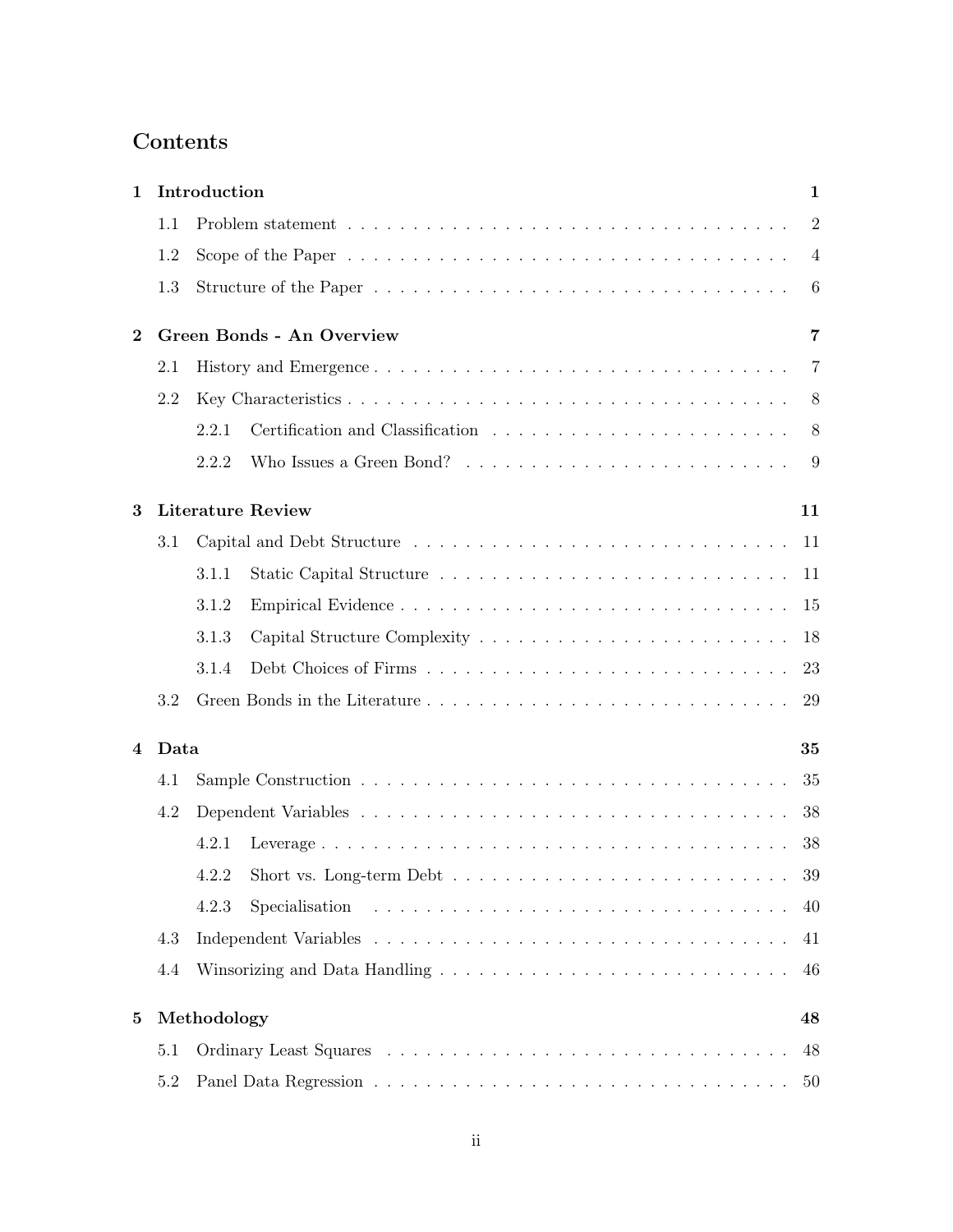# Contents

**1 Introduction** **1**

- 1.1 Problem statement . . . . . . . . . . 2
- 1.2 Scope of the Paper . . . . . . . . . . 4
- 1.3 Structure of the Paper . . . . . . . . . . 6

**2 Green Bonds - An Overview** **7**

- 2.1 History and Emergence . . . . . . . . . . 7
- 2.2 Key Characteristics . . . . . . . . . . 8
  - 2.2.1 Certification and Classification . . . . . . . . . . 8
  - 2.2.2 Who Issues a Green Bond? . . . . . . . . . . 9

**3 Literature Review** **11**

- 3.1 Capital and Debt Structure . . . . . . . . . . 11
  - 3.1.1 Static Capital Structure . . . . . . . . . . 11
  - 3.1.2 Empirical Evidence . . . . . . . . . . 15
  - 3.1.3 Capital Structure Complexity . . . . . . . . . . 18
  - 3.1.4 Debt Choices of Firms . . . . . . . . . . 23
- 3.2 Green Bonds in the Literature . . . . . . . . . . 29

**4 Data** **35**

- 4.1 Sample Construction . . . . . . . . . . 35
- 4.2 Dependent Variables . . . . . . . . . . 38
  - 4.2.1 Leverage . . . . . . . . . . 38
  - 4.2.2 Short vs. Long-term Debt . . . . . . . . . . 39
  - 4.2.3 Specialisation . . . . . . . . . . 40
- 4.3 Independent Variables . . . . . . . . . . 41
- 4.4 Winsorizing and Data Handling . . . . . . . . . . 46

**5 Methodology** **48**

- 5.1 Ordinary Least Squares . . . . . . . . . . 48
- 5.2 Panel Data Regression . . . . . . . . . . 50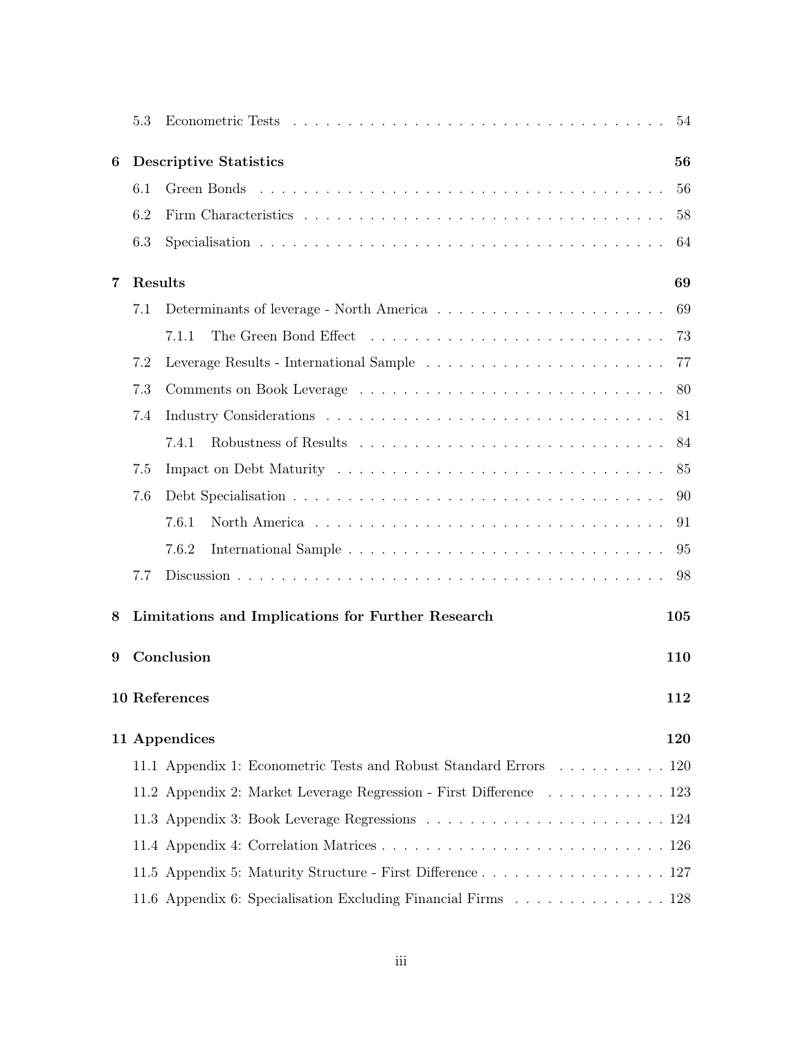- 5.3 Econometric Tests . . . . . . . . . . . . . . . . . . . . . . . . . . . . . . . . . . 54

**6 Descriptive Statistics** **56**

- 6.1 Green Bonds . . . . . . . . . . . . . . . . . . . . . . . . . . . . . . . . . . . . 56
- 6.2 Firm Characteristics . . . . . . . . . . . . . . . . . . . . . . . . . . . . . . . . 58
- 6.3 Specialisation . . . . . . . . . . . . . . . . . . . . . . . . . . . . . . . . . . . 64

**7 Results** **69**

- 7.1 Determinants of leverage - North America . . . . . . . . . . . . . . . . . . . . 69
  - 7.1.1 The Green Bond Effect . . . . . . . . . . . . . . . . . . . . . . . . . . 73
- 7.2 Leverage Results - International Sample . . . . . . . . . . . . . . . . . . . . . 77
- 7.3 Comments on Book Leverage . . . . . . . . . . . . . . . . . . . . . . . . . . . 80
- 7.4 Industry Considerations . . . . . . . . . . . . . . . . . . . . . . . . . . . . . . 81
  - 7.4.1 Robustness of Results . . . . . . . . . . . . . . . . . . . . . . . . . . . 84
- 7.5 Impact on Debt Maturity . . . . . . . . . . . . . . . . . . . . . . . . . . . . . 85
- 7.6 Debt Specialisation . . . . . . . . . . . . . . . . . . . . . . . . . . . . . . . . 90
  - 7.6.1 North America . . . . . . . . . . . . . . . . . . . . . . . . . . . . . . . 91
  - 7.6.2 International Sample . . . . . . . . . . . . . . . . . . . . . . . . . . . . 95
- 7.7 Discussion . . . . . . . . . . . . . . . . . . . . . . . . . . . . . . . . . . . . . 98

**8 Limitations and Implications for Further Research** **105**

**9 Conclusion** **110**

**10 References** **112**

**11 Appendices** **120**

- 11.1 Appendix 1: Econometric Tests and Robust Standard Errors . . . . . . . . . . 120
- 11.2 Appendix 2: Market Leverage Regression - First Difference . . . . . . . . . . . 123
- 11.3 Appendix 3: Book Leverage Regressions . . . . . . . . . . . . . . . . . . . . . 124
- 11.4 Appendix 4: Correlation Matrices . . . . . . . . . . . . . . . . . . . . . . . . . 126
- 11.5 Appendix 5: Maturity Structure - First Difference . . . . . . . . . . . . . . . . 127
- 11.6 Appendix 6: Specialisation Excluding Financial Firms . . . . . . . . . . . . . . 128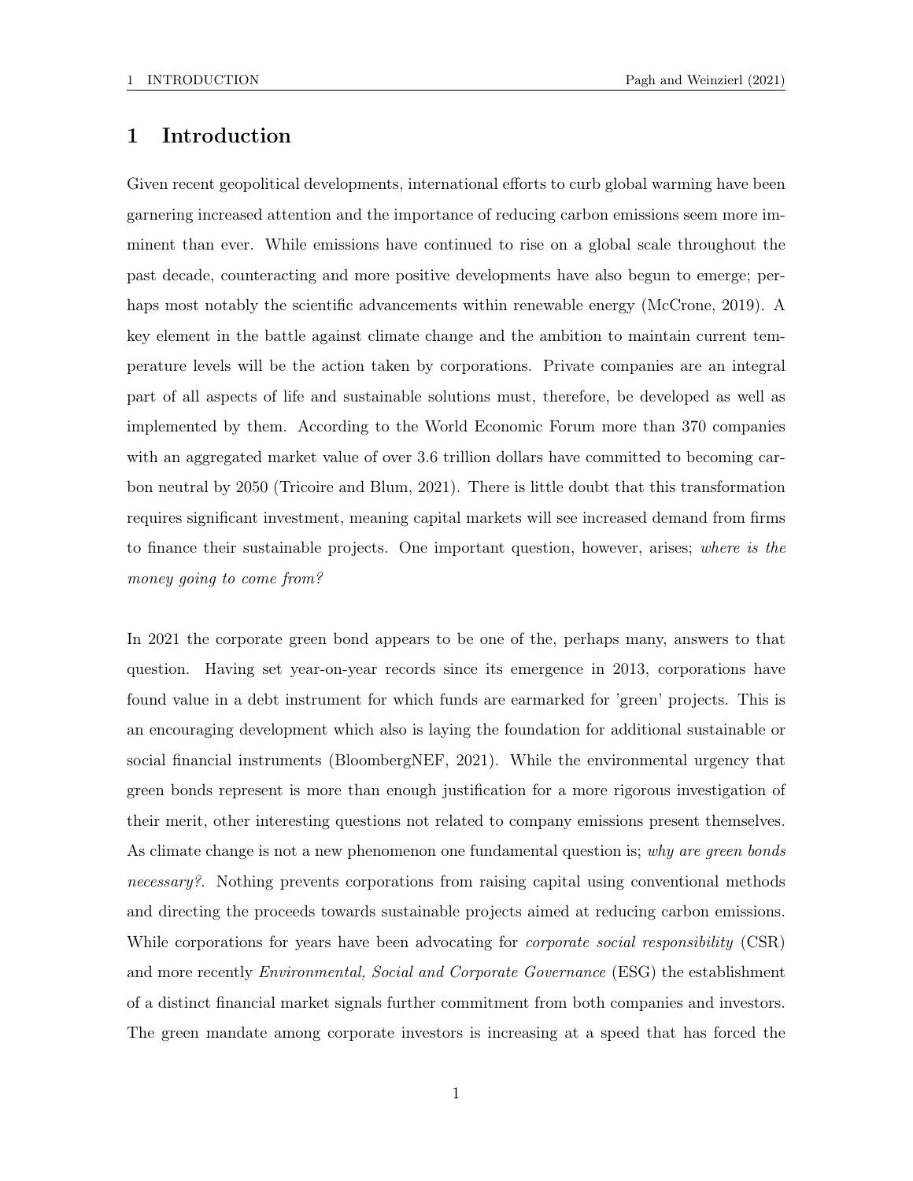# 1 Introduction

Given recent geopolitical developments, international efforts to curb global warming have been garnering increased attention and the importance of reducing carbon emissions seem more imminent than ever. While emissions have continued to rise on a global scale throughout the past decade, counteracting and more positive developments have also begun to emerge; perhaps most notably the scientific advancements within renewable energy (McCrone, 2019). A key element in the battle against climate change and the ambition to maintain current temperature levels will be the action taken by corporations. Private companies are an integral part of all aspects of life and sustainable solutions must, therefore, be developed as well as implemented by them. According to the World Economic Forum more than 370 companies with an aggregated market value of over 3.6 trillion dollars have committed to becoming carbon neutral by 2050 (Tricoire and Blum, 2021). There is little doubt that this transformation requires significant investment, meaning capital markets will see increased demand from firms to finance their sustainable projects. One important question, however, arises; *where is the money going to come from?*

In 2021 the corporate green bond appears to be one of the, perhaps many, answers to that question. Having set year-on-year records since its emergence in 2013, corporations have found value in a debt instrument for which funds are earmarked for 'green' projects. This is an encouraging development which also is laying the foundation for additional sustainable or social financial instruments (BloombergNEF, 2021). While the environmental urgency that green bonds represent is more than enough justification for a more rigorous investigation of their merit, other interesting questions not related to company emissions present themselves. As climate change is not a new phenomenon one fundamental question is; *why are green bonds necessary?*. Nothing prevents corporations from raising capital using conventional methods and directing the proceeds towards sustainable projects aimed at reducing carbon emissions. While corporations for years have been advocating for *corporate social responsibility* (CSR) and more recently *Environmental, Social and Corporate Governance* (ESG) the establishment of a distinct financial market signals further commitment from both companies and investors. The green mandate among corporate investors is increasing at a speed that has forced the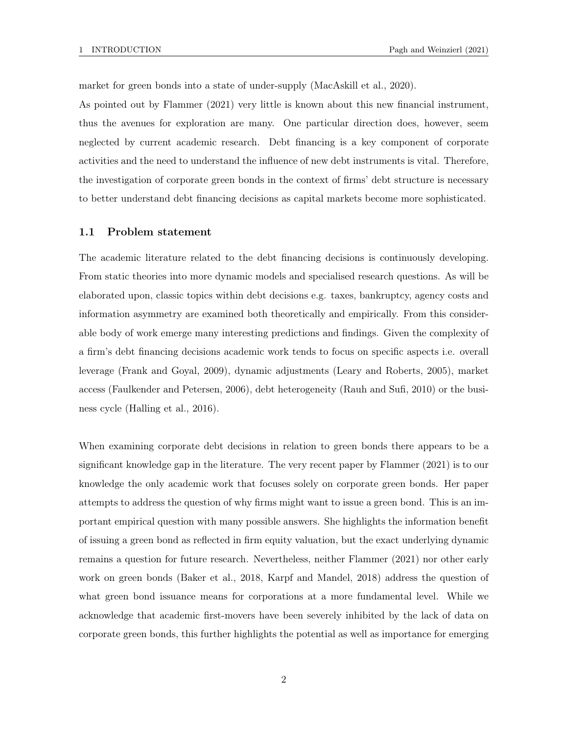market for green bonds into a state of under-supply (MacAskill et al., 2020).

As pointed out by Flammer (2021) very little is known about this new financial instrument, thus the avenues for exploration are many. One particular direction does, however, seem neglected by current academic research. Debt financing is a key component of corporate activities and the need to understand the influence of new debt instruments is vital. Therefore, the investigation of corporate green bonds in the context of firms' debt structure is necessary to better understand debt financing decisions as capital markets become more sophisticated.

## 1.1 Problem statement

The academic literature related to the debt financing decisions is continuously developing. From static theories into more dynamic models and specialised research questions. As will be elaborated upon, classic topics within debt decisions e.g. taxes, bankruptcy, agency costs and information asymmetry are examined both theoretically and empirically. From this considerable body of work emerge many interesting predictions and findings. Given the complexity of a firm's debt financing decisions academic work tends to focus on specific aspects i.e. overall leverage (Frank and Goyal, 2009), dynamic adjustments (Leary and Roberts, 2005), market access (Faulkender and Petersen, 2006), debt heterogeneity (Rauh and Sufi, 2010) or the business cycle (Halling et al., 2016).

When examining corporate debt decisions in relation to green bonds there appears to be a significant knowledge gap in the literature. The very recent paper by Flammer (2021) is to our knowledge the only academic work that focuses solely on corporate green bonds. Her paper attempts to address the question of why firms might want to issue a green bond. This is an important empirical question with many possible answers. She highlights the information benefit of issuing a green bond as reflected in firm equity valuation, but the exact underlying dynamic remains a question for future research. Nevertheless, neither Flammer (2021) nor other early work on green bonds (Baker et al., 2018, Karpf and Mandel, 2018) address the question of what green bond issuance means for corporations at a more fundamental level. While we acknowledge that academic first-movers have been severely inhibited by the lack of data on corporate green bonds, this further highlights the potential as well as importance for emerging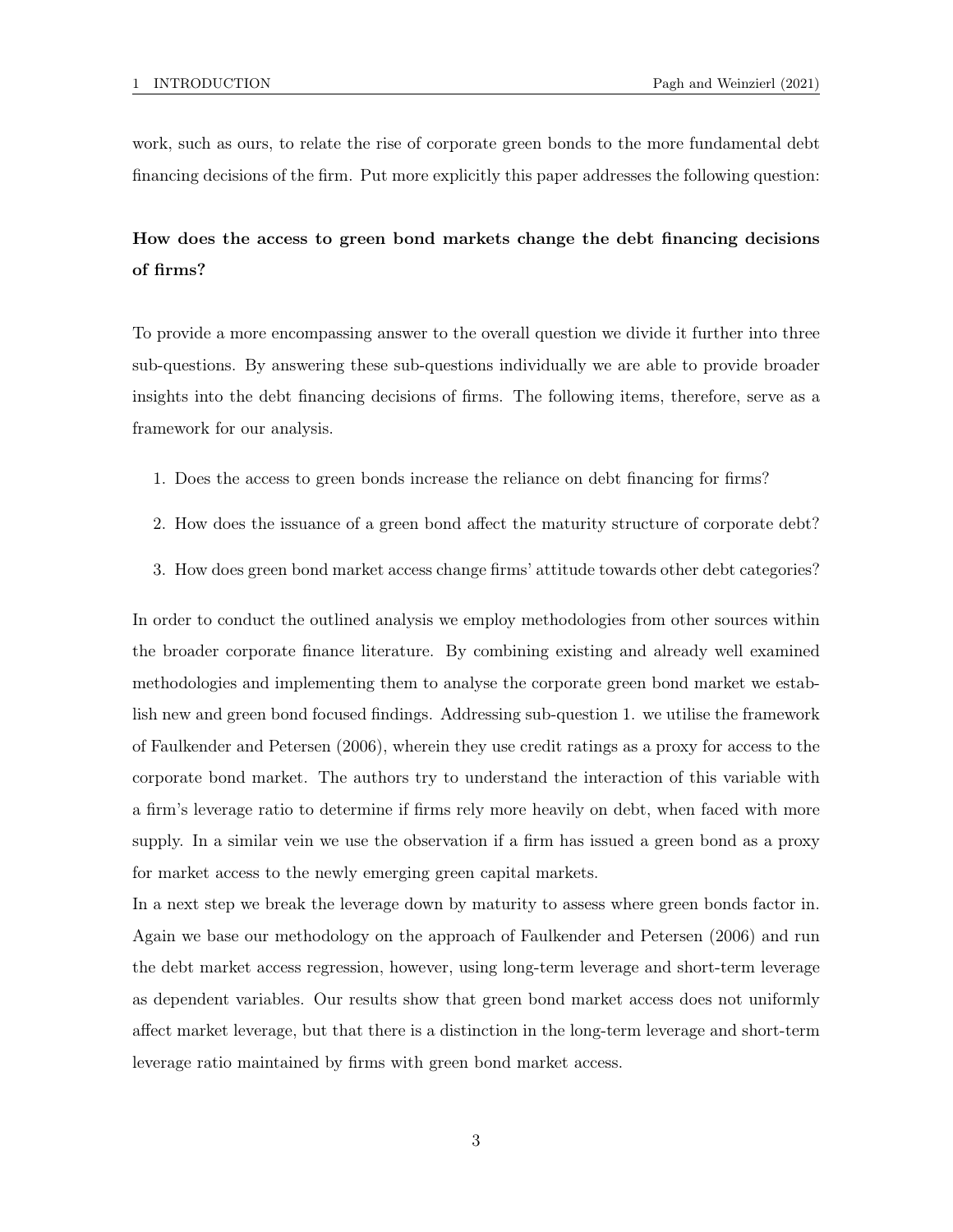work, such as ours, to relate the rise of corporate green bonds to the more fundamental debt financing decisions of the firm. Put more explicitly this paper addresses the following question:

**How does the access to green bond markets change the debt financing decisions of firms?**

To provide a more encompassing answer to the overall question we divide it further into three sub-questions. By answering these sub-questions individually we are able to provide broader insights into the debt financing decisions of firms. The following items, therefore, serve as a framework for our analysis.

1. Does the access to green bonds increase the reliance on debt financing for firms?
2. How does the issuance of a green bond affect the maturity structure of corporate debt?
3. How does green bond market access change firms' attitude towards other debt categories?

In order to conduct the outlined analysis we employ methodologies from other sources within the broader corporate finance literature. By combining existing and already well examined methodologies and implementing them to analyse the corporate green bond market we establish new and green bond focused findings. Addressing sub-question 1. we utilise the framework of Faulkender and Petersen (2006), wherein they use credit ratings as a proxy for access to the corporate bond market. The authors try to understand the interaction of this variable with a firm's leverage ratio to determine if firms rely more heavily on debt, when faced with more supply. In a similar vein we use the observation if a firm has issued a green bond as a proxy for market access to the newly emerging green capital markets.

In a next step we break the leverage down by maturity to assess where green bonds factor in. Again we base our methodology on the approach of Faulkender and Petersen (2006) and run the debt market access regression, however, using long-term leverage and short-term leverage as dependent variables. Our results show that green bond market access does not uniformly affect market leverage, but that there is a distinction in the long-term leverage and short-term leverage ratio maintained by firms with green bond market access.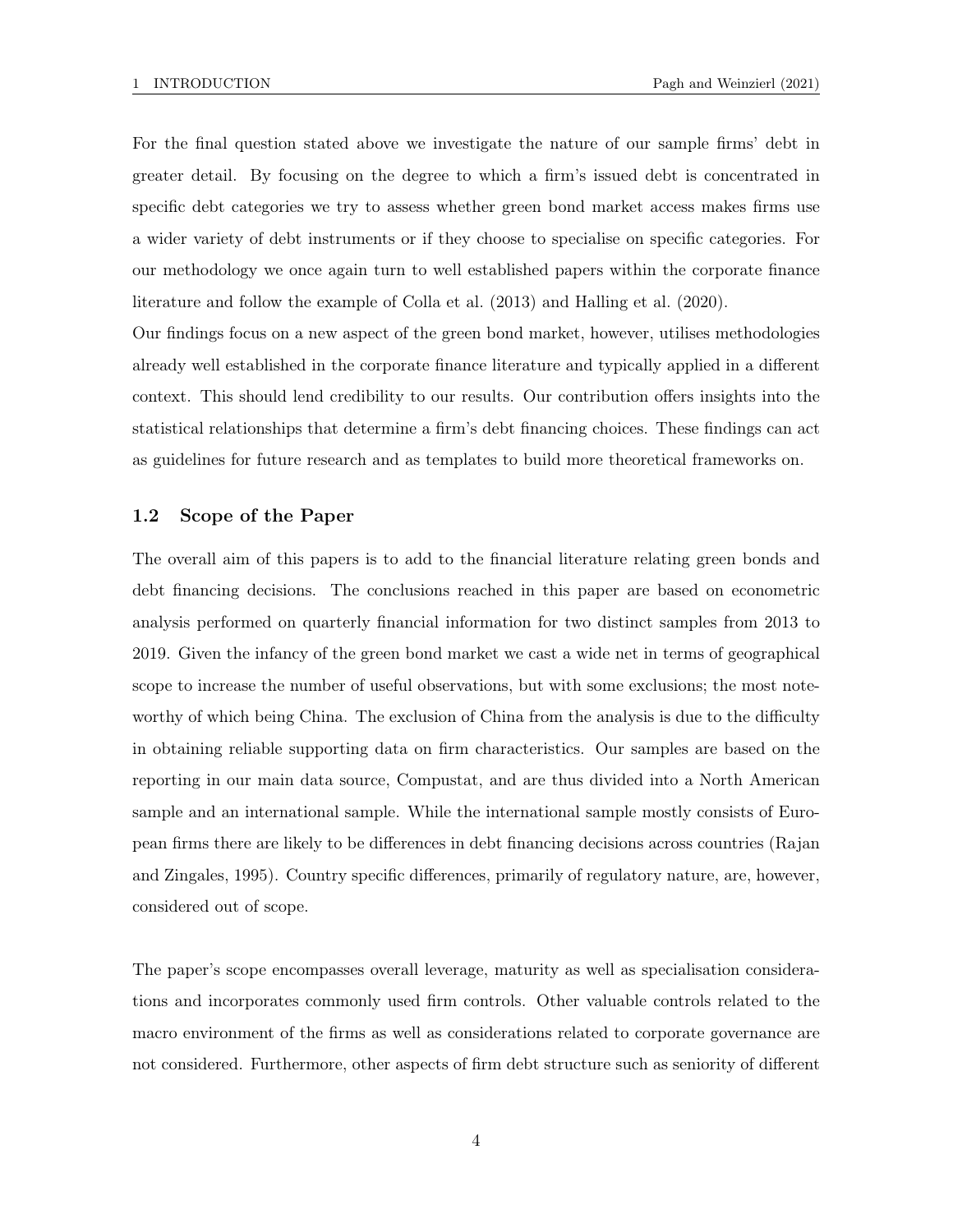For the final question stated above we investigate the nature of our sample firms' debt in greater detail. By focusing on the degree to which a firm's issued debt is concentrated in specific debt categories we try to assess whether green bond market access makes firms use a wider variety of debt instruments or if they choose to specialise on specific categories. For our methodology we once again turn to well established papers within the corporate finance literature and follow the example of Colla et al. (2013) and Halling et al. (2020).

Our findings focus on a new aspect of the green bond market, however, utilises methodologies already well established in the corporate finance literature and typically applied in a different context. This should lend credibility to our results. Our contribution offers insights into the statistical relationships that determine a firm's debt financing choices. These findings can act as guidelines for future research and as templates to build more theoretical frameworks on.

## 1.2 Scope of the Paper

The overall aim of this papers is to add to the financial literature relating green bonds and debt financing decisions. The conclusions reached in this paper are based on econometric analysis performed on quarterly financial information for two distinct samples from 2013 to 2019. Given the infancy of the green bond market we cast a wide net in terms of geographical scope to increase the number of useful observations, but with some exclusions; the most noteworthy of which being China. The exclusion of China from the analysis is due to the difficulty in obtaining reliable supporting data on firm characteristics. Our samples are based on the reporting in our main data source, Compustat, and are thus divided into a North American sample and an international sample. While the international sample mostly consists of European firms there are likely to be differences in debt financing decisions across countries (Rajan and Zingales, 1995). Country specific differences, primarily of regulatory nature, are, however, considered out of scope.

The paper's scope encompasses overall leverage, maturity as well as specialisation considerations and incorporates commonly used firm controls. Other valuable controls related to the macro environment of the firms as well as considerations related to corporate governance are not considered. Furthermore, other aspects of firm debt structure such as seniority of different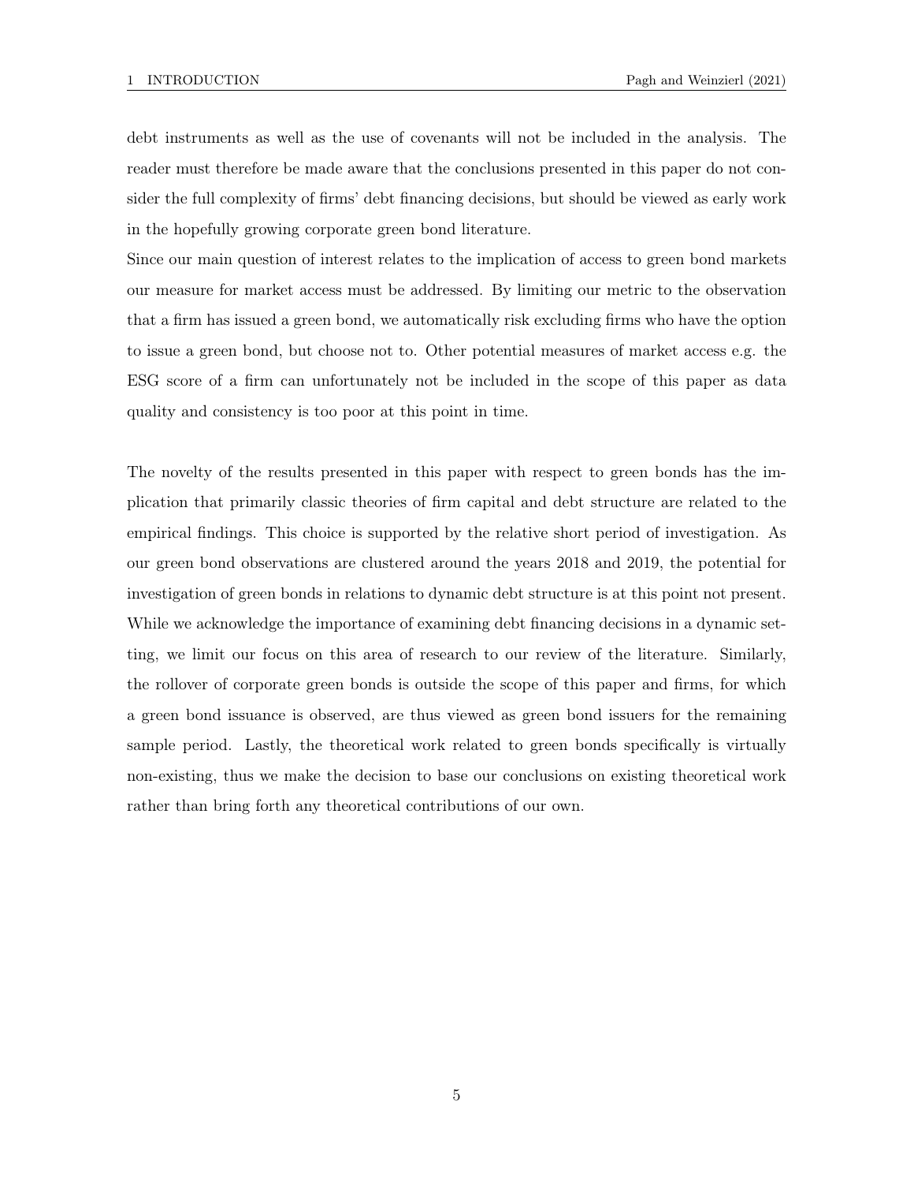debt instruments as well as the use of covenants will not be included in the analysis. The reader must therefore be made aware that the conclusions presented in this paper do not consider the full complexity of firms' debt financing decisions, but should be viewed as early work in the hopefully growing corporate green bond literature.
Since our main question of interest relates to the implication of access to green bond markets our measure for market access must be addressed. By limiting our metric to the observation that a firm has issued a green bond, we automatically risk excluding firms who have the option to issue a green bond, but choose not to. Other potential measures of market access e.g. the ESG score of a firm can unfortunately not be included in the scope of this paper as data quality and consistency is too poor at this point in time.

The novelty of the results presented in this paper with respect to green bonds has the implication that primarily classic theories of firm capital and debt structure are related to the empirical findings. This choice is supported by the relative short period of investigation. As our green bond observations are clustered around the years 2018 and 2019, the potential for investigation of green bonds in relations to dynamic debt structure is at this point not present. While we acknowledge the importance of examining debt financing decisions in a dynamic setting, we limit our focus on this area of research to our review of the literature. Similarly, the rollover of corporate green bonds is outside the scope of this paper and firms, for which a green bond issuance is observed, are thus viewed as green bond issuers for the remaining sample period. Lastly, the theoretical work related to green bonds specifically is virtually non-existing, thus we make the decision to base our conclusions on existing theoretical work rather than bring forth any theoretical contributions of our own.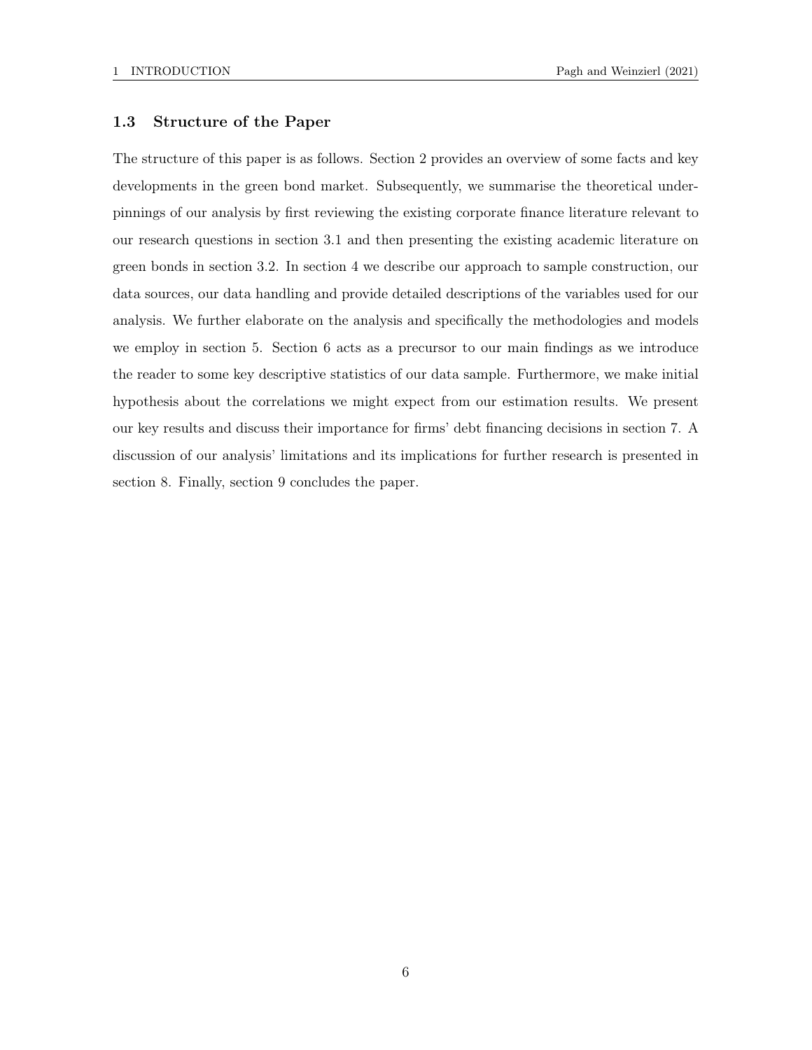### 1.3 Structure of the Paper

The structure of this paper is as follows. Section 2 provides an overview of some facts and key developments in the green bond market. Subsequently, we summarise the theoretical underpinnings of our analysis by first reviewing the existing corporate finance literature relevant to our research questions in section 3.1 and then presenting the existing academic literature on green bonds in section 3.2. In section 4 we describe our approach to sample construction, our data sources, our data handling and provide detailed descriptions of the variables used for our analysis. We further elaborate on the analysis and specifically the methodologies and models we employ in section 5. Section 6 acts as a precursor to our main findings as we introduce the reader to some key descriptive statistics of our data sample. Furthermore, we make initial hypothesis about the correlations we might expect from our estimation results. We present our key results and discuss their importance for firms' debt financing decisions in section 7. A discussion of our analysis' limitations and its implications for further research is presented in section 8. Finally, section 9 concludes the paper.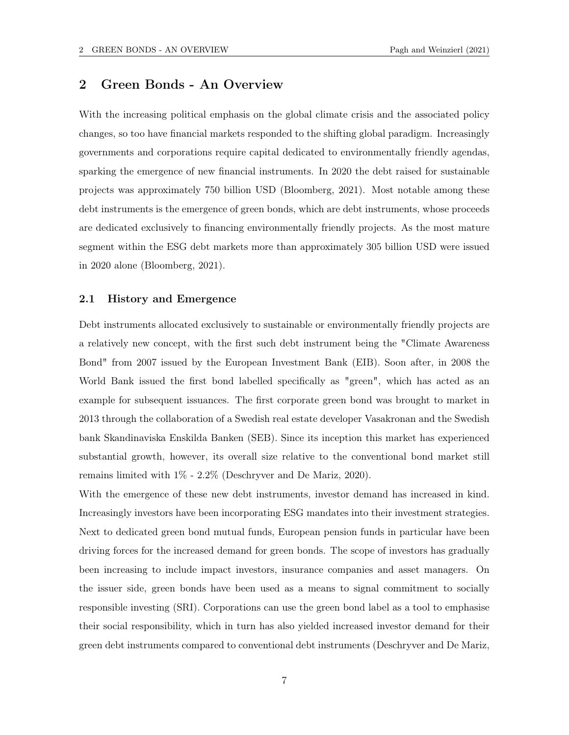# 2 Green Bonds - An Overview

With the increasing political emphasis on the global climate crisis and the associated policy changes, so too have financial markets responded to the shifting global paradigm. Increasingly governments and corporations require capital dedicated to environmentally friendly agendas, sparking the emergence of new financial instruments. In 2020 the debt raised for sustainable projects was approximately 750 billion USD (Bloomberg, 2021). Most notable among these debt instruments is the emergence of green bonds, which are debt instruments, whose proceeds are dedicated exclusively to financing environmentally friendly projects. As the most mature segment within the ESG debt markets more than approximately 305 billion USD were issued in 2020 alone (Bloomberg, 2021).

## 2.1 History and Emergence

Debt instruments allocated exclusively to sustainable or environmentally friendly projects are a relatively new concept, with the first such debt instrument being the "Climate Awareness Bond" from 2007 issued by the European Investment Bank (EIB). Soon after, in 2008 the World Bank issued the first bond labelled specifically as "green", which has acted as an example for subsequent issuances. The first corporate green bond was brought to market in 2013 through the collaboration of a Swedish real estate developer Vasakronan and the Swedish bank Skandinaviska Enskilda Banken (SEB). Since its inception this market has experienced substantial growth, however, its overall size relative to the conventional bond market still remains limited with 1% - 2.2% (Deschryver and De Mariz, 2020).

With the emergence of these new debt instruments, investor demand has increased in kind. Increasingly investors have been incorporating ESG mandates into their investment strategies. Next to dedicated green bond mutual funds, European pension funds in particular have been driving forces for the increased demand for green bonds. The scope of investors has gradually been increasing to include impact investors, insurance companies and asset managers. On the issuer side, green bonds have been used as a means to signal commitment to socially responsible investing (SRI). Corporations can use the green bond label as a tool to emphasise their social responsibility, which in turn has also yielded increased investor demand for their green debt instruments compared to conventional debt instruments (Deschryver and De Mariz,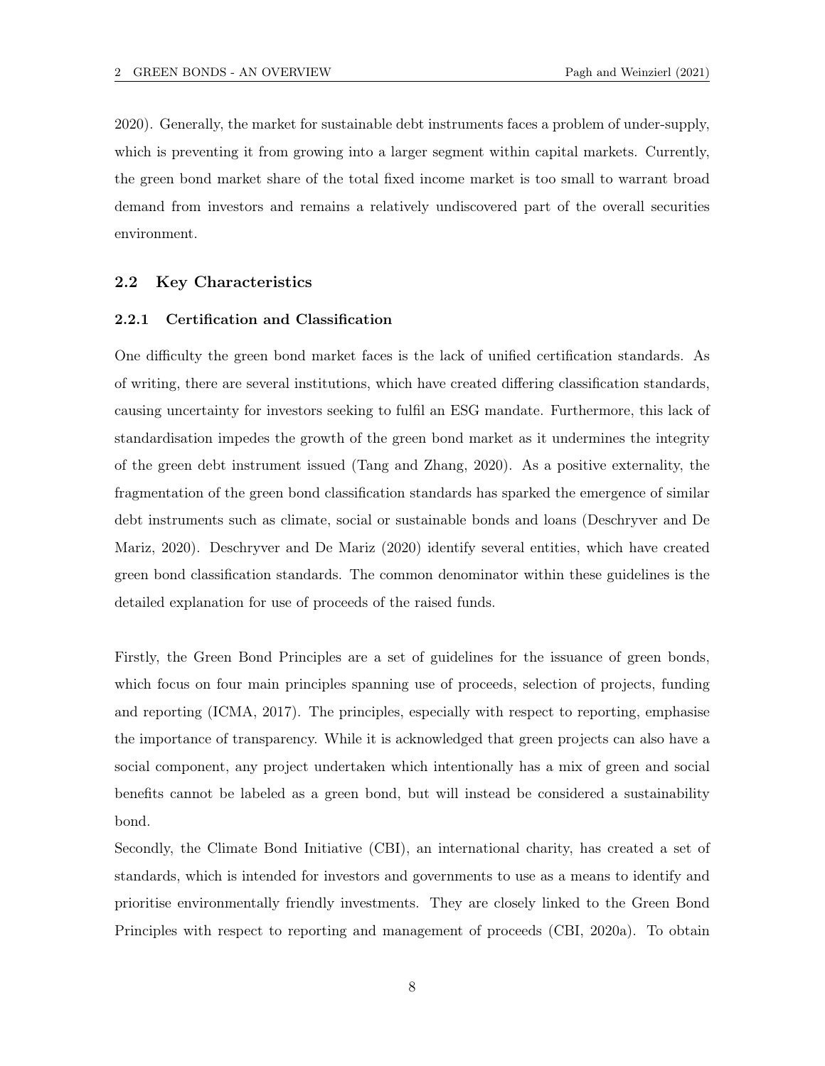2020). Generally, the market for sustainable debt instruments faces a problem of under-supply, which is preventing it from growing into a larger segment within capital markets. Currently, the green bond market share of the total fixed income market is too small to warrant broad demand from investors and remains a relatively undiscovered part of the overall securities environment.

## 2.2 Key Characteristics

### 2.2.1 Certification and Classification

One difficulty the green bond market faces is the lack of unified certification standards. As of writing, there are several institutions, which have created differing classification standards, causing uncertainty for investors seeking to fulfil an ESG mandate. Furthermore, this lack of standardisation impedes the growth of the green bond market as it undermines the integrity of the green debt instrument issued (Tang and Zhang, 2020). As a positive externality, the fragmentation of the green bond classification standards has sparked the emergence of similar debt instruments such as climate, social or sustainable bonds and loans (Deschryver and De Mariz, 2020). Deschryver and De Mariz (2020) identify several entities, which have created green bond classification standards. The common denominator within these guidelines is the detailed explanation for use of proceeds of the raised funds.

Firstly, the Green Bond Principles are a set of guidelines for the issuance of green bonds, which focus on four main principles spanning use of proceeds, selection of projects, funding and reporting (ICMA, 2017). The principles, especially with respect to reporting, emphasise the importance of transparency. While it is acknowledged that green projects can also have a social component, any project undertaken which intentionally has a mix of green and social benefits cannot be labeled as a green bond, but will instead be considered a sustainability bond.

Secondly, the Climate Bond Initiative (CBI), an international charity, has created a set of standards, which is intended for investors and governments to use as a means to identify and prioritise environmentally friendly investments. They are closely linked to the Green Bond Principles with respect to reporting and management of proceeds (CBI, 2020a). To obtain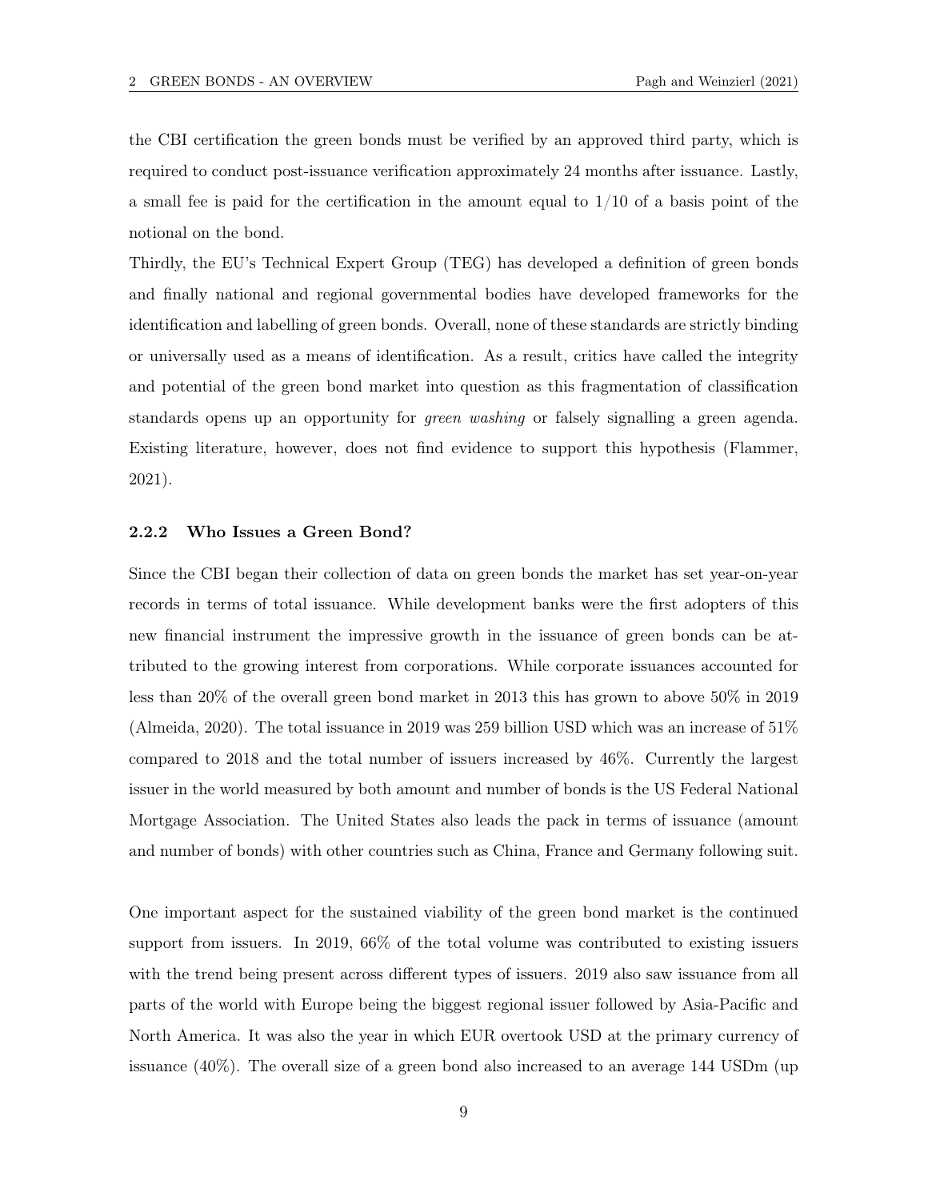the CBI certification the green bonds must be verified by an approved third party, which is required to conduct post-issuance verification approximately 24 months after issuance. Lastly, a small fee is paid for the certification in the amount equal to 1/10 of a basis point of the notional on the bond.

Thirdly, the EU's Technical Expert Group (TEG) has developed a definition of green bonds and finally national and regional governmental bodies have developed frameworks for the identification and labelling of green bonds. Overall, none of these standards are strictly binding or universally used as a means of identification. As a result, critics have called the integrity and potential of the green bond market into question as this fragmentation of classification standards opens up an opportunity for *green washing* or falsely signalling a green agenda. Existing literature, however, does not find evidence to support this hypothesis (Flammer, 2021).

### 2.2.2 Who Issues a Green Bond?

Since the CBI began their collection of data on green bonds the market has set year-on-year records in terms of total issuance. While development banks were the first adopters of this new financial instrument the impressive growth in the issuance of green bonds can be attributed to the growing interest from corporations. While corporate issuances accounted for less than 20% of the overall green bond market in 2013 this has grown to above 50% in 2019 (Almeida, 2020). The total issuance in 2019 was 259 billion USD which was an increase of 51% compared to 2018 and the total number of issuers increased by 46%. Currently the largest issuer in the world measured by both amount and number of bonds is the US Federal National Mortgage Association. The United States also leads the pack in terms of issuance (amount and number of bonds) with other countries such as China, France and Germany following suit.

One important aspect for the sustained viability of the green bond market is the continued support from issuers. In 2019, 66% of the total volume was contributed to existing issuers with the trend being present across different types of issuers. 2019 also saw issuance from all parts of the world with Europe being the biggest regional issuer followed by Asia-Pacific and North America. It was also the year in which EUR overtook USD at the primary currency of issuance (40%). The overall size of a green bond also increased to an average 144 USDm (up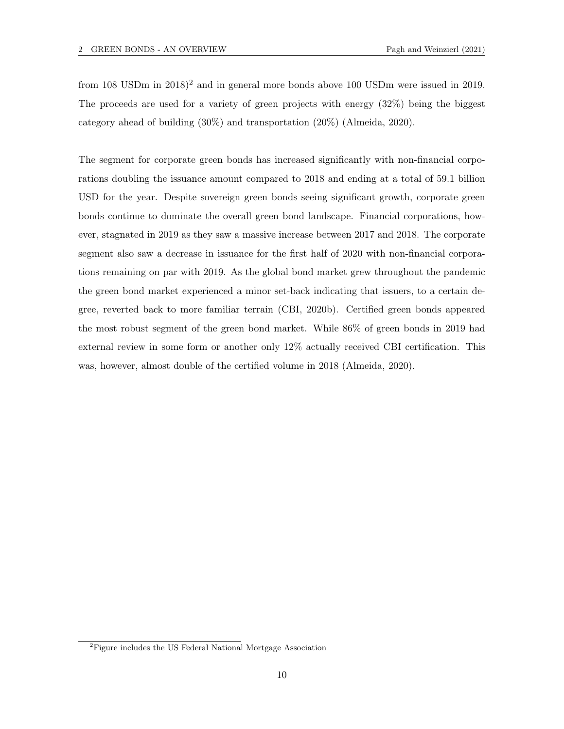from 108 USDm in 2018)[2] and in general more bonds above 100 USDm were issued in 2019. The proceeds are used for a variety of green projects with energy (32%) being the biggest category ahead of building (30%) and transportation (20%) (Almeida, 2020).

The segment for corporate green bonds has increased significantly with non-financial corporations doubling the issuance amount compared to 2018 and ending at a total of 59.1 billion USD for the year. Despite sovereign green bonds seeing significant growth, corporate green bonds continue to dominate the overall green bond landscape. Financial corporations, however, stagnated in 2019 as they saw a massive increase between 2017 and 2018. The corporate segment also saw a decrease in issuance for the first half of 2020 with non-financial corporations remaining on par with 2019. As the global bond market grew throughout the pandemic the green bond market experienced a minor set-back indicating that issuers, to a certain degree, reverted back to more familiar terrain (CBI, 2020b). Certified green bonds appeared the most robust segment of the green bond market. While 86% of green bonds in 2019 had external review in some form or another only 12% actually received CBI certification. This was, however, almost double of the certified volume in 2018 (Almeida, 2020).

[2] Figure includes the US Federal National Mortgage Association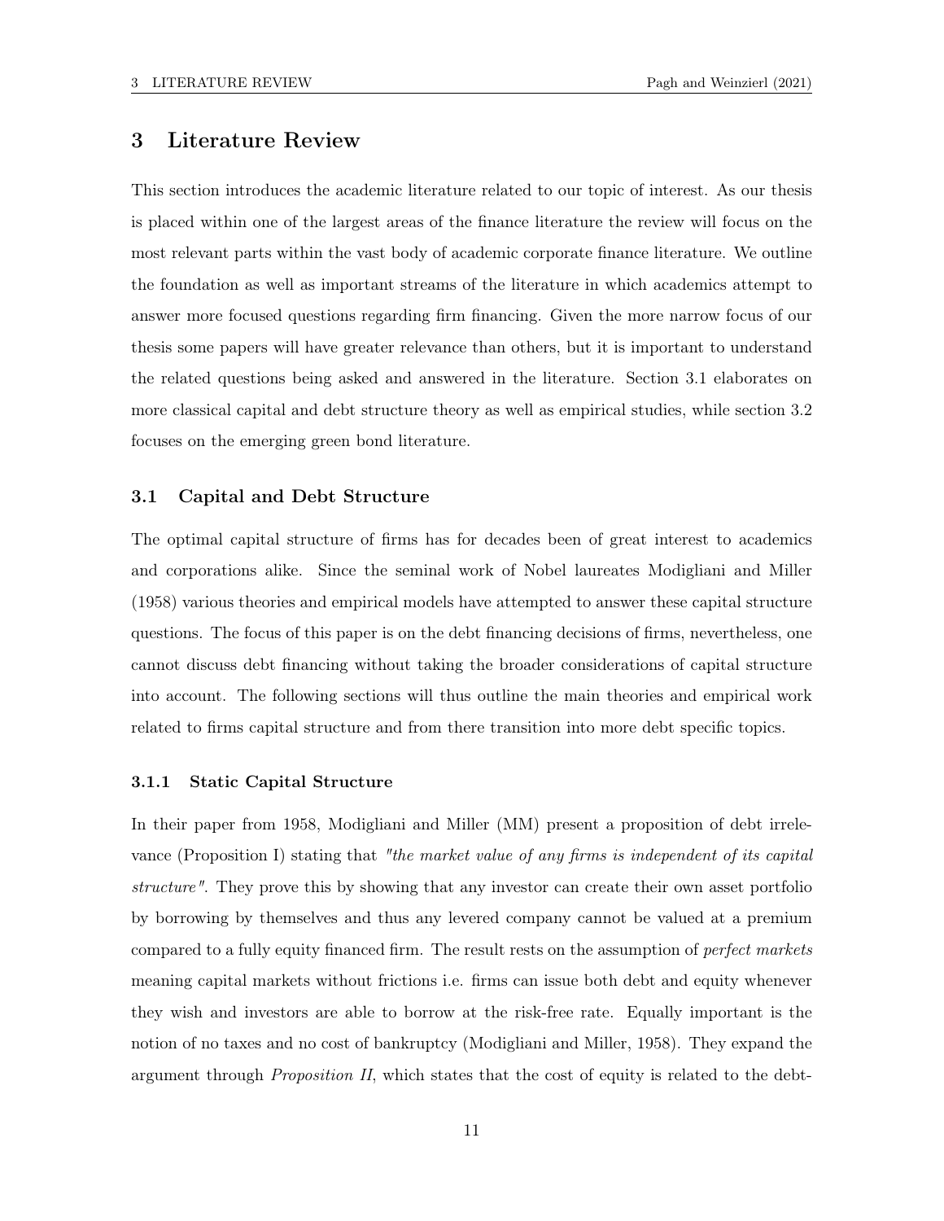# 3 Literature Review

This section introduces the academic literature related to our topic of interest. As our thesis is placed within one of the largest areas of the finance literature the review will focus on the most relevant parts within the vast body of academic corporate finance literature. We outline the foundation as well as important streams of the literature in which academics attempt to answer more focused questions regarding firm financing. Given the more narrow focus of our thesis some papers will have greater relevance than others, but it is important to understand the related questions being asked and answered in the literature. Section 3.1 elaborates on more classical capital and debt structure theory as well as empirical studies, while section 3.2 focuses on the emerging green bond literature.

## 3.1 Capital and Debt Structure

The optimal capital structure of firms has for decades been of great interest to academics and corporations alike. Since the seminal work of Nobel laureates Modigliani and Miller (1958) various theories and empirical models have attempted to answer these capital structure questions. The focus of this paper is on the debt financing decisions of firms, nevertheless, one cannot discuss debt financing without taking the broader considerations of capital structure into account. The following sections will thus outline the main theories and empirical work related to firms capital structure and from there transition into more debt specific topics.

### 3.1.1 Static Capital Structure

In their paper from 1958, Modigliani and Miller (MM) present a proposition of debt irrelevance (Proposition I) stating that *"the market value of any firms is independent of its capital structure"*. They prove this by showing that any investor can create their own asset portfolio by borrowing by themselves and thus any levered company cannot be valued at a premium compared to a fully equity financed firm. The result rests on the assumption of *perfect markets* meaning capital markets without frictions i.e. firms can issue both debt and equity whenever they wish and investors are able to borrow at the risk-free rate. Equally important is the notion of no taxes and no cost of bankruptcy (Modigliani and Miller, 1958). They expand the argument through *Proposition II*, which states that the cost of equity is related to the debt-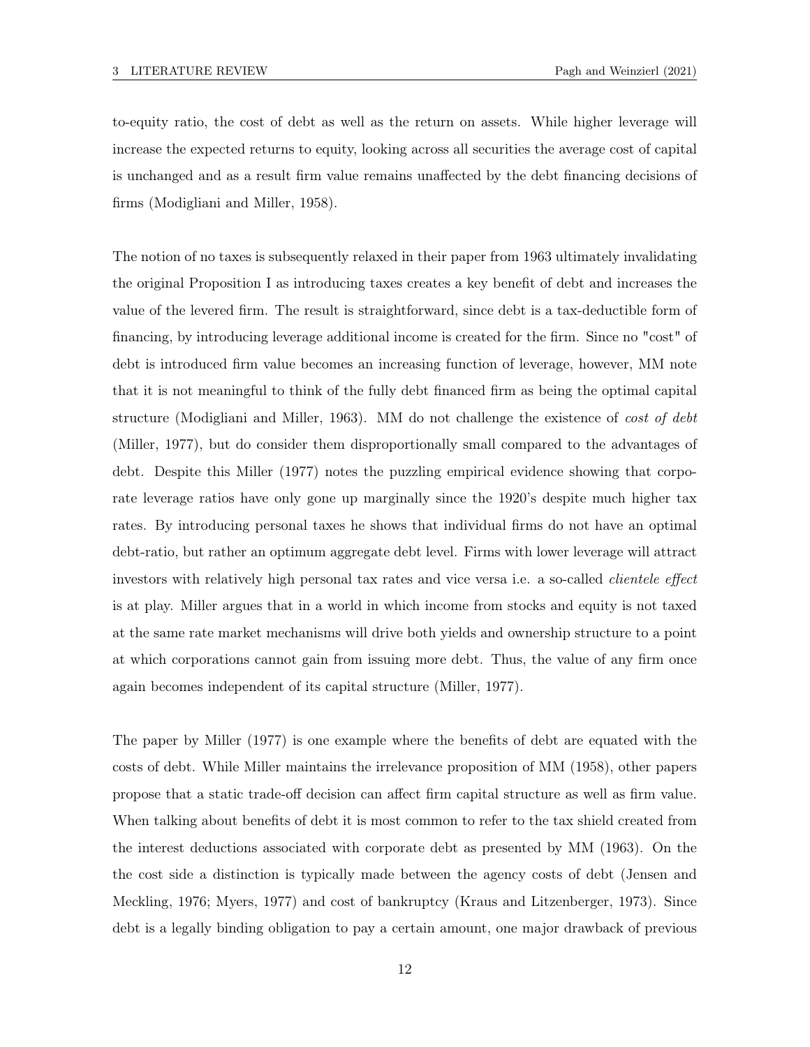to-equity ratio, the cost of debt as well as the return on assets. While higher leverage will increase the expected returns to equity, looking across all securities the average cost of capital is unchanged and as a result firm value remains unaffected by the debt financing decisions of firms (Modigliani and Miller, 1958).

The notion of no taxes is subsequently relaxed in their paper from 1963 ultimately invalidating the original Proposition I as introducing taxes creates a key benefit of debt and increases the value of the levered firm. The result is straightforward, since debt is a tax-deductible form of financing, by introducing leverage additional income is created for the firm. Since no "cost" of debt is introduced firm value becomes an increasing function of leverage, however, MM note that it is not meaningful to think of the fully debt financed firm as being the optimal capital structure (Modigliani and Miller, 1963). MM do not challenge the existence of *cost of debt* (Miller, 1977), but do consider them disproportionally small compared to the advantages of debt. Despite this Miller (1977) notes the puzzling empirical evidence showing that corporate leverage ratios have only gone up marginally since the 1920's despite much higher tax rates. By introducing personal taxes he shows that individual firms do not have an optimal debt-ratio, but rather an optimum aggregate debt level. Firms with lower leverage will attract investors with relatively high personal tax rates and vice versa i.e. a so-called *clientele effect* is at play. Miller argues that in a world in which income from stocks and equity is not taxed at the same rate market mechanisms will drive both yields and ownership structure to a point at which corporations cannot gain from issuing more debt. Thus, the value of any firm once again becomes independent of its capital structure (Miller, 1977).

The paper by Miller (1977) is one example where the benefits of debt are equated with the costs of debt. While Miller maintains the irrelevance proposition of MM (1958), other papers propose that a static trade-off decision can affect firm capital structure as well as firm value. When talking about benefits of debt it is most common to refer to the tax shield created from the interest deductions associated with corporate debt as presented by MM (1963). On the the cost side a distinction is typically made between the agency costs of debt (Jensen and Meckling, 1976; Myers, 1977) and cost of bankruptcy (Kraus and Litzenberger, 1973). Since debt is a legally binding obligation to pay a certain amount, one major drawback of previous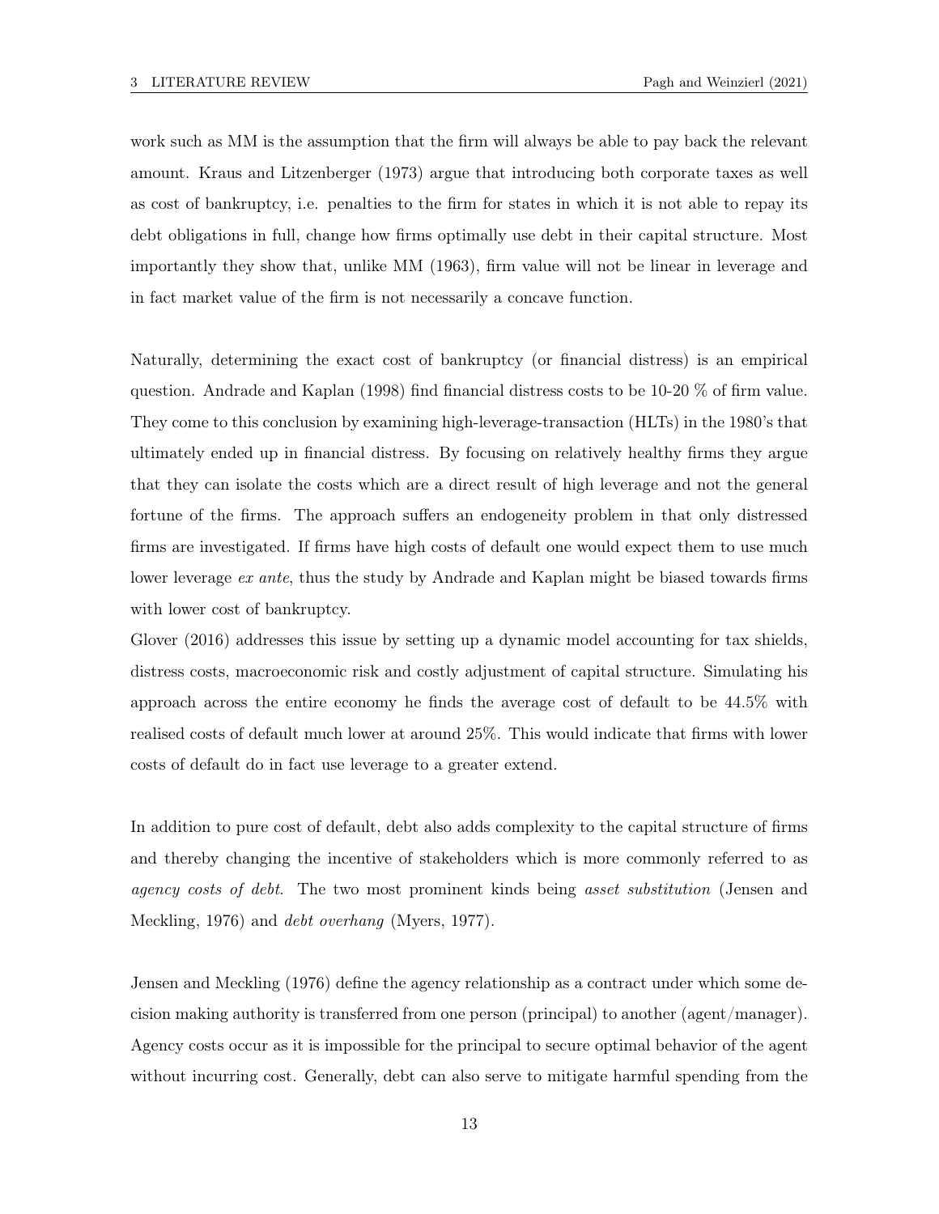work such as MM is the assumption that the firm will always be able to pay back the relevant amount. Kraus and Litzenberger (1973) argue that introducing both corporate taxes as well as cost of bankruptcy, i.e. penalties to the firm for states in which it is not able to repay its debt obligations in full, change how firms optimally use debt in their capital structure. Most importantly they show that, unlike MM (1963), firm value will not be linear in leverage and in fact market value of the firm is not necessarily a concave function.

Naturally, determining the exact cost of bankruptcy (or financial distress) is an empirical question. Andrade and Kaplan (1998) find financial distress costs to be 10-20 % of firm value. They come to this conclusion by examining high-leverage-transaction (HLTs) in the 1980's that ultimately ended up in financial distress. By focusing on relatively healthy firms they argue that they can isolate the costs which are a direct result of high leverage and not the general fortune of the firms. The approach suffers an endogeneity problem in that only distressed firms are investigated. If firms have high costs of default one would expect them to use much lower leverage *ex ante*, thus the study by Andrade and Kaplan might be biased towards firms with lower cost of bankruptcy.
Glover (2016) addresses this issue by setting up a dynamic model accounting for tax shields, distress costs, macroeconomic risk and costly adjustment of capital structure. Simulating his approach across the entire economy he finds the average cost of default to be 44.5% with realised costs of default much lower at around 25%. This would indicate that firms with lower costs of default do in fact use leverage to a greater extend.

In addition to pure cost of default, debt also adds complexity to the capital structure of firms and thereby changing the incentive of stakeholders which is more commonly referred to as *agency costs of debt*. The two most prominent kinds being *asset substitution* (Jensen and Meckling, 1976) and *debt overhang* (Myers, 1977).

Jensen and Meckling (1976) define the agency relationship as a contract under which some decision making authority is transferred from one person (principal) to another (agent/manager). Agency costs occur as it is impossible for the principal to secure optimal behavior of the agent without incurring cost. Generally, debt can also serve to mitigate harmful spending from the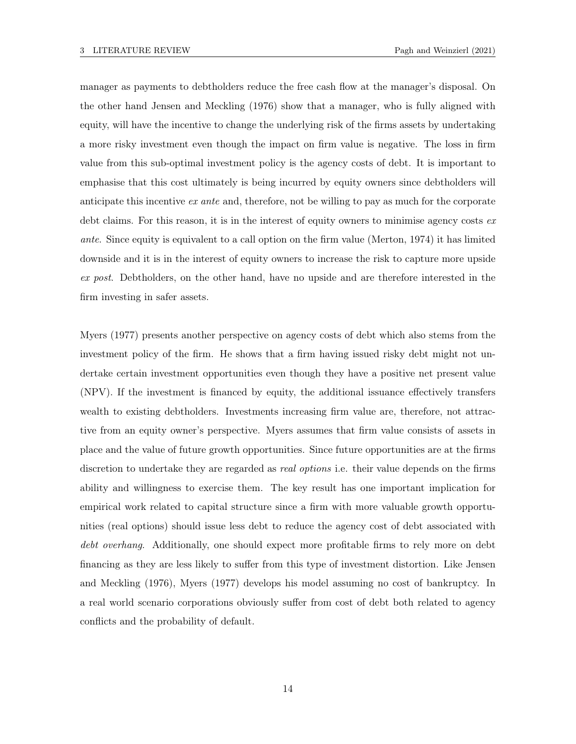manager as payments to debtholders reduce the free cash flow at the manager's disposal. On the other hand Jensen and Meckling (1976) show that a manager, who is fully aligned with equity, will have the incentive to change the underlying risk of the firms assets by undertaking a more risky investment even though the impact on firm value is negative. The loss in firm value from this sub-optimal investment policy is the agency costs of debt. It is important to emphasise that this cost ultimately is being incurred by equity owners since debtholders will anticipate this incentive *ex ante* and, therefore, not be willing to pay as much for the corporate debt claims. For this reason, it is in the interest of equity owners to minimise agency costs *ex ante*. Since equity is equivalent to a call option on the firm value (Merton, 1974) it has limited downside and it is in the interest of equity owners to increase the risk to capture more upside *ex post*. Debtholders, on the other hand, have no upside and are therefore interested in the firm investing in safer assets.

Myers (1977) presents another perspective on agency costs of debt which also stems from the investment policy of the firm. He shows that a firm having issued risky debt might not undertake certain investment opportunities even though they have a positive net present value (NPV). If the investment is financed by equity, the additional issuance effectively transfers wealth to existing debtholders. Investments increasing firm value are, therefore, not attractive from an equity owner's perspective. Myers assumes that firm value consists of assets in place and the value of future growth opportunities. Since future opportunities are at the firms discretion to undertake they are regarded as *real options* i.e. their value depends on the firms ability and willingness to exercise them. The key result has one important implication for empirical work related to capital structure since a firm with more valuable growth opportunities (real options) should issue less debt to reduce the agency cost of debt associated with *debt overhang*. Additionally, one should expect more profitable firms to rely more on debt financing as they are less likely to suffer from this type of investment distortion. Like Jensen and Meckling (1976), Myers (1977) develops his model assuming no cost of bankruptcy. In a real world scenario corporations obviously suffer from cost of debt both related to agency conflicts and the probability of default.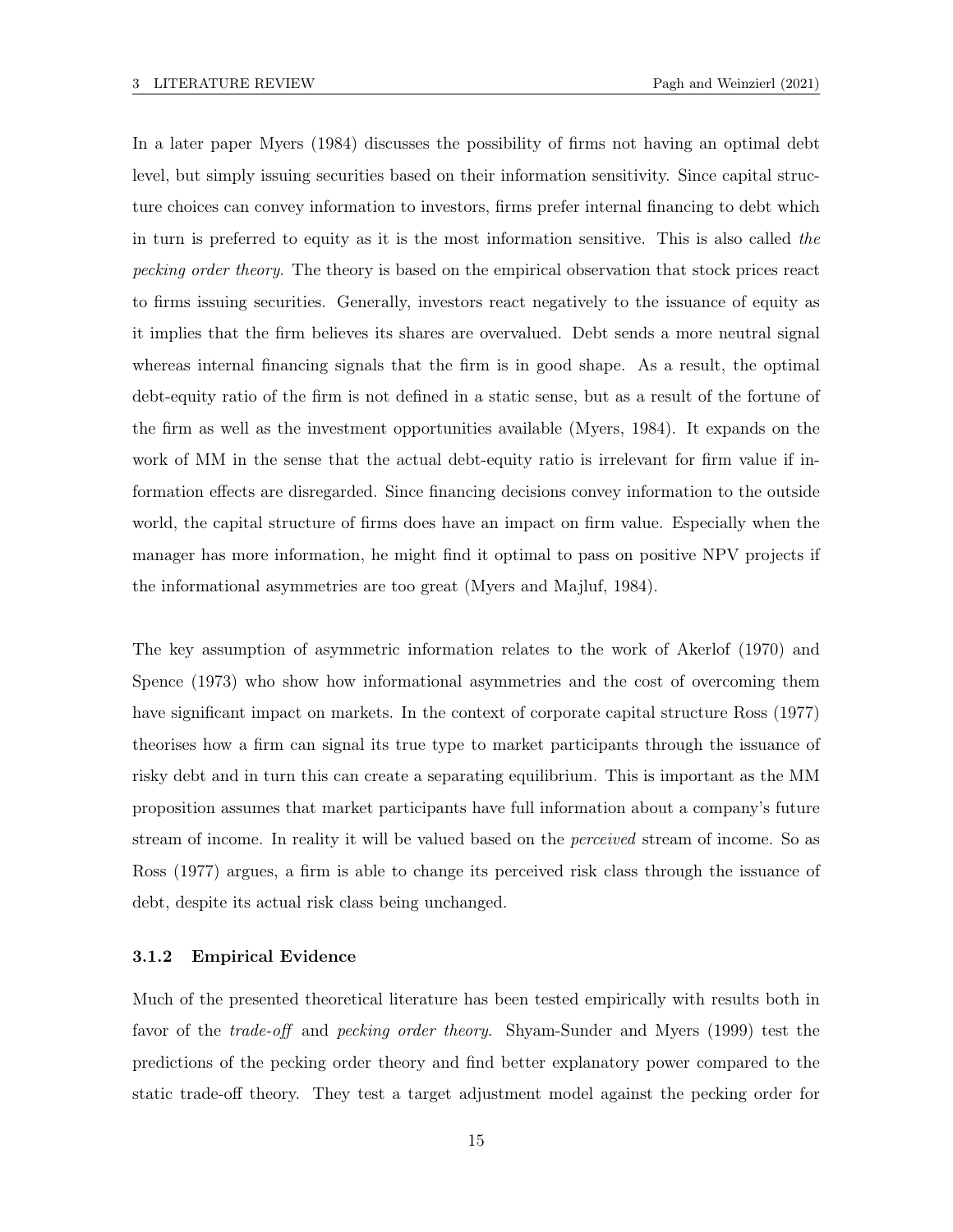In a later paper Myers (1984) discusses the possibility of firms not having an optimal debt level, but simply issuing securities based on their information sensitivity. Since capital structure choices can convey information to investors, firms prefer internal financing to debt which in turn is preferred to equity as it is the most information sensitive. This is also called *the pecking order theory*. The theory is based on the empirical observation that stock prices react to firms issuing securities. Generally, investors react negatively to the issuance of equity as it implies that the firm believes its shares are overvalued. Debt sends a more neutral signal whereas internal financing signals that the firm is in good shape. As a result, the optimal debt-equity ratio of the firm is not defined in a static sense, but as a result of the fortune of the firm as well as the investment opportunities available (Myers, 1984). It expands on the work of MM in the sense that the actual debt-equity ratio is irrelevant for firm value if information effects are disregarded. Since financing decisions convey information to the outside world, the capital structure of firms does have an impact on firm value. Especially when the manager has more information, he might find it optimal to pass on positive NPV projects if the informational asymmetries are too great (Myers and Majluf, 1984).

The key assumption of asymmetric information relates to the work of Akerlof (1970) and Spence (1973) who show how informational asymmetries and the cost of overcoming them have significant impact on markets. In the context of corporate capital structure Ross (1977) theorises how a firm can signal its true type to market participants through the issuance of risky debt and in turn this can create a separating equilibrium. This is important as the MM proposition assumes that market participants have full information about a company's future stream of income. In reality it will be valued based on the *perceived* stream of income. So as Ross (1977) argues, a firm is able to change its perceived risk class through the issuance of debt, despite its actual risk class being unchanged.

### 3.1.2 Empirical Evidence

Much of the presented theoretical literature has been tested empirically with results both in favor of the *trade-off* and *pecking order theory*. Shyam-Sunder and Myers (1999) test the predictions of the pecking order theory and find better explanatory power compared to the static trade-off theory. They test a target adjustment model against the pecking order for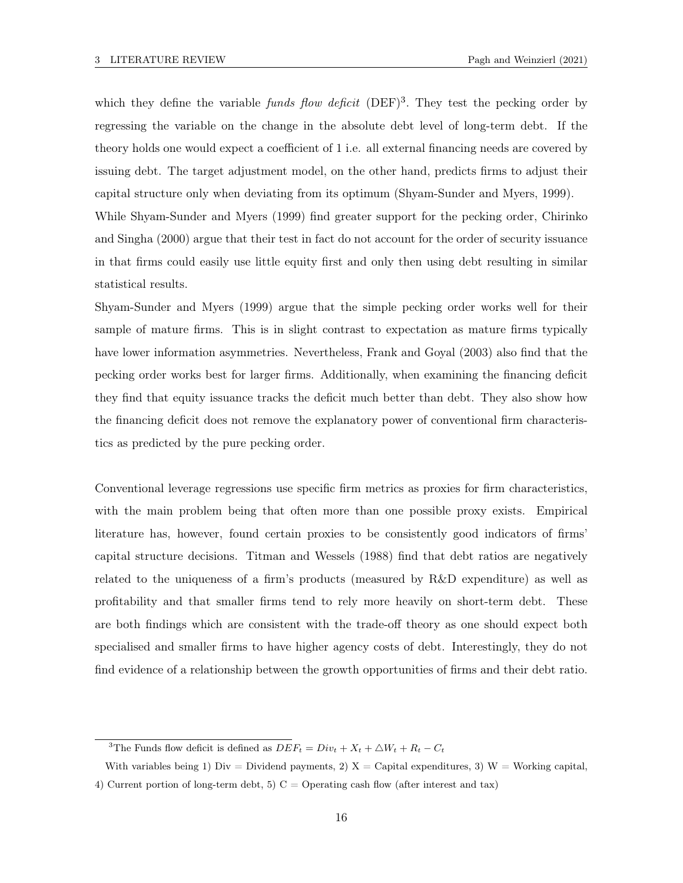which they define the variable *funds flow deficit* (DEF)[3]. They test the pecking order by regressing the variable on the change in the absolute debt level of long-term debt. If the theory holds one would expect a coefficient of 1 i.e. all external financing needs are covered by issuing debt. The target adjustment model, on the other hand, predicts firms to adjust their capital structure only when deviating from its optimum (Shyam-Sunder and Myers, 1999).
While Shyam-Sunder and Myers (1999) find greater support for the pecking order, Chirinko and Singha (2000) argue that their test in fact do not account for the order of security issuance in that firms could easily use little equity first and only then using debt resulting in similar statistical results.
Shyam-Sunder and Myers (1999) argue that the simple pecking order works well for their sample of mature firms. This is in slight contrast to expectation as mature firms typically have lower information asymmetries. Nevertheless, Frank and Goyal (2003) also find that the pecking order works best for larger firms. Additionally, when examining the financing deficit they find that equity issuance tracks the deficit much better than debt. They also show how the financing deficit does not remove the explanatory power of conventional firm characteristics as predicted by the pure pecking order.

Conventional leverage regressions use specific firm metrics as proxies for firm characteristics, with the main problem being that often more than one possible proxy exists. Empirical literature has, however, found certain proxies to be consistently good indicators of firms' capital structure decisions. Titman and Wessels (1988) find that debt ratios are negatively related to the uniqueness of a firm's products (measured by R&D expenditure) as well as profitability and that smaller firms tend to rely more heavily on short-term debt. These are both findings which are consistent with the trade-off theory as one should expect both specialised and smaller firms to have higher agency costs of debt. Interestingly, they do not find evidence of a relationship between the growth opportunities of firms and their debt ratio.

---

[3]The Funds flow deficit is defined as $DEF_t = Div_t + X_t + \triangle W_t + R_t - C_t$

With variables being 1) Div = Dividend payments, 2) X = Capital expenditures, 3) W = Working capital, 4) Current portion of long-term debt, 5) C = Operating cash flow (after interest and tax)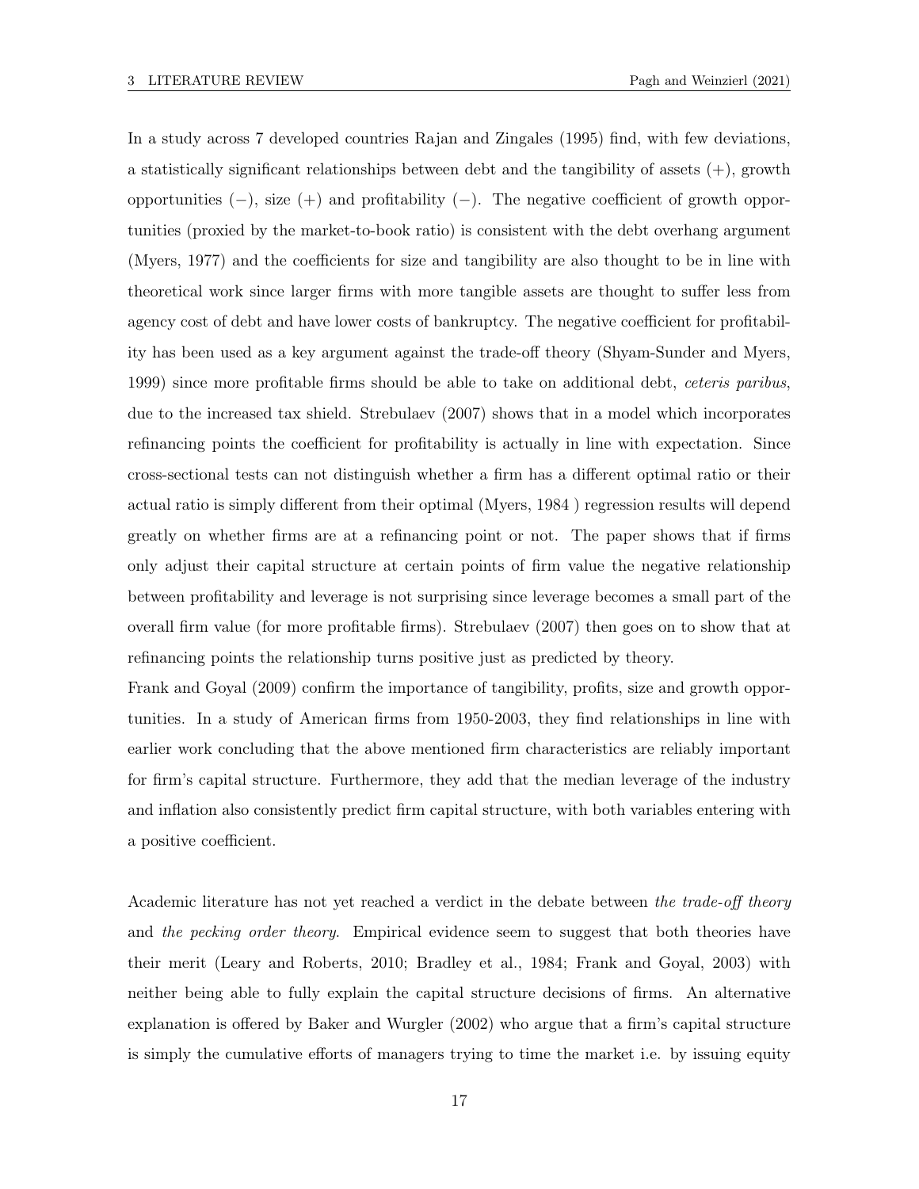In a study across 7 developed countries Rajan and Zingales (1995) find, with few deviations, a statistically significant relationships between debt and the tangibility of assets (+), growth opportunities (−), size (+) and profitability (−). The negative coefficient of growth opportunities (proxied by the market-to-book ratio) is consistent with the debt overhang argument (Myers, 1977) and the coefficients for size and tangibility are also thought to be in line with theoretical work since larger firms with more tangible assets are thought to suffer less from agency cost of debt and have lower costs of bankruptcy. The negative coefficient for profitability has been used as a key argument against the trade-off theory (Shyam-Sunder and Myers, 1999) since more profitable firms should be able to take on additional debt, *ceteris paribus*, due to the increased tax shield. Strebulaev (2007) shows that in a model which incorporates refinancing points the coefficient for profitability is actually in line with expectation. Since cross-sectional tests can not distinguish whether a firm has a different optimal ratio or their actual ratio is simply different from their optimal (Myers, 1984 ) regression results will depend greatly on whether firms are at a refinancing point or not. The paper shows that if firms only adjust their capital structure at certain points of firm value the negative relationship between profitability and leverage is not surprising since leverage becomes a small part of the overall firm value (for more profitable firms). Strebulaev (2007) then goes on to show that at refinancing points the relationship turns positive just as predicted by theory.

Frank and Goyal (2009) confirm the importance of tangibility, profits, size and growth opportunities. In a study of American firms from 1950-2003, they find relationships in line with earlier work concluding that the above mentioned firm characteristics are reliably important for firm's capital structure. Furthermore, they add that the median leverage of the industry and inflation also consistently predict firm capital structure, with both variables entering with a positive coefficient.

Academic literature has not yet reached a verdict in the debate between *the trade-off theory* and *the pecking order theory*. Empirical evidence seem to suggest that both theories have their merit (Leary and Roberts, 2010; Bradley et al., 1984; Frank and Goyal, 2003) with neither being able to fully explain the capital structure decisions of firms. An alternative explanation is offered by Baker and Wurgler (2002) who argue that a firm's capital structure is simply the cumulative efforts of managers trying to time the market i.e. by issuing equity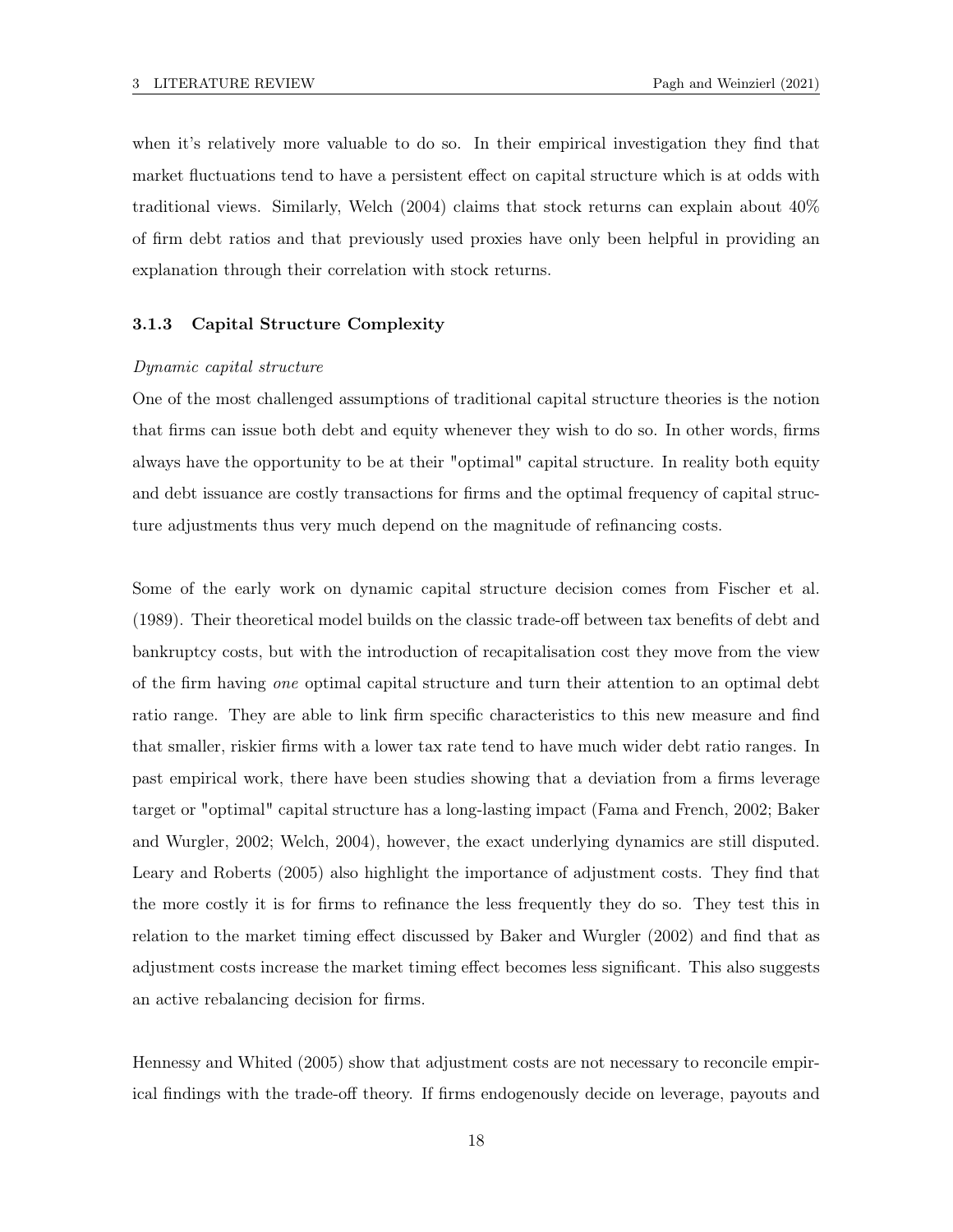when it's relatively more valuable to do so. In their empirical investigation they find that market fluctuations tend to have a persistent effect on capital structure which is at odds with traditional views. Similarly, Welch (2004) claims that stock returns can explain about 40% of firm debt ratios and that previously used proxies have only been helpful in providing an explanation through their correlation with stock returns.

### 3.1.3 Capital Structure Complexity

*Dynamic capital structure*

One of the most challenged assumptions of traditional capital structure theories is the notion that firms can issue both debt and equity whenever they wish to do so. In other words, firms always have the opportunity to be at their "optimal" capital structure. In reality both equity and debt issuance are costly transactions for firms and the optimal frequency of capital structure adjustments thus very much depend on the magnitude of refinancing costs.

Some of the early work on dynamic capital structure decision comes from Fischer et al. (1989). Their theoretical model builds on the classic trade-off between tax benefits of debt and bankruptcy costs, but with the introduction of recapitalisation cost they move from the view of the firm having *one* optimal capital structure and turn their attention to an optimal debt ratio range. They are able to link firm specific characteristics to this new measure and find that smaller, riskier firms with a lower tax rate tend to have much wider debt ratio ranges. In past empirical work, there have been studies showing that a deviation from a firms leverage target or "optimal" capital structure has a long-lasting impact (Fama and French, 2002; Baker and Wurgler, 2002; Welch, 2004), however, the exact underlying dynamics are still disputed. Leary and Roberts (2005) also highlight the importance of adjustment costs. They find that the more costly it is for firms to refinance the less frequently they do so. They test this in relation to the market timing effect discussed by Baker and Wurgler (2002) and find that as adjustment costs increase the market timing effect becomes less significant. This also suggests an active rebalancing decision for firms.

Hennessy and Whited (2005) show that adjustment costs are not necessary to reconcile empirical findings with the trade-off theory. If firms endogenously decide on leverage, payouts and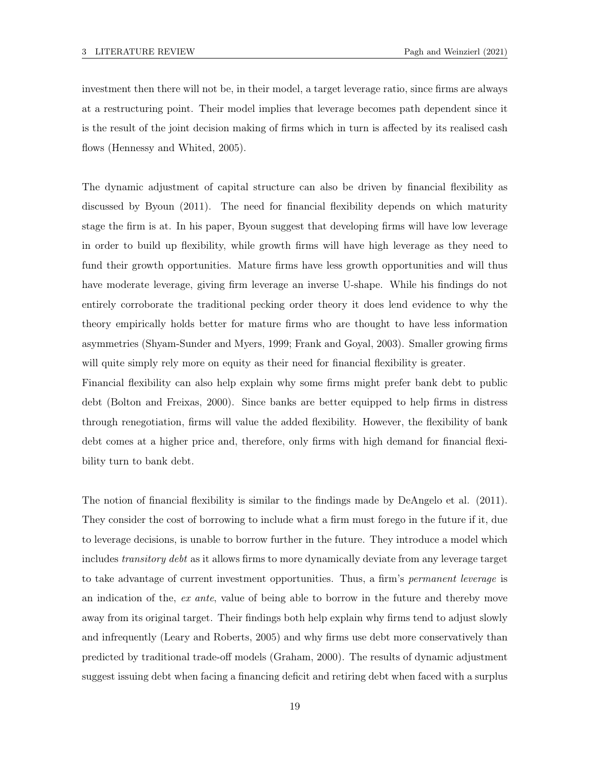investment then there will not be, in their model, a target leverage ratio, since firms are always at a restructuring point. Their model implies that leverage becomes path dependent since it is the result of the joint decision making of firms which in turn is affected by its realised cash flows (Hennessy and Whited, 2005).

The dynamic adjustment of capital structure can also be driven by financial flexibility as discussed by Byoun (2011). The need for financial flexibility depends on which maturity stage the firm is at. In his paper, Byoun suggest that developing firms will have low leverage in order to build up flexibility, while growth firms will have high leverage as they need to fund their growth opportunities. Mature firms have less growth opportunities and will thus have moderate leverage, giving firm leverage an inverse U-shape. While his findings do not entirely corroborate the traditional pecking order theory it does lend evidence to why the theory empirically holds better for mature firms who are thought to have less information asymmetries (Shyam-Sunder and Myers, 1999; Frank and Goyal, 2003). Smaller growing firms will quite simply rely more on equity as their need for financial flexibility is greater.

Financial flexibility can also help explain why some firms might prefer bank debt to public debt (Bolton and Freixas, 2000). Since banks are better equipped to help firms in distress through renegotiation, firms will value the added flexibility. However, the flexibility of bank debt comes at a higher price and, therefore, only firms with high demand for financial flexibility turn to bank debt.

The notion of financial flexibility is similar to the findings made by DeAngelo et al. (2011). They consider the cost of borrowing to include what a firm must forego in the future if it, due to leverage decisions, is unable to borrow further in the future. They introduce a model which includes *transitory debt* as it allows firms to more dynamically deviate from any leverage target to take advantage of current investment opportunities. Thus, a firm's *permanent leverage* is an indication of the, *ex ante*, value of being able to borrow in the future and thereby move away from its original target. Their findings both help explain why firms tend to adjust slowly and infrequently (Leary and Roberts, 2005) and why firms use debt more conservatively than predicted by traditional trade-off models (Graham, 2000). The results of dynamic adjustment suggest issuing debt when facing a financing deficit and retiring debt when faced with a surplus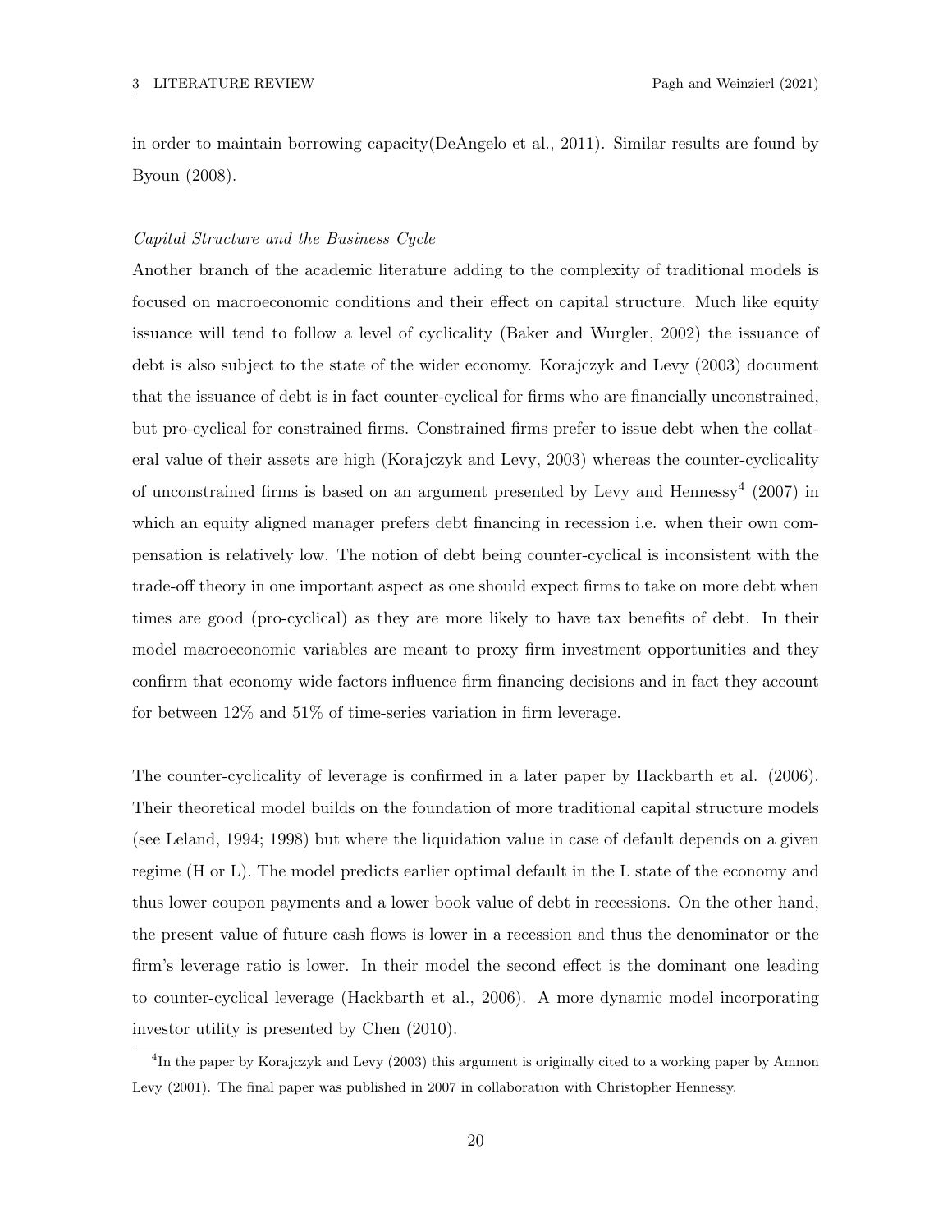in order to maintain borrowing capacity(DeAngelo et al., 2011). Similar results are found by Byoun (2008).

*Capital Structure and the Business Cycle*

Another branch of the academic literature adding to the complexity of traditional models is focused on macroeconomic conditions and their effect on capital structure. Much like equity issuance will tend to follow a level of cyclicality (Baker and Wurgler, 2002) the issuance of debt is also subject to the state of the wider economy. Korajczyk and Levy (2003) document that the issuance of debt is in fact counter-cyclical for firms who are financially unconstrained, but pro-cyclical for constrained firms. Constrained firms prefer to issue debt when the collateral value of their assets are high (Korajczyk and Levy, 2003) whereas the counter-cyclicality of unconstrained firms is based on an argument presented by Levy and Hennessy[4] (2007) in which an equity aligned manager prefers debt financing in recession i.e. when their own compensation is relatively low. The notion of debt being counter-cyclical is inconsistent with the trade-off theory in one important aspect as one should expect firms to take on more debt when times are good (pro-cyclical) as they are more likely to have tax benefits of debt. In their model macroeconomic variables are meant to proxy firm investment opportunities and they confirm that economy wide factors influence firm financing decisions and in fact they account for between 12% and 51% of time-series variation in firm leverage.

The counter-cyclicality of leverage is confirmed in a later paper by Hackbarth et al. (2006). Their theoretical model builds on the foundation of more traditional capital structure models (see Leland, 1994; 1998) but where the liquidation value in case of default depends on a given regime (H or L). The model predicts earlier optimal default in the L state of the economy and thus lower coupon payments and a lower book value of debt in recessions. On the other hand, the present value of future cash flows is lower in a recession and thus the denominator or the firm's leverage ratio is lower. In their model the second effect is the dominant one leading to counter-cyclical leverage (Hackbarth et al., 2006). A more dynamic model incorporating investor utility is presented by Chen (2010).

[4] In the paper by Korajczyk and Levy (2003) this argument is originally cited to a working paper by Amnon Levy (2001). The final paper was published in 2007 in collaboration with Christopher Hennessy.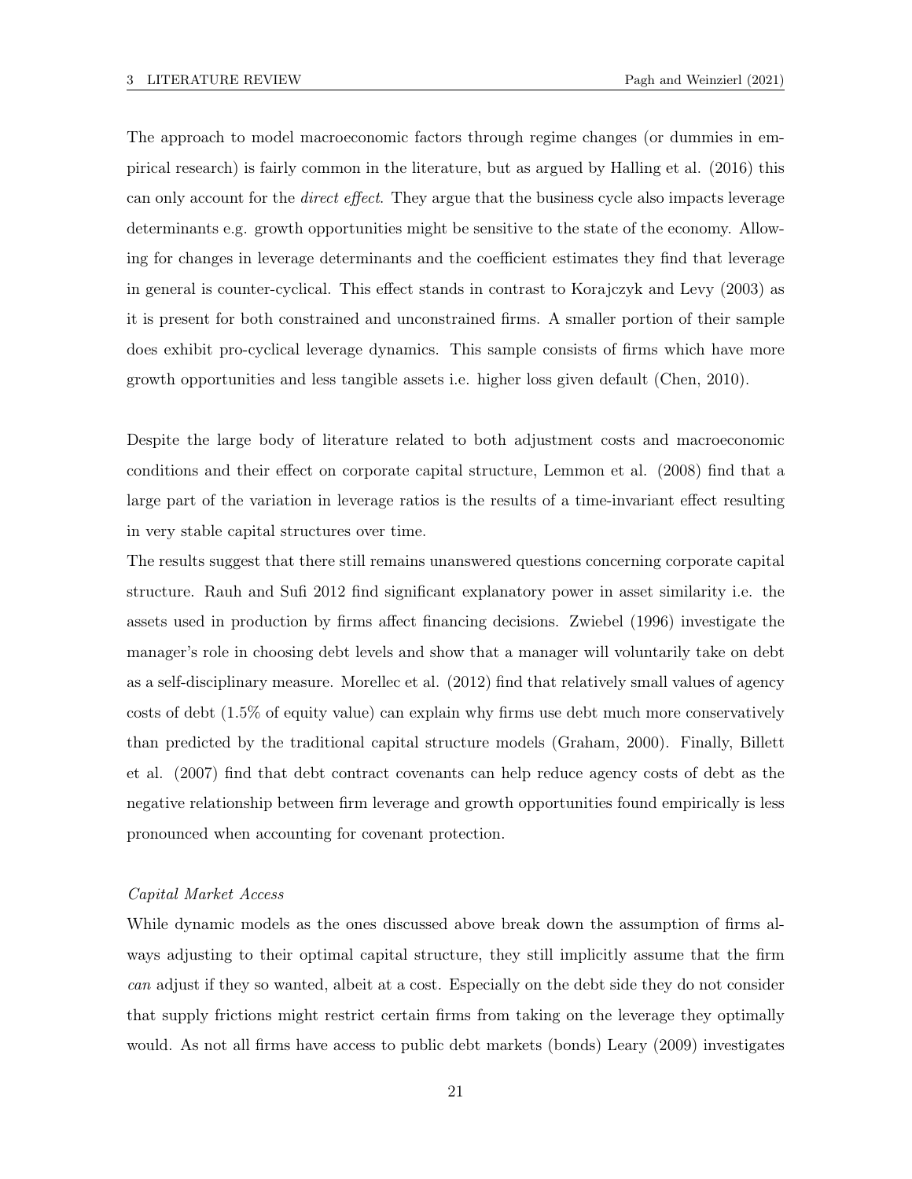The approach to model macroeconomic factors through regime changes (or dummies in empirical research) is fairly common in the literature, but as argued by Halling et al. (2016) this can only account for the *direct effect*. They argue that the business cycle also impacts leverage determinants e.g. growth opportunities might be sensitive to the state of the economy. Allowing for changes in leverage determinants and the coefficient estimates they find that leverage in general is counter-cyclical. This effect stands in contrast to Korajczyk and Levy (2003) as it is present for both constrained and unconstrained firms. A smaller portion of their sample does exhibit pro-cyclical leverage dynamics. This sample consists of firms which have more growth opportunities and less tangible assets i.e. higher loss given default (Chen, 2010).

Despite the large body of literature related to both adjustment costs and macroeconomic conditions and their effect on corporate capital structure, Lemmon et al. (2008) find that a large part of the variation in leverage ratios is the results of a time-invariant effect resulting in very stable capital structures over time.

The results suggest that there still remains unanswered questions concerning corporate capital structure. Rauh and Sufi 2012 find significant explanatory power in asset similarity i.e. the assets used in production by firms affect financing decisions. Zwiebel (1996) investigate the manager's role in choosing debt levels and show that a manager will voluntarily take on debt as a self-disciplinary measure. Morellec et al. (2012) find that relatively small values of agency costs of debt (1.5% of equity value) can explain why firms use debt much more conservatively than predicted by the traditional capital structure models (Graham, 2000). Finally, Billett et al. (2007) find that debt contract covenants can help reduce agency costs of debt as the negative relationship between firm leverage and growth opportunities found empirically is less pronounced when accounting for covenant protection.

*Capital Market Access*

While dynamic models as the ones discussed above break down the assumption of firms always adjusting to their optimal capital structure, they still implicitly assume that the firm *can* adjust if they so wanted, albeit at a cost. Especially on the debt side they do not consider that supply frictions might restrict certain firms from taking on the leverage they optimally would. As not all firms have access to public debt markets (bonds) Leary (2009) investigates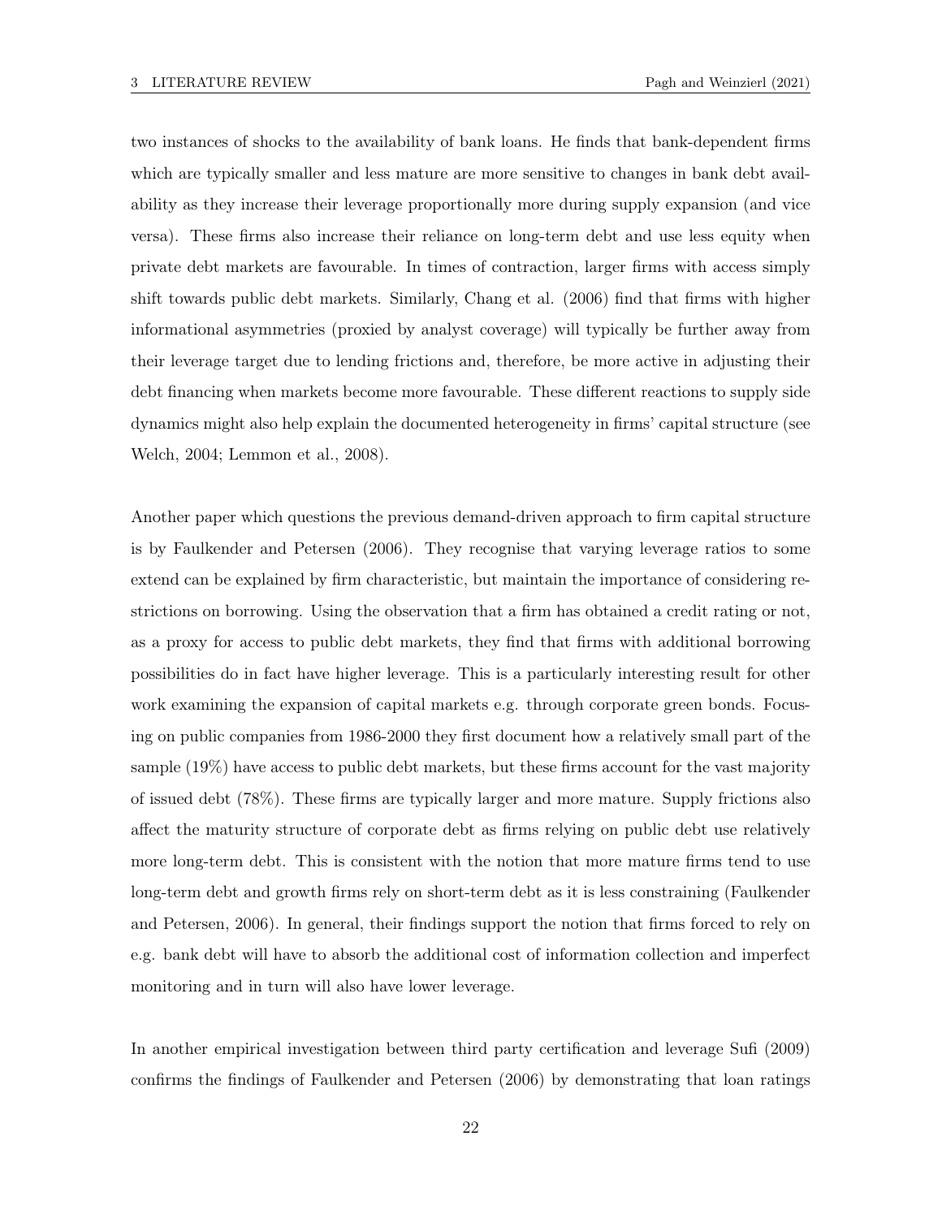two instances of shocks to the availability of bank loans. He finds that bank-dependent firms which are typically smaller and less mature are more sensitive to changes in bank debt availability as they increase their leverage proportionally more during supply expansion (and vice versa). These firms also increase their reliance on long-term debt and use less equity when private debt markets are favourable. In times of contraction, larger firms with access simply shift towards public debt markets. Similarly, Chang et al. (2006) find that firms with higher informational asymmetries (proxied by analyst coverage) will typically be further away from their leverage target due to lending frictions and, therefore, be more active in adjusting their debt financing when markets become more favourable. These different reactions to supply side dynamics might also help explain the documented heterogeneity in firms' capital structure (see Welch, 2004; Lemmon et al., 2008).

Another paper which questions the previous demand-driven approach to firm capital structure is by Faulkender and Petersen (2006). They recognise that varying leverage ratios to some extend can be explained by firm characteristic, but maintain the importance of considering restrictions on borrowing. Using the observation that a firm has obtained a credit rating or not, as a proxy for access to public debt markets, they find that firms with additional borrowing possibilities do in fact have higher leverage. This is a particularly interesting result for other work examining the expansion of capital markets e.g. through corporate green bonds. Focusing on public companies from 1986-2000 they first document how a relatively small part of the sample (19%) have access to public debt markets, but these firms account for the vast majority of issued debt (78%). These firms are typically larger and more mature. Supply frictions also affect the maturity structure of corporate debt as firms relying on public debt use relatively more long-term debt. This is consistent with the notion that more mature firms tend to use long-term debt and growth firms rely on short-term debt as it is less constraining (Faulkender and Petersen, 2006). In general, their findings support the notion that firms forced to rely on e.g. bank debt will have to absorb the additional cost of information collection and imperfect monitoring and in turn will also have lower leverage.

In another empirical investigation between third party certification and leverage Sufi (2009) confirms the findings of Faulkender and Petersen (2006) by demonstrating that loan ratings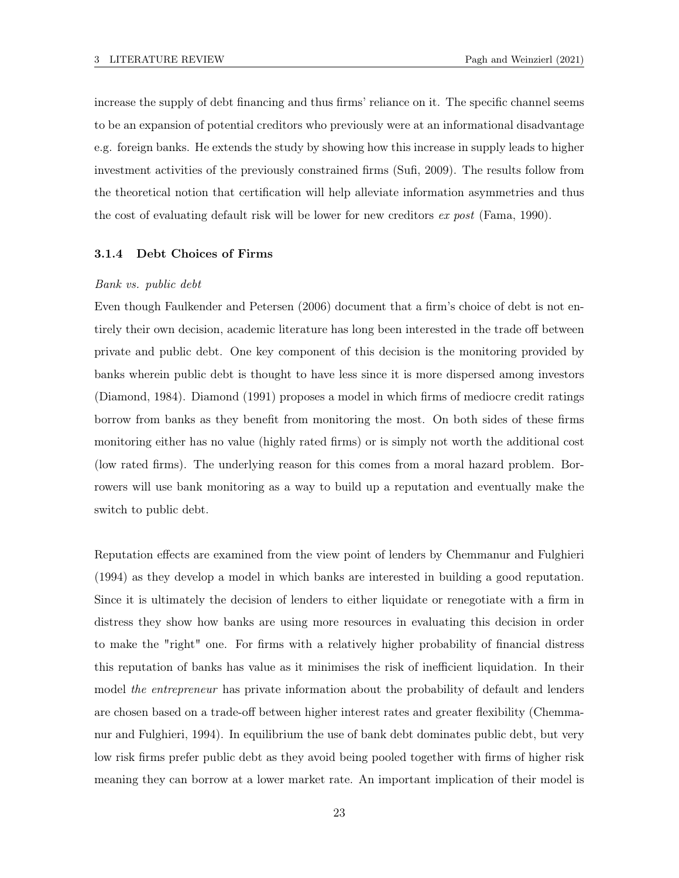increase the supply of debt financing and thus firms' reliance on it. The specific channel seems to be an expansion of potential creditors who previously were at an informational disadvantage e.g. foreign banks. He extends the study by showing how this increase in supply leads to higher investment activities of the previously constrained firms (Sufi, 2009). The results follow from the theoretical notion that certification will help alleviate information asymmetries and thus the cost of evaluating default risk will be lower for new creditors *ex post* (Fama, 1990).

### 3.1.4 Debt Choices of Firms

*Bank vs. public debt*

Even though Faulkender and Petersen (2006) document that a firm's choice of debt is not entirely their own decision, academic literature has long been interested in the trade off between private and public debt. One key component of this decision is the monitoring provided by banks wherein public debt is thought to have less since it is more dispersed among investors (Diamond, 1984). Diamond (1991) proposes a model in which firms of mediocre credit ratings borrow from banks as they benefit from monitoring the most. On both sides of these firms monitoring either has no value (highly rated firms) or is simply not worth the additional cost (low rated firms). The underlying reason for this comes from a moral hazard problem. Borrowers will use bank monitoring as a way to build up a reputation and eventually make the switch to public debt.

Reputation effects are examined from the view point of lenders by Chemmanur and Fulghieri (1994) as they develop a model in which banks are interested in building a good reputation. Since it is ultimately the decision of lenders to either liquidate or renegotiate with a firm in distress they show how banks are using more resources in evaluating this decision in order to make the "right" one. For firms with a relatively higher probability of financial distress this reputation of banks has value as it minimises the risk of inefficient liquidation. In their model *the entrepreneur* has private information about the probability of default and lenders are chosen based on a trade-off between higher interest rates and greater flexibility (Chemmanur and Fulghieri, 1994). In equilibrium the use of bank debt dominates public debt, but very low risk firms prefer public debt as they avoid being pooled together with firms of higher risk meaning they can borrow at a lower market rate. An important implication of their model is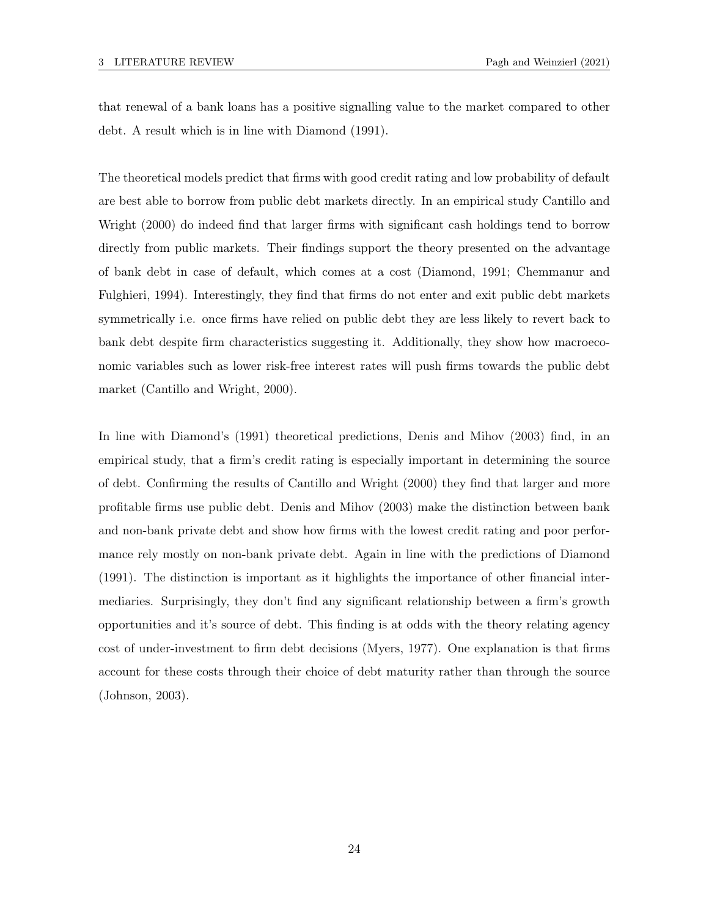that renewal of a bank loans has a positive signalling value to the market compared to other debt. A result which is in line with Diamond (1991).

The theoretical models predict that firms with good credit rating and low probability of default are best able to borrow from public debt markets directly. In an empirical study Cantillo and Wright (2000) do indeed find that larger firms with significant cash holdings tend to borrow directly from public markets. Their findings support the theory presented on the advantage of bank debt in case of default, which comes at a cost (Diamond, 1991; Chemmanur and Fulghieri, 1994). Interestingly, they find that firms do not enter and exit public debt markets symmetrically i.e. once firms have relied on public debt they are less likely to revert back to bank debt despite firm characteristics suggesting it. Additionally, they show how macroeconomic variables such as lower risk-free interest rates will push firms towards the public debt market (Cantillo and Wright, 2000).

In line with Diamond's (1991) theoretical predictions, Denis and Mihov (2003) find, in an empirical study, that a firm's credit rating is especially important in determining the source of debt. Confirming the results of Cantillo and Wright (2000) they find that larger and more profitable firms use public debt. Denis and Mihov (2003) make the distinction between bank and non-bank private debt and show how firms with the lowest credit rating and poor performance rely mostly on non-bank private debt. Again in line with the predictions of Diamond (1991). The distinction is important as it highlights the importance of other financial intermediaries. Surprisingly, they don't find any significant relationship between a firm's growth opportunities and it's source of debt. This finding is at odds with the theory relating agency cost of under-investment to firm debt decisions (Myers, 1977). One explanation is that firms account for these costs through their choice of debt maturity rather than through the source (Johnson, 2003).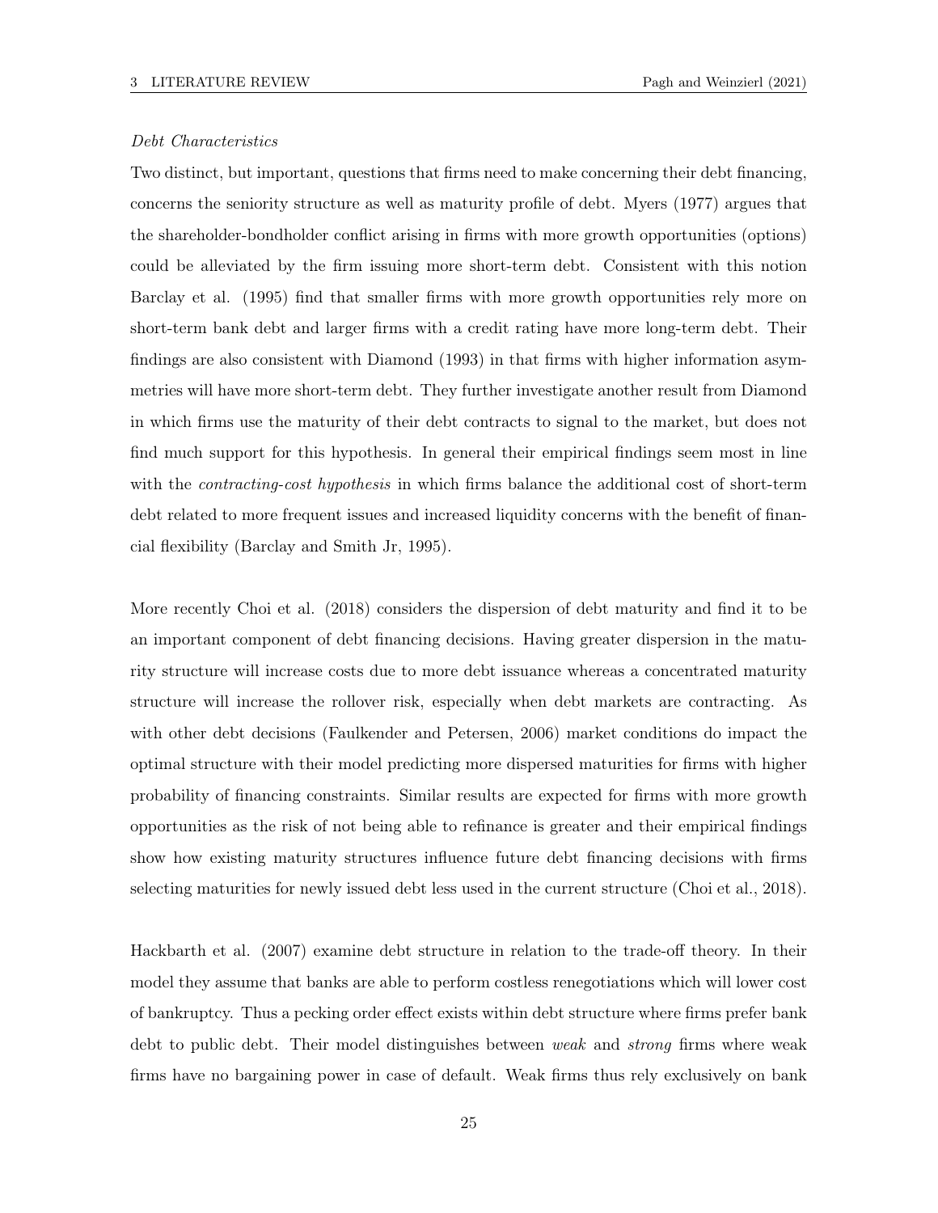*Debt Characteristics*

Two distinct, but important, questions that firms need to make concerning their debt financing, concerns the seniority structure as well as maturity profile of debt. Myers (1977) argues that the shareholder-bondholder conflict arising in firms with more growth opportunities (options) could be alleviated by the firm issuing more short-term debt. Consistent with this notion Barclay et al. (1995) find that smaller firms with more growth opportunities rely more on short-term bank debt and larger firms with a credit rating have more long-term debt. Their findings are also consistent with Diamond (1993) in that firms with higher information asymmetries will have more short-term debt. They further investigate another result from Diamond in which firms use the maturity of their debt contracts to signal to the market, but does not find much support for this hypothesis. In general their empirical findings seem most in line with the *contracting-cost hypothesis* in which firms balance the additional cost of short-term debt related to more frequent issues and increased liquidity concerns with the benefit of financial flexibility (Barclay and Smith Jr, 1995).

More recently Choi et al. (2018) considers the dispersion of debt maturity and find it to be an important component of debt financing decisions. Having greater dispersion in the maturity structure will increase costs due to more debt issuance whereas a concentrated maturity structure will increase the rollover risk, especially when debt markets are contracting. As with other debt decisions (Faulkender and Petersen, 2006) market conditions do impact the optimal structure with their model predicting more dispersed maturities for firms with higher probability of financing constraints. Similar results are expected for firms with more growth opportunities as the risk of not being able to refinance is greater and their empirical findings show how existing maturity structures influence future debt financing decisions with firms selecting maturities for newly issued debt less used in the current structure (Choi et al., 2018).

Hackbarth et al. (2007) examine debt structure in relation to the trade-off theory. In their model they assume that banks are able to perform costless renegotiations which will lower cost of bankruptcy. Thus a pecking order effect exists within debt structure where firms prefer bank debt to public debt. Their model distinguishes between *weak* and *strong* firms where weak firms have no bargaining power in case of default. Weak firms thus rely exclusively on bank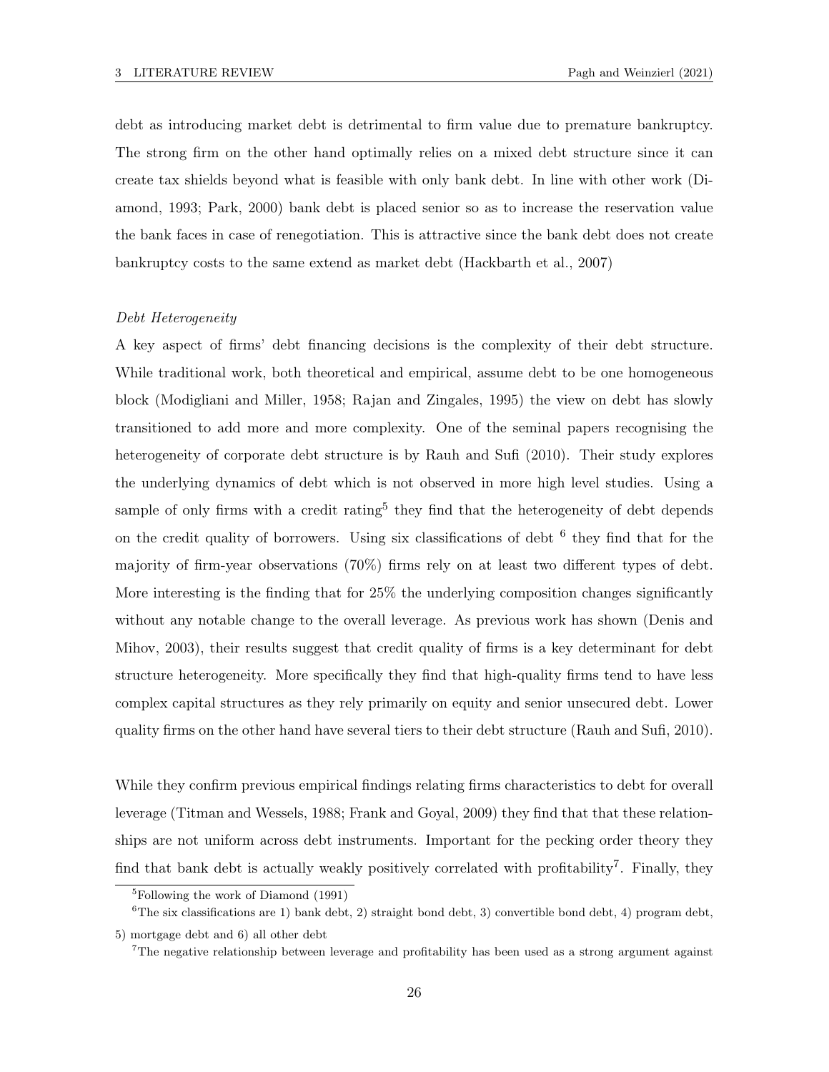debt as introducing market debt is detrimental to firm value due to premature bankruptcy. The strong firm on the other hand optimally relies on a mixed debt structure since it can create tax shields beyond what is feasible with only bank debt. In line with other work (Diamond, 1993; Park, 2000) bank debt is placed senior so as to increase the reservation value the bank faces in case of renegotiation. This is attractive since the bank debt does not create bankruptcy costs to the same extend as market debt (Hackbarth et al., 2007)

*Debt Heterogeneity*

A key aspect of firms' debt financing decisions is the complexity of their debt structure. While traditional work, both theoretical and empirical, assume debt to be one homogeneous block (Modigliani and Miller, 1958; Rajan and Zingales, 1995) the view on debt has slowly transitioned to add more and more complexity. One of the seminal papers recognising the heterogeneity of corporate debt structure is by Rauh and Sufi (2010). Their study explores the underlying dynamics of debt which is not observed in more high level studies. Using a sample of only firms with a credit rating[5] they find that the heterogeneity of debt depends on the credit quality of borrowers. Using six classifications of debt [6] they find that for the majority of firm-year observations (70%) firms rely on at least two different types of debt. More interesting is the finding that for 25% the underlying composition changes significantly without any notable change to the overall leverage. As previous work has shown (Denis and Mihov, 2003), their results suggest that credit quality of firms is a key determinant for debt structure heterogeneity. More specifically they find that high-quality firms tend to have less complex capital structures as they rely primarily on equity and senior unsecured debt. Lower quality firms on the other hand have several tiers to their debt structure (Rauh and Sufi, 2010).

While they confirm previous empirical findings relating firms characteristics to debt for overall leverage (Titman and Wessels, 1988; Frank and Goyal, 2009) they find that that these relationships are not uniform across debt instruments. Important for the pecking order theory they find that bank debt is actually weakly positively correlated with profitability[7]. Finally, they

[5] Following the work of Diamond (1991)

[6] The six classifications are 1) bank debt, 2) straight bond debt, 3) convertible bond debt, 4) program debt, 5) mortgage debt and 6) all other debt

[7] The negative relationship between leverage and profitability has been used as a strong argument against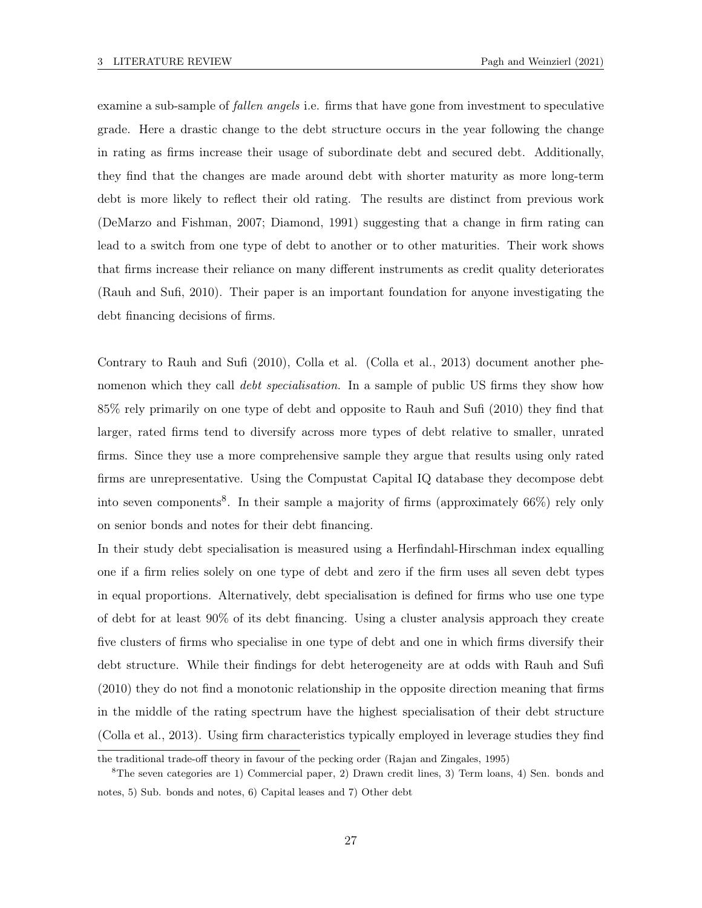examine a sub-sample of *fallen angels* i.e. firms that have gone from investment to speculative grade. Here a drastic change to the debt structure occurs in the year following the change in rating as firms increase their usage of subordinate debt and secured debt. Additionally, they find that the changes are made around debt with shorter maturity as more long-term debt is more likely to reflect their old rating. The results are distinct from previous work (DeMarzo and Fishman, 2007; Diamond, 1991) suggesting that a change in firm rating can lead to a switch from one type of debt to another or to other maturities. Their work shows that firms increase their reliance on many different instruments as credit quality deteriorates (Rauh and Sufi, 2010). Their paper is an important foundation for anyone investigating the debt financing decisions of firms.

Contrary to Rauh and Sufi (2010), Colla et al. (Colla et al., 2013) document another phenomenon which they call *debt specialisation*. In a sample of public US firms they show how 85% rely primarily on one type of debt and opposite to Rauh and Sufi (2010) they find that larger, rated firms tend to diversify across more types of debt relative to smaller, unrated firms. Since they use a more comprehensive sample they argue that results using only rated firms are unrepresentative. Using the Compustat Capital IQ database they decompose debt into seven components[8]. In their sample a majority of firms (approximately 66%) rely only on senior bonds and notes for their debt financing.

In their study debt specialisation is measured using a Herfindahl-Hirschman index equalling one if a firm relies solely on one type of debt and zero if the firm uses all seven debt types in equal proportions. Alternatively, debt specialisation is defined for firms who use one type of debt for at least 90% of its debt financing. Using a cluster analysis approach they create five clusters of firms who specialise in one type of debt and one in which firms diversify their debt structure. While their findings for debt heterogeneity are at odds with Rauh and Sufi (2010) they do not find a monotonic relationship in the opposite direction meaning that firms in the middle of the rating spectrum have the highest specialisation of their debt structure (Colla et al., 2013). Using firm characteristics typically employed in leverage studies they find

the traditional trade-off theory in favour of the pecking order (Rajan and Zingales, 1995)

[8] The seven categories are 1) Commercial paper, 2) Drawn credit lines, 3) Term loans, 4) Sen. bonds and notes, 5) Sub. bonds and notes, 6) Capital leases and 7) Other debt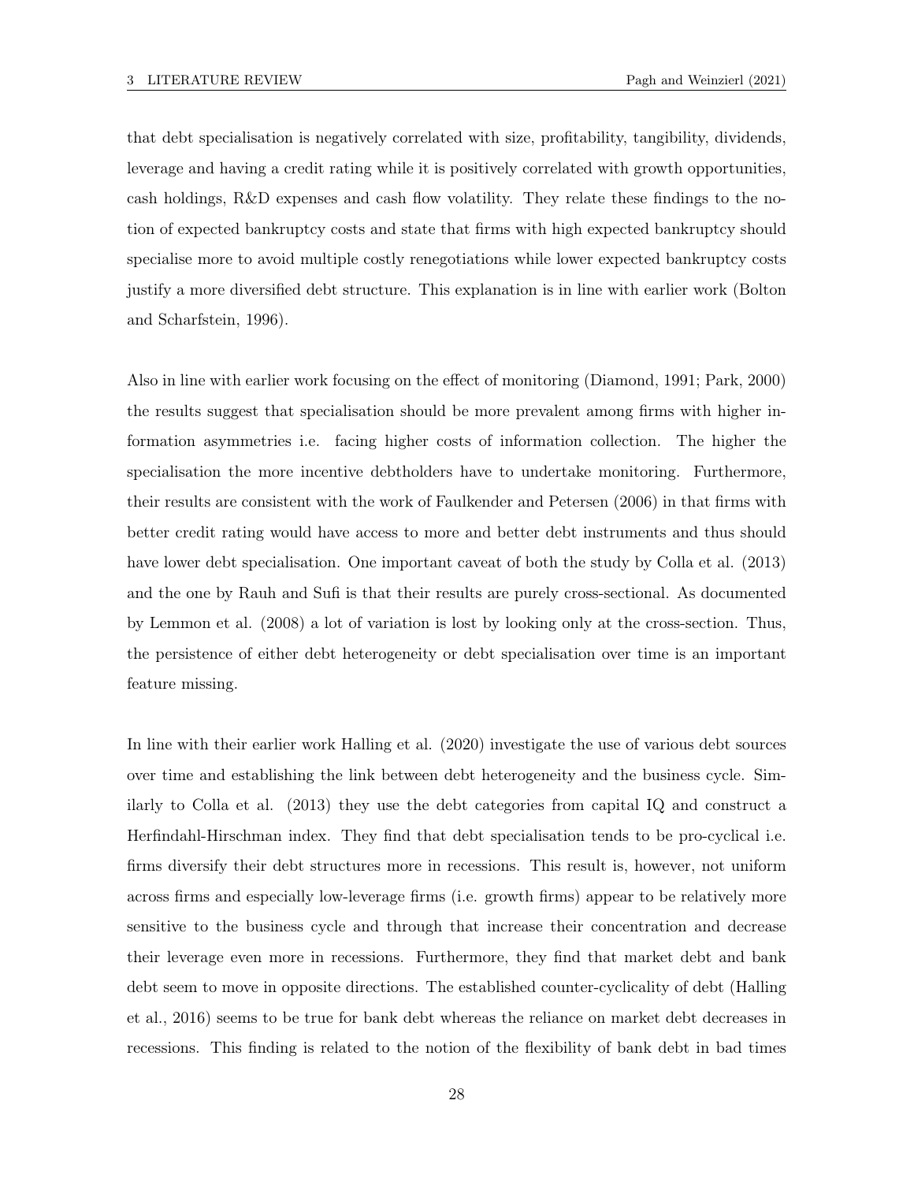that debt specialisation is negatively correlated with size, profitability, tangibility, dividends, leverage and having a credit rating while it is positively correlated with growth opportunities, cash holdings, R&D expenses and cash flow volatility. They relate these findings to the notion of expected bankruptcy costs and state that firms with high expected bankruptcy should specialise more to avoid multiple costly renegotiations while lower expected bankruptcy costs justify a more diversified debt structure. This explanation is in line with earlier work (Bolton and Scharfstein, 1996).

Also in line with earlier work focusing on the effect of monitoring (Diamond, 1991; Park, 2000) the results suggest that specialisation should be more prevalent among firms with higher information asymmetries i.e. facing higher costs of information collection. The higher the specialisation the more incentive debtholders have to undertake monitoring. Furthermore, their results are consistent with the work of Faulkender and Petersen (2006) in that firms with better credit rating would have access to more and better debt instruments and thus should have lower debt specialisation. One important caveat of both the study by Colla et al. (2013) and the one by Rauh and Sufi is that their results are purely cross-sectional. As documented by Lemmon et al. (2008) a lot of variation is lost by looking only at the cross-section. Thus, the persistence of either debt heterogeneity or debt specialisation over time is an important feature missing.

In line with their earlier work Halling et al. (2020) investigate the use of various debt sources over time and establishing the link between debt heterogeneity and the business cycle. Similarly to Colla et al. (2013) they use the debt categories from capital IQ and construct a Herfindahl-Hirschman index. They find that debt specialisation tends to be pro-cyclical i.e. firms diversify their debt structures more in recessions. This result is, however, not uniform across firms and especially low-leverage firms (i.e. growth firms) appear to be relatively more sensitive to the business cycle and through that increase their concentration and decrease their leverage even more in recessions. Furthermore, they find that market debt and bank debt seem to move in opposite directions. The established counter-cyclicality of debt (Halling et al., 2016) seems to be true for bank debt whereas the reliance on market debt decreases in recessions. This finding is related to the notion of the flexibility of bank debt in bad times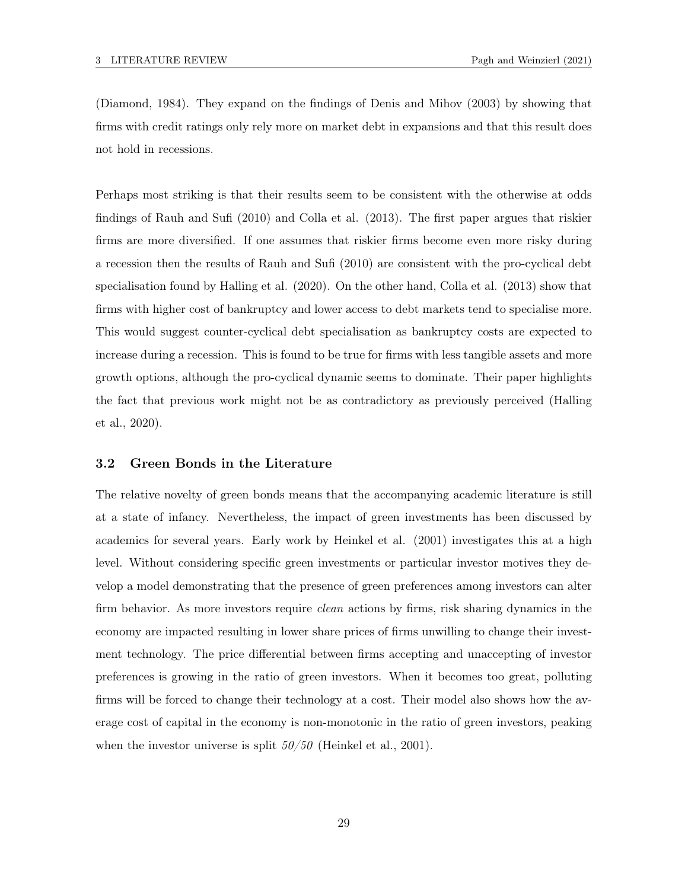(Diamond, 1984). They expand on the findings of Denis and Mihov (2003) by showing that firms with credit ratings only rely more on market debt in expansions and that this result does not hold in recessions.

Perhaps most striking is that their results seem to be consistent with the otherwise at odds findings of Rauh and Sufi (2010) and Colla et al. (2013). The first paper argues that riskier firms are more diversified. If one assumes that riskier firms become even more risky during a recession then the results of Rauh and Sufi (2010) are consistent with the pro-cyclical debt specialisation found by Halling et al. (2020). On the other hand, Colla et al. (2013) show that firms with higher cost of bankruptcy and lower access to debt markets tend to specialise more. This would suggest counter-cyclical debt specialisation as bankruptcy costs are expected to increase during a recession. This is found to be true for firms with less tangible assets and more growth options, although the pro-cyclical dynamic seems to dominate. Their paper highlights the fact that previous work might not be as contradictory as previously perceived (Halling et al., 2020).

### 3.2 Green Bonds in the Literature

The relative novelty of green bonds means that the accompanying academic literature is still at a state of infancy. Nevertheless, the impact of green investments has been discussed by academics for several years. Early work by Heinkel et al. (2001) investigates this at a high level. Without considering specific green investments or particular investor motives they develop a model demonstrating that the presence of green preferences among investors can alter firm behavior. As more investors require *clean* actions by firms, risk sharing dynamics in the economy are impacted resulting in lower share prices of firms unwilling to change their investment technology. The price differential between firms accepting and unaccepting of investor preferences is growing in the ratio of green investors. When it becomes too great, polluting firms will be forced to change their technology at a cost. Their model also shows how the average cost of capital in the economy is non-monotonic in the ratio of green investors, peaking when the investor universe is split *50/50* (Heinkel et al., 2001).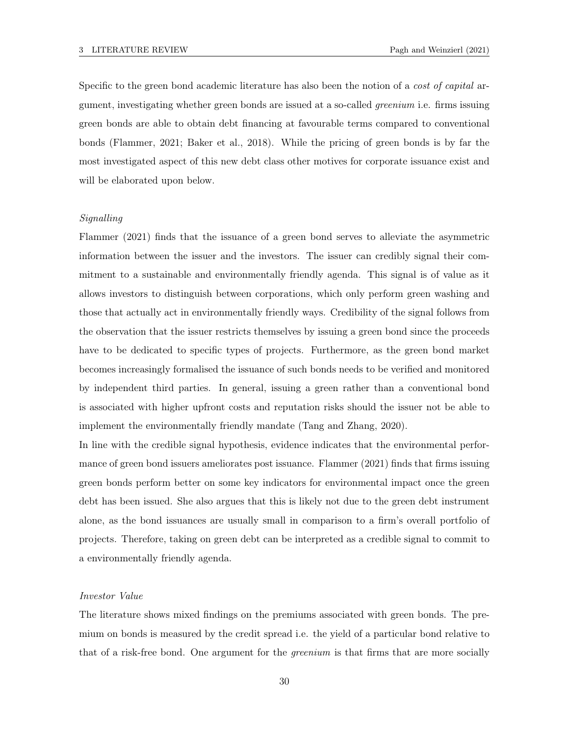Specific to the green bond academic literature has also been the notion of a *cost of capital* argument, investigating whether green bonds are issued at a so-called *greenium* i.e. firms issuing green bonds are able to obtain debt financing at favourable terms compared to conventional bonds (Flammer, 2021; Baker et al., 2018). While the pricing of green bonds is by far the most investigated aspect of this new debt class other motives for corporate issuance exist and will be elaborated upon below.

*Signalling*

Flammer (2021) finds that the issuance of a green bond serves to alleviate the asymmetric information between the issuer and the investors. The issuer can credibly signal their commitment to a sustainable and environmentally friendly agenda. This signal is of value as it allows investors to distinguish between corporations, which only perform green washing and those that actually act in environmentally friendly ways. Credibility of the signal follows from the observation that the issuer restricts themselves by issuing a green bond since the proceeds have to be dedicated to specific types of projects. Furthermore, as the green bond market becomes increasingly formalised the issuance of such bonds needs to be verified and monitored by independent third parties. In general, issuing a green rather than a conventional bond is associated with higher upfront costs and reputation risks should the issuer not be able to implement the environmentally friendly mandate (Tang and Zhang, 2020).

In line with the credible signal hypothesis, evidence indicates that the environmental performance of green bond issuers ameliorates post issuance. Flammer (2021) finds that firms issuing green bonds perform better on some key indicators for environmental impact once the green debt has been issued. She also argues that this is likely not due to the green debt instrument alone, as the bond issuances are usually small in comparison to a firm's overall portfolio of projects. Therefore, taking on green debt can be interpreted as a credible signal to commit to a environmentally friendly agenda.

*Investor Value*

The literature shows mixed findings on the premiums associated with green bonds. The premium on bonds is measured by the credit spread i.e. the yield of a particular bond relative to that of a risk-free bond. One argument for the *greenium* is that firms that are more socially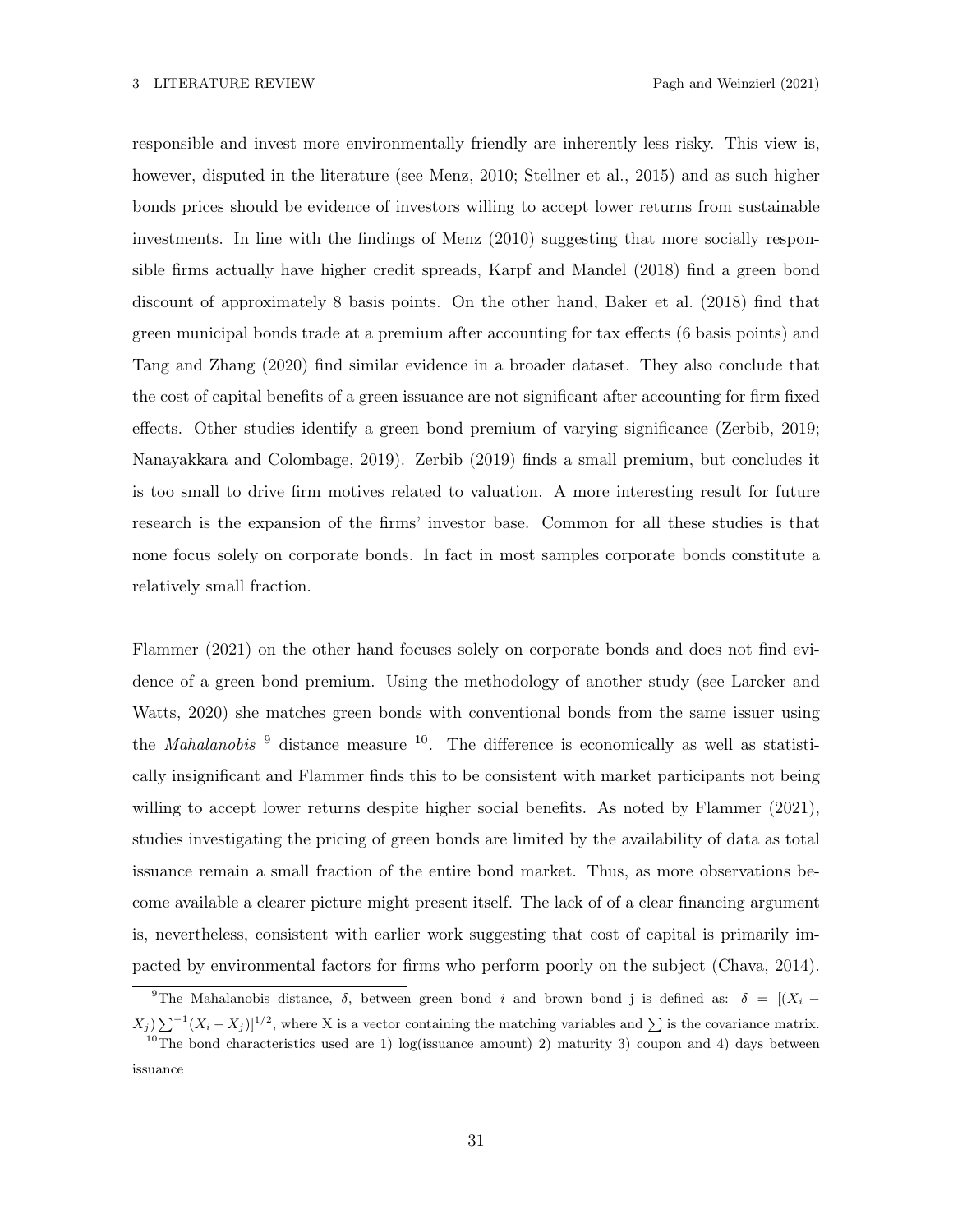responsible and invest more environmentally friendly are inherently less risky. This view is, however, disputed in the literature (see Menz, 2010; Stellner et al., 2015) and as such higher bonds prices should be evidence of investors willing to accept lower returns from sustainable investments. In line with the findings of Menz (2010) suggesting that more socially responsible firms actually have higher credit spreads, Karpf and Mandel (2018) find a green bond discount of approximately 8 basis points. On the other hand, Baker et al. (2018) find that green municipal bonds trade at a premium after accounting for tax effects (6 basis points) and Tang and Zhang (2020) find similar evidence in a broader dataset. They also conclude that the cost of capital benefits of a green issuance are not significant after accounting for firm fixed effects. Other studies identify a green bond premium of varying significance (Zerbib, 2019; Nanayakkara and Colombage, 2019). Zerbib (2019) finds a small premium, but concludes it is too small to drive firm motives related to valuation. A more interesting result for future research is the expansion of the firms' investor base. Common for all these studies is that none focus solely on corporate bonds. In fact in most samples corporate bonds constitute a relatively small fraction.

Flammer (2021) on the other hand focuses solely on corporate bonds and does not find evidence of a green bond premium. Using the methodology of another study (see Larcker and Watts, 2020) she matches green bonds with conventional bonds from the same issuer using the *Mahalanobis* [9] distance measure [10]. The difference is economically as well as statistically insignificant and Flammer finds this to be consistent with market participants not being willing to accept lower returns despite higher social benefits. As noted by Flammer (2021), studies investigating the pricing of green bonds are limited by the availability of data as total issuance remain a small fraction of the entire bond market. Thus, as more observations become available a clearer picture might present itself. The lack of of a clear financing argument is, nevertheless, consistent with earlier work suggesting that cost of capital is primarily impacted by environmental factors for firms who perform poorly on the subject (Chava, 2014).

[9] The Mahalanobis distance, $\delta$, between green bond $i$ and brown bond j is defined as: $\delta = [(X_i - X_j)\sum^{-1}(X_i - X_j)]^{1/2}$, where X is a vector containing the matching variables and $\sum$ is the covariance matrix.

[10] The bond characteristics used are 1) log(issuance amount) 2) maturity 3) coupon and 4) days between issuance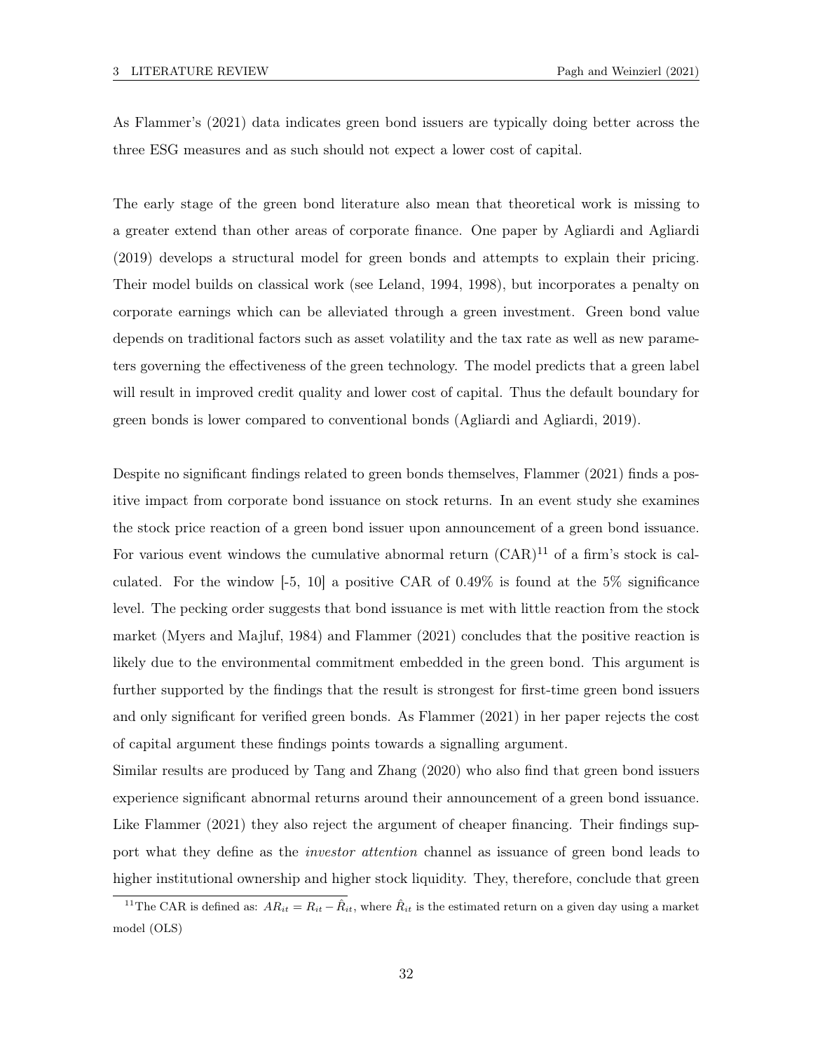As Flammer's (2021) data indicates green bond issuers are typically doing better across the three ESG measures and as such should not expect a lower cost of capital.

The early stage of the green bond literature also mean that theoretical work is missing to a greater extend than other areas of corporate finance. One paper by Agliardi and Agliardi (2019) develops a structural model for green bonds and attempts to explain their pricing. Their model builds on classical work (see Leland, 1994, 1998), but incorporates a penalty on corporate earnings which can be alleviated through a green investment. Green bond value depends on traditional factors such as asset volatility and the tax rate as well as new parameters governing the effectiveness of the green technology. The model predicts that a green label will result in improved credit quality and lower cost of capital. Thus the default boundary for green bonds is lower compared to conventional bonds (Agliardi and Agliardi, 2019).

Despite no significant findings related to green bonds themselves, Flammer (2021) finds a positive impact from corporate bond issuance on stock returns. In an event study she examines the stock price reaction of a green bond issuer upon announcement of a green bond issuance. For various event windows the cumulative abnormal return (CAR)[11] of a firm's stock is calculated. For the window [-5, 10] a positive CAR of 0.49% is found at the 5% significance level. The pecking order suggests that bond issuance is met with little reaction from the stock market (Myers and Majluf, 1984) and Flammer (2021) concludes that the positive reaction is likely due to the environmental commitment embedded in the green bond. This argument is further supported by the findings that the result is strongest for first-time green bond issuers and only significant for verified green bonds. As Flammer (2021) in her paper rejects the cost of capital argument these findings points towards a signalling argument.
Similar results are produced by Tang and Zhang (2020) who also find that green bond issuers experience significant abnormal returns around their announcement of a green bond issuance. Like Flammer (2021) they also reject the argument of cheaper financing. Their findings support what they define as the *investor attention* channel as issuance of green bond leads to higher institutional ownership and higher stock liquidity. They, therefore, conclude that green

[11] The CAR is defined as: $AR_{it} = R_{it} - \hat{R}_{it}$, where $\hat{R}_{it}$ is the estimated return on a given day using a market model (OLS)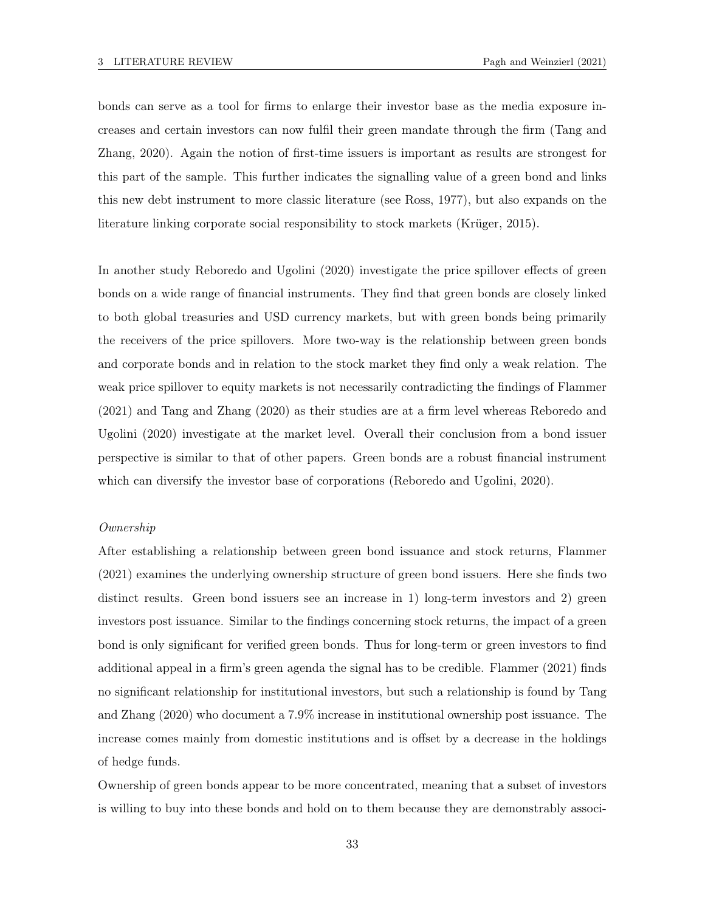bonds can serve as a tool for firms to enlarge their investor base as the media exposure increases and certain investors can now fulfil their green mandate through the firm (Tang and Zhang, 2020). Again the notion of first-time issuers is important as results are strongest for this part of the sample. This further indicates the signalling value of a green bond and links this new debt instrument to more classic literature (see Ross, 1977), but also expands on the literature linking corporate social responsibility to stock markets (Krüger, 2015).

In another study Reboredo and Ugolini (2020) investigate the price spillover effects of green bonds on a wide range of financial instruments. They find that green bonds are closely linked to both global treasuries and USD currency markets, but with green bonds being primarily the receivers of the price spillovers. More two-way is the relationship between green bonds and corporate bonds and in relation to the stock market they find only a weak relation. The weak price spillover to equity markets is not necessarily contradicting the findings of Flammer (2021) and Tang and Zhang (2020) as their studies are at a firm level whereas Reboredo and Ugolini (2020) investigate at the market level. Overall their conclusion from a bond issuer perspective is similar to that of other papers. Green bonds are a robust financial instrument which can diversify the investor base of corporations (Reboredo and Ugolini, 2020).

*Ownership*

After establishing a relationship between green bond issuance and stock returns, Flammer (2021) examines the underlying ownership structure of green bond issuers. Here she finds two distinct results. Green bond issuers see an increase in 1) long-term investors and 2) green investors post issuance. Similar to the findings concerning stock returns, the impact of a green bond is only significant for verified green bonds. Thus for long-term or green investors to find additional appeal in a firm's green agenda the signal has to be credible. Flammer (2021) finds no significant relationship for institutional investors, but such a relationship is found by Tang and Zhang (2020) who document a 7.9% increase in institutional ownership post issuance. The increase comes mainly from domestic institutions and is offset by a decrease in the holdings of hedge funds.

Ownership of green bonds appear to be more concentrated, meaning that a subset of investors is willing to buy into these bonds and hold on to them because they are demonstrably associ-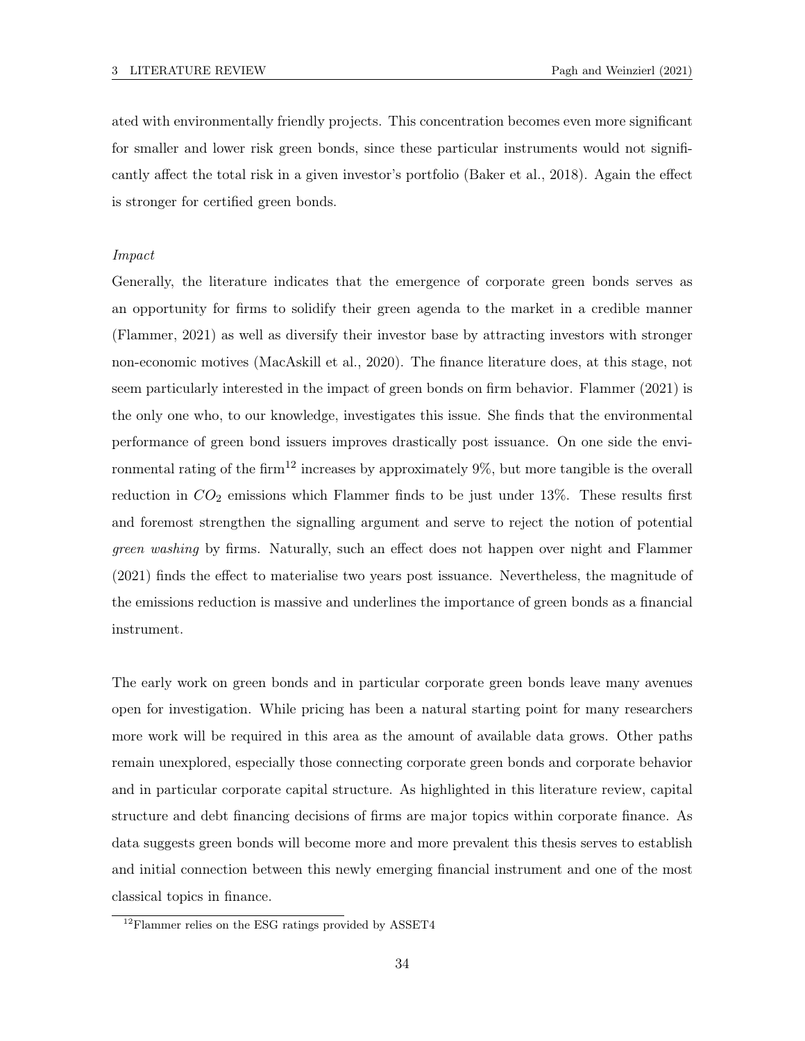ated with environmentally friendly projects. This concentration becomes even more significant for smaller and lower risk green bonds, since these particular instruments would not significantly affect the total risk in a given investor's portfolio (Baker et al., 2018). Again the effect is stronger for certified green bonds.

*Impact*

Generally, the literature indicates that the emergence of corporate green bonds serves as an opportunity for firms to solidify their green agenda to the market in a credible manner (Flammer, 2021) as well as diversify their investor base by attracting investors with stronger non-economic motives (MacAskill et al., 2020). The finance literature does, at this stage, not seem particularly interested in the impact of green bonds on firm behavior. Flammer (2021) is the only one who, to our knowledge, investigates this issue. She finds that the environmental performance of green bond issuers improves drastically post issuance. On one side the environmental rating of the firm[12] increases by approximately 9%, but more tangible is the overall reduction in $CO_2$ emissions which Flammer finds to be just under 13%. These results first and foremost strengthen the signalling argument and serve to reject the notion of potential *green washing* by firms. Naturally, such an effect does not happen over night and Flammer (2021) finds the effect to materialise two years post issuance. Nevertheless, the magnitude of the emissions reduction is massive and underlines the importance of green bonds as a financial instrument.

The early work on green bonds and in particular corporate green bonds leave many avenues open for investigation. While pricing has been a natural starting point for many researchers more work will be required in this area as the amount of available data grows. Other paths remain unexplored, especially those connecting corporate green bonds and corporate behavior and in particular corporate capital structure. As highlighted in this literature review, capital structure and debt financing decisions of firms are major topics within corporate finance. As data suggests green bonds will become more and more prevalent this thesis serves to establish and initial connection between this newly emerging financial instrument and one of the most classical topics in finance.

[12] Flammer relies on the ESG ratings provided by ASSET4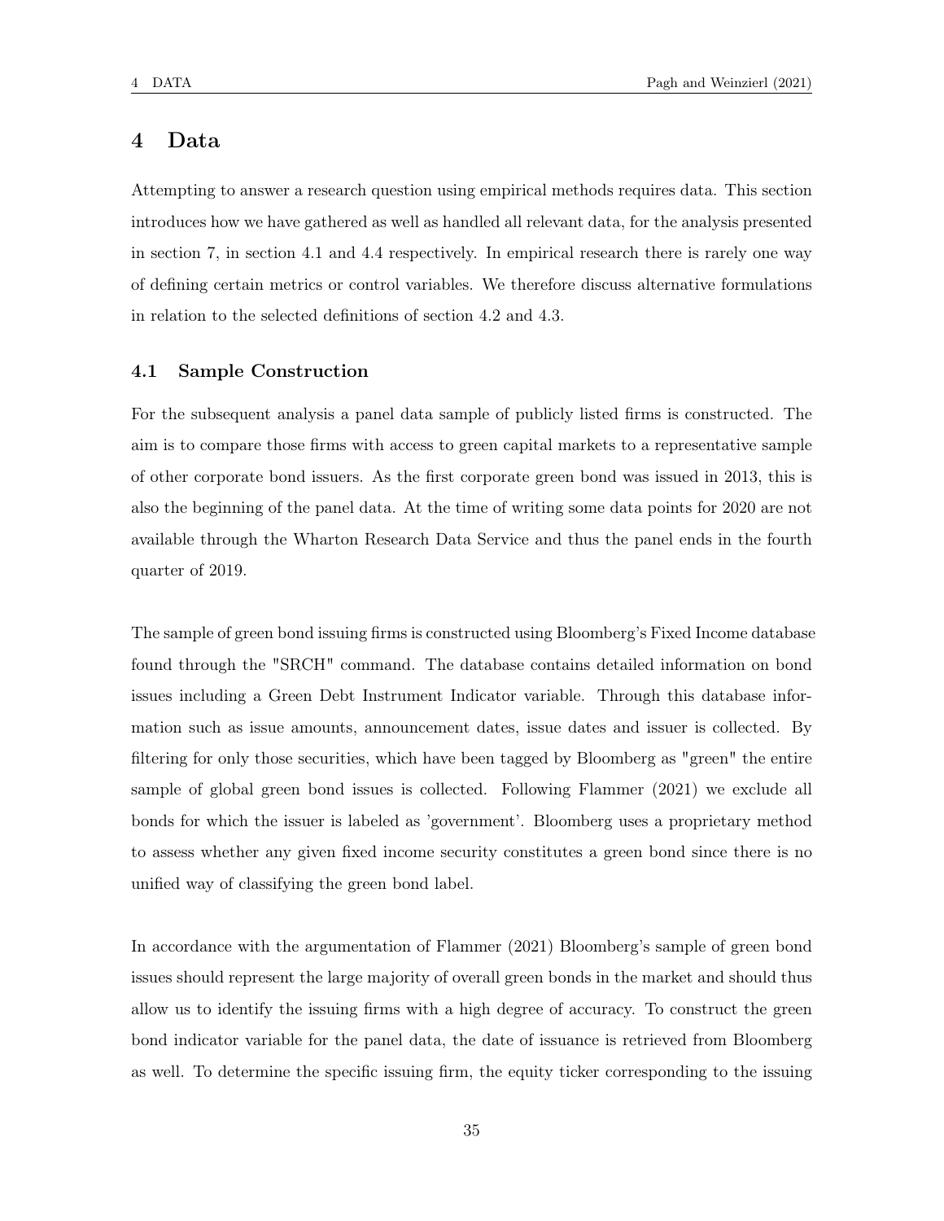# 4 Data

Attempting to answer a research question using empirical methods requires data. This section introduces how we have gathered as well as handled all relevant data, for the analysis presented in section 7, in section 4.1 and 4.4 respectively. In empirical research there is rarely one way of defining certain metrics or control variables. We therefore discuss alternative formulations in relation to the selected definitions of section 4.2 and 4.3.

## 4.1 Sample Construction

For the subsequent analysis a panel data sample of publicly listed firms is constructed. The aim is to compare those firms with access to green capital markets to a representative sample of other corporate bond issuers. As the first corporate green bond was issued in 2013, this is also the beginning of the panel data. At the time of writing some data points for 2020 are not available through the Wharton Research Data Service and thus the panel ends in the fourth quarter of 2019.

The sample of green bond issuing firms is constructed using Bloomberg's Fixed Income database found through the "SRCH" command. The database contains detailed information on bond issues including a Green Debt Instrument Indicator variable. Through this database information such as issue amounts, announcement dates, issue dates and issuer is collected. By filtering for only those securities, which have been tagged by Bloomberg as "green" the entire sample of global green bond issues is collected. Following Flammer (2021) we exclude all bonds for which the issuer is labeled as 'government'. Bloomberg uses a proprietary method to assess whether any given fixed income security constitutes a green bond since there is no unified way of classifying the green bond label.

In accordance with the argumentation of Flammer (2021) Bloomberg's sample of green bond issues should represent the large majority of overall green bonds in the market and should thus allow us to identify the issuing firms with a high degree of accuracy. To construct the green bond indicator variable for the panel data, the date of issuance is retrieved from Bloomberg as well. To determine the specific issuing firm, the equity ticker corresponding to the issuing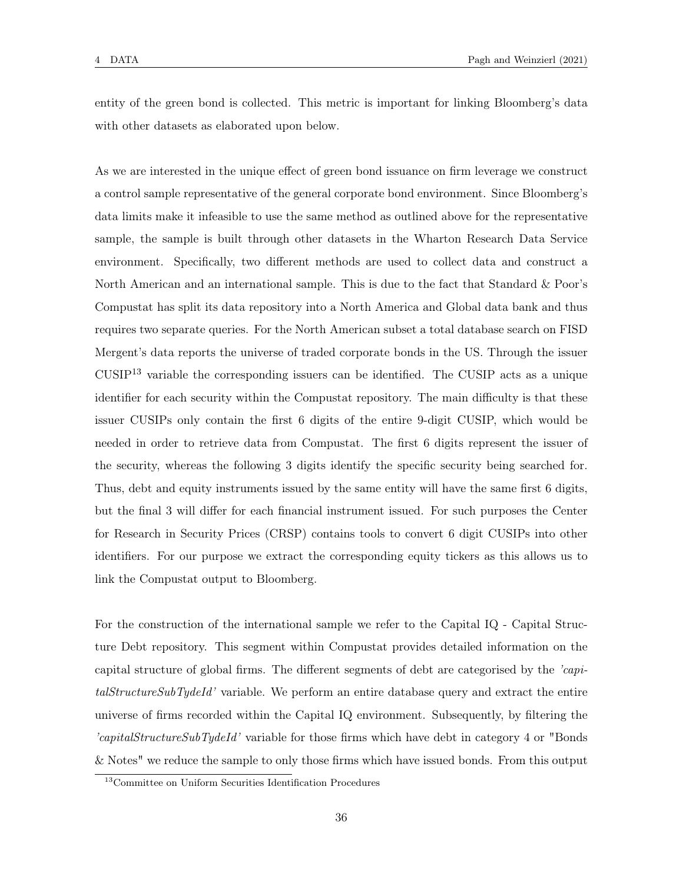entity of the green bond is collected. This metric is important for linking Bloomberg's data with other datasets as elaborated upon below.

As we are interested in the unique effect of green bond issuance on firm leverage we construct a control sample representative of the general corporate bond environment. Since Bloomberg's data limits make it infeasible to use the same method as outlined above for the representative sample, the sample is built through other datasets in the Wharton Research Data Service environment. Specifically, two different methods are used to collect data and construct a North American and an international sample. This is due to the fact that Standard & Poor's Compustat has split its data repository into a North America and Global data bank and thus requires two separate queries. For the North American subset a total database search on FISD Mergent's data reports the universe of traded corporate bonds in the US. Through the issuer CUSIP[13] variable the corresponding issuers can be identified. The CUSIP acts as a unique identifier for each security within the Compustat repository. The main difficulty is that these issuer CUSIPs only contain the first 6 digits of the entire 9-digit CUSIP, which would be needed in order to retrieve data from Compustat. The first 6 digits represent the issuer of the security, whereas the following 3 digits identify the specific security being searched for. Thus, debt and equity instruments issued by the same entity will have the same first 6 digits, but the final 3 will differ for each financial instrument issued. For such purposes the Center for Research in Security Prices (CRSP) contains tools to convert 6 digit CUSIPs into other identifiers. For our purpose we extract the corresponding equity tickers as this allows us to link the Compustat output to Bloomberg.

For the construction of the international sample we refer to the Capital IQ - Capital Structure Debt repository. This segment within Compustat provides detailed information on the capital structure of global firms. The different segments of debt are categorised by the *'capitalStructureSubTydeId'* variable. We perform an entire database query and extract the entire universe of firms recorded within the Capital IQ environment. Subsequently, by filtering the *'capitalStructureSubTydeId'* variable for those firms which have debt in category 4 or "Bonds & Notes" we reduce the sample to only those firms which have issued bonds. From this output

[13] Committee on Uniform Securities Identification Procedures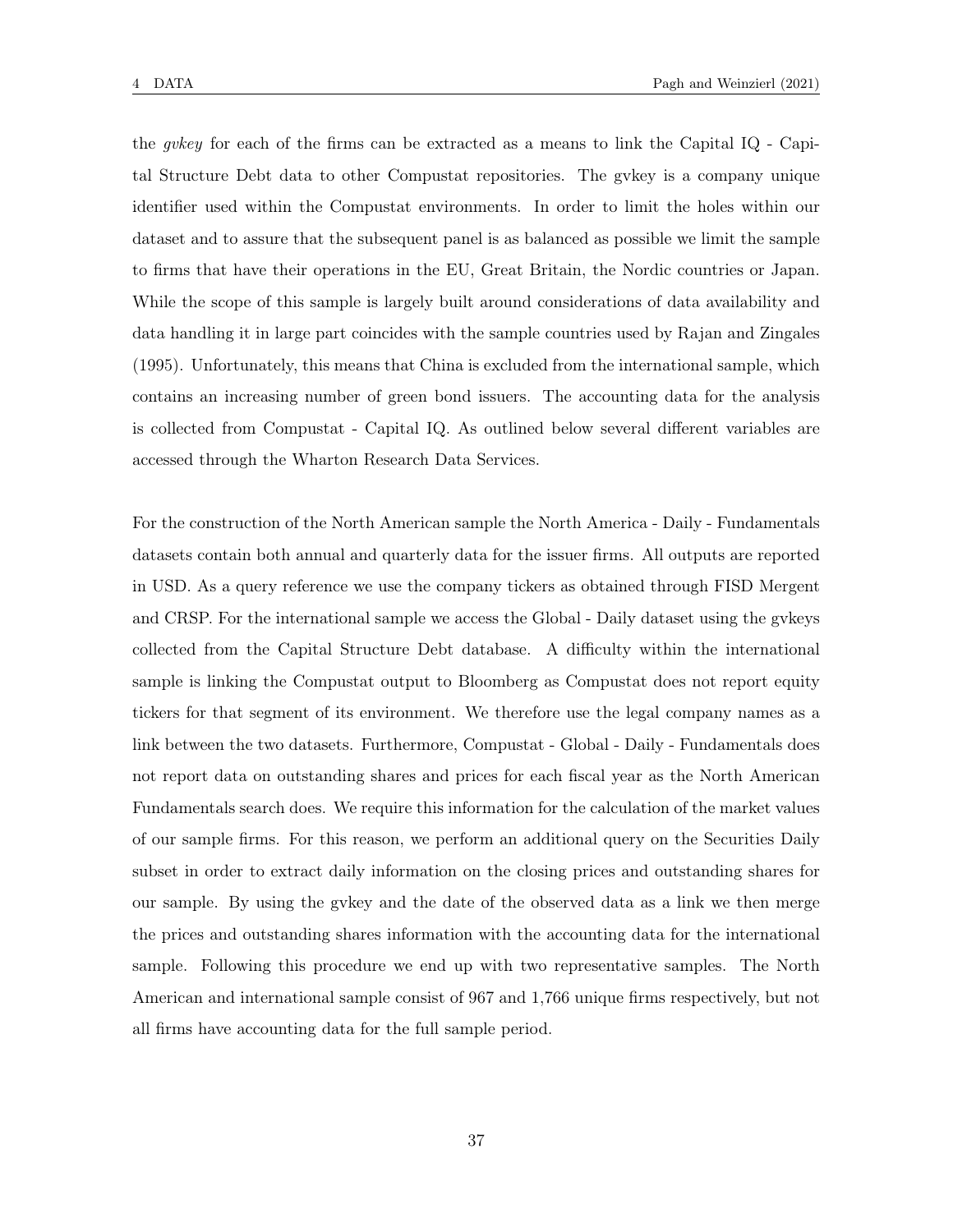the *gvkey* for each of the firms can be extracted as a means to link the Capital IQ - Capital Structure Debt data to other Compustat repositories. The gvkey is a company unique identifier used within the Compustat environments. In order to limit the holes within our dataset and to assure that the subsequent panel is as balanced as possible we limit the sample to firms that have their operations in the EU, Great Britain, the Nordic countries or Japan. While the scope of this sample is largely built around considerations of data availability and data handling it in large part coincides with the sample countries used by Rajan and Zingales (1995). Unfortunately, this means that China is excluded from the international sample, which contains an increasing number of green bond issuers. The accounting data for the analysis is collected from Compustat - Capital IQ. As outlined below several different variables are accessed through the Wharton Research Data Services.

For the construction of the North American sample the North America - Daily - Fundamentals datasets contain both annual and quarterly data for the issuer firms. All outputs are reported in USD. As a query reference we use the company tickers as obtained through FISD Mergent and CRSP. For the international sample we access the Global - Daily dataset using the gvkeys collected from the Capital Structure Debt database. A difficulty within the international sample is linking the Compustat output to Bloomberg as Compustat does not report equity tickers for that segment of its environment. We therefore use the legal company names as a link between the two datasets. Furthermore, Compustat - Global - Daily - Fundamentals does not report data on outstanding shares and prices for each fiscal year as the North American Fundamentals search does. We require this information for the calculation of the market values of our sample firms. For this reason, we perform an additional query on the Securities Daily subset in order to extract daily information on the closing prices and outstanding shares for our sample. By using the gvkey and the date of the observed data as a link we then merge the prices and outstanding shares information with the accounting data for the international sample. Following this procedure we end up with two representative samples. The North American and international sample consist of 967 and 1,766 unique firms respectively, but not all firms have accounting data for the full sample period.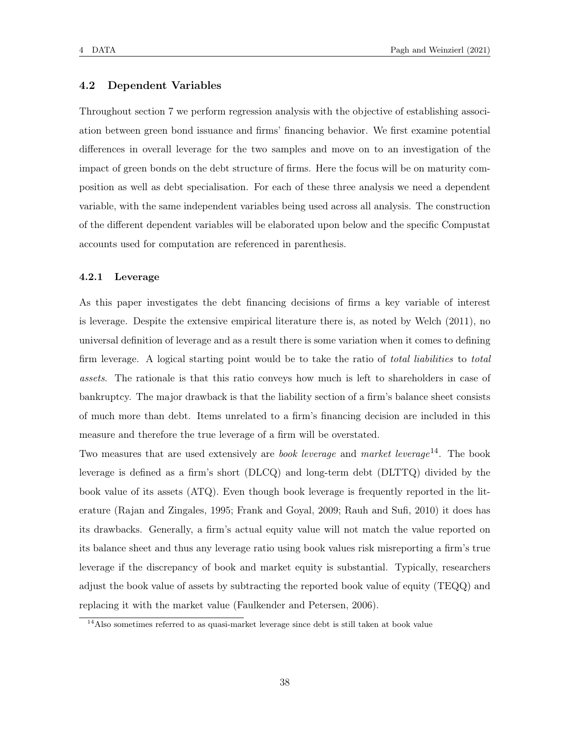### 4.2 Dependent Variables

Throughout section 7 we perform regression analysis with the objective of establishing association between green bond issuance and firms' financing behavior. We first examine potential differences in overall leverage for the two samples and move on to an investigation of the impact of green bonds on the debt structure of firms. Here the focus will be on maturity composition as well as debt specialisation. For each of these three analysis we need a dependent variable, with the same independent variables being used across all analysis. The construction of the different dependent variables will be elaborated upon below and the specific Compustat accounts used for computation are referenced in parenthesis.

#### 4.2.1 Leverage

As this paper investigates the debt financing decisions of firms a key variable of interest is leverage. Despite the extensive empirical literature there is, as noted by Welch (2011), no universal definition of leverage and as a result there is some variation when it comes to defining firm leverage. A logical starting point would be to take the ratio of *total liabilities* to *total assets*. The rationale is that this ratio conveys how much is left to shareholders in case of bankruptcy. The major drawback is that the liability section of a firm's balance sheet consists of much more than debt. Items unrelated to a firm's financing decision are included in this measure and therefore the true leverage of a firm will be overstated.

Two measures that are used extensively are *book leverage* and *market leverage*[14]. The book leverage is defined as a firm's short (DLCQ) and long-term debt (DLTTQ) divided by the book value of its assets (ATQ). Even though book leverage is frequently reported in the literature (Rajan and Zingales, 1995; Frank and Goyal, 2009; Rauh and Sufi, 2010) it does has its drawbacks. Generally, a firm's actual equity value will not match the value reported on its balance sheet and thus any leverage ratio using book values risk misreporting a firm's true leverage if the discrepancy of book and market equity is substantial. Typically, researchers adjust the book value of assets by subtracting the reported book value of equity (TEQQ) and replacing it with the market value (Faulkender and Petersen, 2006).

[14] Also sometimes referred to as quasi-market leverage since debt is still taken at book value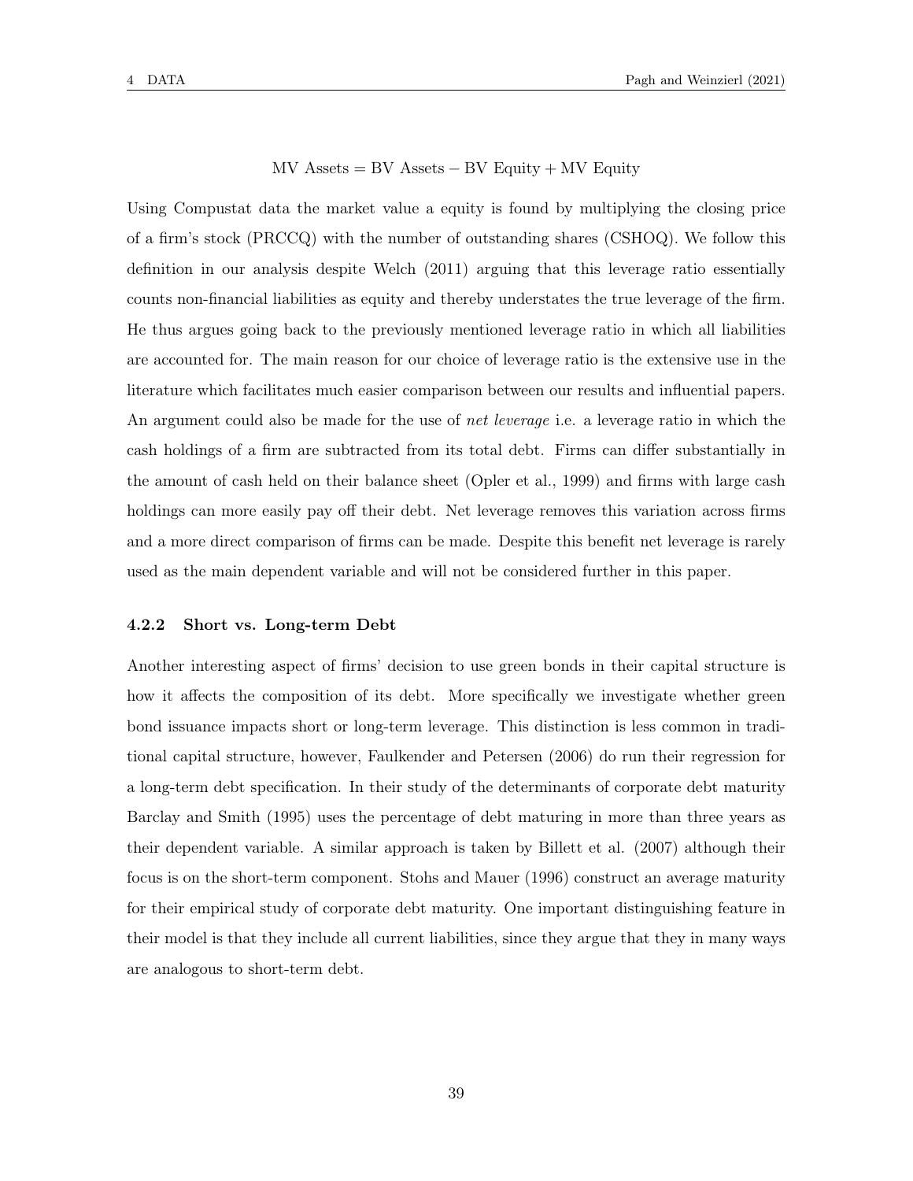$$\text{MV Assets} = \text{BV Assets} - \text{BV Equity} + \text{MV Equity}$$

Using Compustat data the market value a equity is found by multiplying the closing price of a firm's stock (PRCCQ) with the number of outstanding shares (CSHOQ). We follow this definition in our analysis despite Welch (2011) arguing that this leverage ratio essentially counts non-financial liabilities as equity and thereby understates the true leverage of the firm. He thus argues going back to the previously mentioned leverage ratio in which all liabilities are accounted for. The main reason for our choice of leverage ratio is the extensive use in the literature which facilitates much easier comparison between our results and influential papers. An argument could also be made for the use of *net leverage* i.e. a leverage ratio in which the cash holdings of a firm are subtracted from its total debt. Firms can differ substantially in the amount of cash held on their balance sheet (Opler et al., 1999) and firms with large cash holdings can more easily pay off their debt. Net leverage removes this variation across firms and a more direct comparison of firms can be made. Despite this benefit net leverage is rarely used as the main dependent variable and will not be considered further in this paper.

#### 4.2.2 Short vs. Long-term Debt

Another interesting aspect of firms' decision to use green bonds in their capital structure is how it affects the composition of its debt. More specifically we investigate whether green bond issuance impacts short or long-term leverage. This distinction is less common in traditional capital structure, however, Faulkender and Petersen (2006) do run their regression for a long-term debt specification. In their study of the determinants of corporate debt maturity Barclay and Smith (1995) uses the percentage of debt maturing in more than three years as their dependent variable. A similar approach is taken by Billett et al. (2007) although their focus is on the short-term component. Stohs and Mauer (1996) construct an average maturity for their empirical study of corporate debt maturity. One important distinguishing feature in their model is that they include all current liabilities, since they argue that they in many ways are analogous to short-term debt.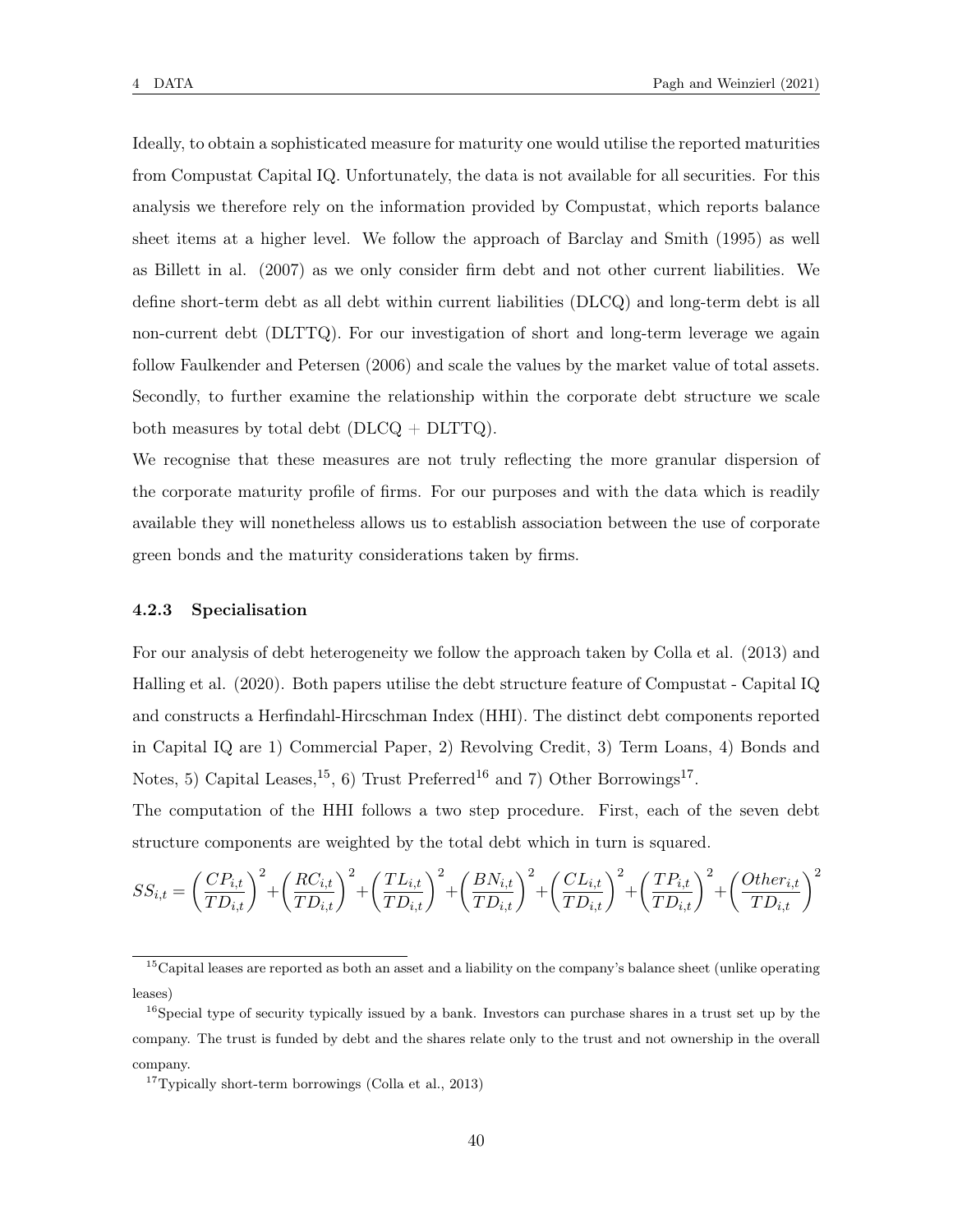Ideally, to obtain a sophisticated measure for maturity one would utilise the reported maturities from Compustat Capital IQ. Unfortunately, the data is not available for all securities. For this analysis we therefore rely on the information provided by Compustat, which reports balance sheet items at a higher level. We follow the approach of Barclay and Smith (1995) as well as Billett in al. (2007) as we only consider firm debt and not other current liabilities. We define short-term debt as all debt within current liabilities (DLCQ) and long-term debt is all non-current debt (DLTTQ). For our investigation of short and long-term leverage we again follow Faulkender and Petersen (2006) and scale the values by the market value of total assets. Secondly, to further examine the relationship within the corporate debt structure we scale both measures by total debt (DLCQ + DLTTQ).

We recognise that these measures are not truly reflecting the more granular dispersion of the corporate maturity profile of firms. For our purposes and with the data which is readily available they will nonetheless allows us to establish association between the use of corporate green bonds and the maturity considerations taken by firms.

### 4.2.3 Specialisation

For our analysis of debt heterogeneity we follow the approach taken by Colla et al. (2013) and Halling et al. (2020). Both papers utilise the debt structure feature of Compustat - Capital IQ and constructs a Herfindahl-Hircschman Index (HHI). The distinct debt components reported in Capital IQ are 1) Commercial Paper, 2) Revolving Credit, 3) Term Loans, 4) Bonds and Notes, 5) Capital Leases,[15], 6) Trust Preferred[16] and 7) Other Borrowings[17].

The computation of the HHI follows a two step procedure. First, each of the seven debt structure components are weighted by the total debt which in turn is squared.

$$SS_{i,t} = \left(\frac{CP_{i,t}}{TD_{i,t}}\right)^2 + \left(\frac{RC_{i,t}}{TD_{i,t}}\right)^2 + \left(\frac{TL_{i,t}}{TD_{i,t}}\right)^2 + \left(\frac{BN_{i,t}}{TD_{i,t}}\right)^2 + \left(\frac{CL_{i,t}}{TD_{i,t}}\right)^2 + \left(\frac{TP_{i,t}}{TD_{i,t}}\right)^2 + \left(\frac{Other_{i,t}}{TD_{i,t}}\right)^2$$

[15] Capital leases are reported as both an asset and a liability on the company's balance sheet (unlike operating leases)

[16] Special type of security typically issued by a bank. Investors can purchase shares in a trust set up by the company. The trust is funded by debt and the shares relate only to the trust and not ownership in the overall company.

[17] Typically short-term borrowings (Colla et al., 2013)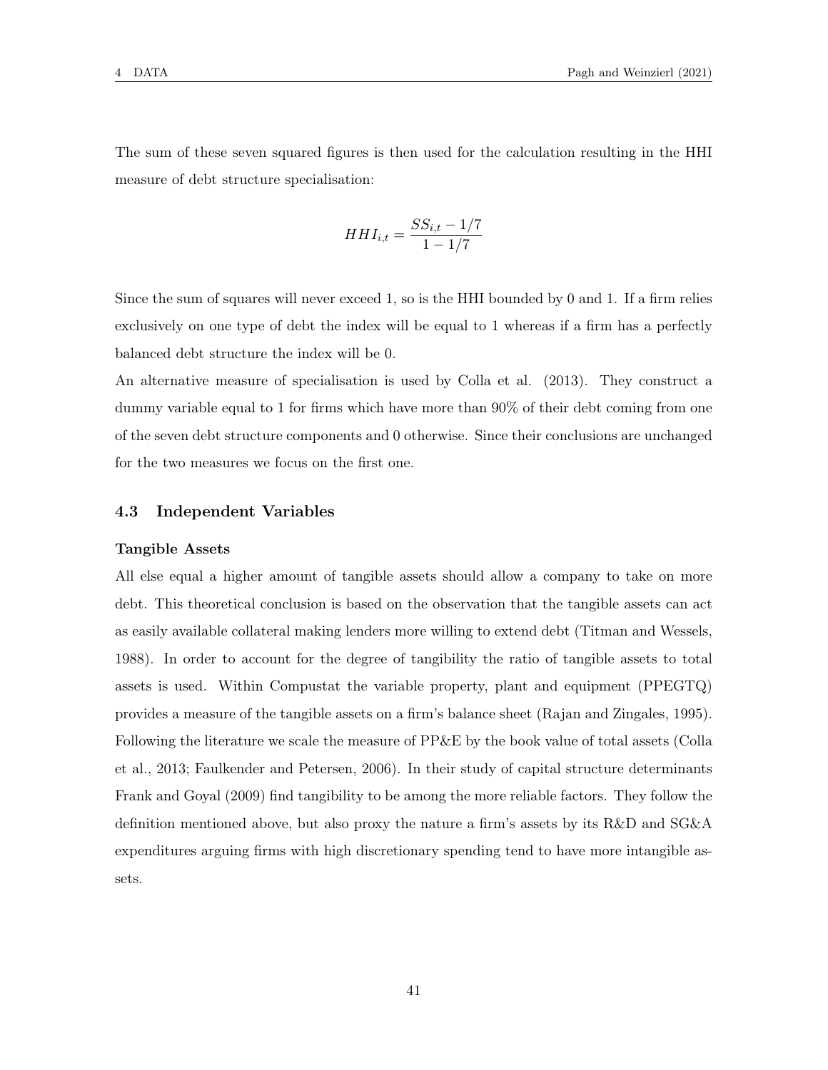The sum of these seven squared figures is then used for the calculation resulting in the HHI measure of debt structure specialisation:

$$HHI_{i,t} = \frac{SS_{i,t} - 1/7}{1 - 1/7}$$

Since the sum of squares will never exceed 1, so is the HHI bounded by 0 and 1. If a firm relies exclusively on one type of debt the index will be equal to 1 whereas if a firm has a perfectly balanced debt structure the index will be 0.

An alternative measure of specialisation is used by Colla et al. (2013). They construct a dummy variable equal to 1 for firms which have more than 90% of their debt coming from one of the seven debt structure components and 0 otherwise. Since their conclusions are unchanged for the two measures we focus on the first one.

### 4.3 Independent Variables

**Tangible Assets**

All else equal a higher amount of tangible assets should allow a company to take on more debt. This theoretical conclusion is based on the observation that the tangible assets can act as easily available collateral making lenders more willing to extend debt (Titman and Wessels, 1988). In order to account for the degree of tangibility the ratio of tangible assets to total assets is used. Within Compustat the variable property, plant and equipment (PPEGTQ) provides a measure of the tangible assets on a firm's balance sheet (Rajan and Zingales, 1995). Following the literature we scale the measure of PP&E by the book value of total assets (Colla et al., 2013; Faulkender and Petersen, 2006). In their study of capital structure determinants Frank and Goyal (2009) find tangibility to be among the more reliable factors. They follow the definition mentioned above, but also proxy the nature a firm's assets by its R&D and SG&A expenditures arguing firms with high discretionary spending tend to have more intangible assets.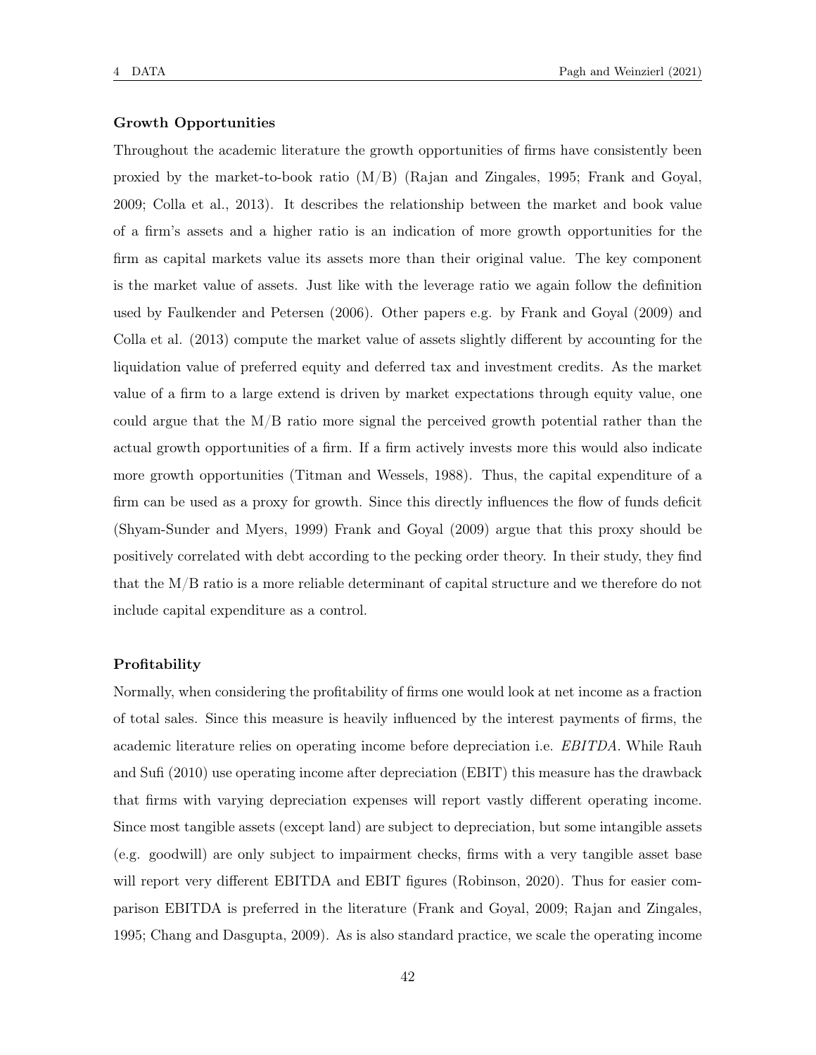**Growth Opportunities**

Throughout the academic literature the growth opportunities of firms have consistently been proxied by the market-to-book ratio (M/B) (Rajan and Zingales, 1995; Frank and Goyal, 2009; Colla et al., 2013). It describes the relationship between the market and book value of a firm's assets and a higher ratio is an indication of more growth opportunities for the firm as capital markets value its assets more than their original value. The key component is the market value of assets. Just like with the leverage ratio we again follow the definition used by Faulkender and Petersen (2006). Other papers e.g. by Frank and Goyal (2009) and Colla et al. (2013) compute the market value of assets slightly different by accounting for the liquidation value of preferred equity and deferred tax and investment credits. As the market value of a firm to a large extend is driven by market expectations through equity value, one could argue that the M/B ratio more signal the perceived growth potential rather than the actual growth opportunities of a firm. If a firm actively invests more this would also indicate more growth opportunities (Titman and Wessels, 1988). Thus, the capital expenditure of a firm can be used as a proxy for growth. Since this directly influences the flow of funds deficit (Shyam-Sunder and Myers, 1999) Frank and Goyal (2009) argue that this proxy should be positively correlated with debt according to the pecking order theory. In their study, they find that the M/B ratio is a more reliable determinant of capital structure and we therefore do not include capital expenditure as a control.

**Profitability**

Normally, when considering the profitability of firms one would look at net income as a fraction of total sales. Since this measure is heavily influenced by the interest payments of firms, the academic literature relies on operating income before depreciation i.e. *EBITDA*. While Rauh and Sufi (2010) use operating income after depreciation (EBIT) this measure has the drawback that firms with varying depreciation expenses will report vastly different operating income. Since most tangible assets (except land) are subject to depreciation, but some intangible assets (e.g. goodwill) are only subject to impairment checks, firms with a very tangible asset base will report very different EBITDA and EBIT figures (Robinson, 2020). Thus for easier comparison EBITDA is preferred in the literature (Frank and Goyal, 2009; Rajan and Zingales, 1995; Chang and Dasgupta, 2009). As is also standard practice, we scale the operating income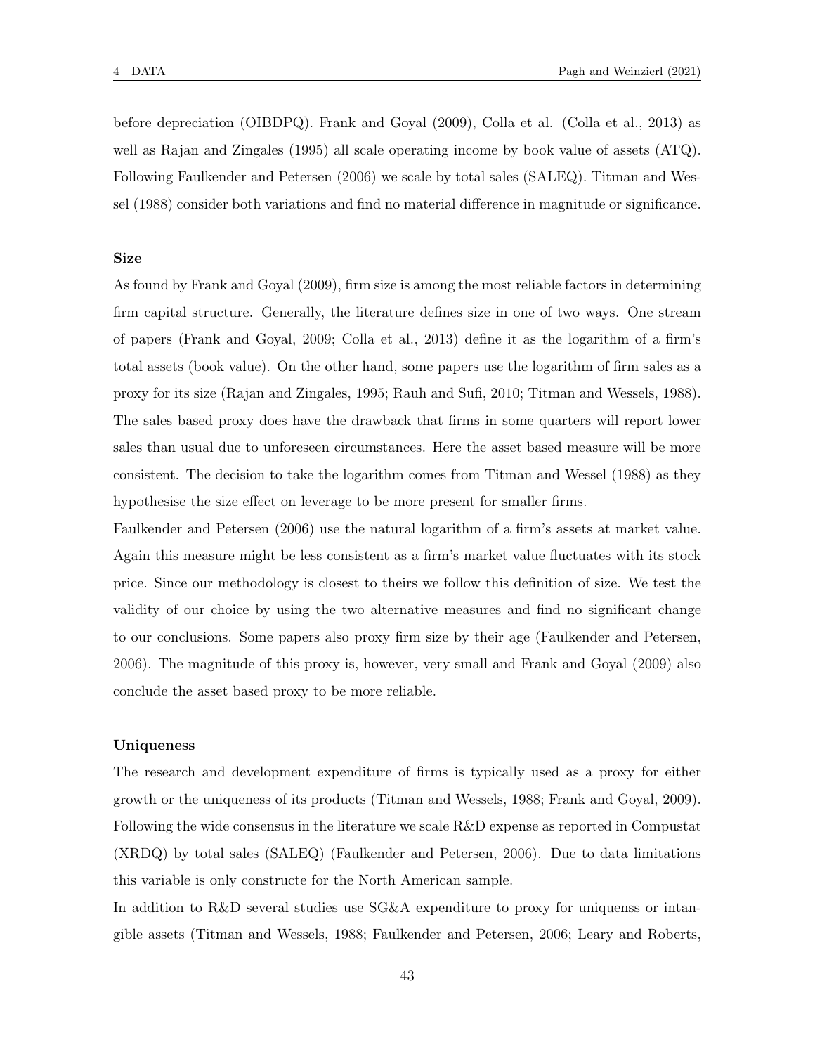before depreciation (OIBDPQ). Frank and Goyal (2009), Colla et al. (Colla et al., 2013) as well as Rajan and Zingales (1995) all scale operating income by book value of assets (ATQ). Following Faulkender and Petersen (2006) we scale by total sales (SALEQ). Titman and Wessel (1988) consider both variations and find no material difference in magnitude or significance.

**Size**

As found by Frank and Goyal (2009), firm size is among the most reliable factors in determining firm capital structure. Generally, the literature defines size in one of two ways. One stream of papers (Frank and Goyal, 2009; Colla et al., 2013) define it as the logarithm of a firm's total assets (book value). On the other hand, some papers use the logarithm of firm sales as a proxy for its size (Rajan and Zingales, 1995; Rauh and Sufi, 2010; Titman and Wessels, 1988). The sales based proxy does have the drawback that firms in some quarters will report lower sales than usual due to unforeseen circumstances. Here the asset based measure will be more consistent. The decision to take the logarithm comes from Titman and Wessel (1988) as they hypothesise the size effect on leverage to be more present for smaller firms.

Faulkender and Petersen (2006) use the natural logarithm of a firm's assets at market value. Again this measure might less consistent as a firm's market value fluctuates with its stock price. Since our methodology is closest to theirs we follow this definition of size. We test the validity of our choice by using the two alternative measures and find no significant change to our conclusions. Some papers also proxy firm size by their age (Faulkender and Petersen, 2006). The magnitude of this proxy is, however, very small and Frank and Goyal (2009) also conclude the asset based proxy to be more reliable.

**Uniqueness**

The research and development expenditure of firms is typically used as a proxy for either growth or the uniqueness of its products (Titman and Wessels, 1988; Frank and Goyal, 2009). Following the wide consensus in the literature we scale R&D expense as reported in Compustat (XRDQ) by total sales (SALEQ) (Faulkender and Petersen, 2006). Due to data limitations this variable is only constructe for the North American sample.

In addition to R&D several studies use SG&A expenditure to proxy for uniquenss or intangible assets (Titman and Wessels, 1988; Faulkender and Petersen, 2006; Leary and Roberts,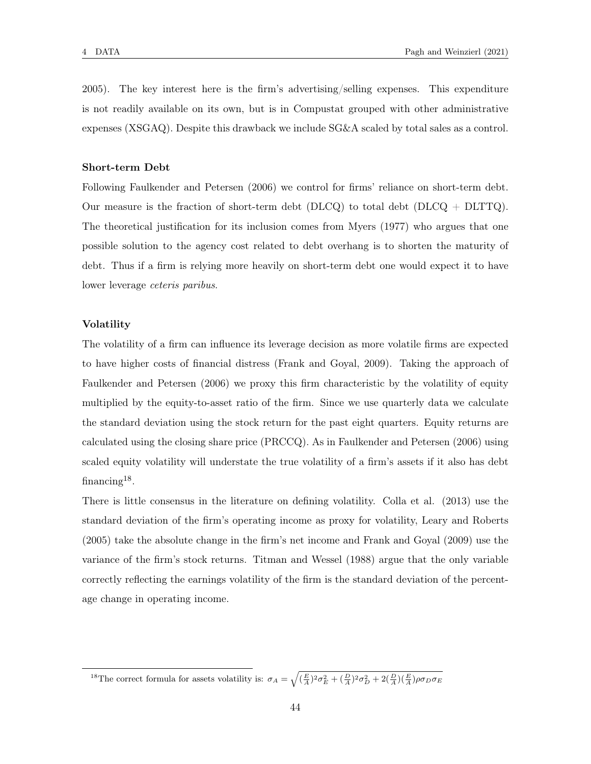2005). The key interest here is the firm's advertising/selling expenses. This expenditure is not readily available on its own, but is in Compustat grouped with other administrative expenses (XSGAQ). Despite this drawback we include SG&A scaled by total sales as a control.

**Short-term Debt**

Following Faulkender and Petersen (2006) we control for firms' reliance on short-term debt. Our measure is the fraction of short-term debt (DLCQ) to total debt (DLCQ + DLTTQ). The theoretical justification for its inclusion comes from Myers (1977) who argues that one possible solution to the agency cost related to debt overhang is to shorten the maturity of debt. Thus if a firm is relying more heavily on short-term debt one would expect it to have lower leverage *ceteris paribus*.

**Volatility**

The volatility of a firm can influence its leverage decision as more volatile firms are expected to have higher costs of financial distress (Frank and Goyal, 2009). Taking the approach of Faulkender and Petersen (2006) we proxy this firm characteristic by the volatility of equity multiplied by the equity-to-asset ratio of the firm. Since we use quarterly data we calculate the standard deviation using the stock return for the past eight quarters. Equity returns are calculated using the closing share price (PRCCQ). As in Faulkender and Petersen (2006) using scaled equity volatility will understate the true volatility of a firm's assets if it also has debt financing[18].

There is little consensus in the literature on defining volatility. Colla et al. (2013) use the standard deviation of the firm's operating income as proxy for volatility, Leary and Roberts (2005) take the absolute change in the firm's net income and Frank and Goyal (2009) use the variance of the firm's stock returns. Titman and Wessel (1988) argue that the only variable correctly reflecting the earnings volatility of the firm is the standard deviation of the percentage change in operating income.

[18] The correct formula for assets volatility is: $\sigma_A = \sqrt{(\frac{E}{A})^2\sigma_E^2 + (\frac{D}{A})^2\sigma_D^2 + 2(\frac{D}{A})(\frac{E}{A})\rho\sigma_D\sigma_E}$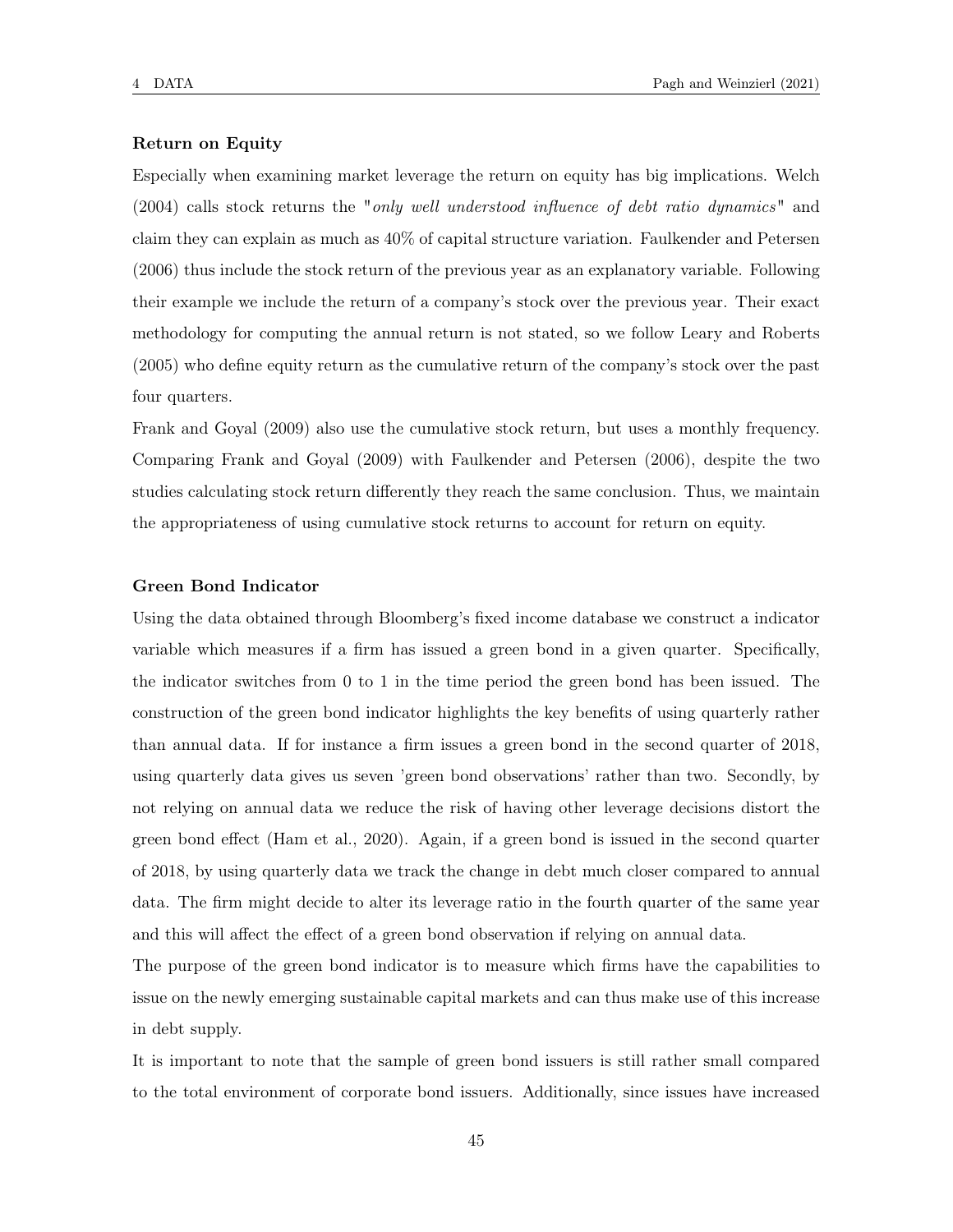**Return on Equity**

Especially when examining market leverage the return on equity has big implications. Welch (2004) calls stock returns the "*only well understood influence of debt ratio dynamics*" and claim they can explain as much as 40% of capital structure variation. Faulkender and Petersen (2006) thus include the stock return of the previous year as an explanatory variable. Following their example we include the return of a company's stock over the previous year. Their exact methodology for computing the annual return is not stated, so we follow Leary and Roberts (2005) who define equity return as the cumulative return of the company's stock over the past four quarters.

Frank and Goyal (2009) also use the cumulative stock return, but uses a monthly frequency. Comparing Frank and Goyal (2009) with Faulkender and Petersen (2006), despite the two studies calculating stock return differently they reach the same conclusion. Thus, we maintain the appropriateness of using cumulative stock returns to account for return on equity.

**Green Bond Indicator**

Using the data obtained through Bloomberg's fixed income database we construct a indicator variable which measures if a firm has issued a green bond in a given quarter. Specifically, the indicator switches from 0 to 1 in the time period the green bond has been issued. The construction of the green bond indicator highlights the key benefits of using quarterly rather than annual data. If for instance a firm issues a green bond in the second quarter of 2018, using quarterly data gives us seven 'green bond observations' rather than two. Secondly, by not relying on annual data we reduce the risk of having other leverage decisions distort the green bond effect (Ham et al., 2020). Again, if a green bond is issued in the second quarter of 2018, by using quarterly data we track the change in debt much closer compared to annual data. The firm might decide to alter its leverage ratio in the fourth quarter of the same year and this will affect the effect of a green bond observation if relying on annual data.

The purpose of the green bond indicator is to measure which firms have the capabilities to issue on the newly emerging sustainable capital markets and can thus make use of this increase in debt supply.

It is important to note that the sample of green bond issuers is still rather small compared to the total environment of corporate bond issuers. Additionally, since issues have increased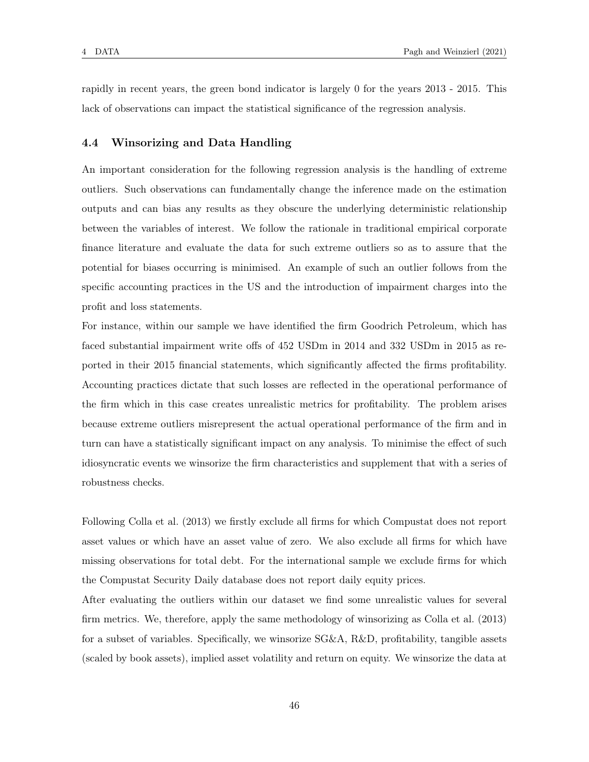rapidly in recent years, the green bond indicator is largely 0 for the years 2013 - 2015. This lack of observations can impact the statistical significance of the regression analysis.

### 4.4 Winsorizing and Data Handling

An important consideration for the following regression analysis is the handling of extreme outliers. Such observations can fundamentally change the inference made on the estimation outputs and can bias any results as they obscure the underlying deterministic relationship between the variables of interest. We follow the rationale in traditional empirical corporate finance literature and evaluate the data for such extreme outliers so as to assure that the potential for biases occurring is minimised. An example of such an outlier follows from the specific accounting practices in the US and the introduction of impairment charges into the profit and loss statements.

For instance, within our sample we have identified the firm Goodrich Petroleum, which has faced substantial impairment write offs of 452 USDm in 2014 and 332 USDm in 2015 as reported in their 2015 financial statements, which significantly affected the firms profitability. Accounting practices dictate that such losses are reflected in the operational performance of the firm which in this case creates unrealistic metrics for profitability. The problem arises because extreme outliers misrepresent the actual operational performance of the firm and in turn can have a statistically significant impact on any analysis. To minimise the effect of such idiosyncratic events we winsorize the firm characteristics and supplement that with a series of robustness checks.

Following Colla et al. (2013) we firstly exclude all firms for which Compustat does not report asset values or which have an asset value of zero. We also exclude all firms for which have missing observations for total debt. For the international sample we exclude firms for which the Compustat Security Daily database does not report daily equity prices.

After evaluating the outliers within our dataset we find some unrealistic values for several firm metrics. We, therefore, apply the same methodology of winsorizing as Colla et al. (2013) for a subset of variables. Specifically, we winsorize SG&A, R&D, profitability, tangible assets (scaled by book assets), implied asset volatility and return on equity. We winsorize the data at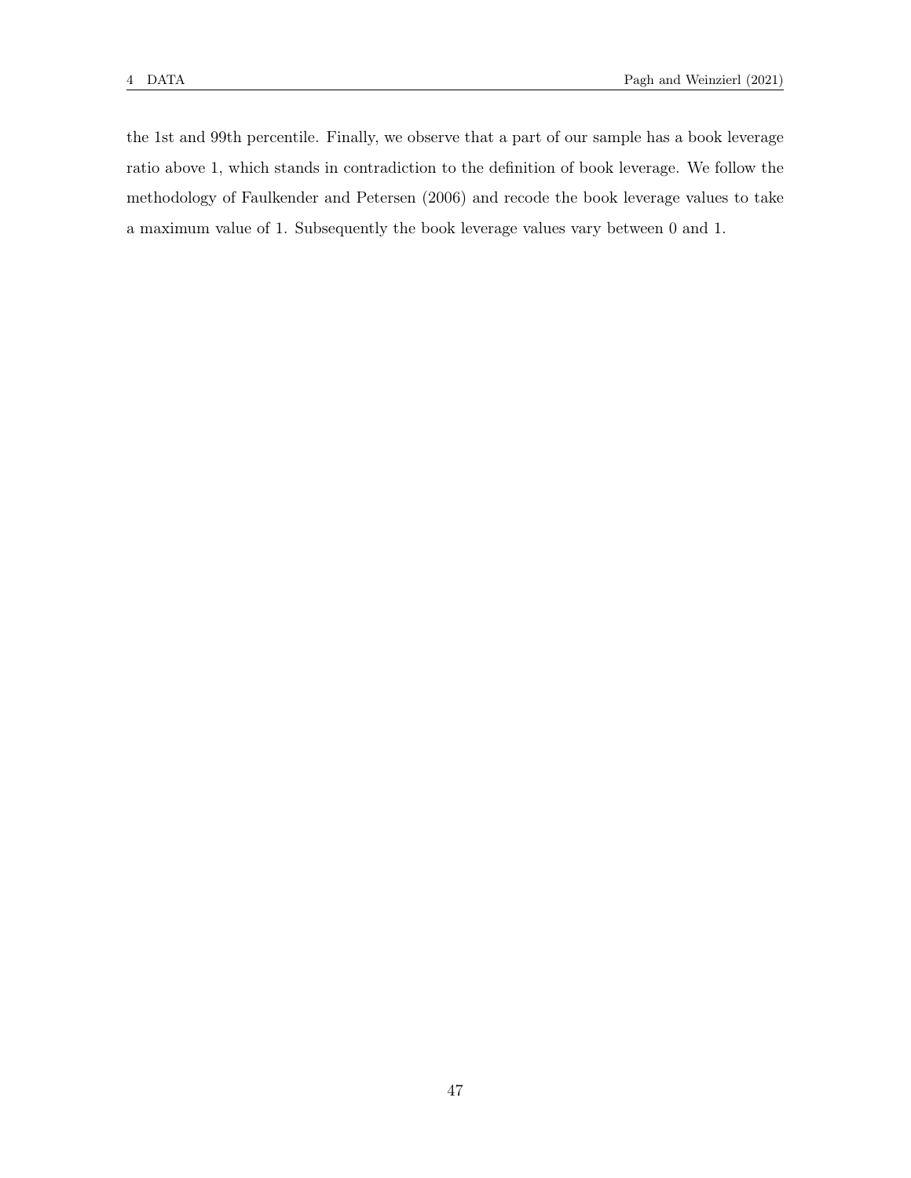the 1st and 99th percentile. Finally, we observe that a part of our sample has a book leverage ratio above 1, which stands in contradiction to the definition of book leverage. We follow the methodology of Faulkender and Petersen (2006) and recode the book leverage values to take a maximum value of 1. Subsequently the book leverage values vary between 0 and 1.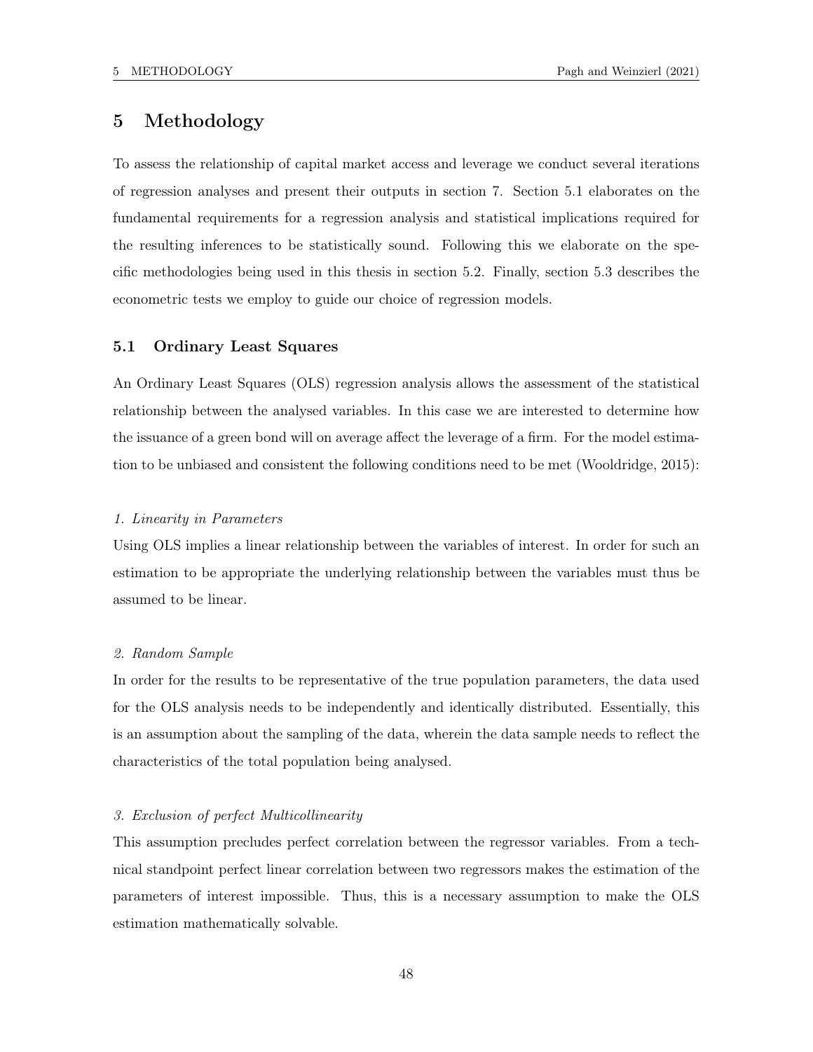# 5 Methodology

To assess the relationship of capital market access and leverage we conduct several iterations of regression analyses and present their outputs in section 7. Section 5.1 elaborates on the fundamental requirements for a regression analysis and statistical implications required for the resulting inferences to be statistically sound. Following this we elaborate on the specific methodologies being used in this thesis in section 5.2. Finally, section 5.3 describes the econometric tests we employ to guide our choice of regression models.

## 5.1 Ordinary Least Squares

An Ordinary Least Squares (OLS) regression analysis allows the assessment of the statistical relationship between the analysed variables. In this case we are interested to determine how the issuance of a green bond will on average affect the leverage of a firm. For the model estimation to be unbiased and consistent the following conditions need to be met (Wooldridge, 2015):

*1. Linearity in Parameters*

Using OLS implies a linear relationship between the variables of interest. In order for such an estimation to be appropriate the underlying relationship between the variables must thus be assumed to be linear.

*2. Random Sample*

In order for the results to be representative of the true population parameters, the data used for the OLS analysis needs to be independently and identically distributed. Essentially, this is an assumption about the sampling of the data, wherein the data sample needs to reflect the characteristics of the total population being analysed.

*3. Exclusion of perfect Multicollinearity*

This assumption precludes perfect correlation between the regressor variables. From a technical standpoint perfect linear correlation between two regressors makes the estimation of the parameters of interest impossible. Thus, this is a necessary assumption to make the OLS estimation mathematically solvable.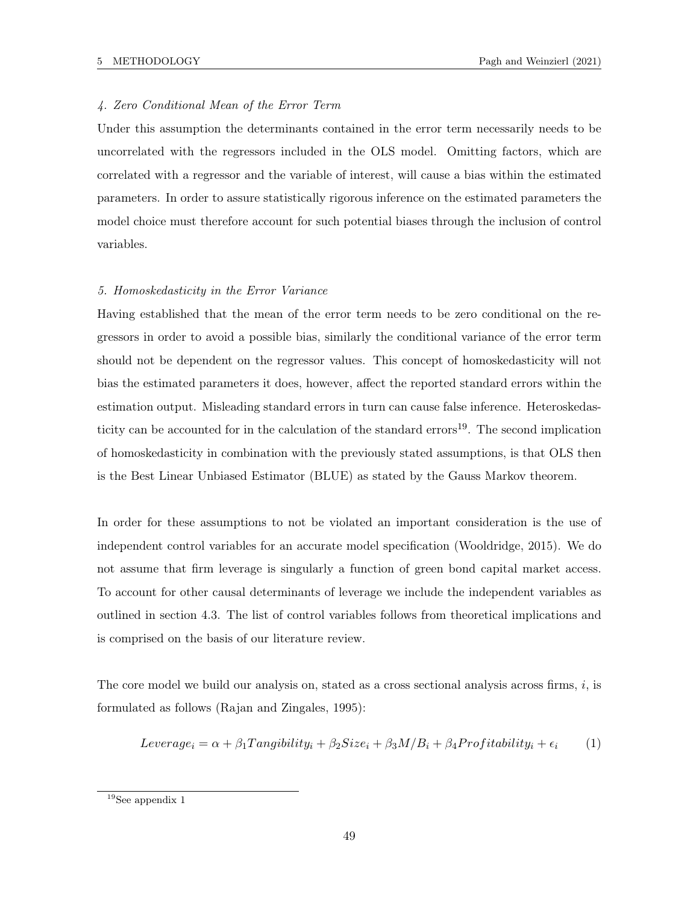*4. Zero Conditional Mean of the Error Term*

Under this assumption the determinants contained in the error term necessarily needs to be uncorrelated with the regressors included in the OLS model. Omitting factors, which are correlated with a regressor and the variable of interest, will cause a bias within the estimated parameters. In order to assure statistically rigorous inference on the estimated parameters the model choice must therefore account for such potential biases through the inclusion of control variables.

*5. Homoskedasticity in the Error Variance*

Having established that the mean of the error term needs to be zero conditional on the regressors in order to avoid a possible bias, similarly the conditional variance of the error term should not be dependent on the regressor values. This concept of homoskedasticity will not bias the estimated parameters it does, however, affect the reported standard errors within the estimation output. Misleading standard errors in turn can cause false inference. Heteroskedasticity can be accounted for in the calculation of the standard errors[19]. The second implication of homoskedasticity in combination with the previously stated assumptions, is that OLS then is the Best Linear Unbiased Estimator (BLUE) as stated by the Gauss Markov theorem.

In order for these assumptions to not be violated an important consideration is the use of independent control variables for an accurate model specification (Wooldridge, 2015). We do not assume that firm leverage is singularly a function of green bond capital market access. To account for other causal determinants of leverage we include the independent variables as outlined in section 4.3. The list of control variables follows from theoretical implications and is comprised on the basis of our literature review.

The core model we build our analysis on, stated as a cross sectional analysis across firms, $i$, is formulated as follows (Rajan and Zingales, 1995):

$$Leverage_i = \alpha + \beta_1 Tangibility_i + \beta_2 Size_i + \beta_3 M/B_i + \beta_4 Profitability_i + \epsilon_i \qquad (1)$$

[19] See appendix 1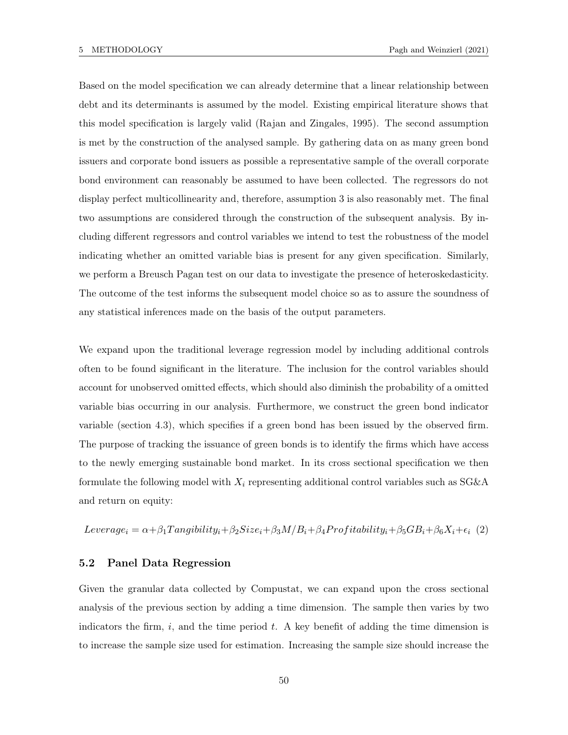Based on the model specification we can already determine that a linear relationship between debt and its determinants is assumed by the model. Existing empirical literature shows that this model specification is largely valid (Rajan and Zingales, 1995). The second assumption is met by the construction of the analysed sample. By gathering data on as many green bond issuers and corporate bond issuers as possible a representative sample of the overall corporate bond environment can reasonably be assumed to have been collected. The regressors do not display perfect multicollinearity and, therefore, assumption 3 is also reasonably met. The final two assumptions are considered through the construction of the subsequent analysis. By including different regressors and control variables we intend to test the robustness of the model indicating whether an omitted variable bias is present for any given specification. Similarly, we perform a Breusch Pagan test on our data to investigate the presence of heteroskedasticity. The outcome of the test informs the subsequent model choice so as to assure the soundness of any statistical inferences made on the basis of the output parameters.

We expand upon the traditional leverage regression model by including additional controls often to be found significant in the literature. The inclusion for the control variables should account for unobserved omitted effects, which should also diminish the probability of a omitted variable bias occurring in our analysis. Furthermore, we construct the green bond indicator variable (section 4.3), which specifies if a green bond has been issued by the observed firm. The purpose of tracking the issuance of green bonds is to identify the firms which have access to the newly emerging sustainable bond market. In its cross sectional specification we then formulate the following model with $X_i$ representing additional control variables such as SG&A and return on equity:

$$Leverage_i = \alpha + \beta_1 Tangibility_i + \beta_2 Size_i + \beta_3 M/B_i + \beta_4 Profitability_i + \beta_5 GB_i + \beta_6 X_i + \epsilon_i \quad (2)$$

## 5.2 Panel Data Regression

Given the granular data collected by Compustat, we can expand upon the cross sectional analysis of the previous section by adding a time dimension. The sample then varies by two indicators the firm, $i$, and the time period $t$. A key benefit of adding the time dimension is to increase the sample size used for estimation. Increasing the sample size should increase the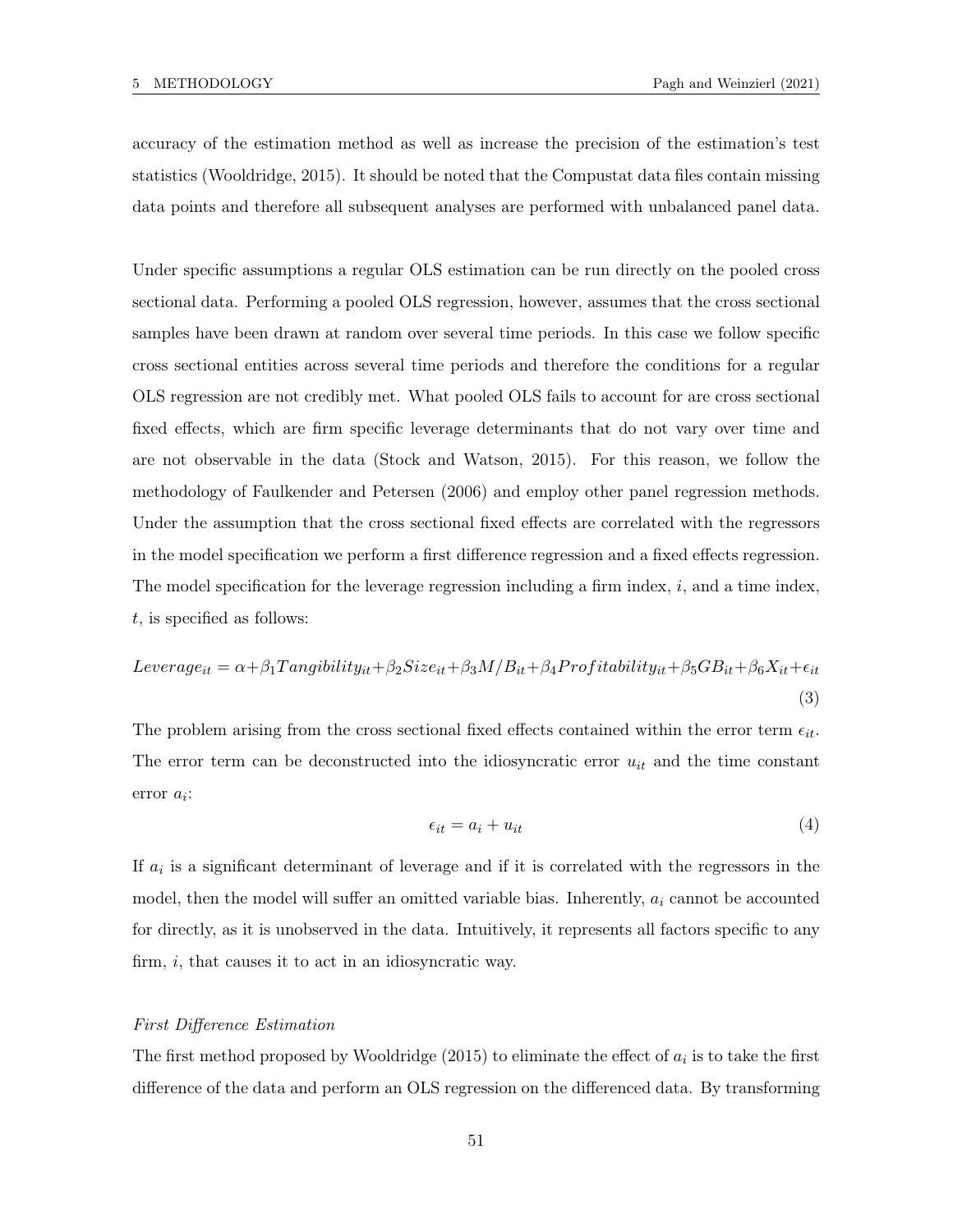accuracy of the estimation method as well as increase the precision of the estimation's test statistics (Wooldridge, 2015). It should be noted that the Compustat data files contain missing data points and therefore all subsequent analyses are performed with unbalanced panel data.

Under specific assumptions a regular OLS estimation can be run directly on the pooled cross sectional data. Performing a pooled OLS regression, however, assumes that the cross sectional samples have been drawn at random over several time periods. In this case we follow specific cross sectional entities across several time periods and therefore the conditions for a regular OLS regression are not credibly met. What pooled OLS fails to account for are cross sectional fixed effects, which are firm specific leverage determinants that do not vary over time and are not observable in the data (Stock and Watson, 2015). For this reason, we follow the methodology of Faulkender and Petersen (2006) and employ other panel regression methods. Under the assumption that the cross sectional fixed effects are correlated with the regressors in the model specification we perform a first difference regression and a fixed effects regression. The model specification for the leverage regression including a firm index, $i$, and a time index, $t$, is specified as follows:

$$Leverage_{it} = \alpha + \beta_1 Tangibility_{it} + \beta_2 Size_{it} + \beta_3 M/B_{it} + \beta_4 Profitability_{it} + \beta_5 GB_{it} + \beta_6 X_{it} + \epsilon_{it} \tag{3}$$

The problem arising from the cross sectional fixed effects contained within the error term $\epsilon_{it}$. The error term can be deconstructed into the idiosyncratic error $u_{it}$ and the time constant error $a_i$:

$$\epsilon_{it} = a_i + u_{it} \tag{4}$$

If $a_i$ is a significant determinant of leverage and if it is correlated with the regressors in the model, then the model will suffer an omitted variable bias. Inherently, $a_i$ cannot be accounted for directly, as it is unobserved in the data. Intuitively, it represents all factors specific to any firm, $i$, that causes it to act in an idiosyncratic way.

*First Difference Estimation*

The first method proposed by Wooldridge (2015) to eliminate the effect of $a_i$ is to take the first difference of the data and perform an OLS regression on the differenced data. By transforming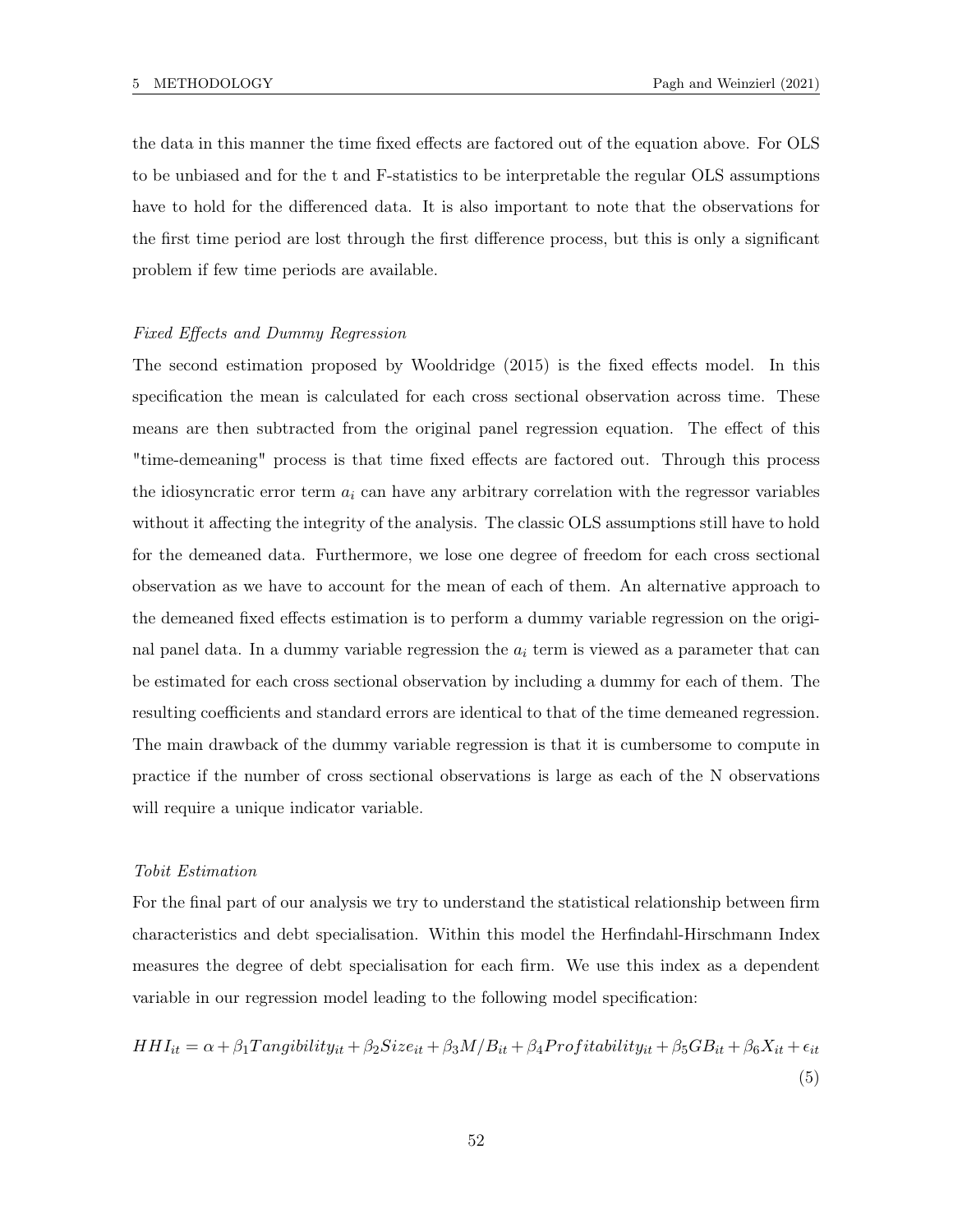the data in this manner the time fixed effects are factored out of the equation above. For OLS to be unbiased and for the t and F-statistics to be interpretable the regular OLS assumptions have to hold for the differenced data. It is also important to note that the observations for the first time period are lost through the first difference process, but this is only a significant problem if few time periods are available.

*Fixed Effects and Dummy Regression*

The second estimation proposed by Wooldridge (2015) is the fixed effects model. In this specification the mean is calculated for each cross sectional observation across time. These means are then subtracted from the original panel regression equation. The effect of this "time-demeaning" process is that time fixed effects are factored out. Through this process the idiosyncratic error term $a_i$ can have any arbitrary correlation with the regressor variables without it affecting the integrity of the analysis. The classic OLS assumptions still have to hold for the demeaned data. Furthermore, we lose one degree of freedom for each cross sectional observation as we have to account for the mean of each of them. An alternative approach to the demeaned fixed effects estimation is to perform a dummy variable regression on the original panel data. In a dummy variable regression the $a_i$ term is viewed as a parameter that can be estimated for each cross sectional observation by including a dummy for each of them. The resulting coefficients and standard errors are identical to that of the time demeaned regression. The main drawback of the dummy variable regression is that it is cumbersome to compute in practice if the number of cross sectional observations is large as each of the N observations will require a unique indicator variable.

*Tobit Estimation*

For the final part of our analysis we try to understand the statistical relationship between firm characteristics and debt specialisation. Within this model the Herfindahl-Hirschmann Index measures the degree of debt specialisation for each firm. We use this index as a dependent variable in our regression model leading to the following model specification:

$$HHI_{it} = \alpha + \beta_1 Tangibility_{it} + \beta_2 Size_{it} + \beta_3 M/B_{it} + \beta_4 Profitability_{it} + \beta_5 GB_{it} + \beta_6 X_{it} + \epsilon_{it} \tag{5}$$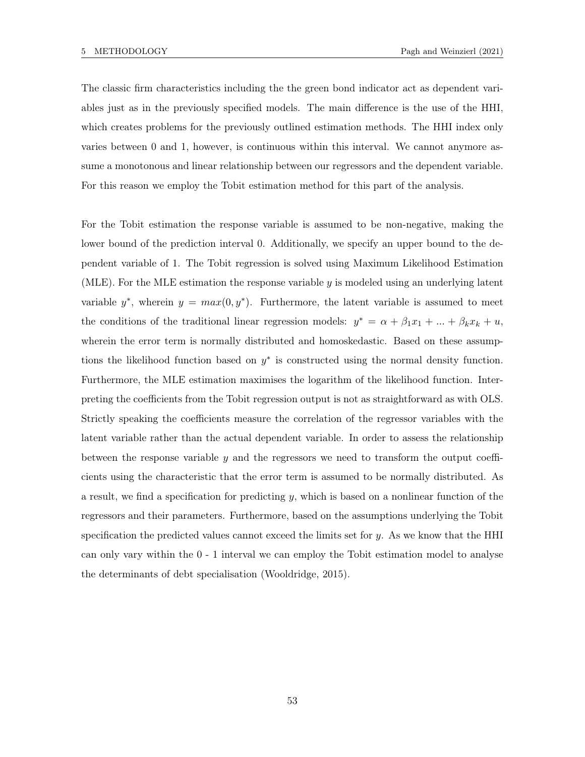The classic firm characteristics including the the green bond indicator act as dependent variables just as in the previously specified models. The main difference is the use of the HHI, which creates problems for the previously outlined estimation methods. The HHI index only varies between 0 and 1, however, is continuous within this interval. We cannot anymore assume a monotonous and linear relationship between our regressors and the dependent variable. For this reason we employ the Tobit estimation method for this part of the analysis.

For the Tobit estimation the response variable is assumed to be non-negative, making the lower bound of the prediction interval 0. Additionally, we specify an upper bound to the dependent variable of 1. The Tobit regression is solved using Maximum Likelihood Estimation (MLE). For the MLE estimation the response variable $y$ is modeled using an underlying latent variable $y^*$, wherein $y = max(0, y^*)$. Furthermore, the latent variable is assumed to meet the conditions of the traditional linear regression models: $y^* = \alpha + \beta_1 x_1 + ... + \beta_k x_k + u$, wherein the error term is normally distributed and homoskedastic. Based on these assumptions the likelihood function based on $y^*$ is constructed using the normal density function. Furthermore, the MLE estimation maximises the logarithm of the likelihood function. Interpreting the coefficients from the Tobit regression output is not as straightforward as with OLS. Strictly speaking the coefficients measure the correlation of the regressor variables with the latent variable rather than the actual dependent variable. In order to assess the relationship between the response variable $y$ and the regressors we need to transform the output coefficients using the characteristic that the error term is assumed to be normally distributed. As a result, we find a specification for predicting $y$, which is based on a nonlinear function of the regressors and their parameters. Furthermore, based on the assumptions underlying the Tobit specification the predicted values cannot exceed the limits set for $y$. As we know that the HHI can only vary within the 0 - 1 interval we can employ the Tobit estimation model to analyse the determinants of debt specialisation (Wooldridge, 2015).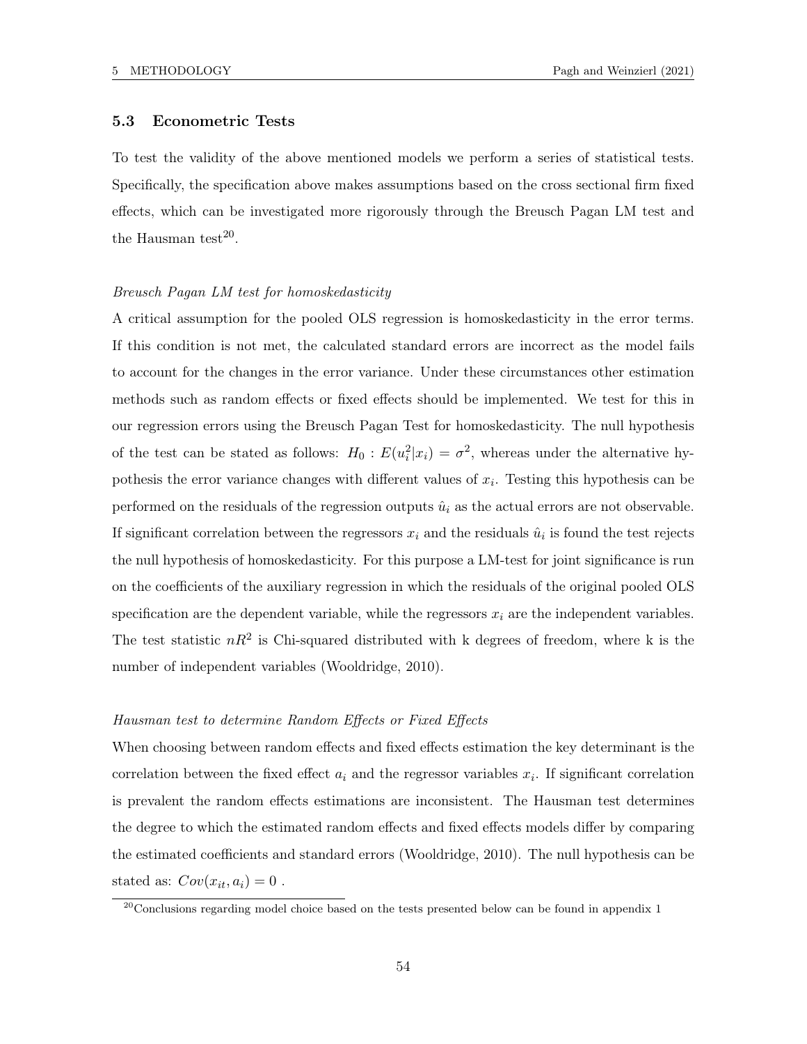### 5.3 Econometric Tests

To test the validity of the above mentioned models we perform a series of statistical tests. Specifically, the specification above makes assumptions based on the cross sectional firm fixed effects, which can be investigated more rigorously through the Breusch Pagan LM test and the Hausman test[20].

*Breusch Pagan LM test for homoskedasticity*

A critical assumption for the pooled OLS regression is homoskedasticity in the error terms. If this condition is not met, the calculated standard errors are incorrect as the model fails to account for the changes in the error variance. Under these circumstances other estimation methods such as random effects or fixed effects should be implemented. We test for this in our regression errors using the Breusch Pagan Test for homoskedasticity. The null hypothesis of the test can be stated as follows: $H_0 : E(u_i^2|x_i) = \sigma^2$, whereas under the alternative hypothesis the error variance changes with different values of $x_i$. Testing this hypothesis can be performed on the residuals of the regression outputs $\hat{u}_i$ as the actual errors are not observable. If significant correlation between the regressors $x_i$ and the residuals $\hat{u}_i$ is found the test rejects the null hypothesis of homoskedasticity. For this purpose a LM-test for joint significance is run on the coefficients of the auxiliary regression in which the residuals of the original pooled OLS specification are the dependent variable, while the regressors $x_i$ are the independent variables. The test statistic $nR^2$ is Chi-squared distributed with k degrees of freedom, where k is the number of independent variables (Wooldridge, 2010).

*Hausman test to determine Random Effects or Fixed Effects*

When choosing between random effects and fixed effects estimation the key determinant is the correlation between the fixed effect $a_i$ and the regressor variables $x_i$. If significant correlation is prevalent the random effects estimations are inconsistent. The Hausman test determines the degree to which the estimated random effects and fixed effects models differ by comparing the estimated coefficients and standard errors (Wooldridge, 2010). The null hypothesis can be stated as: $Cov(x_{it}, a_i) = 0$ .

[20] Conclusions regarding model choice based on the tests presented below can be found in appendix 1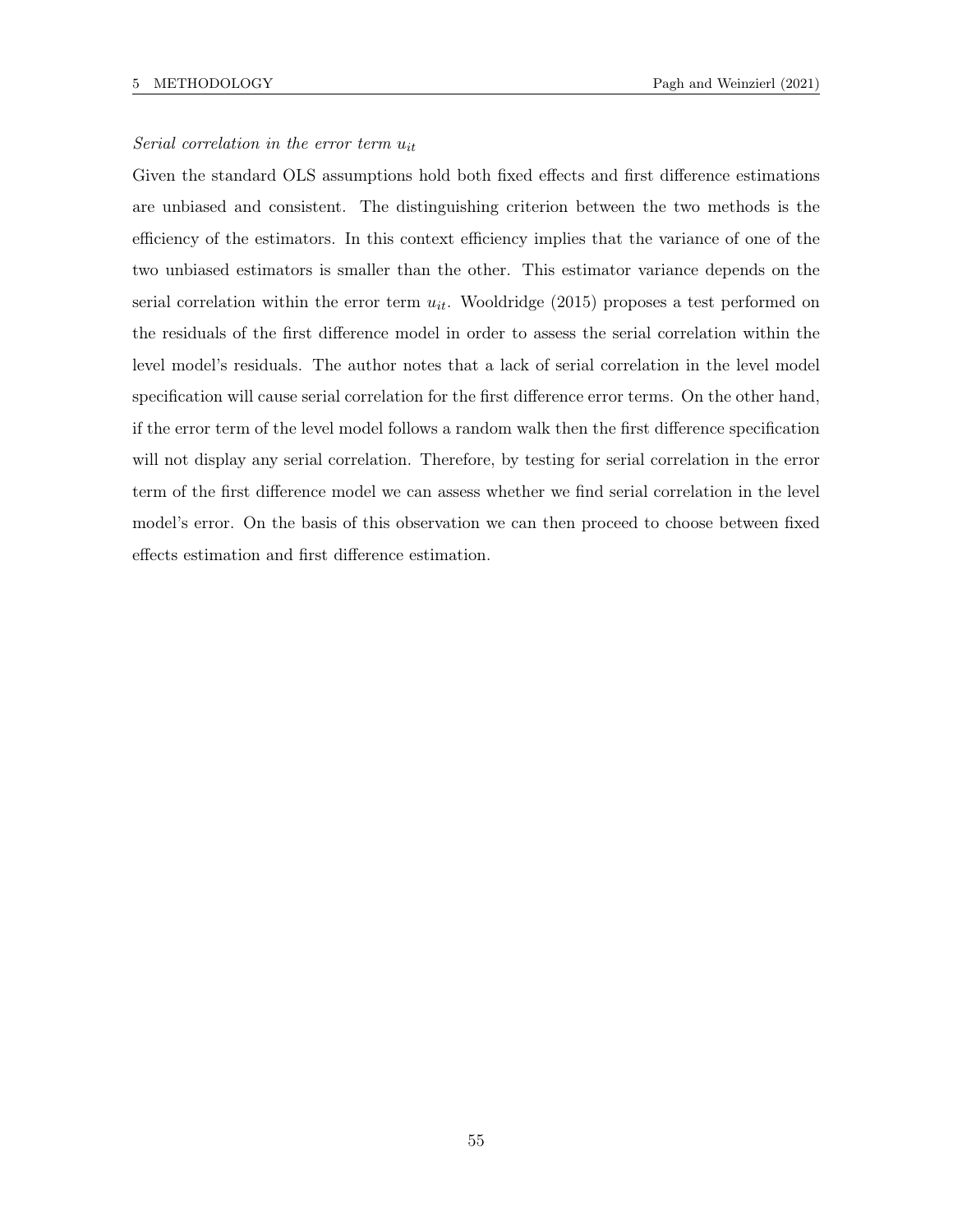*Serial correlation in the error term $u_{it}$*

Given the standard OLS assumptions hold both fixed effects and first difference estimations are unbiased and consistent. The distinguishing criterion between the two methods is the efficiency of the estimators. In this context efficiency implies that the variance of one of the two unbiased estimators is smaller than the other. This estimator variance depends on the serial correlation within the error term $u_{it}$. Wooldridge (2015) proposes a test performed on the residuals of the first difference model in order to assess the serial correlation within the level model's residuals. The author notes that a lack of serial correlation in the level model specification will cause serial correlation for the first difference error terms. On the other hand, if the error term of the level model follows a random walk then the first difference specification will not display any serial correlation. Therefore, by testing for serial correlation in the error term of the first difference model we can assess whether we find serial correlation in the level model's error. On the basis of this observation we can then proceed to choose between fixed effects estimation and first difference estimation.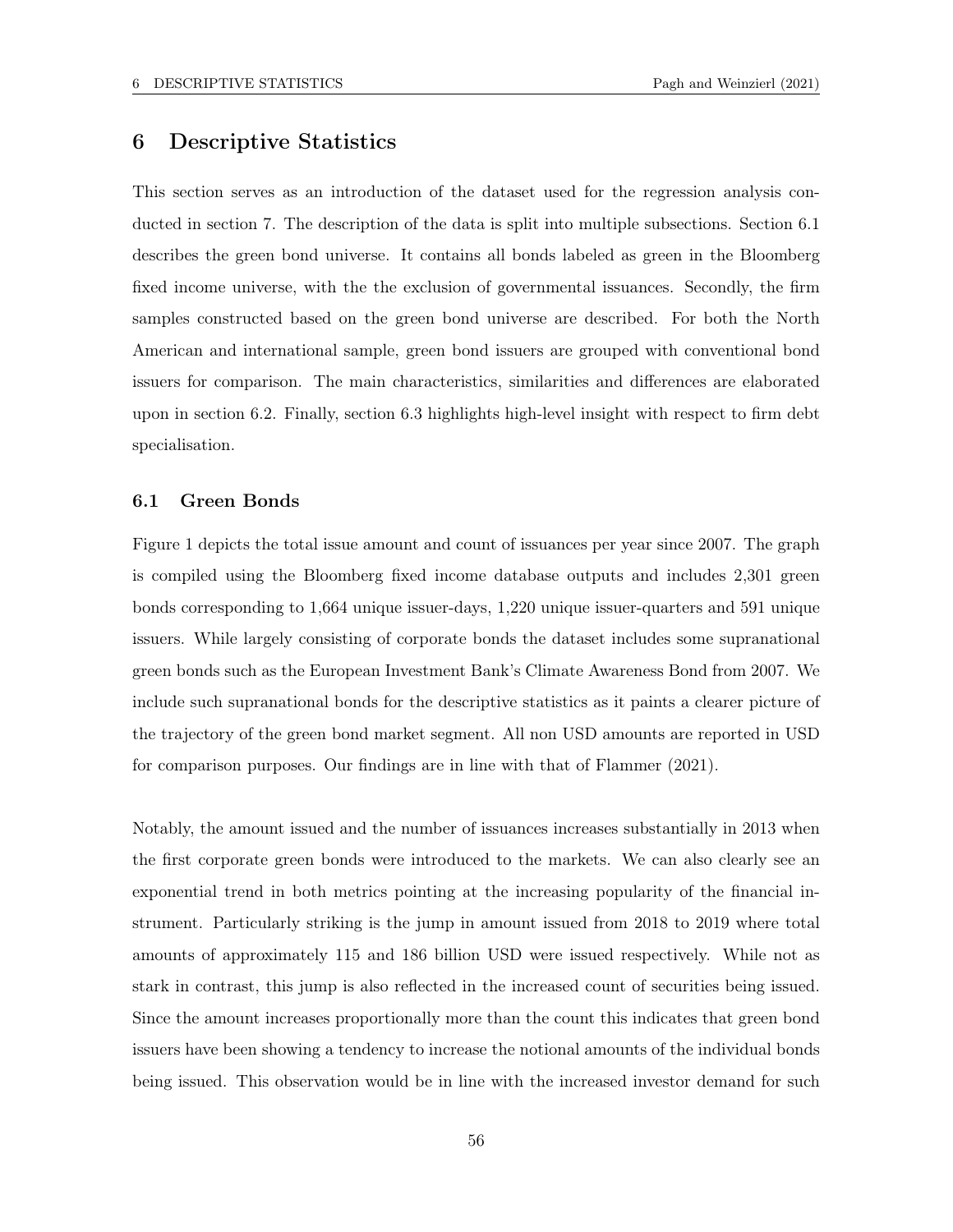# 6 Descriptive Statistics

This section serves as an introduction of the dataset used for the regression analysis conducted in section 7. The description of the data is split into multiple subsections. Section 6.1 describes the green bond universe. It contains all bonds labeled as green in the Bloomberg fixed income universe, with the the exclusion of governmental issuances. Secondly, the firm samples constructed based on the green bond universe are described. For both the North American and international sample, green bond issuers are grouped with conventional bond issuers for comparison. The main characteristics, similarities and differences are elaborated upon in section 6.2. Finally, section 6.3 highlights high-level insight with respect to firm debt specialisation.

## 6.1 Green Bonds

Figure 1 depicts the total issue amount and count of issuances per year since 2007. The graph is compiled using the Bloomberg fixed income database outputs and includes 2,301 green bonds corresponding to 1,664 unique issuer-days, 1,220 unique issuer-quarters and 591 unique issuers. While largely consisting of corporate bonds the dataset includes some supranational green bonds such as the European Investment Bank's Climate Awareness Bond from 2007. We include such supranational bonds for the descriptive statistics as it paints a clearer picture of the trajectory of the green bond market segment. All non USD amounts are reported in USD for comparison purposes. Our findings are in line with that of Flammer (2021).

Notably, the amount issued and the number of issuances increases substantially in 2013 when the first corporate green bonds were introduced to the markets. We can also clearly see an exponential trend in both metrics pointing at the increasing popularity of the financial instrument. Particularly striking is the jump in amount issued from 2018 to 2019 where total amounts of approximately 115 and 186 billion USD were issued respectively. While not as stark in contrast, this jump is also reflected in the increased count of securities being issued. Since the amount increases proportionally more than the count this indicates that green bond issuers have been showing a tendency to increase the notional amounts of the individual bonds being issued. This observation would be in line with the increased investor demand for such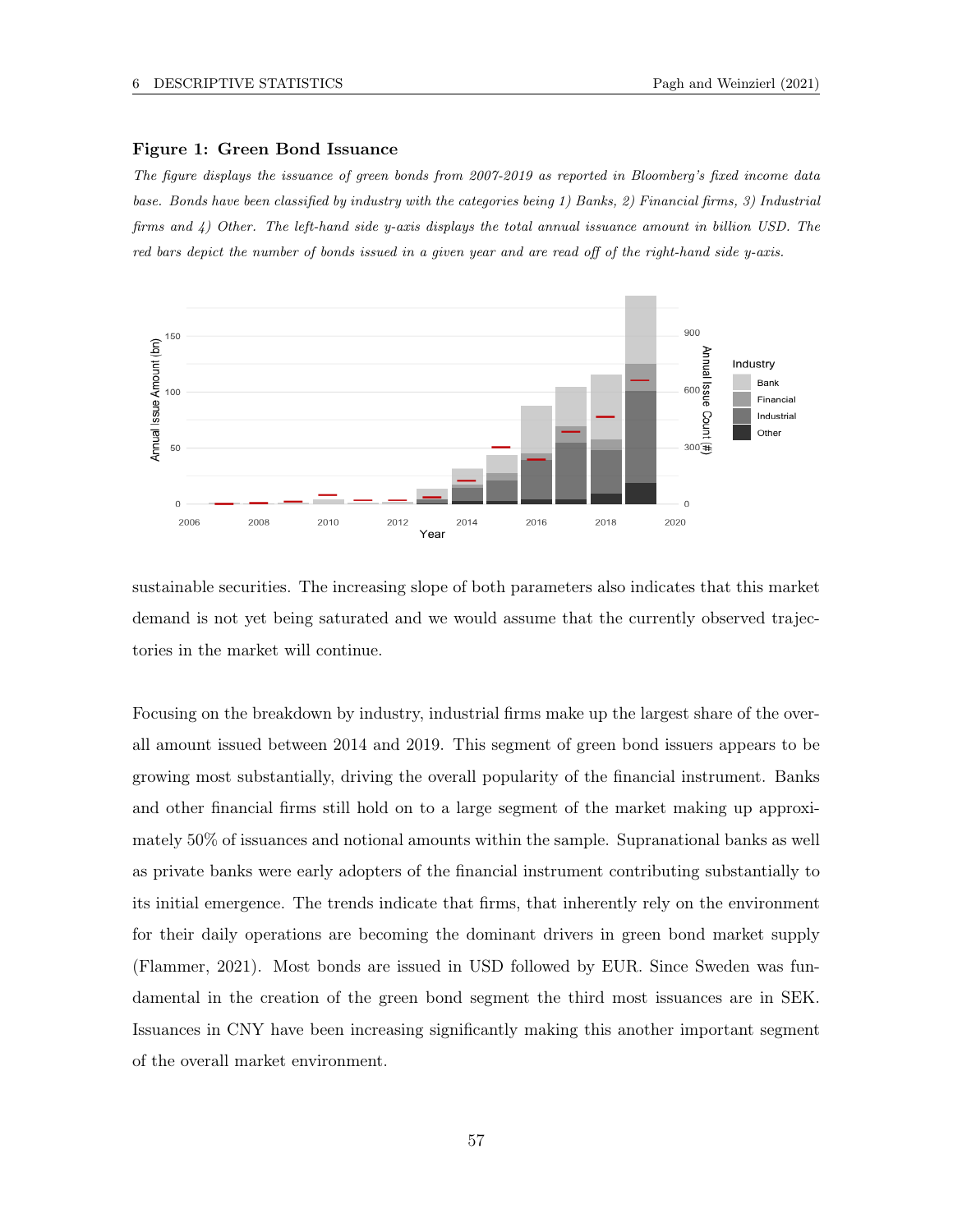**Figure 1: Green Bond Issuance**

*The figure displays the issuance of green bonds from 2007-2019 as reported in Bloomberg's fixed income data base. Bonds have been classified by industry with the categories being 1) Banks, 2) Financial firms, 3) Industrial firms and 4) Other. The left-hand side y-axis displays the total annual issuance amount in billion USD. The red bars depict the number of bonds issued in a given year and are read off of the right-hand side y-axis.*

sustainable securities. The increasing slope of both parameters also indicates that this market demand is not yet being saturated and we would assume that the currently observed trajectories in the market will continue.

Focusing on the breakdown by industry, industrial firms make up the largest share of the overall amount issued between 2014 and 2019. This segment of green bond issuers appears to be growing most substantially, driving the overall popularity of the financial instrument. Banks and other financial firms still hold on to a large segment of the market making up approximately 50% of issuances and notional amounts within the sample. Supranational banks as well as private banks were early adopters of the financial instrument contributing substantially to its initial emergence. The trends indicate that firms, that inherently rely on the environment for their daily operations are becoming the dominant drivers in green bond market supply (Flammer, 2021). Most bonds are issued in USD followed by EUR. Since Sweden was fundamental in the creation of the green bond segment the third most issuances are in SEK. Issuances in CNY have been increasing significantly making this another important segment of the overall market environment.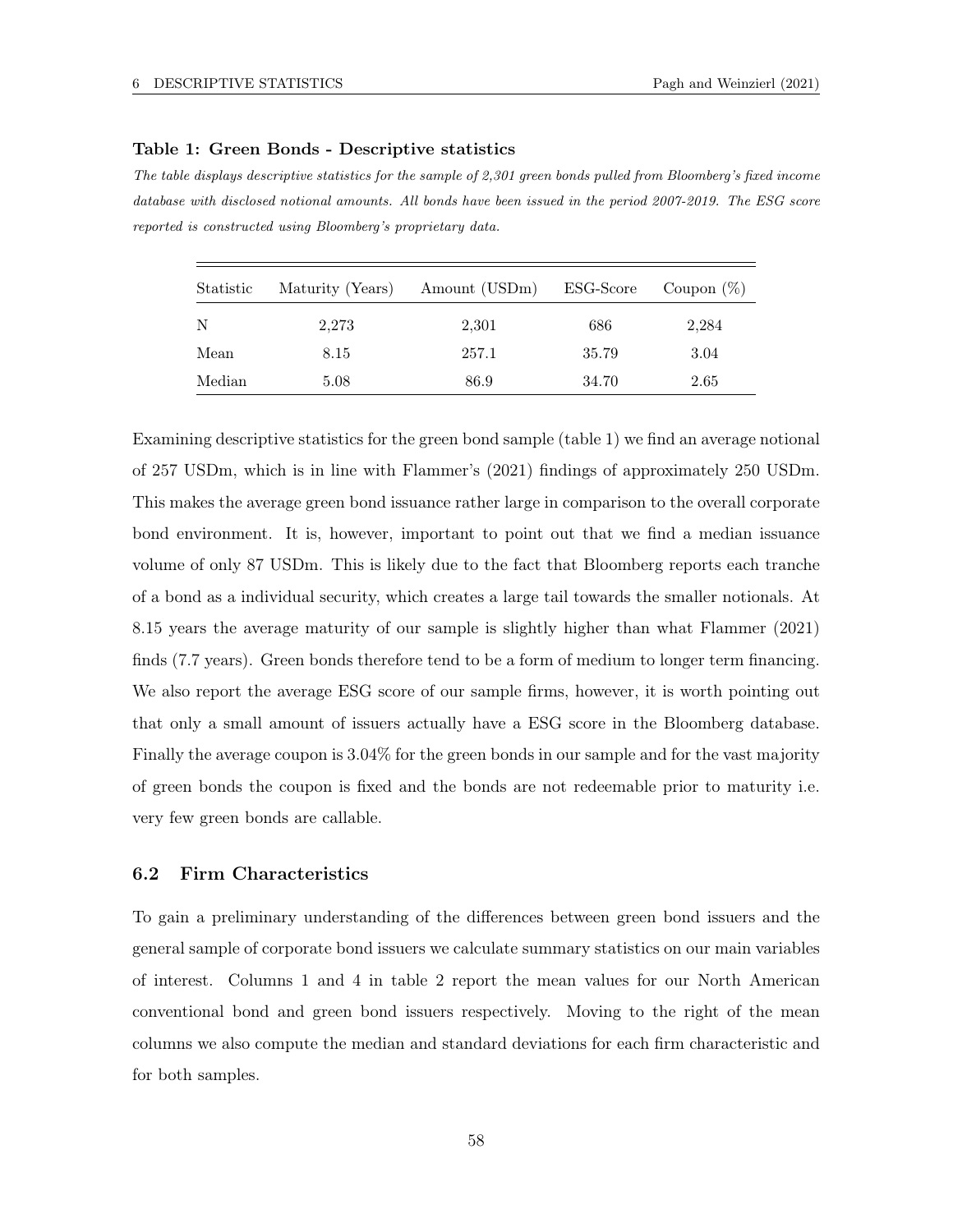**Table 1: Green Bonds - Descriptive statistics**

*The table displays descriptive statistics for the sample of 2,301 green bonds pulled from Bloomberg's fixed income database with disclosed notional amounts. All bonds have been issued in the period 2007-2019. The ESG score reported is constructed using Bloomberg's proprietary data.*

| Statistic | Maturity (Years) | Amount (USDm) | ESG-Score | Coupon (%) |
|---|---|---|---|---|
| N | 2,273 | 2,301 | 686 | 2,284 |
| Mean | 8.15 | 257.1 | 35.79 | 3.04 |
| Median | 5.08 | 86.9 | 34.70 | 2.65 |

Examining descriptive statistics for the green bond sample (table 1) we find an average notional of 257 USDm, which is in line with Flammer's (2021) findings of approximately 250 USDm. This makes the average green bond issuance rather large in comparison to the overall corporate bond environment. It is, however, important to point out that we find a median issuance volume of only 87 USDm. This is likely due to the fact that Bloomberg reports each tranche of a bond as a individual security, which creates a large tail towards the smaller notionals. At 8.15 years the average maturity of our sample is slightly higher than what Flammer (2021) finds (7.7 years). Green bonds therefore tend to be a form of medium to longer term financing. We also report the average ESG score of our sample firms, however, it is worth pointing out that only a small amount of issuers actually have a ESG score in the Bloomberg database. Finally the average coupon is 3.04% for the green bonds in our sample and for the vast majority of green bonds the coupon is fixed and the bonds are not redeemable prior to maturity i.e. very few green bonds are callable.

## 6.2 Firm Characteristics

To gain a preliminary understanding of the differences between green bond issuers and the general sample of corporate bond issuers we calculate summary statistics on our main variables of interest. Columns 1 and 4 in table 2 report the mean values for our North American conventional bond and green bond issuers respectively. Moving to the right of the mean columns we also compute the median and standard deviations for each firm characteristic and for both samples.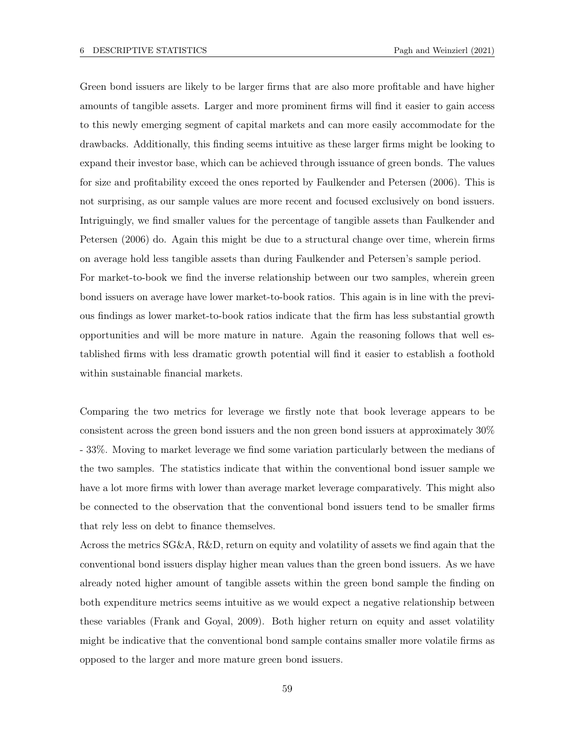Green bond issuers are likely to be larger firms that are also more profitable and have higher amounts of tangible assets. Larger and more prominent firms will find it easier to gain access to this newly emerging segment of capital markets and can more easily accommodate for the drawbacks. Additionally, this finding seems intuitive as these larger firms might be looking to expand their investor base, which can be achieved through issuance of green bonds. The values for size and profitability exceed the ones reported by Faulkender and Petersen (2006). This is not surprising, as our sample values are more recent and focused exclusively on bond issuers. Intriguingly, we find smaller values for the percentage of tangible assets than Faulkender and Petersen (2006) do. Again this might be due to a structural change over time, wherein firms on average hold less tangible assets than during Faulkender and Petersen's sample period.
For market-to-book we find the inverse relationship between our two samples, wherein green bond issuers on average have lower market-to-book ratios. This again is in line with the previous findings as lower market-to-book ratios indicate that the firm has less substantial growth opportunities and will be more mature in nature. Again the reasoning follows that well established firms with less dramatic growth potential will find it easier to establish a foothold within sustainable financial markets.

Comparing the two metrics for leverage we firstly note that book leverage appears to be consistent across the green bond issuers and the non green bond issuers at approximately 30% - 33%. Moving to market leverage we find some variation particularly between the medians of the two samples. The statistics indicate that within the conventional bond issuer sample we have a lot more firms with lower than average market leverage comparatively. This might also be connected to the observation that the conventional bond issuers tend to be smaller firms that rely less on debt to finance themselves.
Across the metrics SG&A, R&D, return on equity and volatility of assets we find again that the conventional bond issuers display higher mean values than the green bond issuers. As we have already noted higher amount of tangible assets within the green bond sample the finding on both expenditure metrics seems intuitive as we would expect a negative relationship between these variables (Frank and Goyal, 2009). Both higher return on equity and asset volatility might be indicative that the conventional bond sample contains smaller more volatile firms as opposed to the larger and more mature green bond issuers.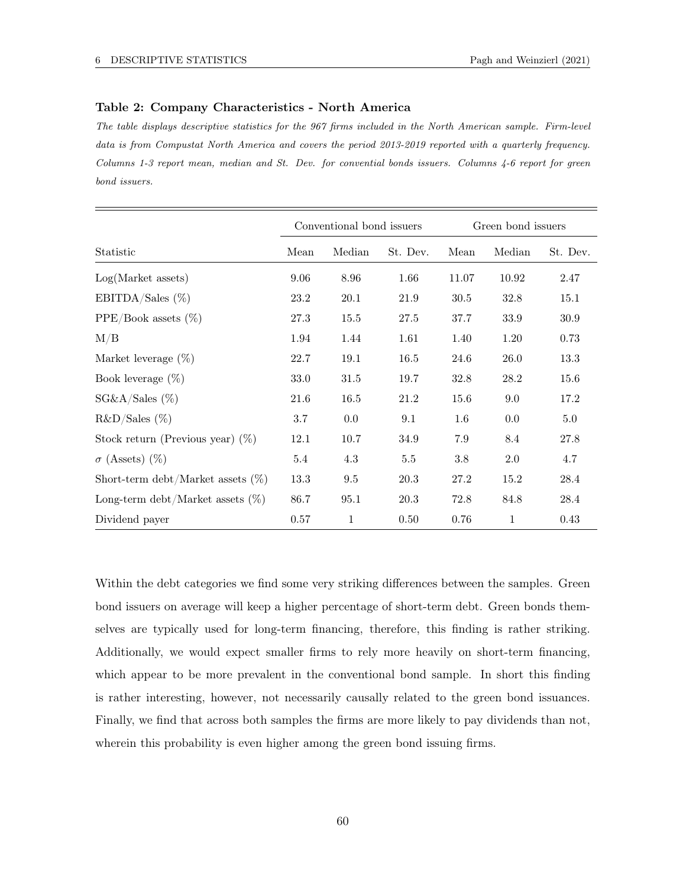**Table 2: Company Characteristics - North America**

*The table displays descriptive statistics for the 967 firms included in the North American sample. Firm-level data is from Compustat North America and covers the period 2013-2019 reported with a quarterly frequency. Columns 1-3 report mean, median and St. Dev. for convential bonds issuers. Columns 4-6 report for green bond issuers.*

| | Conventional bond issuers | | | Green bond issuers | | |
|---|---|---|---|---|---|---|
| Statistic | Mean | Median | St. Dev. | Mean | Median | St. Dev. |
| Log(Market assets) | 9.06 | 8.96 | 1.66 | 11.07 | 10.92 | 2.47 |
| EBITDA/Sales (%) | 23.2 | 20.1 | 21.9 | 30.5 | 32.8 | 15.1 |
| PPE/Book assets (%) | 27.3 | 15.5 | 27.5 | 37.7 | 33.9 | 30.9 |
| M/B | 1.94 | 1.44 | 1.61 | 1.40 | 1.20 | 0.73 |
| Market leverage (%) | 22.7 | 19.1 | 16.5 | 24.6 | 26.0 | 13.3 |
| Book leverage (%) | 33.0 | 31.5 | 19.7 | 32.8 | 28.2 | 15.6 |
| SG&A/Sales (%) | 21.6 | 16.5 | 21.2 | 15.6 | 9.0 | 17.2 |
| R&D/Sales (%) | 3.7 | 0.0 | 9.1 | 1.6 | 0.0 | 5.0 |
| Stock return (Previous year) (%) | 12.1 | 10.7 | 34.9 | 7.9 | 8.4 | 27.8 |
| $\sigma$ (Assets) (%) | 5.4 | 4.3 | 5.5 | 3.8 | 2.0 | 4.7 |
| Short-term debt/Market assets (%) | 13.3 | 9.5 | 20.3 | 27.2 | 15.2 | 28.4 |
| Long-term debt/Market assets (%) | 86.7 | 95.1 | 20.3 | 72.8 | 84.8 | 28.4 |
| Dividend payer | 0.57 | 1 | 0.50 | 0.76 | 1 | 0.43 |

Within the debt categories we find some very striking differences between the samples. Green bond issuers on average will keep a higher percentage of short-term debt. Green bonds themselves are typically used for long-term financing, therefore, this finding is rather striking. Additionally, we would expect smaller firms to rely more heavily on short-term financing, which appear to be more prevalent in the conventional bond sample. In short this finding is rather interesting, however, not necessarily causally related to the green bond issuances. Finally, we find that across both samples the firms are more likely to pay dividends than not, wherein this probability is even higher among the green bond issuing firms.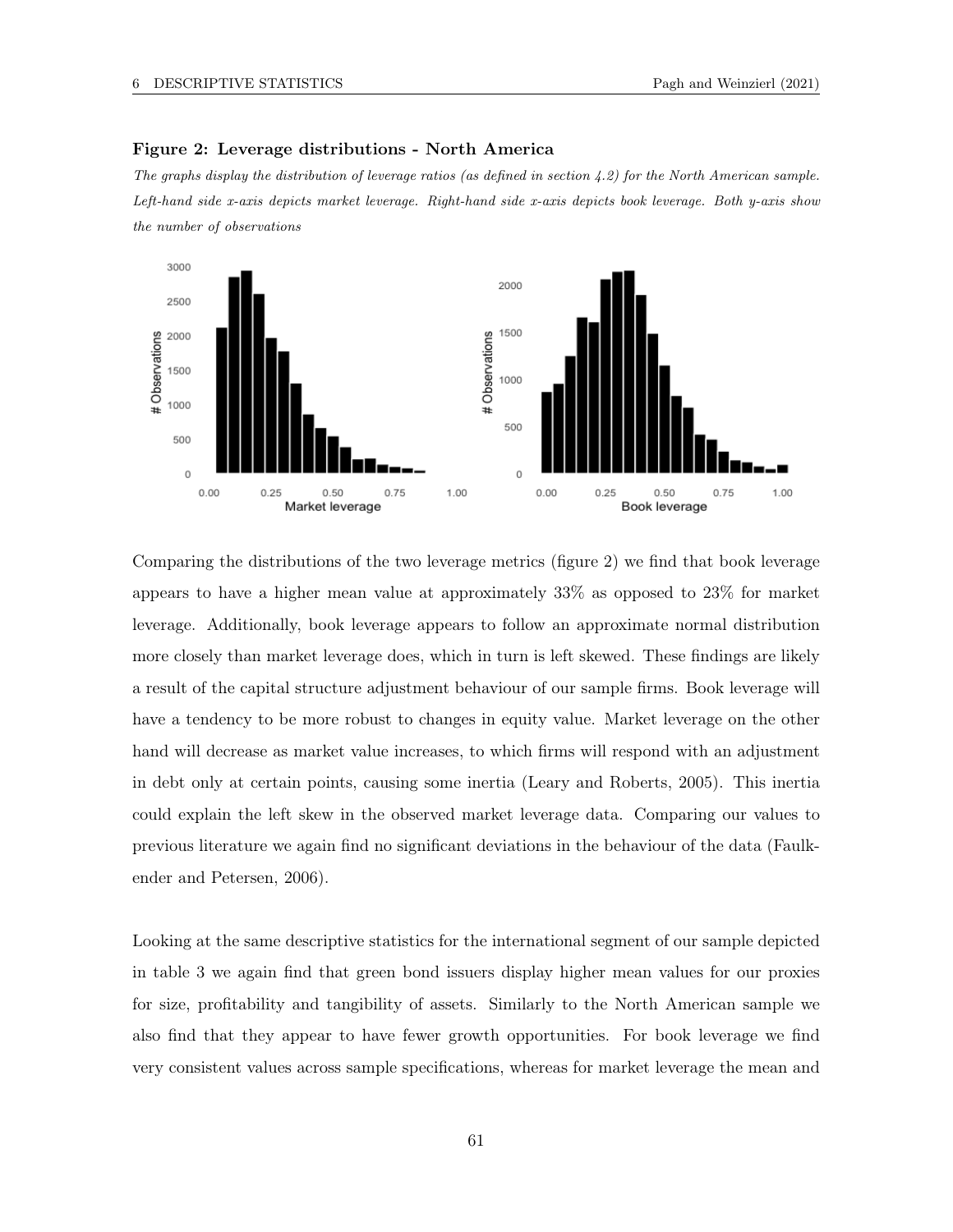**Figure 2: Leverage distributions - North America**

*The graphs display the distribution of leverage ratios (as defined in section 4.2) for the North American sample. Left-hand side x-axis depicts market leverage. Right-hand side x-axis depicts book leverage. Both y-axis show the number of observations*

Comparing the distributions of the two leverage metrics (figure 2) we find that book leverage appears to have a higher mean value at approximately 33% as opposed to 23% for market leverage. Additionally, book leverage appears to follow an approximate normal distribution more closely than market leverage does, which in turn is left skewed. These findings are likely a result of the capital structure adjustment behaviour of our sample firms. Book leverage will have a tendency to be more robust to changes in equity value. Market leverage on the other hand will decrease as market value increases, to which firms will respond with an adjustment in debt only at certain points, causing some inertia (Leary and Roberts, 2005). This inertia could explain the left skew in the observed market leverage data. Comparing our values to previous literature we again find no significant deviations in the behaviour of the data (Faulkender and Petersen, 2006).

Looking at the same descriptive statistics for the international segment of our sample depicted in table 3 we again find that green bond issuers display higher mean values for our proxies for size, profitability and tangibility of assets. Similarly to the North American sample we also find that they appear to have fewer growth opportunities. For book leverage we find very consistent values across sample specifications, whereas for market leverage the mean and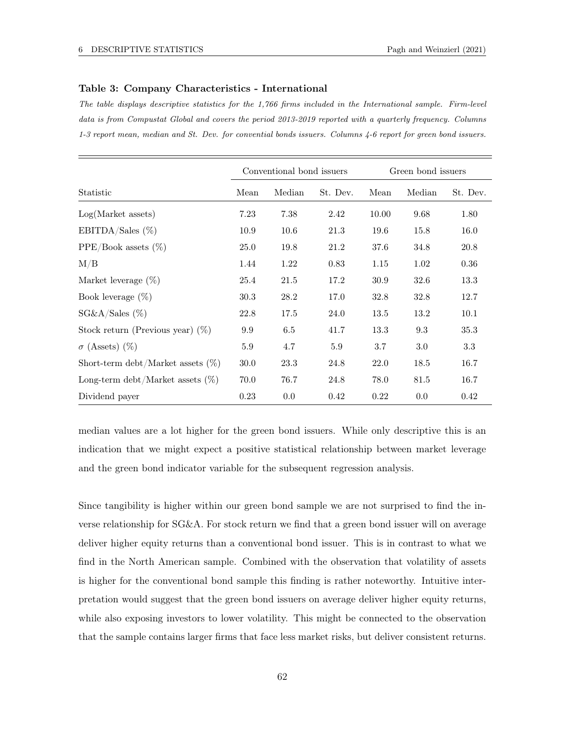**Table 3: Company Characteristics - International**

*The table displays descriptive statistics for the 1,766 firms included in the International sample. Firm-level data is from Compustat Global and covers the period 2013-2019 reported with a quarterly frequency. Columns 1-3 report mean, median and St. Dev. for convential bonds issuers. Columns 4-6 report for green bond issuers.*

| | Conventional bond issuers | | | Green bond issuers | | |
|---|---|---|---|---|---|---|
| Statistic | Mean | Median | St. Dev. | Mean | Median | St. Dev. |
| Log(Market assets) | 7.23 | 7.38 | 2.42 | 10.00 | 9.68 | 1.80 |
| EBITDA/Sales (%) | 10.9 | 10.6 | 21.3 | 19.6 | 15.8 | 16.0 |
| PPE/Book assets (%) | 25.0 | 19.8 | 21.2 | 37.6 | 34.8 | 20.8 |
| M/B | 1.44 | 1.22 | 0.83 | 1.15 | 1.02 | 0.36 |
| Market leverage (%) | 25.4 | 21.5 | 17.2 | 30.9 | 32.6 | 13.3 |
| Book leverage (%) | 30.3 | 28.2 | 17.0 | 32.8 | 32.8 | 12.7 |
| SG&A/Sales (%) | 22.8 | 17.5 | 24.0 | 13.5 | 13.2 | 10.1 |
| Stock return (Previous year) (%) | 9.9 | 6.5 | 41.7 | 13.3 | 9.3 | 35.3 |
| $\sigma$ (Assets) (%) | 5.9 | 4.7 | 5.9 | 3.7 | 3.0 | 3.3 |
| Short-term debt/Market assets (%) | 30.0 | 23.3 | 24.8 | 22.0 | 18.5 | 16.7 |
| Long-term debt/Market assets (%) | 70.0 | 76.7 | 24.8 | 78.0 | 81.5 | 16.7 |
| Dividend payer | 0.23 | 0.0 | 0.42 | 0.22 | 0.0 | 0.42 |

median values are a lot higher for the green bond issuers. While only descriptive this is an indication that we might expect a positive statistical relationship between market leverage and the green bond indicator variable for the subsequent regression analysis.

Since tangibility is higher within our green bond sample we are not surprised to find the inverse relationship for SG&A. For stock return we find that a green bond issuer will on average deliver higher equity returns than a conventional bond issuer. This is in contrast to what we find in the North American sample. Combined with the observation that volatility of assets is higher for the conventional bond sample this finding is rather noteworthy. Intuitive interpretation would suggest that the green bond issuers on average deliver higher equity returns, while also exposing investors to lower volatility. This might be connected to the observation that the sample contains larger firms that face less market risks, but deliver consistent returns.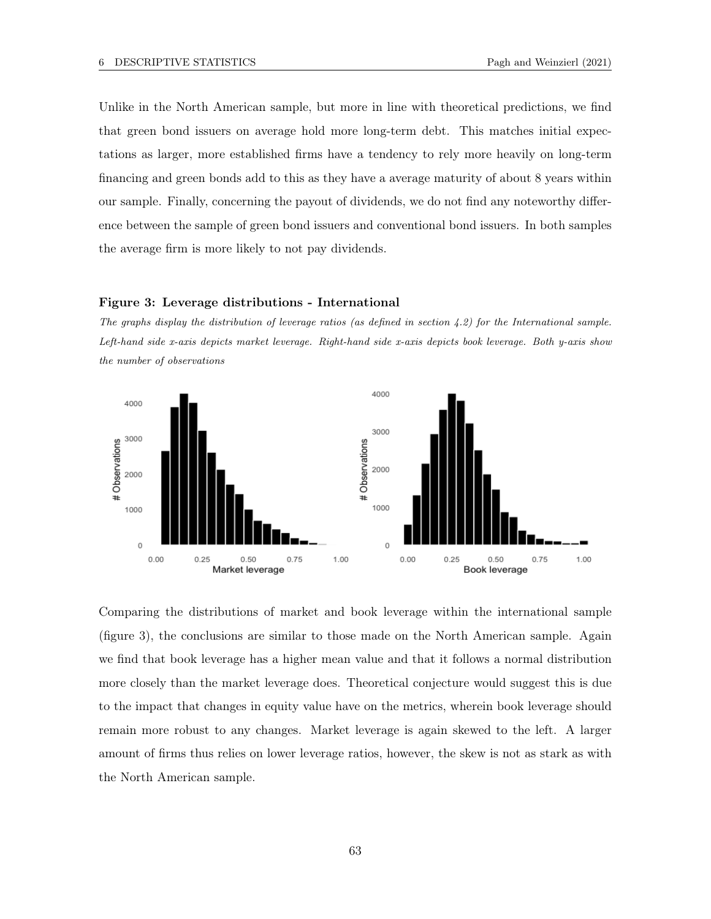Unlike in the North American sample, but more in line with theoretical predictions, we find that green bond issuers on average hold more long-term debt. This matches initial expectations as larger, more established firms have a tendency to rely more heavily on long-term financing and green bonds add to this as they have a average maturity of about 8 years within our sample. Finally, concerning the payout of dividends, we do not find any noteworthy difference between the sample of green bond issuers and conventional bond issuers. In both samples the average firm is more likely to not pay dividends.

**Figure 3: Leverage distributions - International**

*The graphs display the distribution of leverage ratios (as defined in section 4.2) for the International sample. Left-hand side x-axis depicts market leverage. Right-hand side x-axis depicts book leverage. Both y-axis show the number of observations*

Comparing the distributions of market and book leverage within the international sample (figure 3), the conclusions are similar to those made on the North American sample. Again we find that book leverage has a higher mean value and that it follows a normal distribution more closely than the market leverage does. Theoretical conjecture would suggest this is due to the impact that changes in equity value have on the metrics, wherein book leverage should remain more robust to any changes. Market leverage is again skewed to the left. A larger amount of firms thus relies on lower leverage ratios, however, the skew is not as stark as with the North American sample.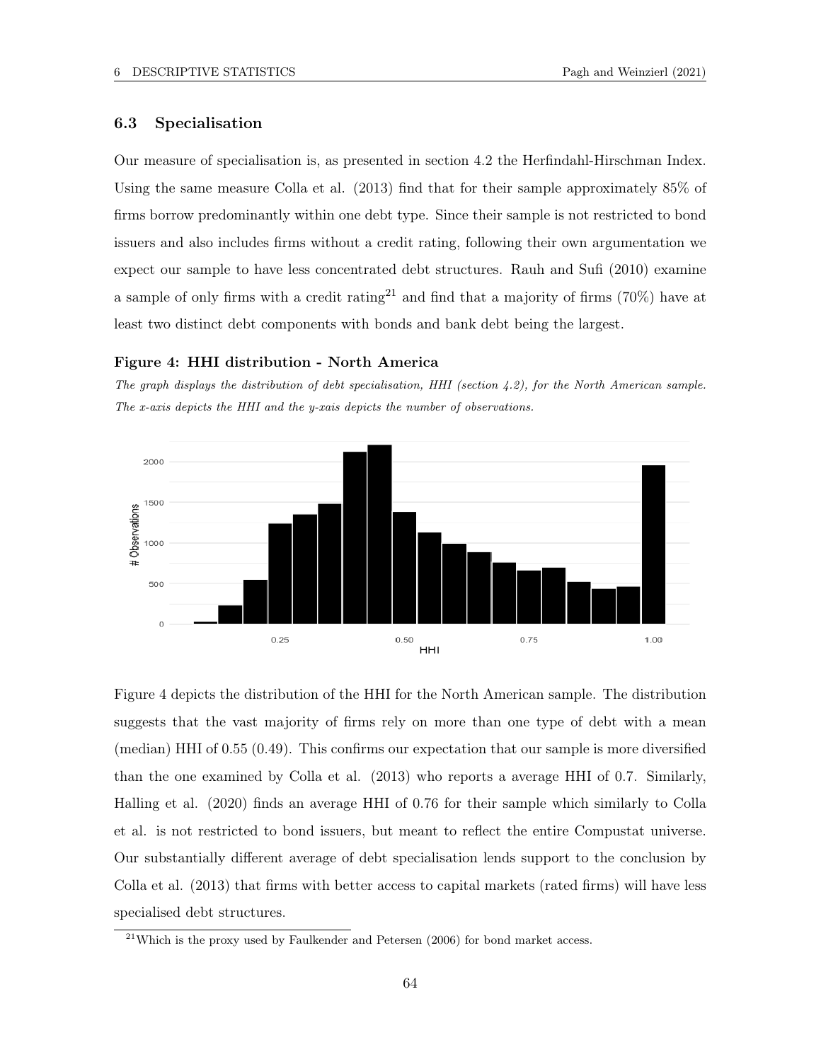### 6.3 Specialisation

Our measure of specialisation is, as presented in section 4.2 the Herfindahl-Hirschman Index. Using the same measure Colla et al. (2013) find that for their sample approximately 85% of firms borrow predominantly within one debt type. Since their sample is not restricted to bond issuers and also includes firms without a credit rating, following their own argumentation we expect our sample to have less concentrated debt structures. Rauh and Sufi (2010) examine a sample of only firms with a credit rating[21] and find that a majority of firms (70%) have at least two distinct debt components with bonds and bank debt being the largest.

**Figure 4: HHI distribution - North America**

*The graph displays the distribution of debt specialisation, HHI (section 4.2), for the North American sample. The x-axis depicts the HHI and the y-xais depicts the number of observations.*

Figure 4 depicts the distribution of the HHI for the North American sample. The distribution suggests that the vast majority of firms rely on more than one type of debt with a mean (median) HHI of 0.55 (0.49). This confirms our expectation that our sample is more diversified than the one examined by Colla et al. (2013) who reports a average HHI of 0.7. Similarly, Halling et al. (2020) finds an average HHI of 0.76 for their sample which similarly to Colla et al. is not restricted to bond issuers, but meant to reflect the entire Compustat universe. Our substantially different average of debt specialisation lends support to the conclusion by Colla et al. (2013) that firms with better access to capital markets (rated firms) will have less specialised debt structures.

[21] Which is the proxy used by Faulkender and Petersen (2006) for bond market access.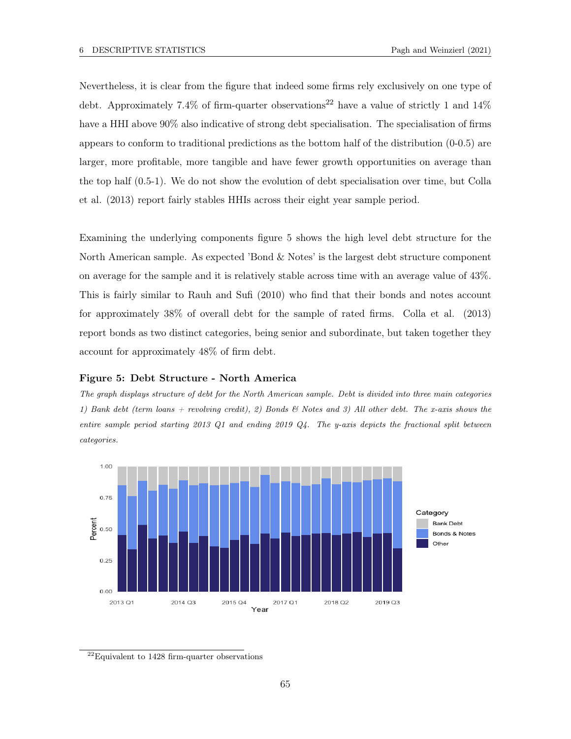Nevertheless, it is clear from the figure that indeed some firms rely exclusively on one type of debt. Approximately 7.4% of firm-quarter observations[22] have a value of strictly 1 and 14% have a HHI above 90% also indicative of strong debt specialisation. The specialisation of firms appears to conform to traditional predictions as the bottom half of the distribution (0-0.5) are larger, more profitable, more tangible and have fewer growth opportunities on average than the top half (0.5-1). We do not show the evolution of debt specialisation over time, but Colla et al. (2013) report fairly stables HHIs across their eight year sample period.

Examining the underlying components figure 5 shows the high level debt structure for the North American sample. As expected 'Bond & Notes' is the largest debt structure component on average for the sample and it is relatively stable across time with an average value of 43%. This is fairly similar to Rauh and Sufi (2010) who find that their bonds and notes account for approximately 38% of overall debt for the sample of rated firms. Colla et al. (2013) report bonds as two distinct categories, being senior and subordinate, but taken together they account for approximately 48% of firm debt.

**Figure 5: Debt Structure - North America**

*The graph displays structure of debt for the North American sample. Debt is divided into three main categories 1) Bank debt (term loans + revolving credit), 2) Bonds & Notes and 3) All other debt. The x-axis shows the entire sample period starting 2013 Q1 and ending 2019 Q4. The y-axis depicts the fractional split between categories.*

[22] Equivalent to 1428 firm-quarter observations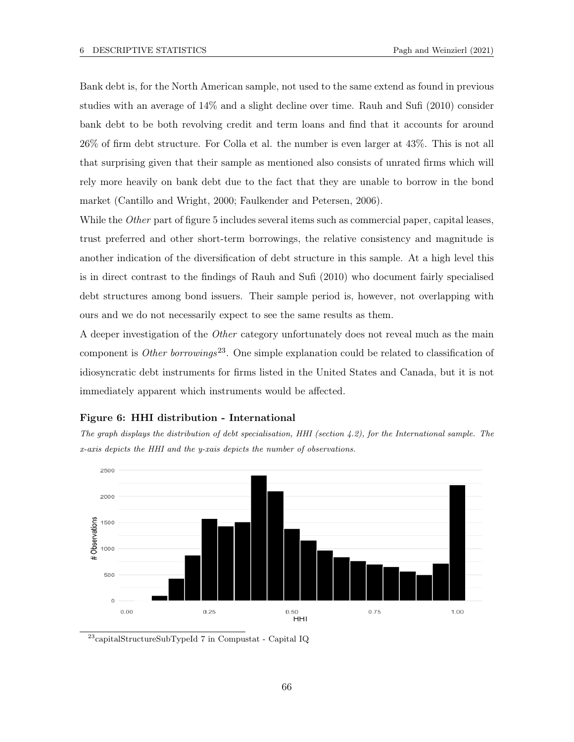Bank debt is, for the North American sample, not used to the same extend as found in previous studies with an average of 14% and a slight decline over time. Rauh and Sufi (2010) consider bank debt to be both revolving credit and term loans and find that it accounts for around 26% of firm debt structure. For Colla et al. the number is even larger at 43%. This is not all that surprising given that their sample as mentioned also consists of unrated firms which will rely more heavily on bank debt due to the fact that they are unable to borrow in the bond market (Cantillo and Wright, 2000; Faulkender and Petersen, 2006).

While the *Other* part of figure 5 includes several items such as commercial paper, capital leases, trust preferred and other short-term borrowings, the relative consistency and magnitude is another indication of the diversification of debt structure in this sample. At a high level this is in direct contrast to the findings of Rauh and Sufi (2010) who document fairly specialised debt structures among bond issuers. Their sample period is, however, not overlapping with ours and we do not necessarily expect to see the same results as them.

A deeper investigation of the *Other* category unfortunately does not reveal much as the main component is *Other borrowings*[23]. One simple explanation could be related to classification of idiosyncratic debt instruments for firms listed in the United States and Canada, but it is not immediately apparent which instruments would be affected.

**Figure 6: HHI distribution - International**

*The graph displays the distribution of debt specialisation, HHI (section 4.2), for the International sample. The x-axis depicts the HHI and the y-xais depicts the number of observations.*

[23] capitalStructureSubTypeId 7 in Compustat - Capital IQ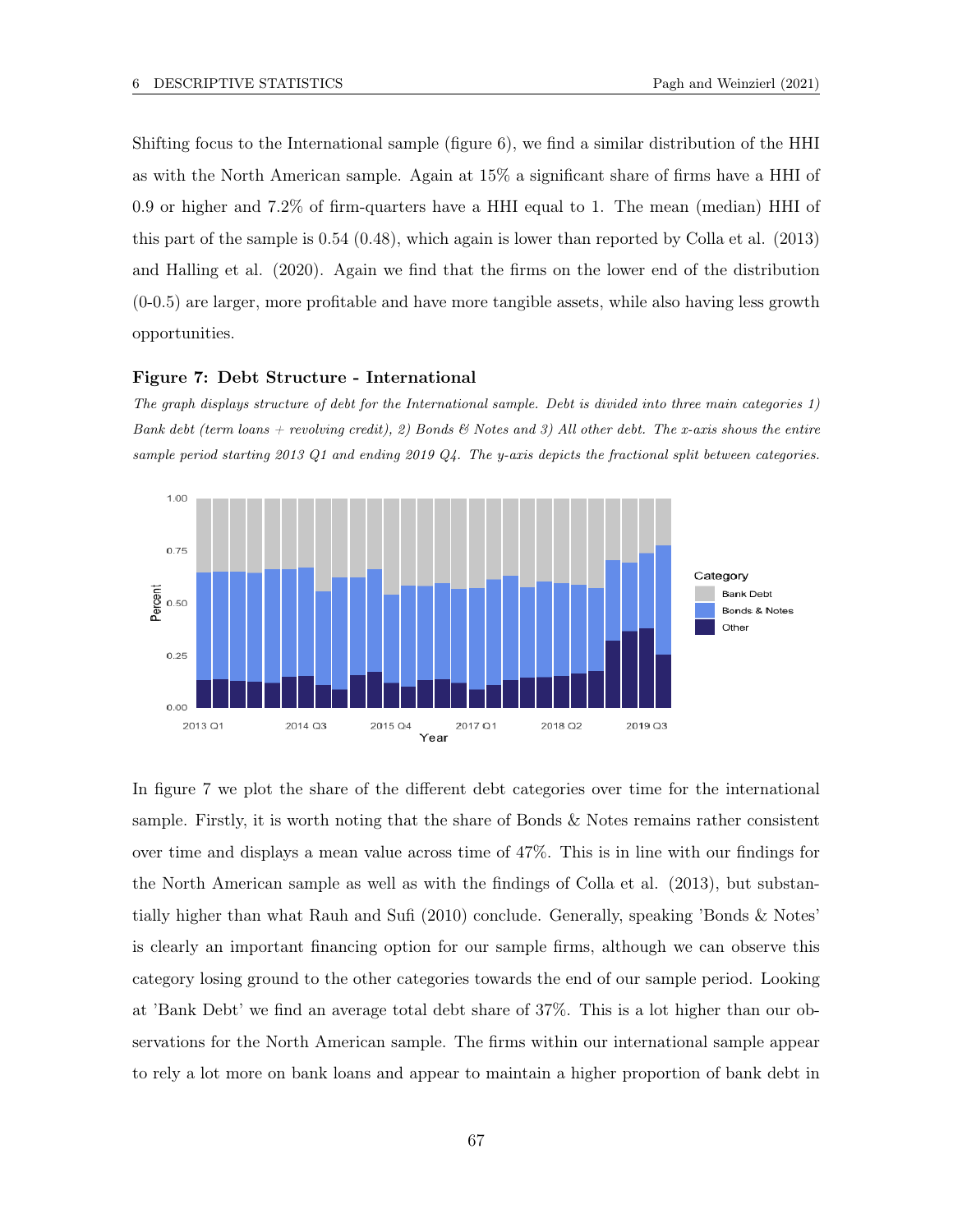Shifting focus to the International sample (figure 6), we find a similar distribution of the HHI as with the North American sample. Again at 15% a significant share of firms have a HHI of 0.9 or higher and 7.2% of firm-quarters have a HHI equal to 1. The mean (median) HHI of this part of the sample is 0.54 (0.48), which again is lower than reported by Colla et al. (2013) and Halling et al. (2020). Again we find that the firms on the lower end of the distribution (0-0.5) are larger, more profitable and have more tangible assets, while also having less growth opportunities.

**Figure 7: Debt Structure - International**

*The graph displays structure of debt for the International sample. Debt is divided into three main categories 1) Bank debt (term loans + revolving credit), 2) Bonds & Notes and 3) All other debt. The x-axis shows the entire sample period starting 2013 Q1 and ending 2019 Q4. The y-axis depicts the fractional split between categories.*

In figure 7 we plot the share of the different debt categories over time for the international sample. Firstly, it is worth noting that the share of Bonds & Notes remains rather consistent over time and displays a mean value across time of 47%. This is in line with our findings for the North American sample as well as with the findings of Colla et al. (2013), but substantially higher than what Rauh and Sufi (2010) conclude. Generally, speaking 'Bonds & Notes' is clearly an important financing option for our sample firms, although we can observe this category losing ground to the other categories towards the end of our sample period. Looking at 'Bank Debt' we find an average total debt share of 37%. This is a lot higher than our observations for the North American sample. The firms within our international sample appear to rely a lot more on bank loans and appear to maintain a higher proportion of bank debt in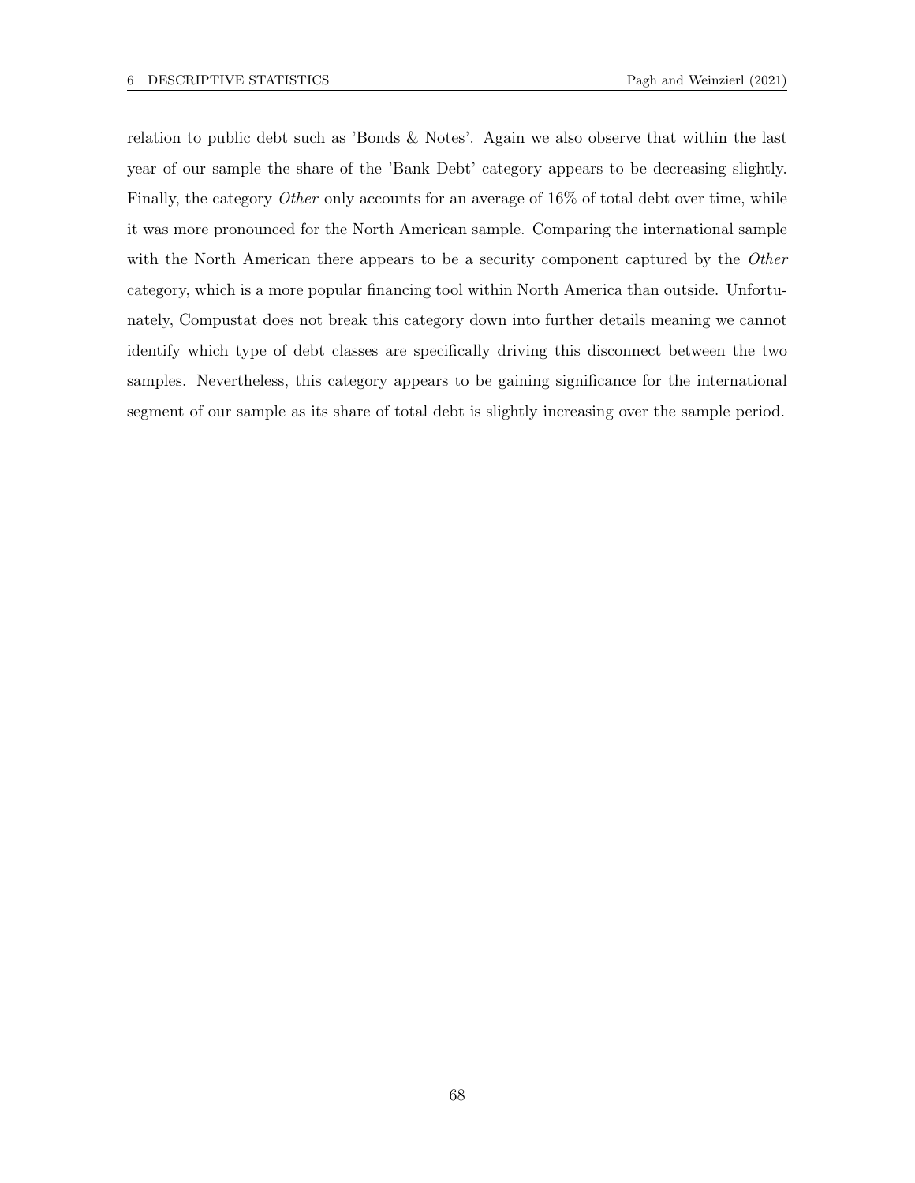relation to public debt such as 'Bonds & Notes'. Again we also observe that within the last year of our sample the share of the 'Bank Debt' category appears to be decreasing slightly. Finally, the category *Other* only accounts for an average of 16% of total debt over time, while it was more pronounced for the North American sample. Comparing the international sample with the North American there appears to be a security component captured by the *Other* category, which is a more popular financing tool within North America than outside. Unfortunately, Compustat does not break this category down into further details meaning we cannot identify which type of debt classes are specifically driving this disconnect between the two samples. Nevertheless, this category appears to be gaining significance for the international segment of our sample as its share of total debt is slightly increasing over the sample period.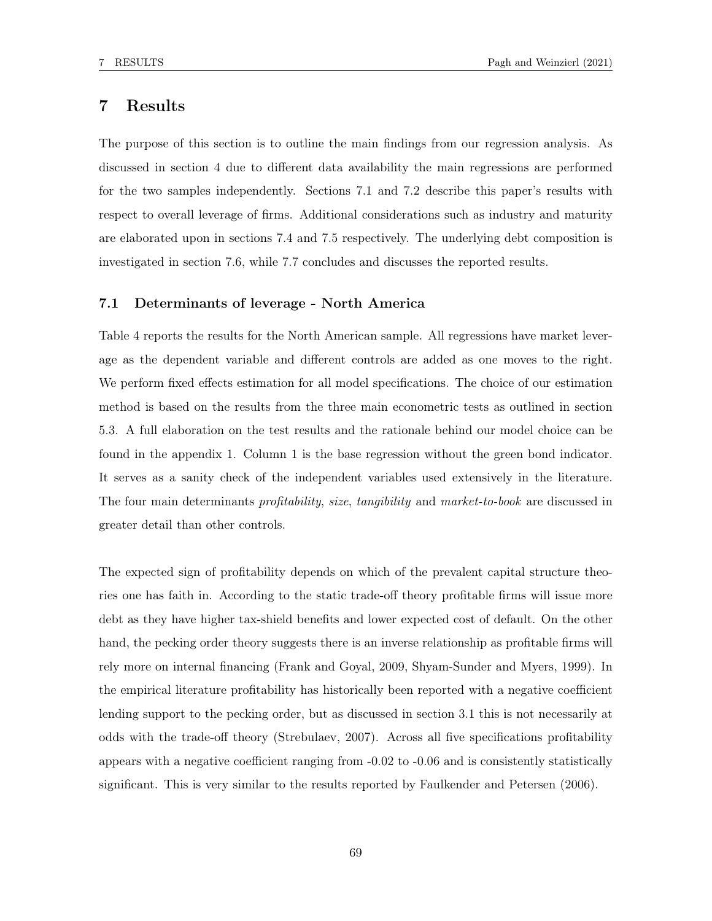# 7 Results

The purpose of this section is to outline the main findings from our regression analysis. As discussed in section 4 due to different data availability the main regressions are performed for the two samples independently. Sections 7.1 and 7.2 describe this paper's results with respect to overall leverage of firms. Additional considerations such as industry and maturity are elaborated upon in sections 7.4 and 7.5 respectively. The underlying debt composition is investigated in section 7.6, while 7.7 concludes and discusses the reported results.

## 7.1 Determinants of leverage - North America

Table 4 reports the results for the North American sample. All regressions have market leverage as the dependent variable and different controls are added as one moves to the right. We perform fixed effects estimation for all model specifications. The choice of our estimation method is based on the results from the three main econometric tests as outlined in section 5.3. A full elaboration on the test results and the rationale behind our model choice can be found in the appendix 1. Column 1 is the base regression without the green bond indicator. It serves as a sanity check of the independent variables used extensively in the literature. The four main determinants *profitability*, *size*, *tangibility* and *market-to-book* are discussed in greater detail than other controls.

The expected sign of profitability depends on which of the prevalent capital structure theories one has faith in. According to the static trade-off theory profitable firms will issue more debt as they have higher tax-shield benefits and lower expected cost of default. On the other hand, the pecking order theory suggests there is an inverse relationship as profitable firms will rely more on internal financing (Frank and Goyal, 2009, Shyam-Sunder and Myers, 1999). In the empirical literature profitability has historically been reported with a negative coefficient lending support to the pecking order, but as discussed in section 3.1 this is not necessarily at odds with the trade-off theory (Strebulaev, 2007). Across all five specifications profitability appears with a negative coefficient ranging from -0.02 to -0.06 and is consistently statistically significant. This is very similar to the results reported by Faulkender and Petersen (2006).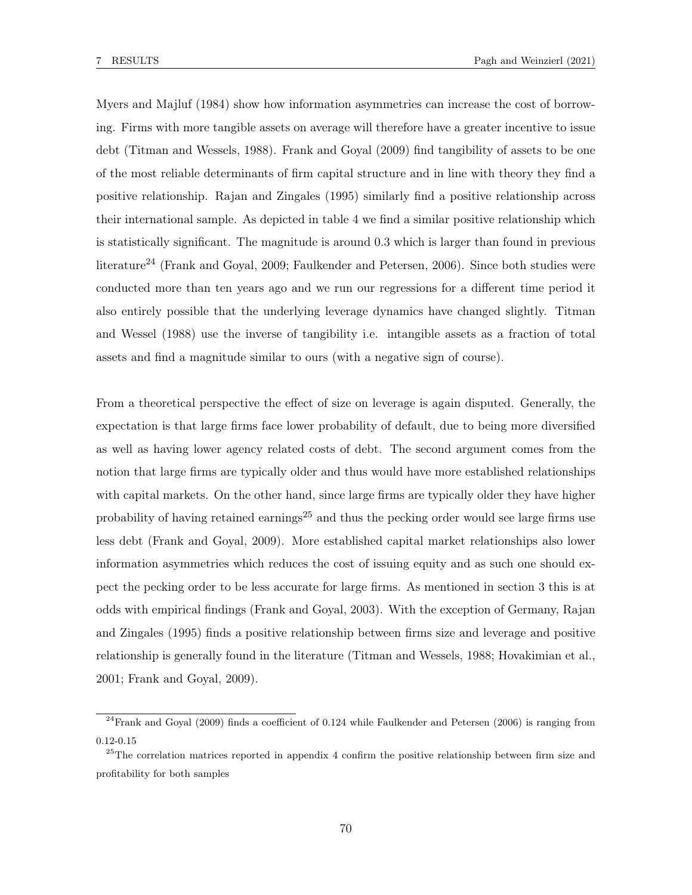Myers and Majluf (1984) show how information asymmetries can increase the cost of borrowing. Firms with more tangible assets on average will therefore have a greater incentive to issue debt (Titman and Wessels, 1988). Frank and Goyal (2009) find tangibility of assets to be one of the most reliable determinants of firm capital structure and in line with theory they find a positive relationship. Rajan and Zingales (1995) similarly find a positive relationship across their international sample. As depicted in table 4 we find a similar positive relationship which is statistically significant. The magnitude is around 0.3 which is larger than found in previous literature[24] (Frank and Goyal, 2009; Faulkender and Petersen, 2006). Since both studies were conducted more than ten years ago and we run our regressions for a different time period it also entirely possible that the underlying leverage dynamics have changed slightly. Titman and Wessel (1988) use the inverse of tangibility i.e. intangible assets as a fraction of total assets and find a magnitude similar to ours (with a negative sign of course).

From a theoretical perspective the effect of size on leverage is again disputed. Generally, the expectation is that large firms face lower probability of default, due to being more diversified as well as having lower agency related costs of debt. The second argument comes from the notion that large firms are typically older and thus would have more established relationships with capital markets. On the other hand, since large firms are typically older they have higher probability of having retained earnings[25] and thus the pecking order would see large firms use less debt (Frank and Goyal, 2009). More established capital market relationships also lower information asymmetries which reduces the cost of issuing equity and as such one should expect the pecking order to be less accurate for large firms. As mentioned in section 3 this is at odds with empirical findings (Frank and Goyal, 2003). With the exception of Germany, Rajan and Zingales (1995) finds a positive relationship between firms size and leverage and positive relationship is generally found in the literature (Titman and Wessels, 1988; Hovakimian et al., 2001; Frank and Goyal, 2009).

[24] Frank and Goyal (2009) finds a coefficient of 0.124 while Faulkender and Petersen (2006) is ranging from 0.12-0.15

[25] The correlation matrices reported in appendix 4 confirm the positive relationship between firm size and profitability for both samples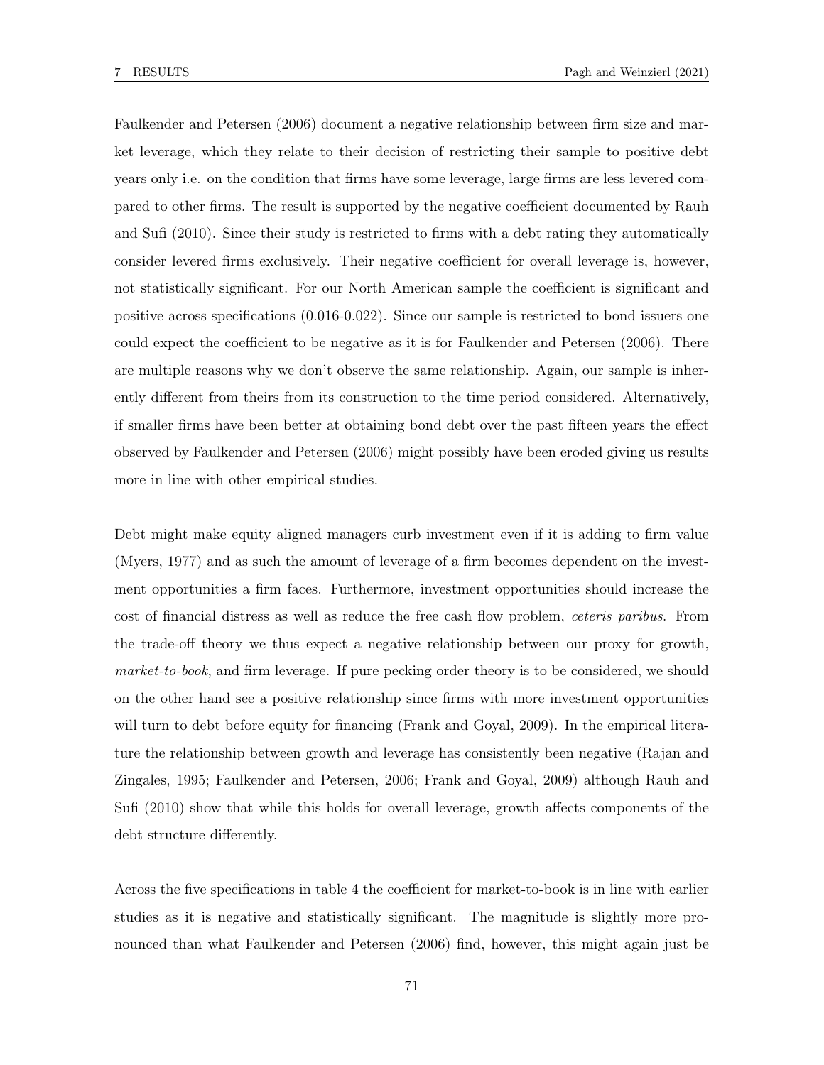Faulkender and Petersen (2006) document a negative relationship between firm size and market leverage, which they relate to their decision of restricting their sample to positive debt years only i.e. on the condition that firms have some leverage, large firms are less levered compared to other firms. The result is supported by the negative coefficient documented by Rauh and Sufi (2010). Since their study is restricted to firms with a debt rating they automatically consider levered firms exclusively. Their negative coefficient for overall leverage is, however, not statistically significant. For our North American sample the coefficient is significant and positive across specifications (0.016-0.022). Since our sample is restricted to bond issuers one could expect the coefficient to be negative as it is for Faulkender and Petersen (2006). There are multiple reasons why we don't observe the same relationship. Again, our sample is inherently different from theirs from its construction to the time period considered. Alternatively, if smaller firms have been better at obtaining bond debt over the past fifteen years the effect observed by Faulkender and Petersen (2006) might possibly have been eroded giving us results more in line with other empirical studies.

Debt might make equity aligned managers curb investment even if it is adding to firm value (Myers, 1977) and as such the amount of leverage of a firm becomes dependent on the investment opportunities a firm faces. Furthermore, investment opportunities should increase the cost of financial distress as well as reduce the free cash flow problem, *ceteris paribus*. From the trade-off theory we thus expect a negative relationship between our proxy for growth, *market-to-book*, and firm leverage. If pure pecking order theory is to be considered, we should on the other hand see a positive relationship since firms with more investment opportunities will turn to debt before equity for financing (Frank and Goyal, 2009). In the empirical literature the relationship between growth and leverage has consistently been negative (Rajan and Zingales, 1995; Faulkender and Petersen, 2006; Frank and Goyal, 2009) although Rauh and Sufi (2010) show that while this holds for overall leverage, growth affects components of the debt structure differently.

Across the five specifications in table 4 the coefficient for market-to-book is in line with earlier studies as it is negative and statistically significant. The magnitude is slightly more pronounced than what Faulkender and Petersen (2006) find, however, this might again just be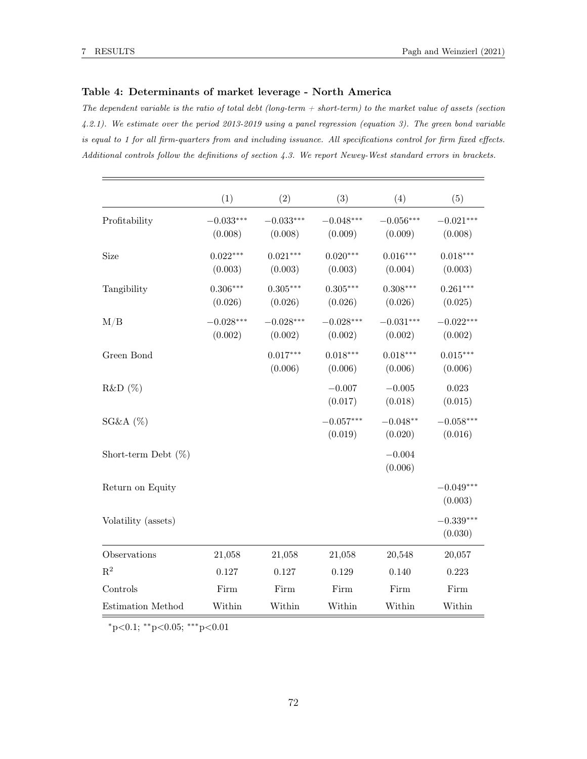### Table 4: Determinants of market leverage - North America

*The dependent variable is the ratio of total debt (long-term + short-term) to the market value of assets (section 4.2.1). We estimate over the period 2013-2019 using a panel regression (equation 3). The green bond variable is equal to 1 for all firm-quarters from and including issuance. All specifications control for firm fixed effects. Additional controls follow the definitions of section 4.3. We report Newey-West standard errors in brackets.*

| | (1) | (2) | (3) | (4) | (5) |
|---|---|---|---|---|---|
| Profitability | $-0.033^{***}$ | $-0.033^{***}$ | $-0.048^{***}$ | $-0.056^{***}$ | $-0.021^{***}$ |
| | (0.008) | (0.008) | (0.009) | (0.009) | (0.008) |
| Size | $0.022^{***}$ | $0.021^{***}$ | $0.020^{***}$ | $0.016^{***}$ | $0.018^{***}$ |
| | (0.003) | (0.003) | (0.003) | (0.004) | (0.003) |
| Tangibility | $0.306^{***}$ | $0.305^{***}$ | $0.305^{***}$ | $0.308^{***}$ | $0.261^{***}$ |
| | (0.026) | (0.026) | (0.026) | (0.026) | (0.025) |
| M/B | $-0.028^{***}$ | $-0.028^{***}$ | $-0.028^{***}$ | $-0.031^{***}$ | $-0.022^{***}$ |
| | (0.002) | (0.002) | (0.002) | (0.002) | (0.002) |
| Green Bond | | $0.017^{***}$ | $0.018^{***}$ | $0.018^{***}$ | $0.015^{***}$ |
| | | (0.006) | (0.006) | (0.006) | (0.006) |
| R&D (%) | | | $-0.007$ | $-0.005$ | 0.023 |
| | | | (0.017) | (0.018) | (0.015) |
| SG&A (%) | | | $-0.057^{***}$ | $-0.048^{**}$ | $-0.058^{***}$ |
| | | | (0.019) | (0.020) | (0.016) |
| Short-term Debt (%) | | | | $-0.004$ | |
| | | | | (0.006) | |
| Return on Equity | | | | | $-0.049^{***}$ |
| | | | | | (0.003) |
| Volatility (assets) | | | | | $-0.339^{***}$ |
| | | | | | (0.030) |
| Observations | 21,058 | 21,058 | 21,058 | 20,548 | 20,057 |
| $R^2$ | 0.127 | 0.127 | 0.129 | 0.140 | 0.223 |
| Controls | Firm | Firm | Firm | Firm | Firm |
| Estimation Method | Within | Within | Within | Within | Within |

$^{*}$p<0.1; $^{**}$p<0.05; $^{***}$p<0.01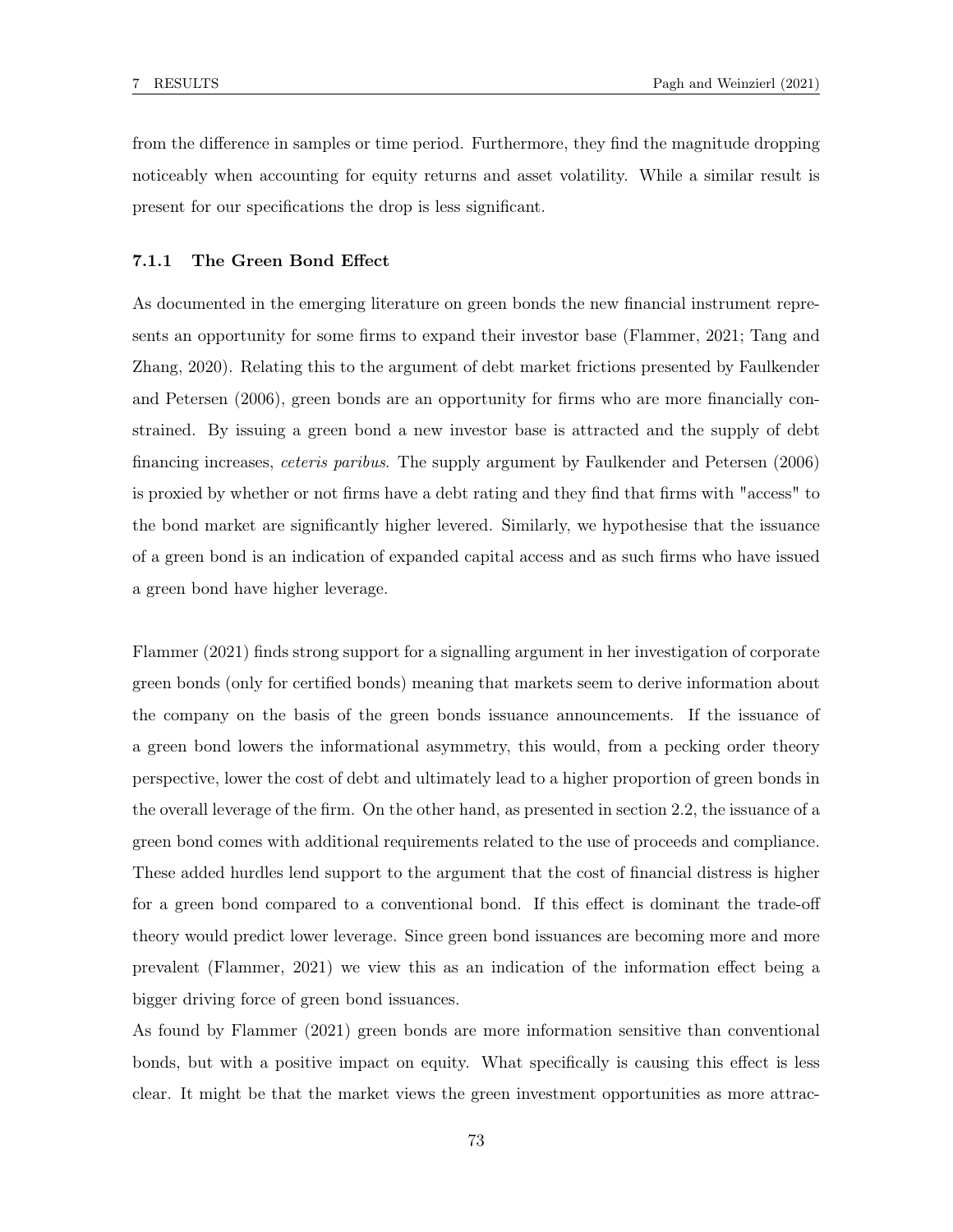from the difference in samples or time period. Furthermore, they find the magnitude dropping noticeably when accounting for equity returns and asset volatility. While a similar result is present for our specifications the drop is less significant.

#### 7.1.1 The Green Bond Effect

As documented in the emerging literature on green bonds the new financial instrument represents an opportunity for some firms to expand their investor base (Flammer, 2021; Tang and Zhang, 2020). Relating this to the argument of debt market frictions presented by Faulkender and Petersen (2006), green bonds are an opportunity for firms who are more financially constrained. By issuing a green bond a new investor base is attracted and the supply of debt financing increases, *ceteris paribus*. The supply argument by Faulkender and Petersen (2006) is proxied by whether or not firms have a debt rating and they find that firms with "access" to the bond market are significantly higher levered. Similarly, we hypothesise that the issuance of a green bond is an indication of expanded capital access and as such firms who have issued a green bond have higher leverage.

Flammer (2021) finds strong support for a signalling argument in her investigation of corporate green bonds (only for certified bonds) meaning that markets seem to derive information about the company on the basis of the green bonds issuance announcements. If the issuance of a green bond lowers the informational asymmetry, this would, from a pecking order theory perspective, lower the cost of debt and ultimately lead to a higher proportion of green bonds in the overall leverage of the firm. On the other hand, as presented in section 2.2, the issuance of a green bond comes with additional requirements related to the use of proceeds and compliance. These added hurdles lend support to the argument that the cost of financial distress is higher for a green bond compared to a conventional bond. If this effect is dominant the trade-off theory would predict lower leverage. Since green bond issuances are becoming more and more prevalent (Flammer, 2021) we view this as an indication of the information effect being a bigger driving force of green bond issuances.

As found by Flammer (2021) green bonds are more information sensitive than conventional bonds, but with a positive impact on equity. What specifically is causing this effect is less clear. It might be that the market views the green investment opportunities as more attrac-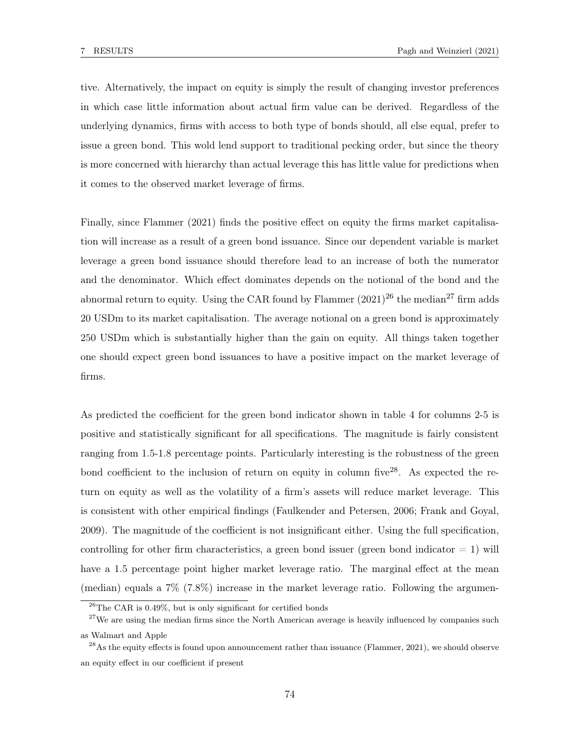tive. Alternatively, the impact on equity is simply the result of changing investor preferences in which case little information about actual firm value can be derived. Regardless of the underlying dynamics, firms with access to both type of bonds should, all else equal, prefer to issue a green bond. This wold lend support to traditional pecking order, but since the theory is more concerned with hierarchy than actual leverage this has little value for predictions when it comes to the observed market leverage of firms.

Finally, since Flammer (2021) finds the positive effect on equity the firms market capitalisation will increase as a result of a green bond issuance. Since our dependent variable is market leverage a green bond issuance should therefore lead to an increase of both the numerator and the denominator. Which effect dominates depends on the notional of the bond and the abnormal return to equity. Using the CAR found by Flammer (2021)[26] the median[27] firm adds 20 USDm to its market capitalisation. The average notional on a green bond is approximately 250 USDm which is substantially higher than the gain on equity. All things taken together one should expect green bond issuances to have a positive impact on the market leverage of firms.

As predicted the coefficient for the green bond indicator shown in table 4 for columns 2-5 is positive and statistically significant for all specifications. The magnitude is fairly consistent ranging from 1.5-1.8 percentage points. Particularly interesting is the robustness of the green bond coefficient to the inclusion of return on equity in column five[28]. As expected the return on equity as well as the volatility of a firm's assets will reduce market leverage. This is consistent with other empirical findings (Faulkender and Petersen, 2006; Frank and Goyal, 2009). The magnitude of the coefficient is not insignificant either. Using the full specification, controlling for other firm characteristics, a green bond issuer (green bond indicator = 1) will have a 1.5 percentage point higher market leverage ratio. The marginal effect at the mean (median) equals a 7% (7.8%) increase in the market leverage ratio. Following the argumen-

[26] The CAR is 0.49%, but is only significant for certified bonds

[27] We are using the median firms since the North American average is heavily influenced by companies such as Walmart and Apple

[28] As the equity effects is found upon announcement rather than issuance (Flammer, 2021), we should observe an equity effect in our coefficient if present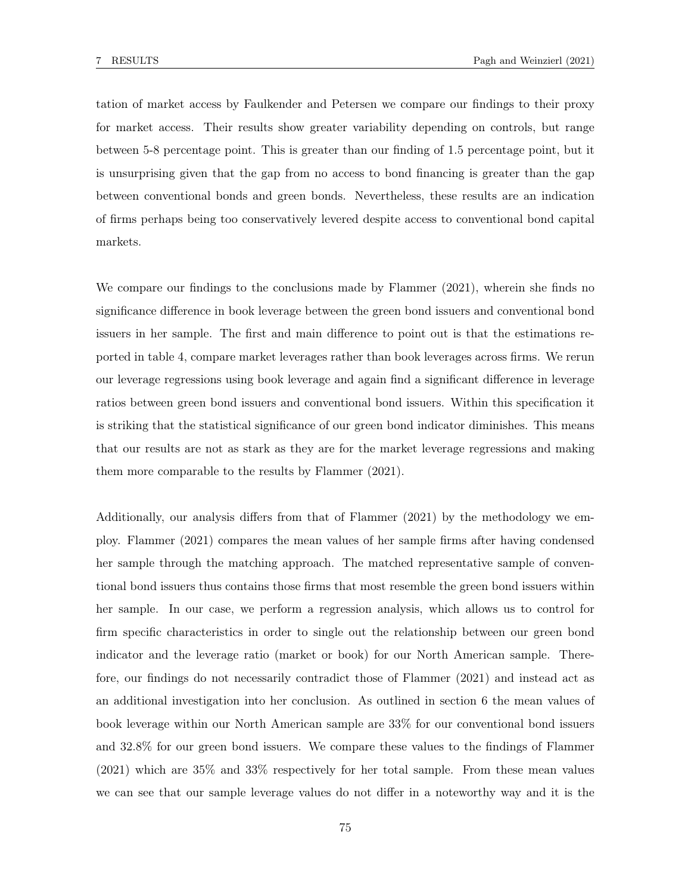tation of market access by Faulkender and Petersen we compare our findings to their proxy for market access. Their results show greater variability depending on controls, but range between 5-8 percentage point. This is greater than our finding of 1.5 percentage point, but it is unsurprising given that the gap from no access to bond financing is greater than the gap between conventional bonds and green bonds. Nevertheless, these results are an indication of firms perhaps being too conservatively levered despite access to conventional bond capital markets.

We compare our findings to the conclusions made by Flammer (2021), wherein she finds no significance difference in book leverage between the green bond issuers and conventional bond issuers in her sample. The first and main difference to point out is that the estimations reported in table 4, compare market leverages rather than book leverages across firms. We rerun our leverage regressions using book leverage and again find a significant difference in leverage ratios between green bond issuers and conventional bond issuers. Within this specification it is striking that the statistical significance of our green bond indicator diminishes. This means that our results are not as stark as they are for the market leverage regressions and making them more comparable to the results by Flammer (2021).

Additionally, our analysis differs from that of Flammer (2021) by the methodology we employ. Flammer (2021) compares the mean values of her sample firms after having condensed her sample through the matching approach. The matched representative sample of conventional bond issuers thus contains those firms that most resemble the green bond issuers within her sample. In our case, we perform a regression analysis, which allows us to control for firm specific characteristics in order to single out the relationship between our green bond indicator and the leverage ratio (market or book) for our North American sample. Therefore, our findings do not necessarily contradict those of Flammer (2021) and instead act as an additional investigation into her conclusion. As outlined in section 6 the mean values of book leverage within our North American sample are 33% for our conventional bond issuers and 32.8% for our green bond issuers. We compare these values to the findings of Flammer (2021) which are 35% and 33% respectively for her total sample. From these mean values we can see that our sample leverage values do not differ in a noteworthy way and it is the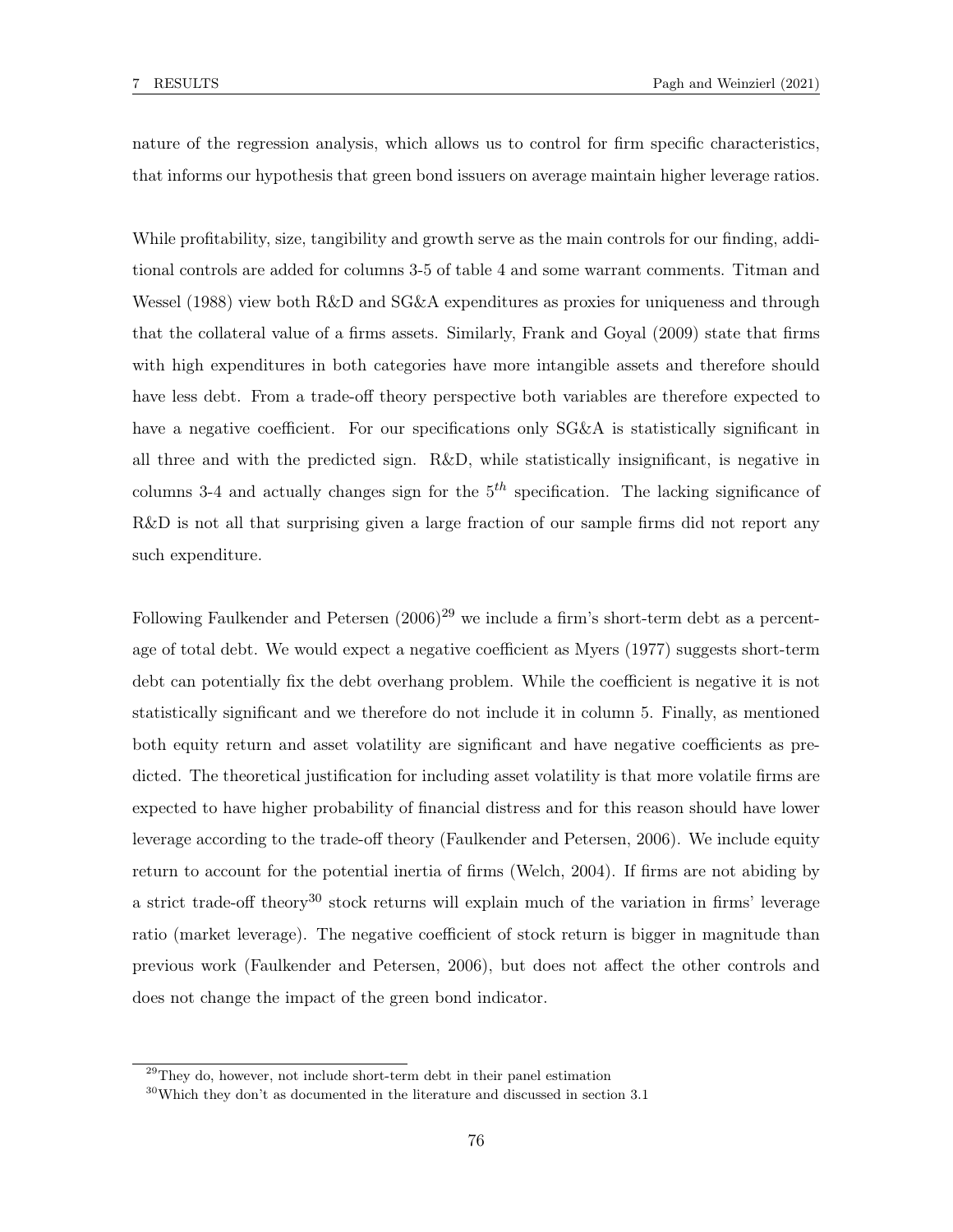nature of the regression analysis, which allows us to control for firm specific characteristics, that informs our hypothesis that green bond issuers on average maintain higher leverage ratios.

While profitability, size, tangibility and growth serve as the main controls for our finding, additional controls are added for columns 3-5 of table 4 and some warrant comments. Titman and Wessel (1988) view both R&D and SG&A expenditures as proxies for uniqueness and through that the collateral value of a firms assets. Similarly, Frank and Goyal (2009) state that firms with high expenditures in both categories have more intangible assets and therefore should have less debt. From a trade-off theory perspective both variables are therefore expected to have a negative coefficient. For our specifications only SG&A is statistically significant in all three and with the predicted sign. R&D, while statistically insignificant, is negative in columns 3-4 and actually changes sign for the $5^{th}$ specification. The lacking significance of R&D is not all that surprising given a large fraction of our sample firms did not report any such expenditure.

Following Faulkender and Petersen (2006)[29] we include a firm's short-term debt as a percentage of total debt. We would expect a negative coefficient as Myers (1977) suggests short-term debt can potentially fix the debt overhang problem. While the coefficient is negative it is not statistically significant and we therefore do not include it in column 5. Finally, as mentioned both equity return and asset volatility are significant and have negative coefficients as predicted. The theoretical justification for including asset volatility is that more volatile firms are expected to have higher probability of financial distress and for this reason should have lower leverage according to the trade-off theory (Faulkender and Petersen, 2006). We include equity return to account for the potential inertia of firms (Welch, 2004). If firms are not abiding by a strict trade-off theory[30] stock returns will explain much of the variation in firms' leverage ratio (market leverage). The negative coefficient of stock return is bigger in magnitude than previous work (Faulkender and Petersen, 2006), but does not affect the other controls and does not change the impact of the green bond indicator.

---

[29] They do, however, not include short-term debt in their panel estimation

[30] Which they don't as documented in the literature and discussed in section 3.1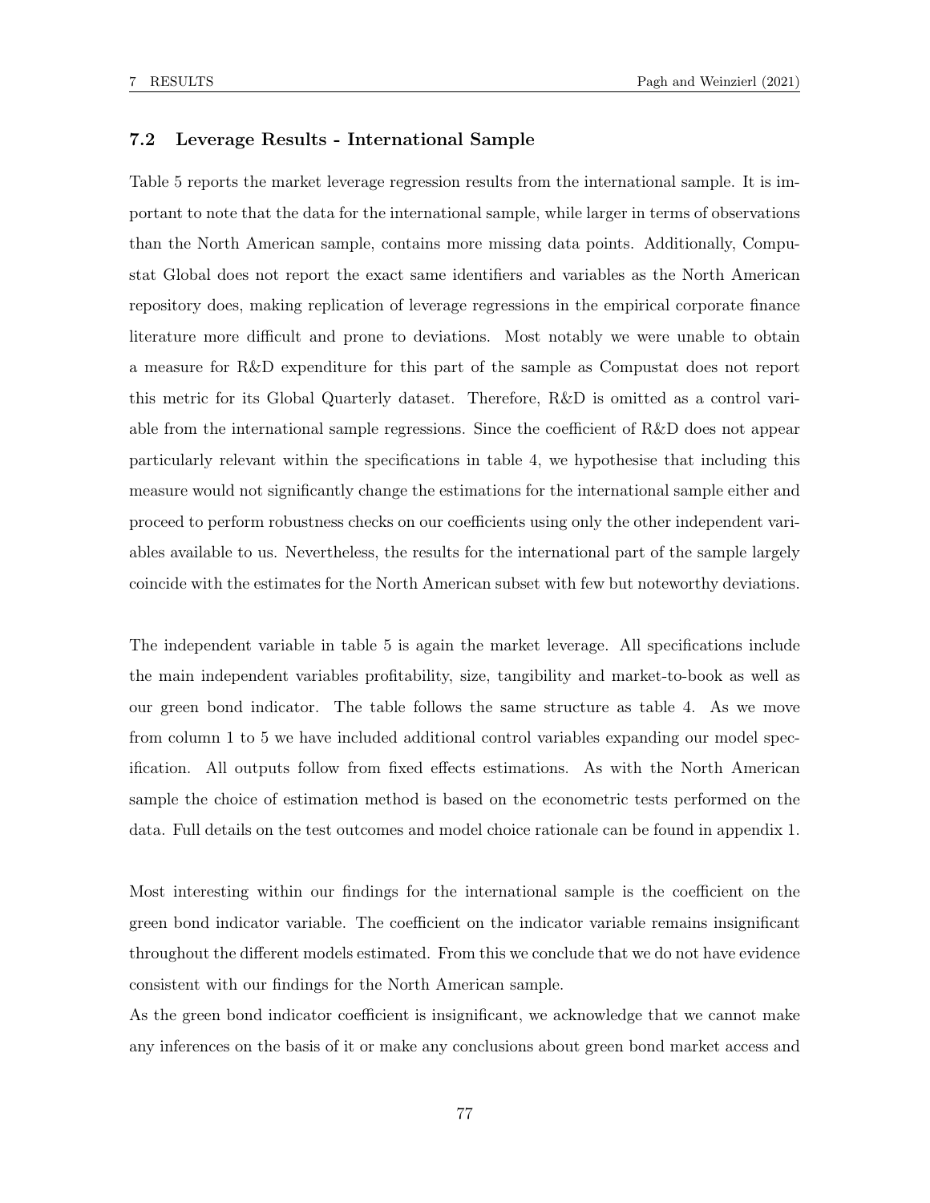### 7.2 Leverage Results - International Sample

Table 5 reports the market leverage regression results from the international sample. It is important to note that the data for the international sample, while larger in terms of observations than the North American sample, contains more missing data points. Additionally, Compustat Global does not report the exact same identifiers and variables as the North American repository does, making replication of leverage regressions in the empirical corporate finance literature more difficult and prone to deviations. Most notably we were unable to obtain a measure for R&D expenditure for this part of the sample as Compustat does not report this metric for its Global Quarterly dataset. Therefore, R&D is omitted as a control variable from the international sample regressions. Since the coefficient of R&D does not appear particularly relevant within the specifications in table 4, we hypothesise that including this measure would not significantly change the estimations for the international sample either and proceed to perform robustness checks on our coefficients using only the other independent variables available to us. Nevertheless, the results for the international part of the sample largely coincide with the estimates for the North American subset with few but noteworthy deviations.

The independent variable in table 5 is again the market leverage. All specifications include the main independent variables profitability, size, tangibility and market-to-book as well as our green bond indicator. The table follows the same structure as table 4. As we move from column 1 to 5 we have included additional control variables expanding our model specification. All outputs follow from fixed effects estimations. As with the North American sample the choice of estimation method is based on the econometric tests performed on the data. Full details on the test outcomes and model choice rationale can be found in appendix 1.

Most interesting within our findings for the international sample is the coefficient on the green bond indicator variable. The coefficient on the indicator variable remains insignificant throughout the different models estimated. From this we conclude that we do not have evidence consistent with our findings for the North American sample.
As the green bond indicator coefficient is insignificant, we acknowledge that we cannot make any inferences on the basis of it or make any conclusions about green bond market access and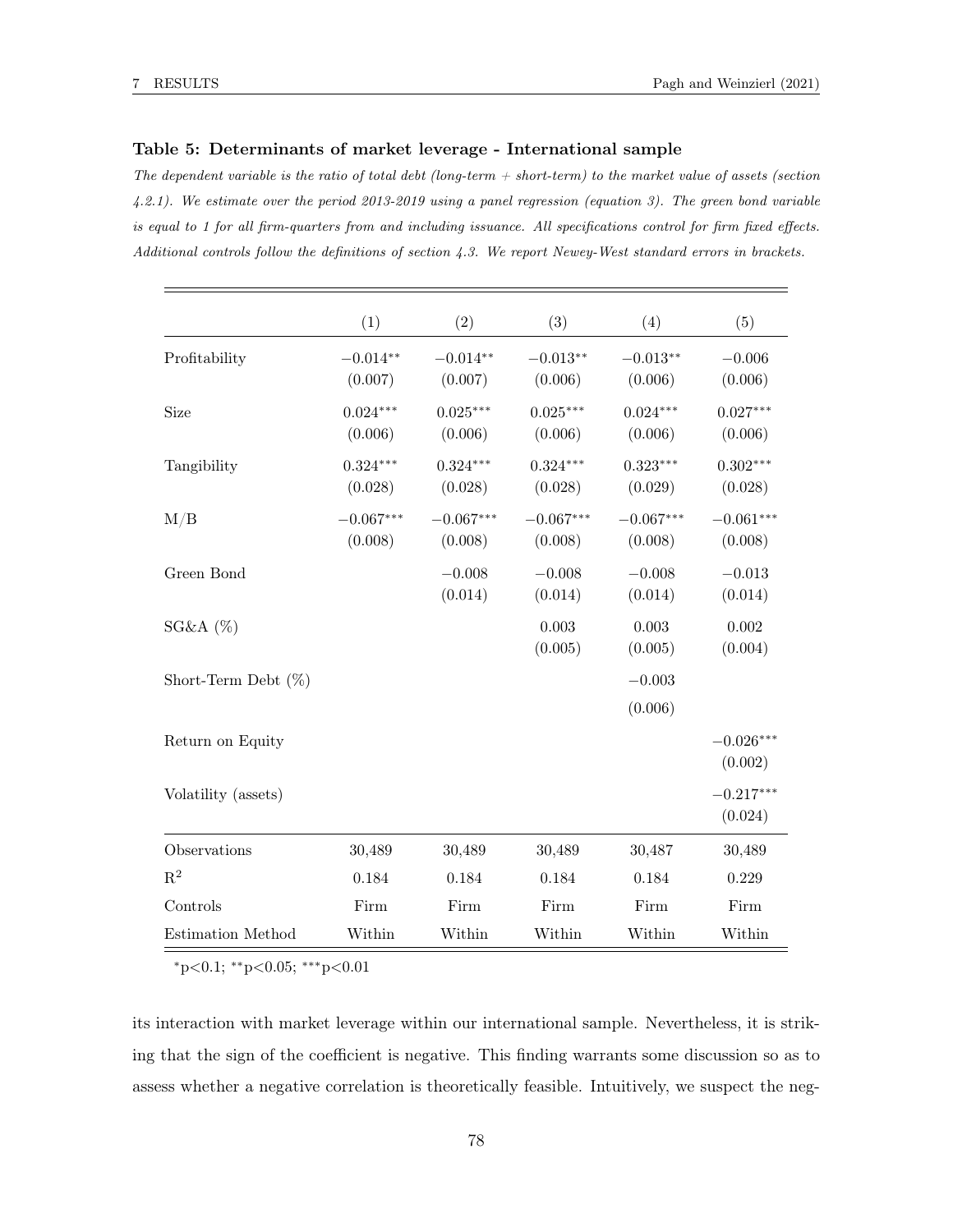**Table 5: Determinants of market leverage - International sample**

*The dependent variable is the ratio of total debt (long-term + short-term) to the market value of assets (section 4.2.1). We estimate over the period 2013-2019 using a panel regression (equation 3). The green bond variable is equal to 1 for all firm-quarters from and including issuance. All specifications control for firm fixed effects. Additional controls follow the definitions of section 4.3. We report Newey-West standard errors in brackets.*

| | (1) | (2) | (3) | (4) | (5) |
|---|---|---|---|---|---|
| Profitability | $-0.014^{**}$ | $-0.014^{**}$ | $-0.013^{**}$ | $-0.013^{**}$ | $-0.006$ |
| | (0.007) | (0.007) | (0.006) | (0.006) | (0.006) |
| Size | $0.024^{***}$ | $0.025^{***}$ | $0.025^{***}$ | $0.024^{***}$ | $0.027^{***}$ |
| | (0.006) | (0.006) | (0.006) | (0.006) | (0.006) |
| Tangibility | $0.324^{***}$ | $0.324^{***}$ | $0.324^{***}$ | $0.323^{***}$ | $0.302^{***}$ |
| | (0.028) | (0.028) | (0.028) | (0.029) | (0.028) |
| M/B | $-0.067^{***}$ | $-0.067^{***}$ | $-0.067^{***}$ | $-0.067^{***}$ | $-0.061^{***}$ |
| | (0.008) | (0.008) | (0.008) | (0.008) | (0.008) |
| Green Bond | | $-0.008$ | $-0.008$ | $-0.008$ | $-0.013$ |
| | | (0.014) | (0.014) | (0.014) | (0.014) |
| SG&A (%) | | | 0.003 | 0.003 | 0.002 |
| | | | (0.005) | (0.005) | (0.004) |
| Short-Term Debt (%) | | | | $-0.003$ | |
| | | | | (0.006) | |
| Return on Equity | | | | | $-0.026^{***}$ |
| | | | | | (0.002) |
| Volatility (assets) | | | | | $-0.217^{***}$ |
| | | | | | (0.024) |
| Observations | 30,489 | 30,489 | 30,489 | 30,487 | 30,489 |
| $R^2$ | 0.184 | 0.184 | 0.184 | 0.184 | 0.229 |
| Controls | Firm | Firm | Firm | Firm | Firm |
| Estimation Method | Within | Within | Within | Within | Within |

$^{*}$p<0.1; $^{**}$p<0.05; $^{***}$p<0.01

its interaction with market leverage within our international sample. Nevertheless, it is striking that the sign of the coefficient is negative. This finding warrants some discussion so as to assess whether a negative correlation is theoretically feasible. Intuitively, we suspect the neg-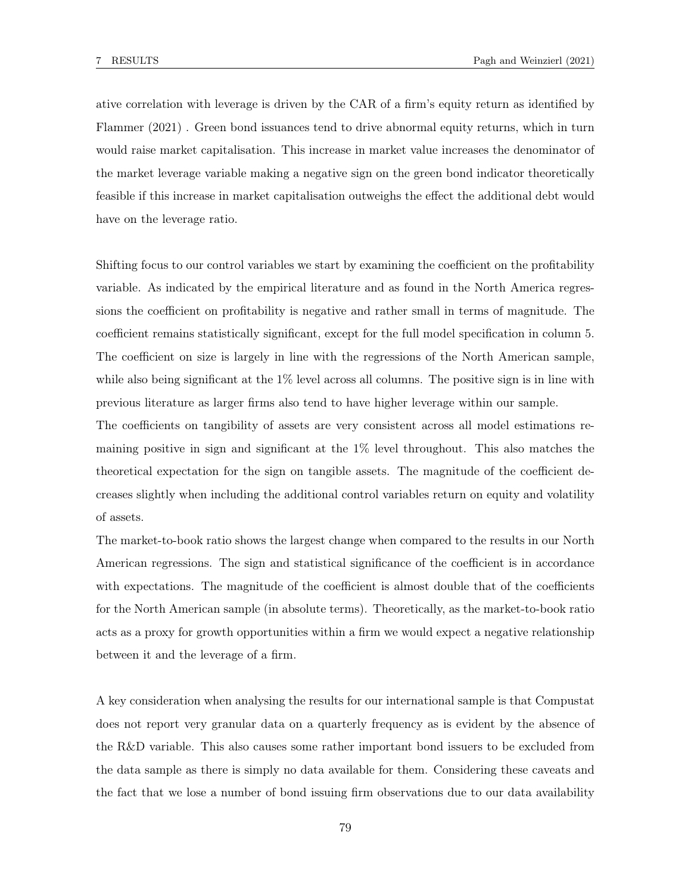ative correlation with leverage is driven by the CAR of a firm's equity return as identified by Flammer (2021) . Green bond issuances tend to drive abnormal equity returns, which in turn would raise market capitalisation. This increase in market value increases the denominator of the market leverage variable making a negative sign on the green bond indicator theoretically feasible if this increase in market capitalisation outweighs the effect the additional debt would have on the leverage ratio.

Shifting focus to our control variables we start by examining the coefficient on the profitability variable. As indicated by the empirical literature and as found in the North America regressions the coefficient on profitability is negative and rather small in terms of magnitude. The coefficient remains statistically significant, except for the full model specification in column 5. The coefficient on size is largely in line with the regressions of the North American sample, while also being significant at the 1% level across all columns. The positive sign is in line with previous literature as larger firms also tend to have higher leverage within our sample.

The coefficients on tangibility of assets are very consistent across all model estimations remaining positive in sign and significant at the 1% level throughout. This also matches the theoretical expectation for the sign on tangible assets. The magnitude of the coefficient decreases slightly when including the additional control variables return on equity and volatility of assets.

The market-to-book ratio shows the largest change when compared to the results in our North American regressions. The sign and statistical significance of the coefficient is in accordance with expectations. The magnitude of the coefficient is almost double that of the coefficients for the North American sample (in absolute terms). Theoretically, as the market-to-book ratio acts as a proxy for growth opportunities within a firm we would expect a negative relationship between it and the leverage of a firm.

A key consideration when analysing the results for our international sample is that Compustat does not report very granular data on a quarterly frequency as is evident by the absence of the R&D variable. This also causes some rather important bond issuers to be excluded from the data sample as there is simply no data available for them. Considering these caveats and the fact that we lose a number of bond issuing firm observations due to our data availability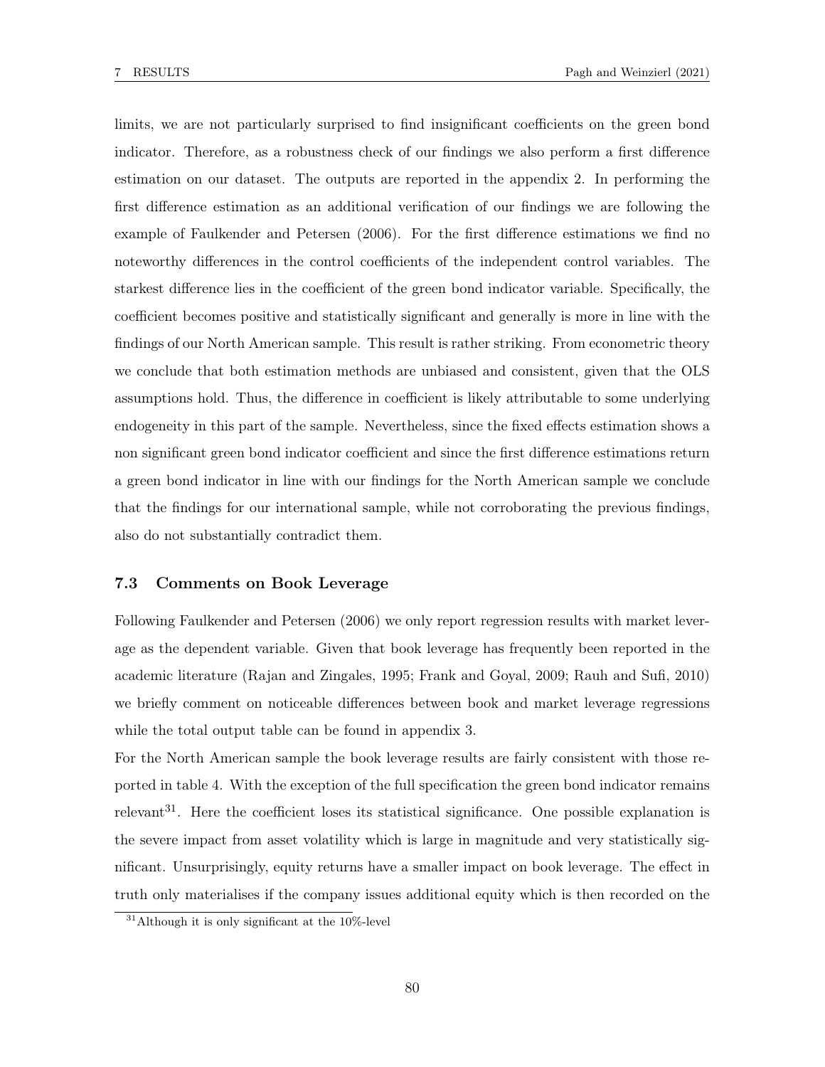limits, we are not particularly surprised to find insignificant coefficients on the green bond indicator. Therefore, as a robustness check of our findings we also perform a first difference estimation on our dataset. The outputs are reported in the appendix 2. In performing the first difference estimation as an additional verification of our findings we are following the example of Faulkender and Petersen (2006). For the first difference estimations we find no noteworthy differences in the control coefficients of the independent control variables. The starkest difference lies in the coefficient of the green bond indicator variable. Specifically, the coefficient becomes positive and statistically significant and generally is more in line with the findings of our North American sample. This result is rather striking. From econometric theory we conclude that both estimation methods are unbiased and consistent, given that the OLS assumptions hold. Thus, the difference in coefficient is likely attributable to some underlying endogeneity in this part of the sample. Nevertheless, since the fixed effects estimation shows a non significant green bond indicator coefficient and since the first difference estimations return a green bond indicator in line with our findings for the North American sample we conclude that the findings for our international sample, while not corroborating the previous findings, also do not substantially contradict them.

### 7.3 Comments on Book Leverage

Following Faulkender and Petersen (2006) we only report regression results with market leverage as the dependent variable. Given that book leverage has frequently been reported in the academic literature (Rajan and Zingales, 1995; Frank and Goyal, 2009; Rauh and Sufi, 2010) we briefly comment on noticeable differences between book and market leverage regressions while the total output table can be found in appendix 3.

For the North American sample the book leverage results are fairly consistent with those reported in table 4. With the exception of the full specification the green bond indicator remains relevant[31]. Here the coefficient loses its statistical significance. One possible explanation is the severe impact from asset volatility which is large in magnitude and very statistically significant. Unsurprisingly, equity returns have a smaller impact on book leverage. The effect in truth only materialises if the company issues additional equity which is then recorded on the

[31] Although it is only significant at the 10%-level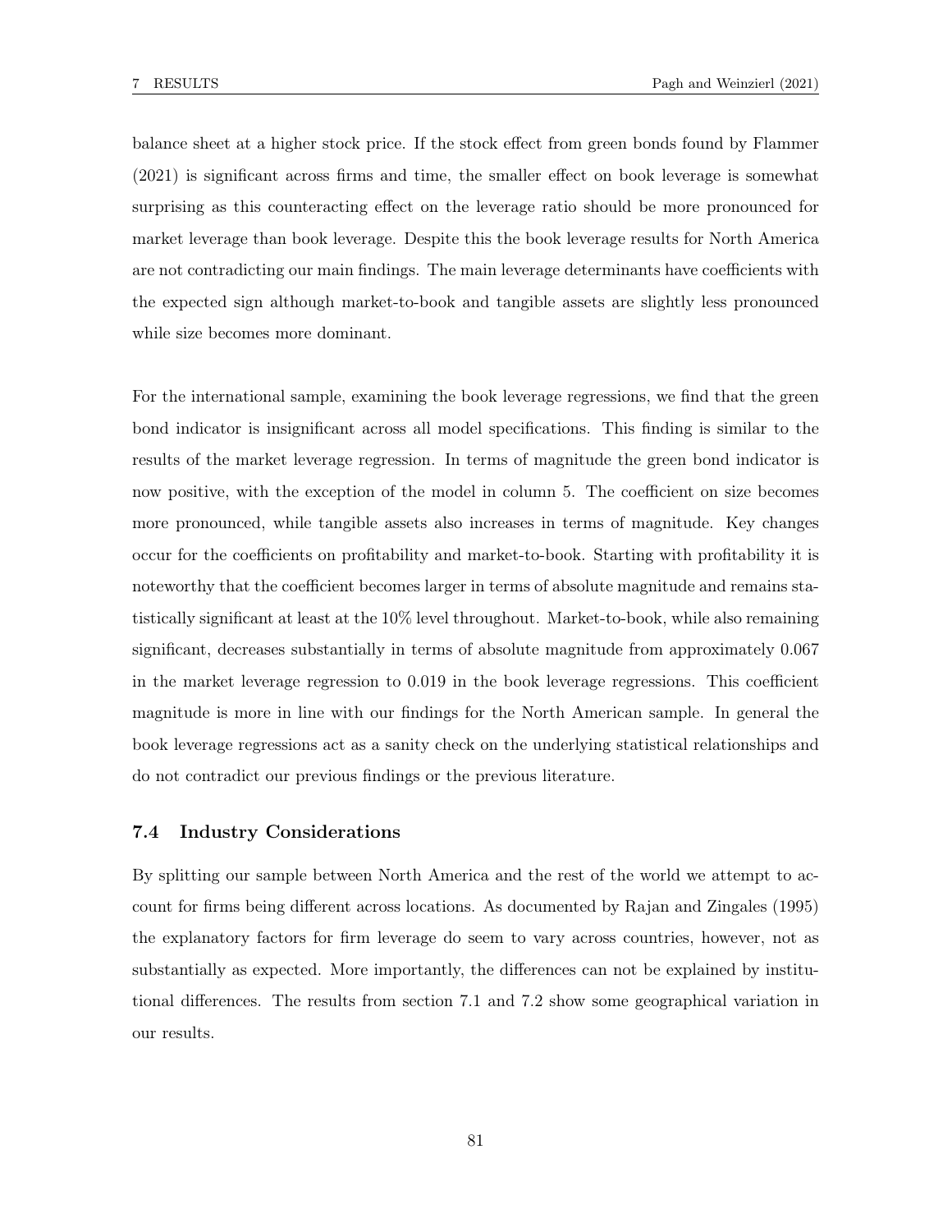balance sheet at a higher stock price. If the stock effect from green bonds found by Flammer (2021) is significant across firms and time, the smaller effect on book leverage is somewhat surprising as this counteracting effect on the leverage ratio should be more pronounced for market leverage than book leverage. Despite this the book leverage results for North America are not contradicting our main findings. The main leverage determinants have coefficients with the expected sign although market-to-book and tangible assets are slightly less pronounced while size becomes more dominant.

For the international sample, examining the book leverage regressions, we find that the green bond indicator is insignificant across all model specifications. This finding is similar to the results of the market leverage regression. In terms of magnitude the green bond indicator is now positive, with the exception of the model in column 5. The coefficient on size becomes more pronounced, while tangible assets also increases in terms of magnitude. Key changes occur for the coefficients on profitability and market-to-book. Starting with profitability it is noteworthy that the coefficient becomes larger in terms of absolute magnitude and remains statistically significant at least at the 10% level throughout. Market-to-book, while also remaining significant, decreases substantially in terms of absolute magnitude from approximately 0.067 in the market leverage regression to 0.019 in the book leverage regressions. This coefficient magnitude is more in line with our findings for the North American sample. In general the book leverage regressions act as a sanity check on the underlying statistical relationships and do not contradict our previous findings or the previous literature.

### 7.4 Industry Considerations

By splitting our sample between North America and the rest of the world we attempt to account for firms being different across locations. As documented by Rajan and Zingales (1995) the explanatory factors for firm leverage do seem to vary across countries, however, not as substantially as expected. More importantly, the differences can not be explained by institutional differences. The results from section 7.1 and 7.2 show some geographical variation in our results.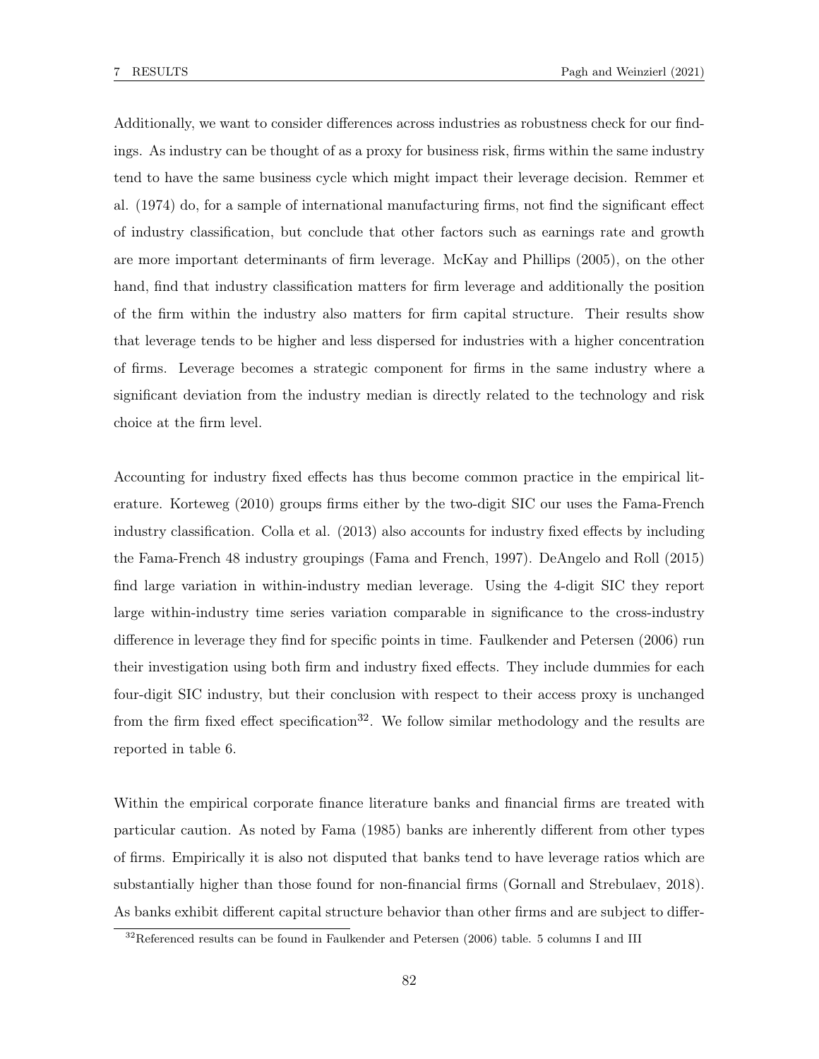Additionally, we want to consider differences across industries as robustness check for our findings. As industry can be thought of as a proxy for business risk, firms within the same industry tend to have the same business cycle which might impact their leverage decision. Remmer et al. (1974) do, for a sample of international manufacturing firms, not find the significant effect of industry classification, but conclude that other factors such as earnings rate and growth are more important determinants of firm leverage. McKay and Phillips (2005), on the other hand, find that industry classification matters for firm leverage and additionally the position of the firm within the industry also matters for firm capital structure. Their results show that leverage tends to be higher and less dispersed for industries with a higher concentration of firms. Leverage becomes a strategic component for firms in the same industry where a significant deviation from the industry median is directly related to the technology and risk choice at the firm level.

Accounting for industry fixed effects has thus become common practice in the empirical literature. Korteweg (2010) groups firms either by the two-digit SIC our uses the Fama-French industry classification. Colla et al. (2013) also accounts for industry fixed effects by including the Fama-French 48 industry groupings (Fama and French, 1997). DeAngelo and Roll (2015) find large variation in within-industry median leverage. Using the 4-digit SIC they report large within-industry time series variation comparable in significance to the cross-industry difference in leverage they find for specific points in time. Faulkender and Petersen (2006) run their investigation using both firm and industry fixed effects. They include dummies for each four-digit SIC industry, but their conclusion with respect to their access proxy is unchanged from the firm fixed effect specification[32]. We follow similar methodology and the results are reported in table 6.

Within the empirical corporate finance literature banks and financial firms are treated with particular caution. As noted by Fama (1985) banks are inherently different from other types of firms. Empirically it is also not disputed that banks tend to have leverage ratios which are substantially higher than those found for non-financial firms (Gornall and Strebulaev, 2018). As banks exhibit different capital structure behavior than other firms and are subject to differ-

[32] Referenced results can be found in Faulkender and Petersen (2006) table. 5 columns I and III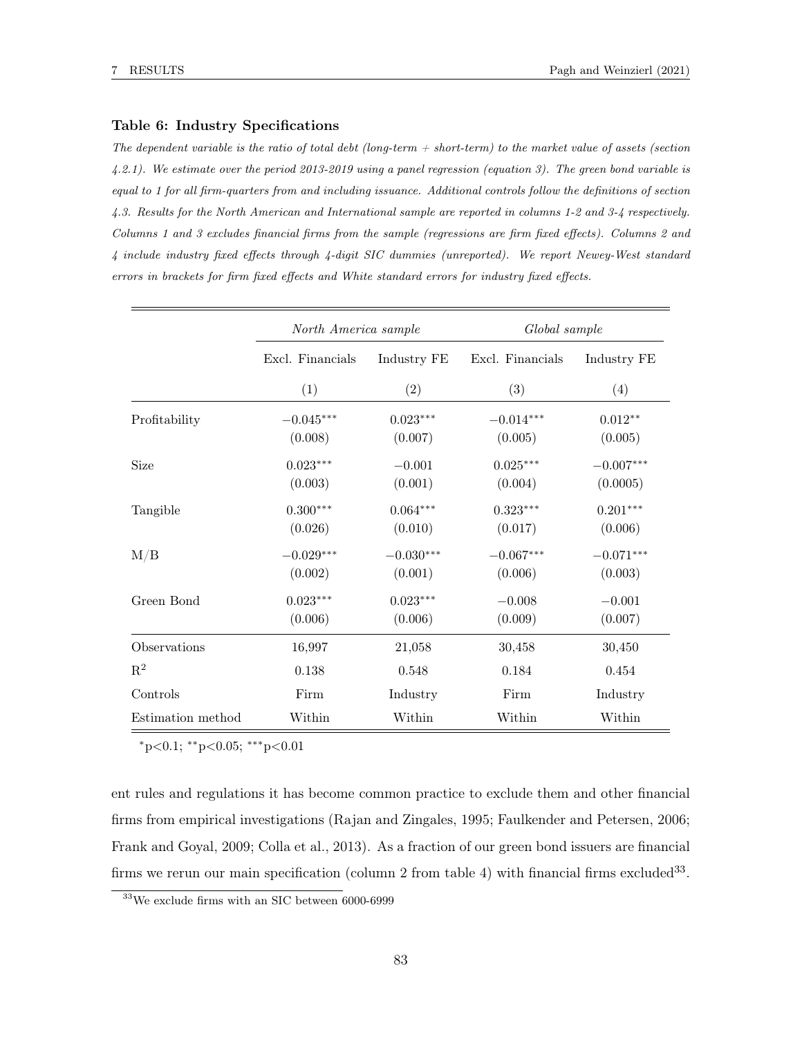**Table 6: Industry Specifications**

*The dependent variable is the ratio of total debt (long-term + short-term) to the market value of assets (section 4.2.1). We estimate over the period 2013-2019 using a panel regression (equation 3). The green bond variable is equal to 1 for all firm-quarters from and including issuance. Additional controls follow the definitions of section 4.3. Results for the North American and International sample are reported in columns 1-2 and 3-4 respectively. Columns 1 and 3 excludes financial firms from the sample (regressions are firm fixed effects). Columns 2 and 4 include industry fixed effects through 4-digit SIC dummies (unreported). We report Newey-West standard errors in brackets for firm fixed effects and White standard errors for industry fixed effects.*

| | *North America sample* | | *Global sample* | |
|---|---|---|---|---|
| | Excl. Financials | Industry FE | Excl. Financials | Industry FE |
| | (1) | (2) | (3) | (4) |
| Profitability | $-0.045^{***}$ | $0.023^{***}$ | $-0.014^{***}$ | $0.012^{**}$ |
| | (0.008) | (0.007) | (0.005) | (0.005) |
| Size | $0.023^{***}$ | $-0.001$ | $0.025^{***}$ | $-0.007^{***}$ |
| | (0.003) | (0.001) | (0.004) | (0.0005) |
| Tangible | $0.300^{***}$ | $0.064^{***}$ | $0.323^{***}$ | $0.201^{***}$ |
| | (0.026) | (0.010) | (0.017) | (0.006) |
| M/B | $-0.029^{***}$ | $-0.030^{***}$ | $-0.067^{***}$ | $-0.071^{***}$ |
| | (0.002) | (0.001) | (0.006) | (0.003) |
| Green Bond | $0.023^{***}$ | $0.023^{***}$ | $-0.008$ | $-0.001$ |
| | (0.006) | (0.006) | (0.009) | (0.007) |
| Observations | 16,997 | 21,058 | 30,458 | 30,450 |
| $R^2$ | 0.138 | 0.548 | 0.184 | 0.454 |
| Controls | Firm | Industry | Firm | Industry |
| Estimation method | Within | Within | Within | Within |

$^{*}p<0.1$; $^{**}p<0.05$; $^{***}p<0.01$

ent rules and regulations it has become common practice to exclude them and other financial firms from empirical investigations (Rajan and Zingales, 1995; Faulkender and Petersen, 2006; Frank and Goyal, 2009; Colla et al., 2013). As a fraction of our green bond issuers are financial firms we rerun our main specification (column 2 from table 4) with financial firms excluded[33].

[33] We exclude firms with an SIC between 6000-6999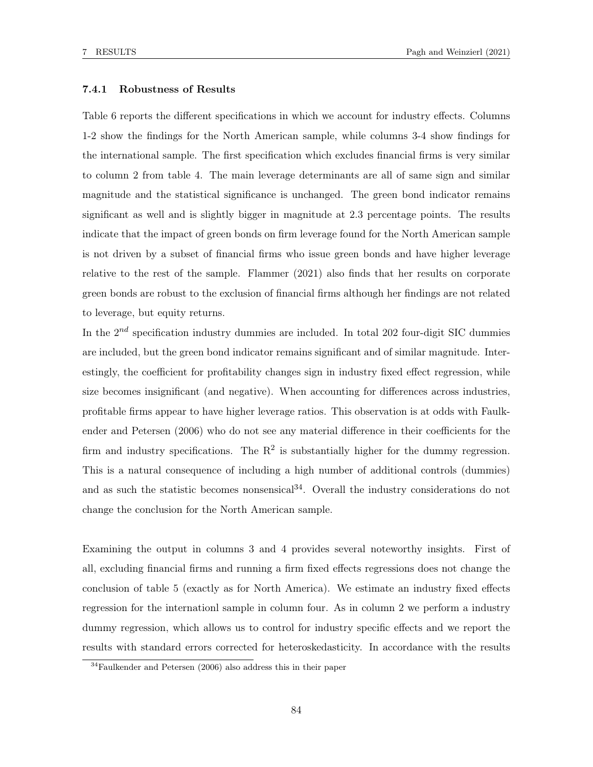### 7.4.1 Robustness of Results

Table 6 reports the different specifications in which we account for industry effects. Columns 1-2 show the findings for the North American sample, while columns 3-4 show findings for the international sample. The first specification which excludes financial firms is very similar to column 2 from table 4. The main leverage determinants are all of same sign and similar magnitude and the statistical significance is unchanged. The green bond indicator remains significant as well and is slightly bigger in magnitude at 2.3 percentage points. The results indicate that the impact of green bonds on firm leverage found for the North American sample is not driven by a subset of financial firms who issue green bonds and have higher leverage relative to the rest of the sample. Flammer (2021) also finds that her results on corporate green bonds are robust to the exclusion of financial firms although her findings are not related to leverage, but equity returns.

In the $2^{nd}$ specification industry dummies are included. In total 202 four-digit SIC dummies are included, but the green bond indicator remains significant and of similar magnitude. Interestingly, the coefficient for profitability changes sign in industry fixed effect regression, while size becomes insignificant (and negative). When accounting for differences across industries, profitable firms appear to have higher leverage ratios. This observation is at odds with Faulkender and Petersen (2006) who do not see any material difference in their coefficients for the firm and industry specifications. The $R^2$ is substantially higher for the dummy regression. This is a natural consequence of including a high number of additional controls (dummies) and as such the statistic becomes nonsensical[34]. Overall the industry considerations do not change the conclusion for the North American sample.

Examining the output in columns 3 and 4 provides several noteworthy insights. First of all, excluding financial firms and running a firm fixed effects regressions does not change the conclusion of table 5 (exactly as for North America). We estimate an industry fixed effects regression for the internationl sample in column four. As in column 2 we perform a industry dummy regression, which allows us to control for industry specific effects and we report the results with standard errors corrected for heteroskedasticity. In accordance with the results

[34] Faulkender and Petersen (2006) also address this in their paper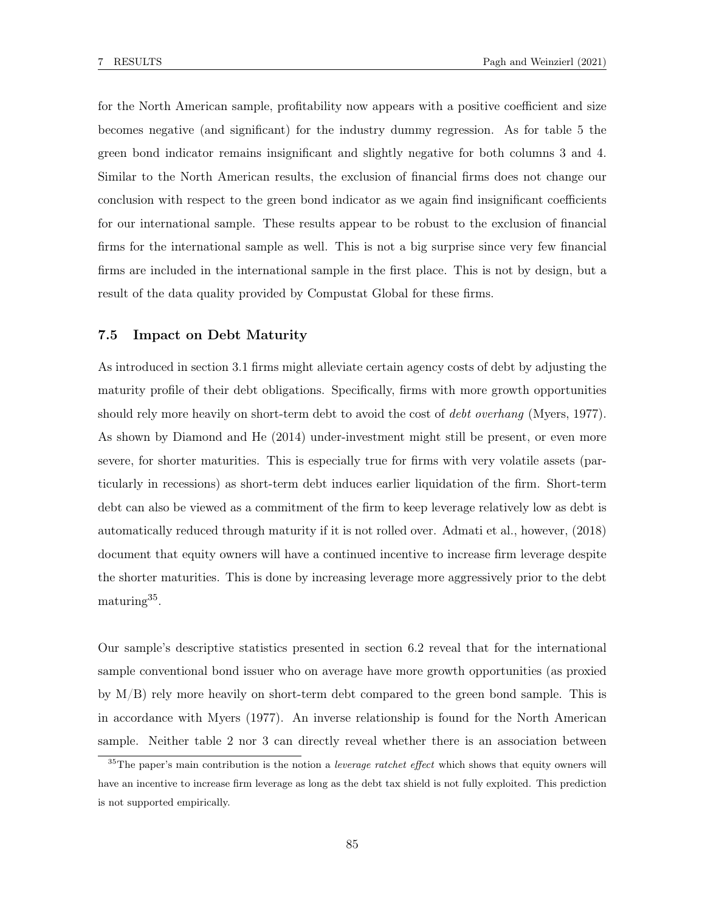for the North American sample, profitability now appears with a positive coefficient and size becomes negative (and significant) for the industry dummy regression. As for table 5 the green bond indicator remains insignificant and slightly negative for both columns 3 and 4. Similar to the North American results, the exclusion of financial firms does not change our conclusion with respect to the green bond indicator as we again find insignificant coefficients for our international sample. These results appear to be robust to the exclusion of financial firms for the international sample as well. This is not a big surprise since very few financial firms are included in the international sample in the first place. This is not by design, but a result of the data quality provided by Compustat Global for these firms.

### 7.5 Impact on Debt Maturity

As introduced in section 3.1 firms might alleviate certain agency costs of debt by adjusting the maturity profile of their debt obligations. Specifically, firms with more growth opportunities should rely more heavily on short-term debt to avoid the cost of *debt overhang* (Myers, 1977). As shown by Diamond and He (2014) under-investment might still be present, or even more severe, for shorter maturities. This is especially true for firms with very volatile assets (particularly in recessions) as short-term debt induces earlier liquidation of the firm. Short-term debt can also be viewed as a commitment of the firm to keep leverage relatively low as debt is automatically reduced through maturity if it is not rolled over. Admati et al., however, (2018) document that equity owners will have a continued incentive to increase firm leverage despite the shorter maturities. This is done by increasing leverage more aggressively prior to the debt maturing[35].

Our sample's descriptive statistics presented in section 6.2 reveal that for the international sample conventional bond issuer who on average have more growth opportunities (as proxied by M/B) rely more heavily on short-term debt compared to the green bond sample. This is in accordance with Myers (1977). An inverse relationship is found for the North American sample. Neither table 2 nor 3 can directly reveal whether there is an association between

[35] The paper's main contribution is the notion a *leverage ratchet effect* which shows that equity owners will have an incentive to increase firm leverage as long as the debt tax shield is not fully exploited. This prediction is not supported empirically.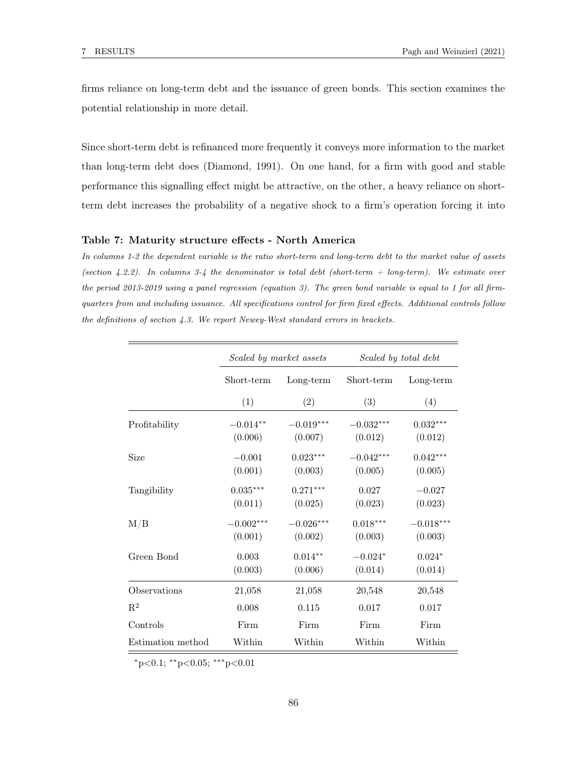firms reliance on long-term debt and the issuance of green bonds. This section examines the potential relationship in more detail.

Since short-term debt is refinanced more frequently it conveys more information to the market than long-term debt does (Diamond, 1991). On one hand, for a firm with good and stable performance this signalling effect might be attractive, on the other, a heavy reliance on short-term debt increases the probability of a negative shock to a firm's operation forcing it into

**Table 7: Maturity structure effects - North America**

*In columns 1-2 the dependent variable is the ratio short-term and long-term debt to the market value of assets (section 4.2.2). In columns 3-4 the denominator is total debt (short-term + long-term). We estimate over the period 2013-2019 using a panel regression (equation 3). The green bond variable is equal to 1 for all firm-quarters from and including issuance. All specifications control for firm fixed effects. Additional controls follow the definitions of section 4.3. We report Newey-West standard errors in brackets.*

| | *Scaled by market assets* | | *Scaled by total debt* | |
|---|---|---|---|---|
| | Short-term | Long-term | Short-term | Long-term |
| | (1) | (2) | (3) | (4) |
| Profitability | $-0.014^{**}$ | $-0.019^{***}$ | $-0.032^{***}$ | $0.032^{***}$ |
| | (0.006) | (0.007) | (0.012) | (0.012) |
| Size | $-0.001$ | $0.023^{***}$ | $-0.042^{***}$ | $0.042^{***}$ |
| | (0.001) | (0.003) | (0.005) | (0.005) |
| Tangibility | $0.035^{***}$ | $0.271^{***}$ | 0.027 | $-0.027$ |
| | (0.011) | (0.025) | (0.023) | (0.023) |
| M/B | $-0.002^{***}$ | $-0.026^{***}$ | $0.018^{***}$ | $-0.018^{***}$ |
| | (0.001) | (0.002) | (0.003) | (0.003) |
| Green Bond | 0.003 | $0.014^{**}$ | $-0.024^{*}$ | $0.024^{*}$ |
| | (0.003) | (0.006) | (0.014) | (0.014) |
| Observations | 21,058 | 21,058 | 20,548 | 20,548 |
| $R^2$ | 0.008 | 0.115 | 0.017 | 0.017 |
| Controls | Firm | Firm | Firm | Firm |
| Estimation method | Within | Within | Within | Within |

$^{*}$p<0.1; $^{**}$p<0.05; $^{***}$p<0.01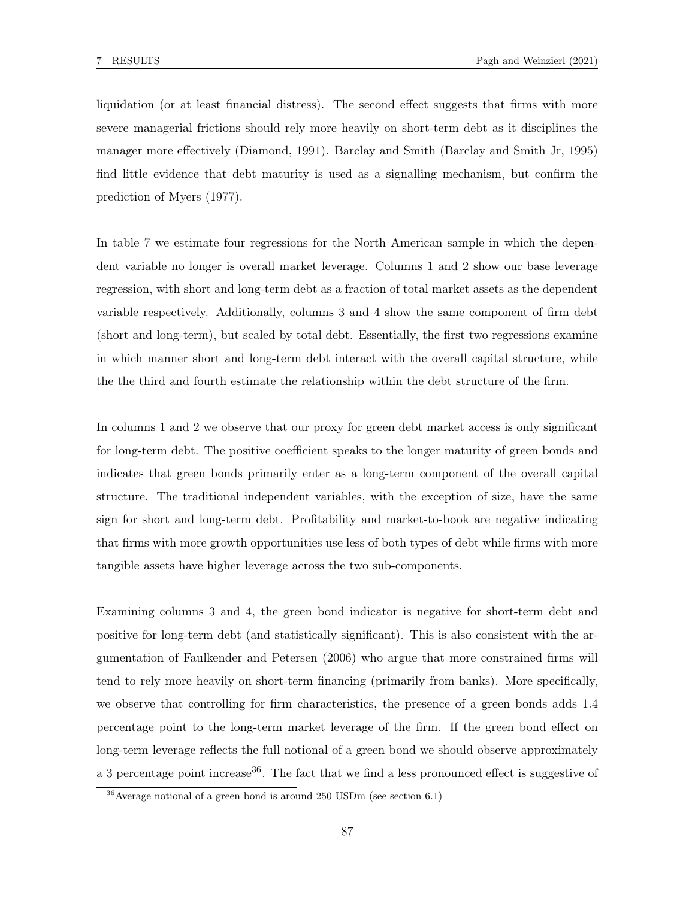liquidation (or at least financial distress). The second effect suggests that firms with more severe managerial frictions should rely more heavily on short-term debt as it disciplines the manager more effectively (Diamond, 1991). Barclay and Smith (Barclay and Smith Jr, 1995) find little evidence that debt maturity is used as a signalling mechanism, but confirm the prediction of Myers (1977).

In table 7 we estimate four regressions for the North American sample in which the dependent variable no longer is overall market leverage. Columns 1 and 2 show our base leverage regression, with short and long-term debt as a fraction of total market assets as the dependent variable respectively. Additionally, columns 3 and 4 show the same component of firm debt (short and long-term), but scaled by total debt. Essentially, the first two regressions examine in which manner short and long-term debt interact with the overall capital structure, while the the third and fourth estimate the relationship within the debt structure of the firm.

In columns 1 and 2 we observe that our proxy for green debt market access is only significant for long-term debt. The positive coefficient speaks to the longer maturity of green bonds and indicates that green bonds primarily enter as a long-term component of the overall capital structure. The traditional independent variables, with the exception of size, have the same sign for short and long-term debt. Profitability and market-to-book are negative indicating that firms with more growth opportunities use less of both types of debt while firms with more tangible assets have higher leverage across the two sub-components.

Examining columns 3 and 4, the green bond indicator is negative for short-term debt and positive for long-term debt (and statistically significant). This is also consistent with the argumentation of Faulkender and Petersen (2006) who argue that more constrained firms will tend to rely more heavily on short-term financing (primarily from banks). More specifically, we observe that controlling for firm characteristics, the presence of a green bonds adds 1.4 percentage point to the long-term market leverage of the firm. If the green bond effect on long-term leverage reflects the full notional of a green bond we should observe approximately a 3 percentage point increase[36]. The fact that we find a less pronounced effect is suggestive of

[36] Average notional of a green bond is around 250 USDm (see section 6.1)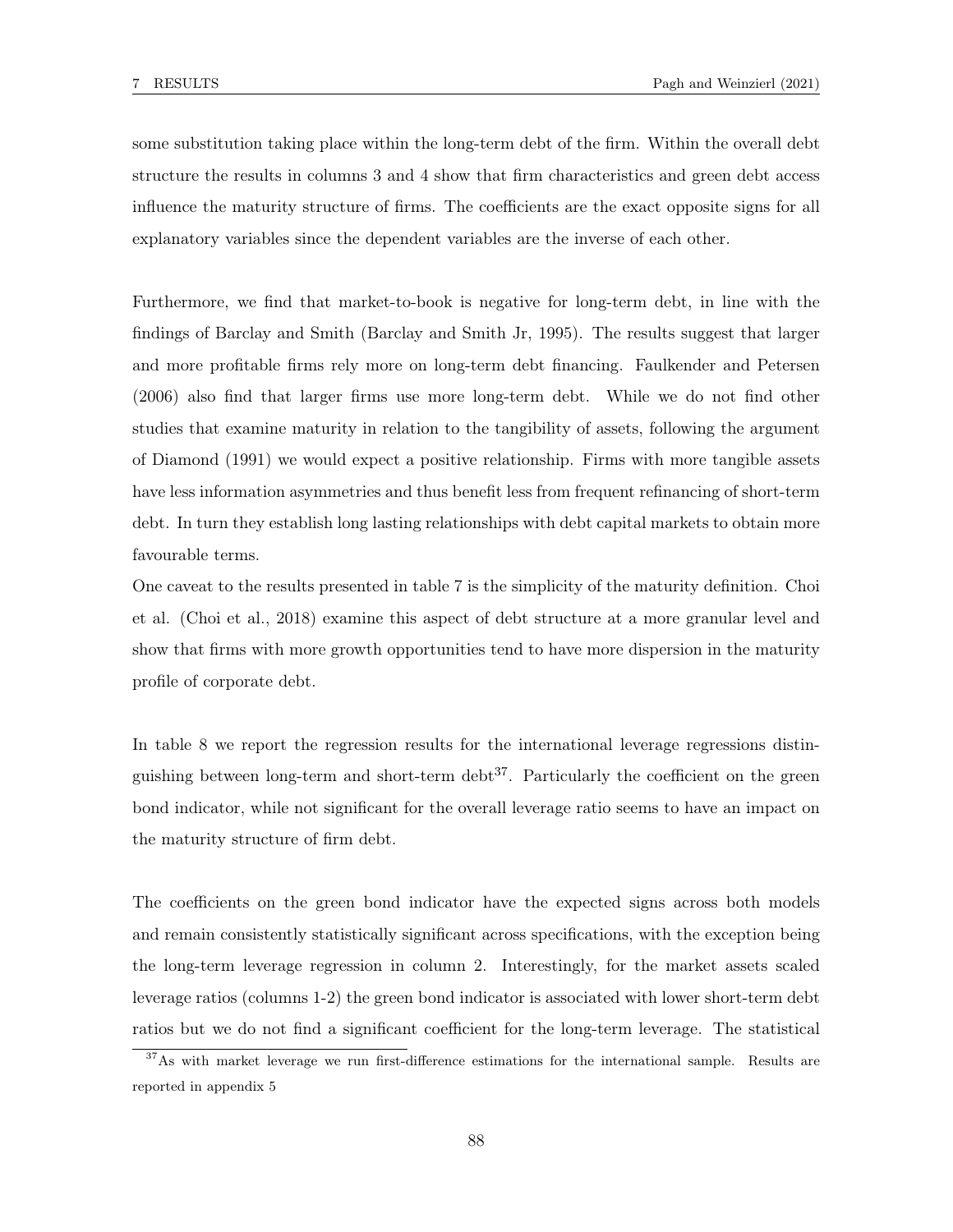some substitution taking place within the long-term debt of the firm. Within the overall debt structure the results in columns 3 and 4 show that firm characteristics and green debt access influence the maturity structure of firms. The coefficients are the exact opposite signs for all explanatory variables since the dependent variables are the inverse of each other.

Furthermore, we find that market-to-book is negative for long-term debt, in line with the findings of Barclay and Smith (Barclay and Smith Jr, 1995). The results suggest that larger and more profitable firms rely more on long-term debt financing. Faulkender and Petersen (2006) also find that larger firms use more long-term debt. While we do not find other studies that examine maturity in relation to the tangibility of assets, following the argument of Diamond (1991) we would expect a positive relationship. Firms with more tangible assets have less information asymmetries and thus benefit less from frequent refinancing of short-term debt. In turn they establish long lasting relationships with debt capital markets to obtain more favourable terms.

One caveat to the results presented in table 7 is the simplicity of the maturity definition. Choi et al. (Choi et al., 2018) examine this aspect of debt structure at a more granular level and show that firms with more growth opportunities tend to have more dispersion in the maturity profile of corporate debt.

In table 8 we report the regression results for the international leverage regressions distinguishing between long-term and short-term debt[37]. Particularly the coefficient on the green bond indicator, while not significant for the overall leverage ratio seems to have an impact on the maturity structure of firm debt.

The coefficients on the green bond indicator have the expected signs across both models and remain consistently statistically significant across specifications, with the exception being the long-term leverage regression in column 2. Interestingly, for the market assets scaled leverage ratios (columns 1-2) the green bond indicator is associated with lower short-term debt ratios but we do not find a significant coefficient for the long-term leverage. The statistical

[37] As with market leverage we run first-difference estimations for the international sample. Results are reported in appendix 5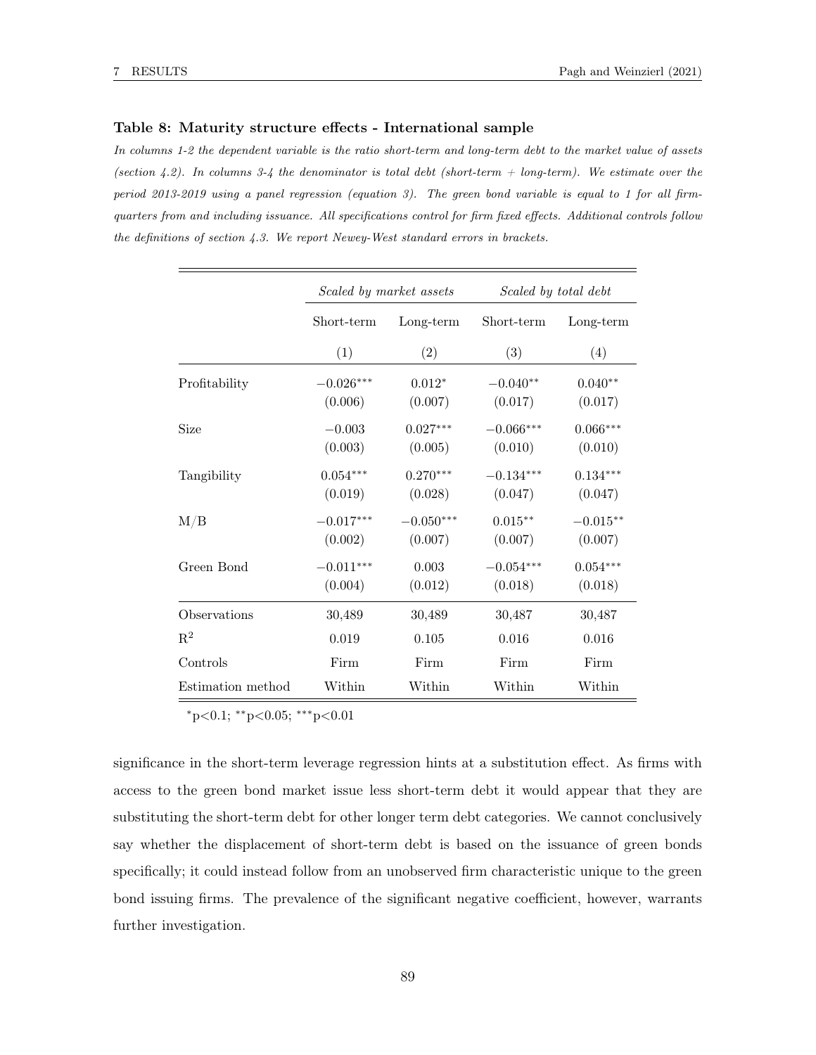**Table 8: Maturity structure effects - International sample**

*In columns 1-2 the dependent variable is the ratio short-term and long-term debt to the market value of assets (section 4.2). In columns 3-4 the denominator is total debt (short-term + long-term). We estimate over the period 2013-2019 using a panel regression (equation 3). The green bond variable is equal to 1 for all firm-quarters from and including issuance. All specifications control for firm fixed effects. Additional controls follow the definitions of section 4.3. We report Newey-West standard errors in brackets.*

| | *Scaled by market assets* | | *Scaled by total debt* | |
|---|---|---|---|---|
| | Short-term | Long-term | Short-term | Long-term |
| | (1) | (2) | (3) | (4) |
| Profitability | $-0.026^{***}$ | $0.012^{*}$ | $-0.040^{**}$ | $0.040^{**}$ |
| | (0.006) | (0.007) | (0.017) | (0.017) |
| Size | $-0.003$ | $0.027^{***}$ | $-0.066^{***}$ | $0.066^{***}$ |
| | (0.003) | (0.005) | (0.010) | (0.010) |
| Tangibility | $0.054^{***}$ | $0.270^{***}$ | $-0.134^{***}$ | $0.134^{***}$ |
| | (0.019) | (0.028) | (0.047) | (0.047) |
| M/B | $-0.017^{***}$ | $-0.050^{***}$ | $0.015^{**}$ | $-0.015^{**}$ |
| | (0.002) | (0.007) | (0.007) | (0.007) |
| Green Bond | $-0.011^{***}$ | 0.003 | $-0.054^{***}$ | $0.054^{***}$ |
| | (0.004) | (0.012) | (0.018) | (0.018) |
| Observations | 30,489 | 30,489 | 30,487 | 30,487 |
| $R^2$ | 0.019 | 0.105 | 0.016 | 0.016 |
| Controls | Firm | Firm | Firm | Firm |
| Estimation method | Within | Within | Within | Within |

$^{*}$p<0.1; $^{**}$p<0.05; $^{***}$p<0.01

significance in the short-term leverage regression hints at a substitution effect. As firms with access to the green bond market issue less short-term debt it would appear that they are substituting the short-term debt for other longer term debt categories. We cannot conclusively say whether the displacement of short-term debt is based on the issuance of green bonds specifically; it could instead follow from an unobserved firm characteristic unique to the green bond issuing firms. The prevalence of the significant negative coefficient, however, warrants further investigation.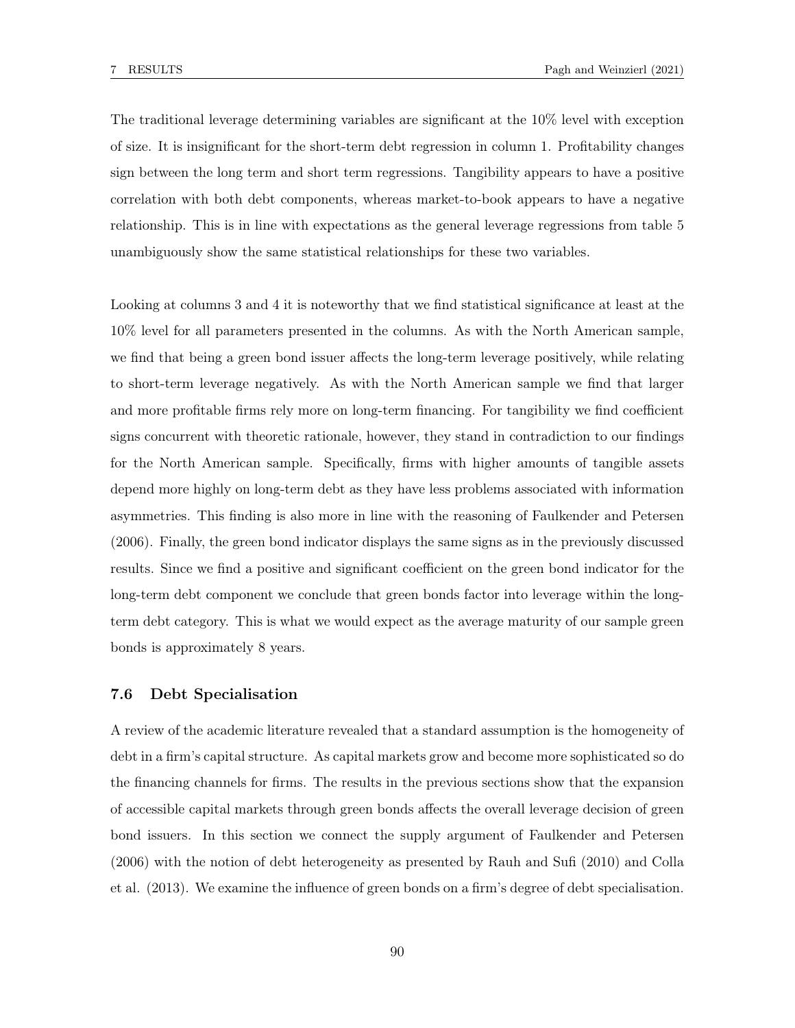The traditional leverage determining variables are significant at the 10% level with exception of size. It is insignificant for the short-term debt regression in column 1. Profitability changes sign between the long term and short term regressions. Tangibility appears to have a positive correlation with both debt components, whereas market-to-book appears to have a negative relationship. This is in line with expectations as the general leverage regressions from table 5 unambiguously show the same statistical relationships for these two variables.

Looking at columns 3 and 4 it is noteworthy that we find statistical significance at least at the 10% level for all parameters presented in the columns. As with the North American sample, we find that being a green bond issuer affects the long-term leverage positively, while relating to short-term leverage negatively. As with the North American sample we find that larger and more profitable firms rely more on long-term financing. For tangibility we find coefficient signs concurrent with theoretic rationale, however, they stand in contradiction to our findings for the North American sample. Specifically, firms with higher amounts of tangible assets depend more highly on long-term debt as they have less problems associated with information asymmetries. This finding is also more in line with the reasoning of Faulkender and Petersen (2006). Finally, the green bond indicator displays the same signs as in the previously discussed results. Since we find a positive and significant coefficient on the green bond indicator for the long-term debt component we conclude that green bonds factor into leverage within the long-term debt category. This is what we would expect as the average maturity of our sample green bonds is approximately 8 years.

### 7.6 Debt Specialisation

A review of the academic literature revealed that a standard assumption is the homogeneity of debt in a firm's capital structure. As capital markets grow and become more sophisticated so do the financing channels for firms. The results in the previous sections show that the expansion of accessible capital markets through green bonds affects the overall leverage decision of green bond issuers. In this section we connect the supply argument of Faulkender and Petersen (2006) with the notion of debt heterogeneity as presented by Rauh and Sufi (2010) and Colla et al. (2013). We examine the influence of green bonds on a firm's degree of debt specialisation.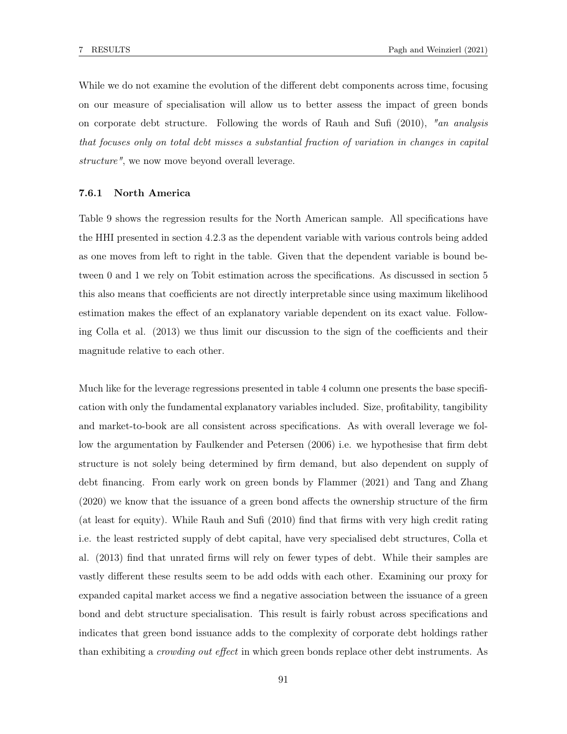While we do not examine the evolution of the different debt components across time, focusing on our measure of specialisation will allow us to better assess the impact of green bonds on corporate debt structure. Following the words of Rauh and Sufi (2010), *"an analysis that focuses only on total debt misses a substantial fraction of variation in changes in capital structure"*, we now move beyond overall leverage.

### 7.6.1 North America

Table 9 shows the regression results for the North American sample. All specifications have the HHI presented in section 4.2.3 as the dependent variable with various controls being added as one moves from left to right in the table. Given that the dependent variable is bound between 0 and 1 we rely on Tobit estimation across the specifications. As discussed in section 5 this also means that coefficients are not directly interpretable since using maximum likelihood estimation makes the effect of an explanatory variable dependent on its exact value. Following Colla et al. (2013) we thus limit our discussion to the sign of the coefficients and their magnitude relative to each other.

Much like for the leverage regressions presented in table 4 column one presents the base specification with only the fundamental explanatory variables included. Size, profitability, tangibility and market-to-book are all consistent across specifications. As with overall leverage we follow the argumentation by Faulkender and Petersen (2006) i.e. we hypothesise that firm debt structure is not solely being determined by firm demand, but also dependent on supply of debt financing. From early work on green bonds by Flammer (2021) and Tang and Zhang (2020) we know that the issuance of a green bond affects the ownership structure of the firm (at least for equity). While Rauh and Sufi (2010) find that firms with very high credit rating i.e. the least restricted supply of debt capital, have very specialised debt structures, Colla et al. (2013) find that unrated firms will rely on fewer types of debt. While their samples are vastly different these results seem to be add odds with each other. Examining our proxy for expanded capital market access we find a negative association between the issuance of a green bond and debt structure specialisation. This result is fairly robust across specifications and indicates that green bond issuance adds to the complexity of corporate debt holdings rather than exhibiting a *crowding out effect* in which green bonds replace other debt instruments. As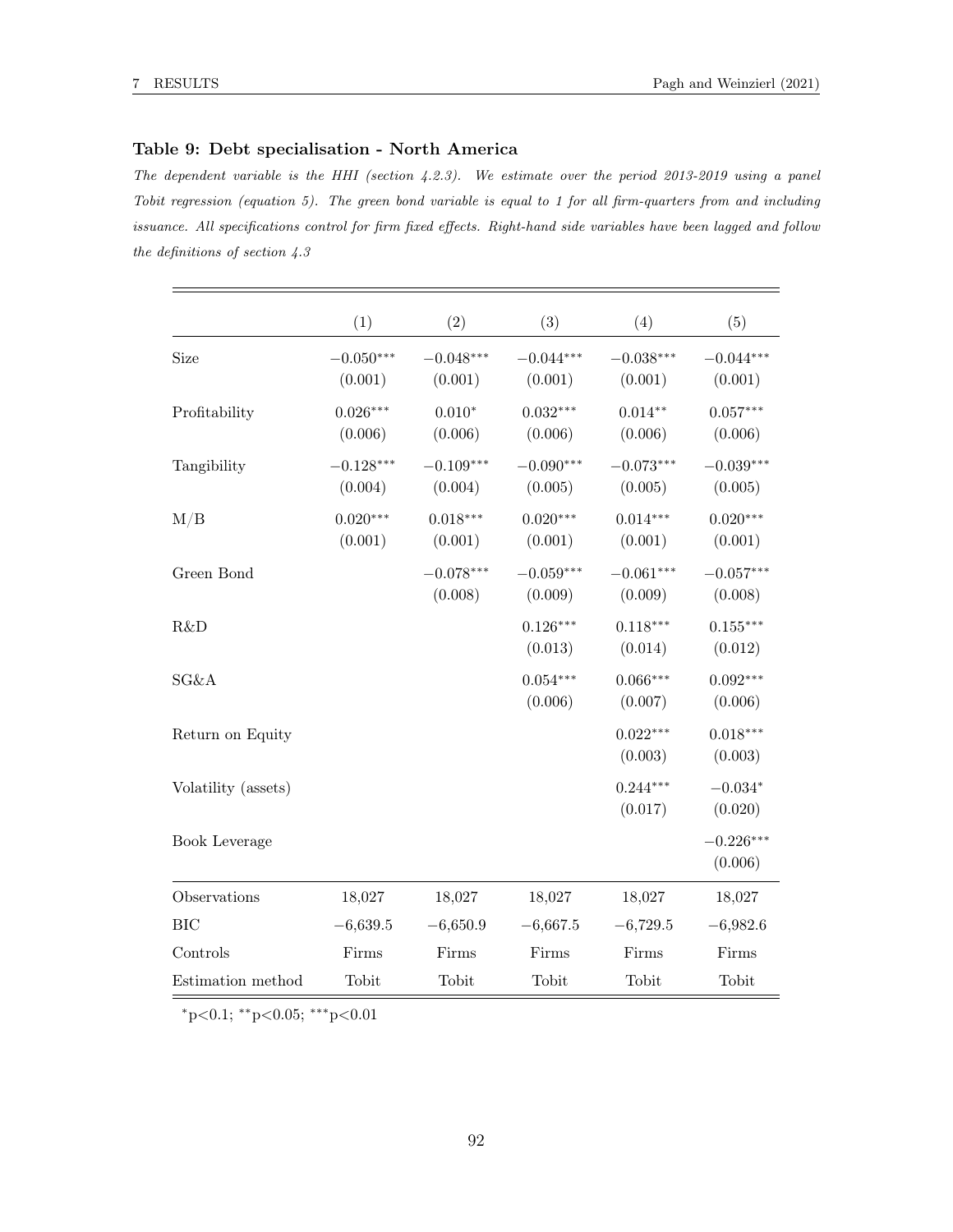### Table 9: Debt specialisation - North America

*The dependent variable is the HHI (section 4.2.3). We estimate over the period 2013-2019 using a panel Tobit regression (equation 5). The green bond variable is equal to 1 for all firm-quarters from and including issuance. All specifications control for firm fixed effects. Right-hand side variables have been lagged and follow the definitions of section 4.3*

| | (1) | (2) | (3) | (4) | (5) |
|---|---|---|---|---|---|
| Size | $-0.050^{***}$ | $-0.048^{***}$ | $-0.044^{***}$ | $-0.038^{***}$ | $-0.044^{***}$ |
| | (0.001) | (0.001) | (0.001) | (0.001) | (0.001) |
| Profitability | $0.026^{***}$ | $0.010^{*}$ | $0.032^{***}$ | $0.014^{**}$ | $0.057^{***}$ |
| | (0.006) | (0.006) | (0.006) | (0.006) | (0.006) |
| Tangibility | $-0.128^{***}$ | $-0.109^{***}$ | $-0.090^{***}$ | $-0.073^{***}$ | $-0.039^{***}$ |
| | (0.004) | (0.004) | (0.005) | (0.005) | (0.005) |
| M/B | $0.020^{***}$ | $0.018^{***}$ | $0.020^{***}$ | $0.014^{***}$ | $0.020^{***}$ |
| | (0.001) | (0.001) | (0.001) | (0.001) | (0.001) |
| Green Bond | | $-0.078^{***}$ | $-0.059^{***}$ | $-0.061^{***}$ | $-0.057^{***}$ |
| | | (0.008) | (0.009) | (0.009) | (0.008) |
| R&D | | | $0.126^{***}$ | $0.118^{***}$ | $0.155^{***}$ |
| | | | (0.013) | (0.014) | (0.012) |
| SG&A | | | $0.054^{***}$ | $0.066^{***}$ | $0.092^{***}$ |
| | | | (0.006) | (0.007) | (0.006) |
| Return on Equity | | | | $0.022^{***}$ | $0.018^{***}$ |
| | | | | (0.003) | (0.003) |
| Volatility (assets) | | | | $0.244^{***}$ | $-0.034^{*}$ |
| | | | | (0.017) | (0.020) |
| Book Leverage | | | | | $-0.226^{***}$ |
| | | | | | (0.006) |
| Observations | 18,027 | 18,027 | 18,027 | 18,027 | 18,027 |
| BIC | −6,639.5 | −6,650.9 | −6,667.5 | −6,729.5 | −6,982.6 |
| Controls | Firms | Firms | Firms | Firms | Firms |
| Estimation method | Tobit | Tobit | Tobit | Tobit | Tobit |

$^{*}$p<0.1; $^{**}$p<0.05; $^{***}$p<0.01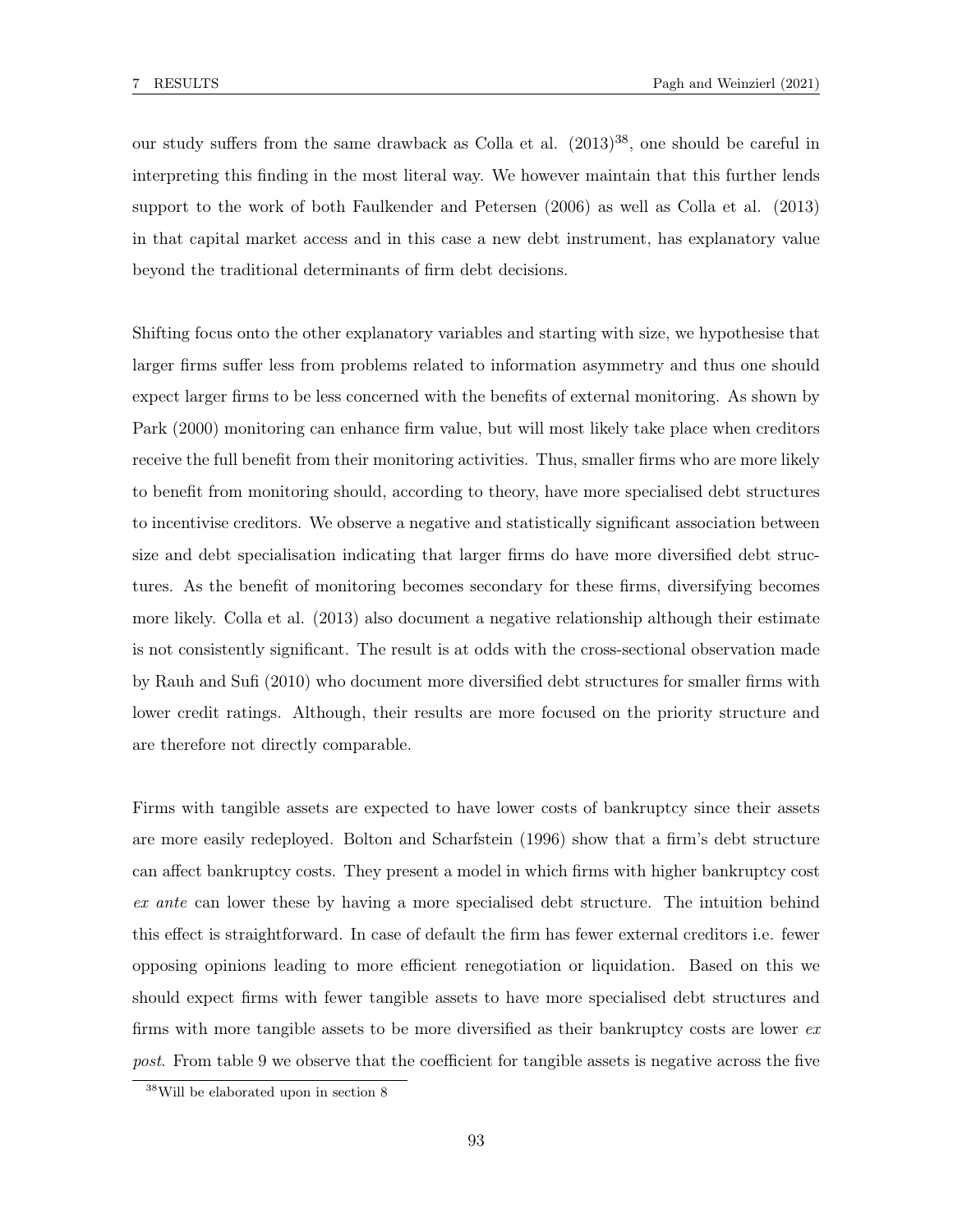our study suffers from the same drawback as Colla et al. (2013)[38], one should be careful in interpreting this finding in the most literal way. We however maintain that this further lends support to the work of both Faulkender and Petersen (2006) as well as Colla et al. (2013) in that capital market access and in this case a new debt instrument, has explanatory value beyond the traditional determinants of firm debt decisions.

Shifting focus onto the other explanatory variables and starting with size, we hypothesise that larger firms suffer less from problems related to information asymmetry and thus one should expect larger firms to be less concerned with the benefits of external monitoring. As shown by Park (2000) monitoring can enhance firm value, but will most likely take place when creditors receive the full benefit from their monitoring activities. Thus, smaller firms who are more likely to benefit from monitoring should, according to theory, have more specialised debt structures to incentivise creditors. We observe a negative and statistically significant association between size and debt specialisation indicating that larger firms do have more diversified debt structures. As the benefit of monitoring becomes secondary for these firms, diversifying becomes more likely. Colla et al. (2013) also document a negative relationship although their estimate is not consistently significant. The result is at odds with the cross-sectional observation made by Rauh and Sufi (2010) who document more diversified debt structures for smaller firms with lower credit ratings. Although, their results are more focused on the priority structure and are therefore not directly comparable.

Firms with tangible assets are expected to have lower costs of bankruptcy since their assets are more easily redeployed. Bolton and Scharfstein (1996) show that a firm's debt structure can affect bankruptcy costs. They present a model in which firms with higher bankruptcy cost *ex ante* can lower these by having a more specialised debt structure. The intuition behind this effect is straightforward. In case of default the firm has fewer external creditors i.e. fewer opposing opinions leading to more efficient renegotiation or liquidation. Based on this we should expect firms with fewer tangible assets to have more specialised debt structures and firms with more tangible assets to be more diversified as their bankruptcy costs are lower *ex post*. From table 9 we observe that the coefficient for tangible assets is negative across the five

[38] Will be elaborated upon in section 8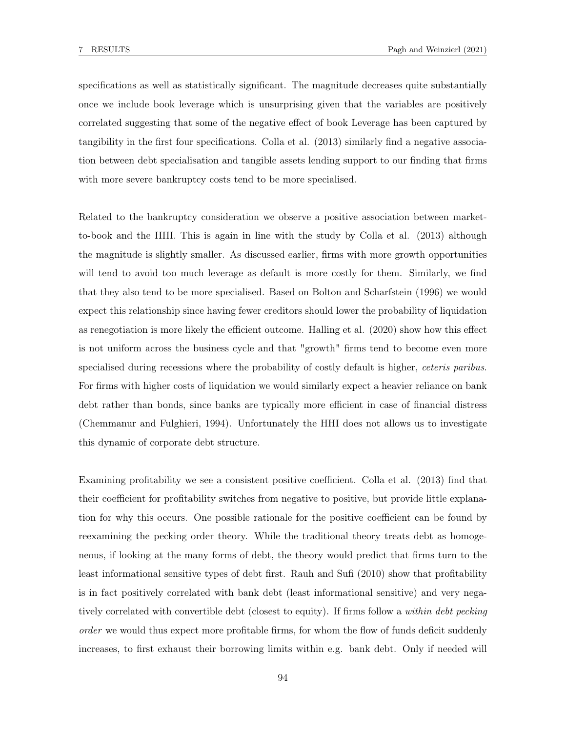specifications as well as statistically significant. The magnitude decreases quite substantially once we include book leverage which is unsurprising given that the variables are positively correlated suggesting that some of the negative effect of book Leverage has been captured by tangibility in the first four specifications. Colla et al. (2013) similarly find a negative association between debt specialisation and tangible assets lending support to our finding that firms with more severe bankruptcy costs tend to be more specialised.

Related to the bankruptcy consideration we observe a positive association between market-to-book and the HHI. This is again in line with the study by Colla et al. (2013) although the magnitude is slightly smaller. As discussed earlier, firms with more growth opportunities will tend to avoid too much leverage as default is more costly for them. Similarly, we find that they also tend to be more specialised. Based on Bolton and Scharfstein (1996) we would expect this relationship since having fewer creditors should lower the probability of liquidation as renegotiation is more likely the efficient outcome. Halling et al. (2020) show how this effect is not uniform across the business cycle and that "growth" firms tend to become even more specialised during recessions where the probability of costly default is higher, *ceteris paribus*. For firms with higher costs of liquidation we would similarly expect a heavier reliance on bank debt rather than bonds, since banks are typically more efficient in case of financial distress (Chemmanur and Fulghieri, 1994). Unfortunately the HHI does not allows us to investigate this dynamic of corporate debt structure.

Examining profitability we see a consistent positive coefficient. Colla et al. (2013) find that their coefficient for profitability switches from negative to positive, but provide little explanation for why this occurs. One possible rationale for the positive coefficient can be found by reexamining the pecking order theory. While the traditional theory treats debt as homogeneous, if looking at the many forms of debt, the theory would predict that firms turn to the least informational sensitive types of debt first. Rauh and Sufi (2010) show that profitability is in fact positively correlated with bank debt (least informational sensitive) and very negatively correlated with convertible debt (closest to equity). If firms follow a *within debt pecking order* we would thus expect more profitable firms, for whom the flow of funds deficit suddenly increases, to first exhaust their borrowing limits within e.g. bank debt. Only if needed will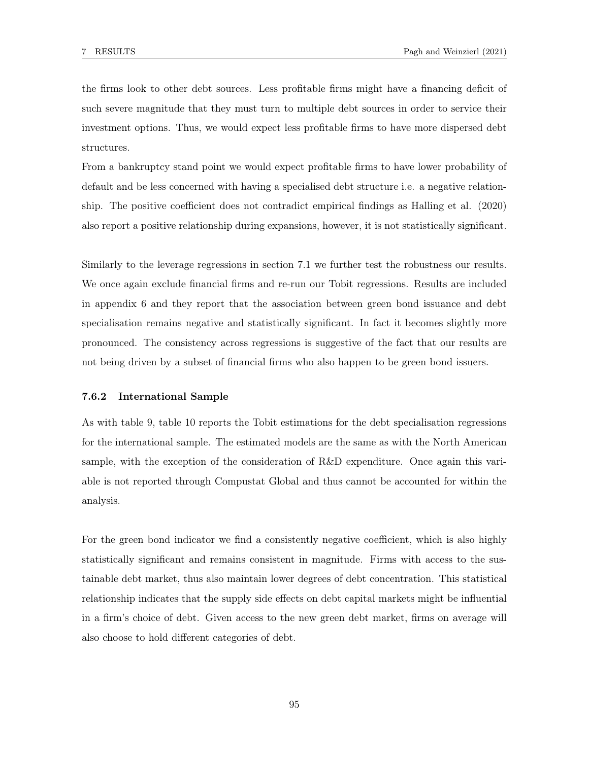the firms look to other debt sources. Less profitable firms might have a financing deficit of such severe magnitude that they must turn to multiple debt sources in order to service their investment options. Thus, we would expect less profitable firms to have more dispersed debt structures.

From a bankruptcy stand point we would expect profitable firms to have lower probability of default and be less concerned with having a specialised debt structure i.e. a negative relationship. The positive coefficient does not contradict empirical findings as Halling et al. (2020) also report a positive relationship during expansions, however, it is not statistically significant.

Similarly to the leverage regressions in section 7.1 we further test the robustness our results. We once again exclude financial firms and re-run our Tobit regressions. Results are included in appendix 6 and they report that the association between green bond issuance and debt specialisation remains negative and statistically significant. In fact it becomes slightly more pronounced. The consistency across regressions is suggestive of the fact that our results are not being driven by a subset of financial firms who also happen to be green bond issuers.

### 7.6.2 International Sample

As with table 9, table 10 reports the Tobit estimations for the debt specialisation regressions for the international sample. The estimated models are the same as with the North American sample, with the exception of the consideration of R&D expenditure. Once again this variable is not reported through Compustat Global and thus cannot be accounted for within the analysis.

For the green bond indicator we find a consistently negative coefficient, which is also highly statistically significant and remains consistent in magnitude. Firms with access to the sustainable debt market, thus also maintain lower degrees of debt concentration. This statistical relationship indicates that the supply side effects on debt capital markets might be influential in a firm's choice of debt. Given access to the new green debt market, firms on average will also choose to hold different categories of debt.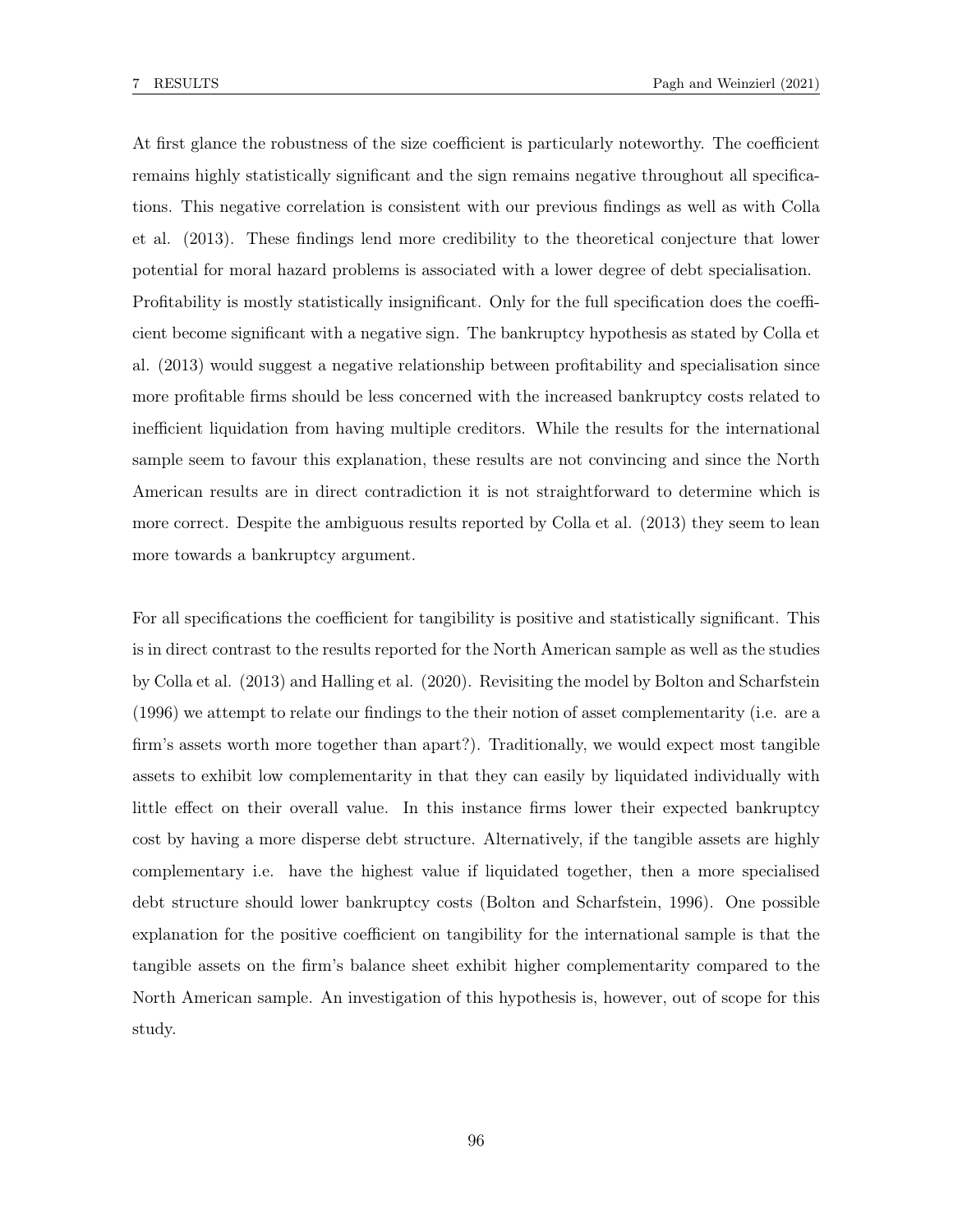At first glance the robustness of the size coefficient is particularly noteworthy. The coefficient remains highly statistically significant and the sign remains negative throughout all specifications. This negative correlation is consistent with our previous findings as well as with Colla et al. (2013). These findings lend more credibility to the theoretical conjecture that lower potential for moral hazard problems is associated with a lower degree of debt specialisation. Profitability is mostly statistically insignificant. Only for the full specification does the coefficient become significant with a negative sign. The bankruptcy hypothesis as stated by Colla et al. (2013) would suggest a negative relationship between profitability and specialisation since more profitable firms should be less concerned with the increased bankruptcy costs related to inefficient liquidation from having multiple creditors. While the results for the international sample seem to favour this explanation, these results are not convincing and since the North American results are in direct contradiction it is not straightforward to determine which is more correct. Despite the ambiguous results reported by Colla et al. (2013) they seem to lean more towards a bankruptcy argument.

For all specifications the coefficient for tangibility is positive and statistically significant. This is in direct contrast to the results reported for the North American sample as well as the studies by Colla et al. (2013) and Halling et al. (2020). Revisiting the model by Bolton and Scharfstein (1996) we attempt to relate our findings to the their notion of asset complementarity (i.e. are a firm's assets worth more together than apart?). Traditionally, we would expect most tangible assets to exhibit low complementarity in that they can easily by liquidated individually with little effect on their overall value. In this instance firms lower their expected bankruptcy cost by having a more disperse debt structure. Alternatively, if the tangible assets are highly complementary i.e. have the highest value if liquidated together, then a more specialised debt structure should lower bankruptcy costs (Bolton and Scharfstein, 1996). One possible explanation for the positive coefficient on tangibility for the international sample is that the tangible assets on the firm's balance sheet exhibit higher complementarity compared to the North American sample. An investigation of this hypothesis is, however, out of scope for this study.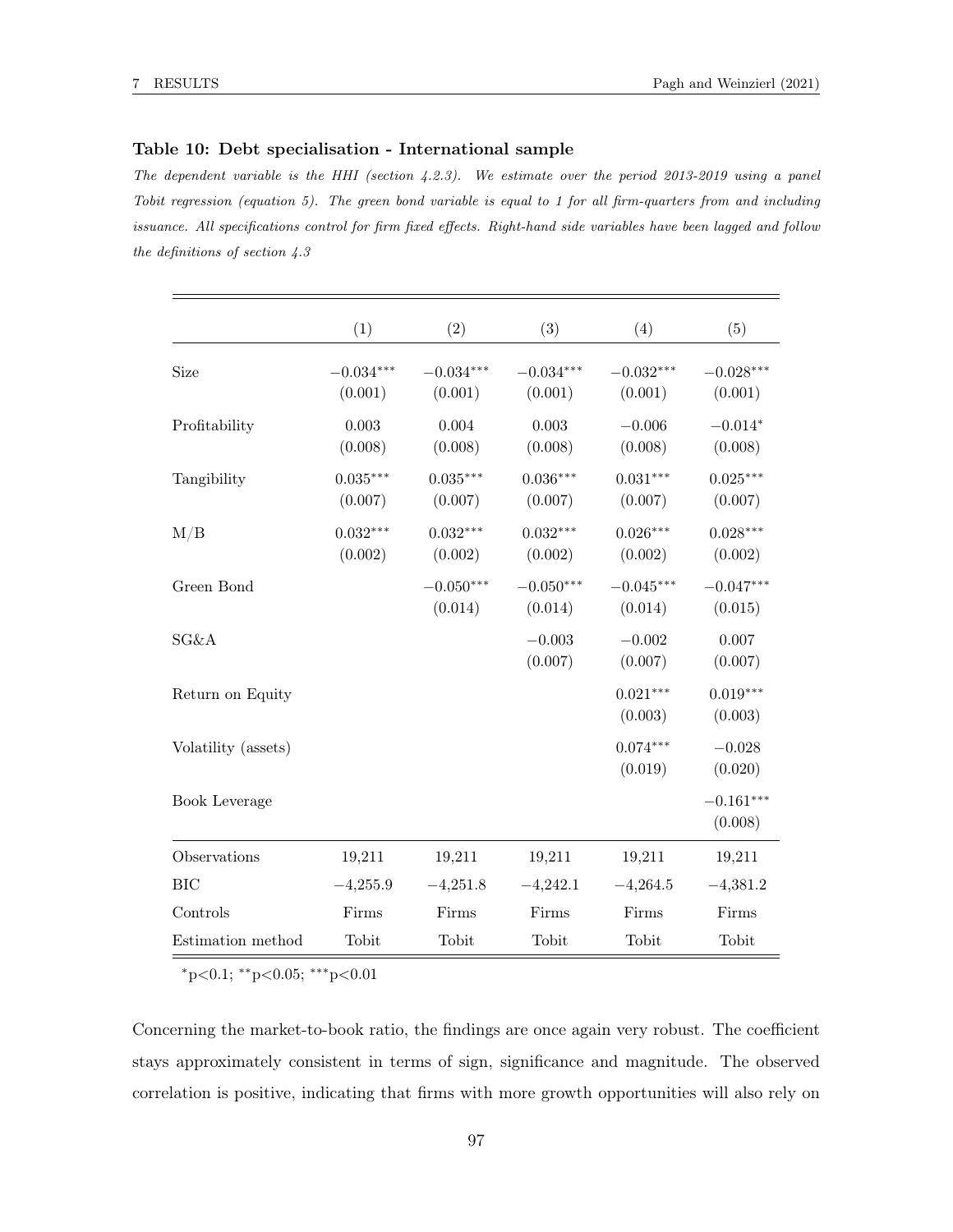**Table 10: Debt specialisation - International sample**

*The dependent variable is the HHI (section 4.2.3). We estimate over the period 2013-2019 using a panel Tobit regression (equation 5). The green bond variable is equal to 1 for all firm-quarters from and including issuance. All specifications control for firm fixed effects. Right-hand side variables have been lagged and follow the definitions of section 4.3*

| | (1) | (2) | (3) | (4) | (5) |
|---|---|---|---|---|---|
| Size | $-0.034^{***}$ | $-0.034^{***}$ | $-0.034^{***}$ | $-0.032^{***}$ | $-0.028^{***}$ |
| | (0.001) | (0.001) | (0.001) | (0.001) | (0.001) |
| Profitability | 0.003 | 0.004 | 0.003 | $-0.006$ | $-0.014^{*}$ |
| | (0.008) | (0.008) | (0.008) | (0.008) | (0.008) |
| Tangibility | $0.035^{***}$ | $0.035^{***}$ | $0.036^{***}$ | $0.031^{***}$ | $0.025^{***}$ |
| | (0.007) | (0.007) | (0.007) | (0.007) | (0.007) |
| M/B | $0.032^{***}$ | $0.032^{***}$ | $0.032^{***}$ | $0.026^{***}$ | $0.028^{***}$ |
| | (0.002) | (0.002) | (0.002) | (0.002) | (0.002) |
| Green Bond | | $-0.050^{***}$ | $-0.050^{***}$ | $-0.045^{***}$ | $-0.047^{***}$ |
| | | (0.014) | (0.014) | (0.014) | (0.015) |
| SG&A | | | $-0.003$ | $-0.002$ | 0.007 |
| | | | (0.007) | (0.007) | (0.007) |
| Return on Equity | | | | $0.021^{***}$ | $0.019^{***}$ |
| | | | | (0.003) | (0.003) |
| Volatility (assets) | | | | $0.074^{***}$ | $-0.028$ |
| | | | | (0.019) | (0.020) |
| Book Leverage | | | | | $-0.161^{***}$ |
| | | | | | (0.008) |
| Observations | 19,211 | 19,211 | 19,211 | 19,211 | 19,211 |
| BIC | $-4,255.9$ | $-4,251.8$ | $-4,242.1$ | $-4,264.5$ | $-4,381.2$ |
| Controls | Firms | Firms | Firms | Firms | Firms |
| Estimation method | Tobit | Tobit | Tobit | Tobit | Tobit |

$^{*}$p<0.1; $^{**}$p<0.05; $^{***}$p<0.01

Concerning the market-to-book ratio, the findings are once again very robust. The coefficient stays approximately consistent in terms of sign, significance and magnitude. The observed correlation is positive, indicating that firms with more growth opportunities will also rely on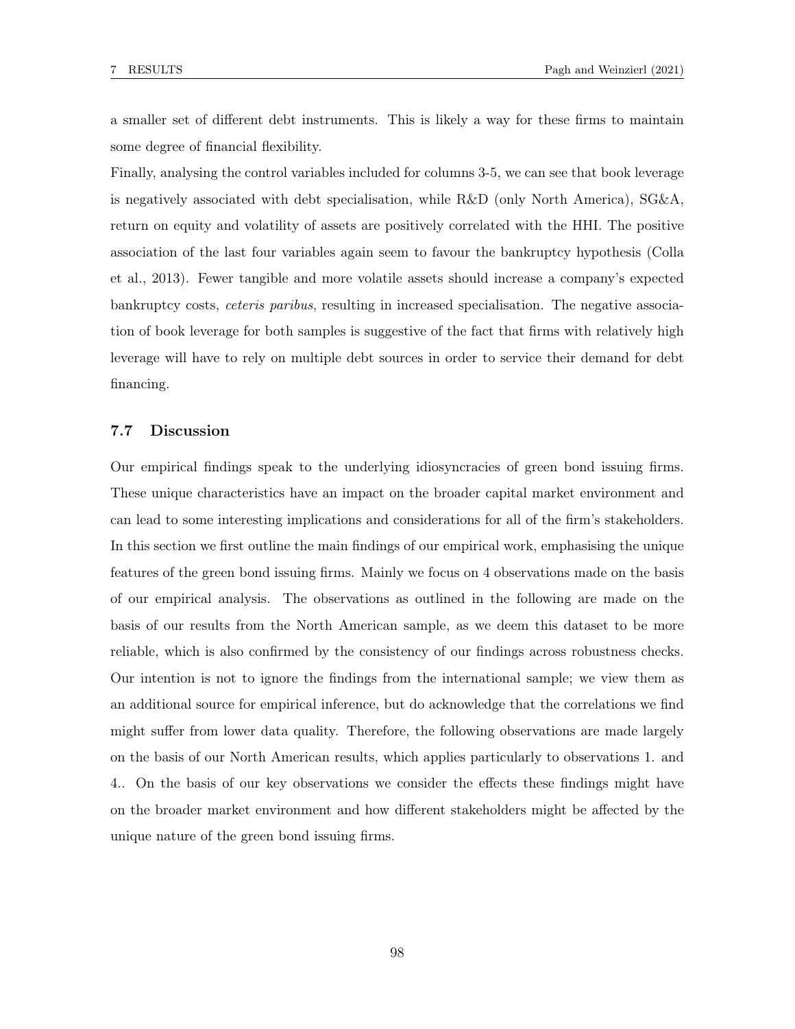a smaller set of different debt instruments. This is likely a way for these firms to maintain some degree of financial flexibility.

Finally, analysing the control variables included for columns 3-5, we can see that book leverage is negatively associated with debt specialisation, while R&D (only North America), SG&A, return on equity and volatility of assets are positively correlated with the HHI. The positive association of the last four variables again seem to favour the bankruptcy hypothesis (Colla et al., 2013). Fewer tangible and more volatile assets should increase a company's expected bankruptcy costs, *ceteris paribus*, resulting in increased specialisation. The negative association of book leverage for both samples is suggestive of the fact that firms with relatively high leverage will have to rely on multiple debt sources in order to service their demand for debt financing.

### 7.7 Discussion

Our empirical findings speak to the underlying idiosyncracies of green bond issuing firms. These unique characteristics have an impact on the broader capital market environment and can lead to some interesting implications and considerations for all of the firm's stakeholders. In this section we first outline the main findings of our empirical work, emphasising the unique features of the green bond issuing firms. Mainly we focus on 4 observations made on the basis of our empirical analysis. The observations as outlined in the following are made on the basis of our results from the North American sample, as we deem this dataset to be more reliable, which is also confirmed by the consistency of our findings across robustness checks. Our intention is not to ignore the findings from the international sample; we view them as an additional source for empirical inference, but do acknowledge that the correlations we find might suffer from lower data quality. Therefore, the following observations are made largely on the basis of our North American results, which applies particularly to observations 1. and 4.. On the basis of our key observations we consider the effects these findings might have on the broader market environment and how different stakeholders might be affected by the unique nature of the green bond issuing firms.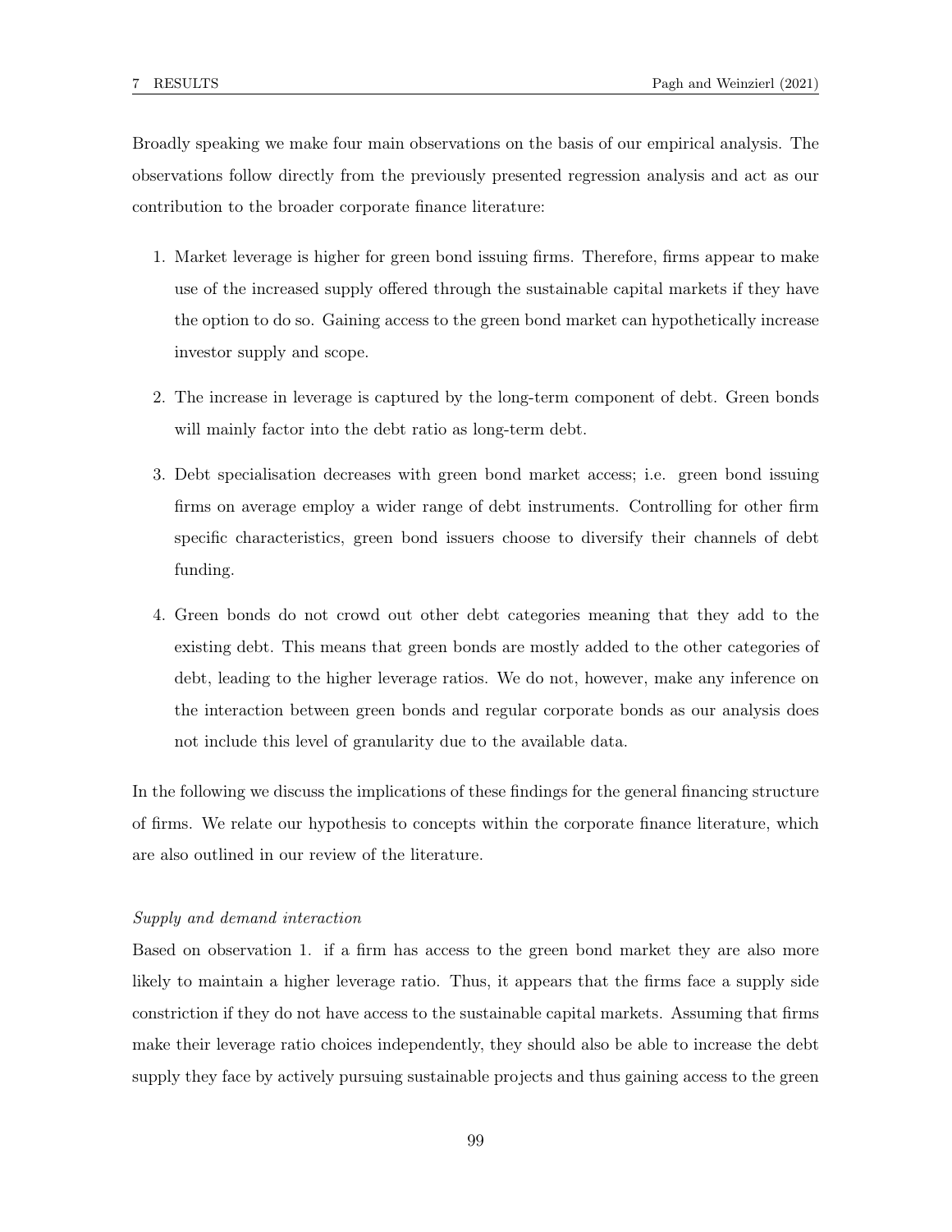Broadly speaking we make four main observations on the basis of our empirical analysis. The observations follow directly from the previously presented regression analysis and act as our contribution to the broader corporate finance literature:

1. Market leverage is higher for green bond issuing firms. Therefore, firms appear to make use of the increased supply offered through the sustainable capital markets if they have the option to do so. Gaining access to the green bond market can hypothetically increase investor supply and scope.
2. The increase in leverage is captured by the long-term component of debt. Green bonds will mainly factor into the debt ratio as long-term debt.
3. Debt specialisation decreases with green bond market access; i.e. green bond issuing firms on average employ a wider range of debt instruments. Controlling for other firm specific characteristics, green bond issuers choose to diversify their channels of debt funding.
4. Green bonds do not crowd out other debt categories meaning that they add to the existing debt. This means that green bonds are mostly added to the other categories of debt, leading to the higher leverage ratios. We do not, however, make any inference on the interaction between green bonds and regular corporate bonds as our analysis does not include this level of granularity due to the available data.

In the following we discuss the implications of these findings for the general financing structure of firms. We relate our hypothesis to concepts within the corporate finance literature, which are also outlined in our review of the literature.

*Supply and demand interaction*

Based on observation 1. if a firm has access to the green bond market they are also more likely to maintain a higher leverage ratio. Thus, it appears that the firms face a supply side constriction if they do not have access to the sustainable capital markets. Assuming that firms make their leverage ratio choices independently, they should also be able to increase the debt supply they face by actively pursuing sustainable projects and thus gaining access to the green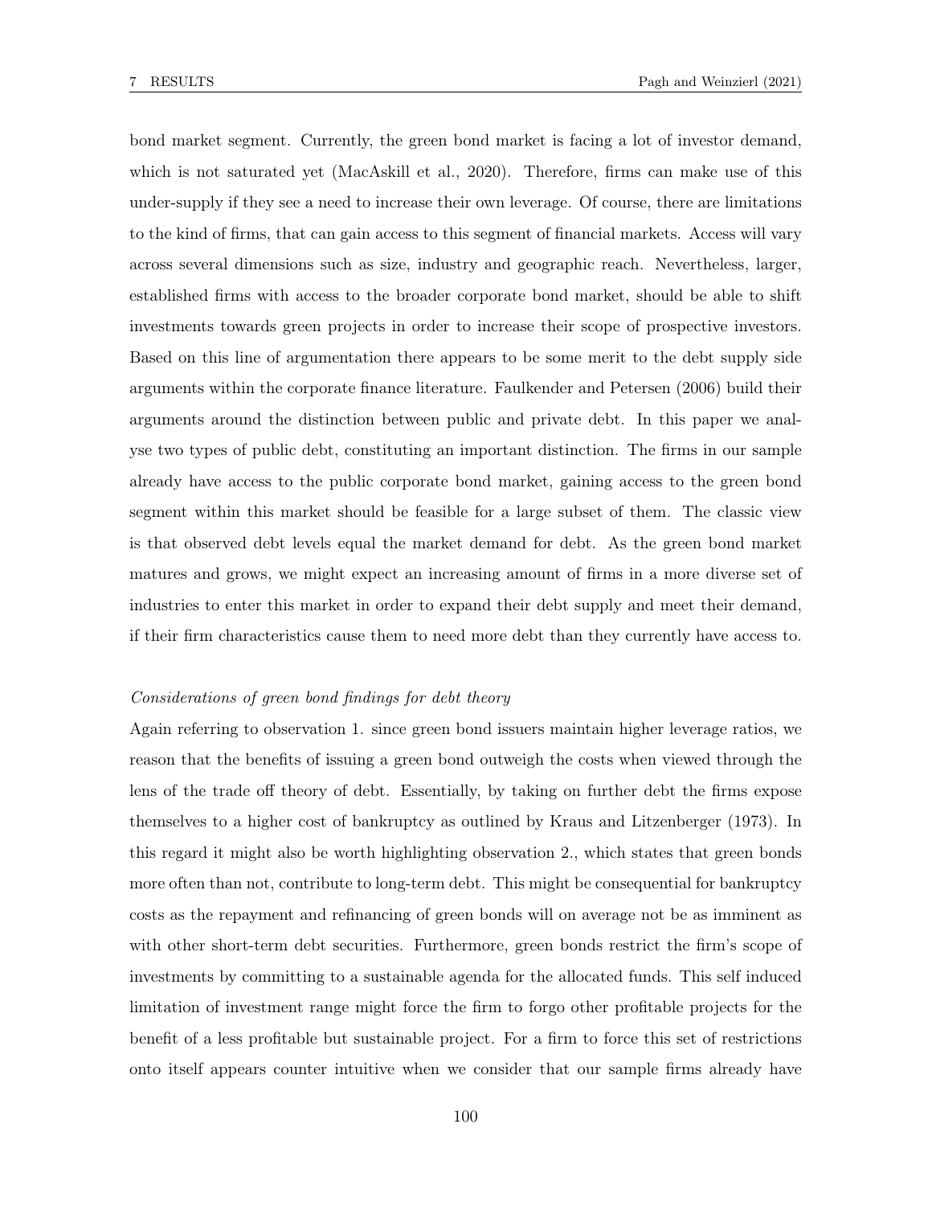bond market segment. Currently, the green bond market is facing a lot of investor demand, which is not saturated yet (MacAskill et al., 2020). Therefore, firms can make use of this under-supply if they see a need to increase their own leverage. Of course, there are limitations to the kind of firms, that can gain access to this segment of financial markets. Access will vary across several dimensions such as size, industry and geographic reach. Nevertheless, larger, established firms with access to the broader corporate bond market, should be able to shift investments towards green projects in order to increase their scope of prospective investors. Based on this line of argumentation there appears to be some merit to the debt supply side arguments within the corporate finance literature. Faulkender and Petersen (2006) build their arguments around the distinction between public and private debt. In this paper we analyse two types of public debt, constituting an important distinction. The firms in our sample already have access to the public corporate bond market, gaining access to the green bond segment within this market should be feasible for a large subset of them. The classic view is that observed debt levels equal the market demand for debt. As the green bond market matures and grows, we might expect an increasing amount of firms in a more diverse set of industries to enter this market in order to expand their debt supply and meet their demand, if their firm characteristics cause them to need more debt than they currently have access to.

*Considerations of green bond findings for debt theory*

Again referring to observation 1. since green bond issuers maintain higher leverage ratios, we reason that the benefits of issuing a green bond outweigh the costs when viewed through the lens of the trade off theory of debt. Essentially, by taking on further debt the firms expose themselves to a higher cost of bankruptcy as outlined by Kraus and Litzenberger (1973). In this regard it might also be worth highlighting observation 2., which states that green bonds more often than not, contribute to long-term debt. This might be consequential for bankruptcy costs as the repayment and refinancing of green bonds will on average not be as imminent as with other short-term debt securities. Furthermore, green bonds restrict the firm's scope of investments by committing to a sustainable agenda for the allocated funds. This self induced limitation of investment range might force the firm to forgo other profitable projects for the benefit of a less profitable but sustainable project. For a firm to force this set of restrictions onto itself appears counter intuitive when we consider that our sample firms already have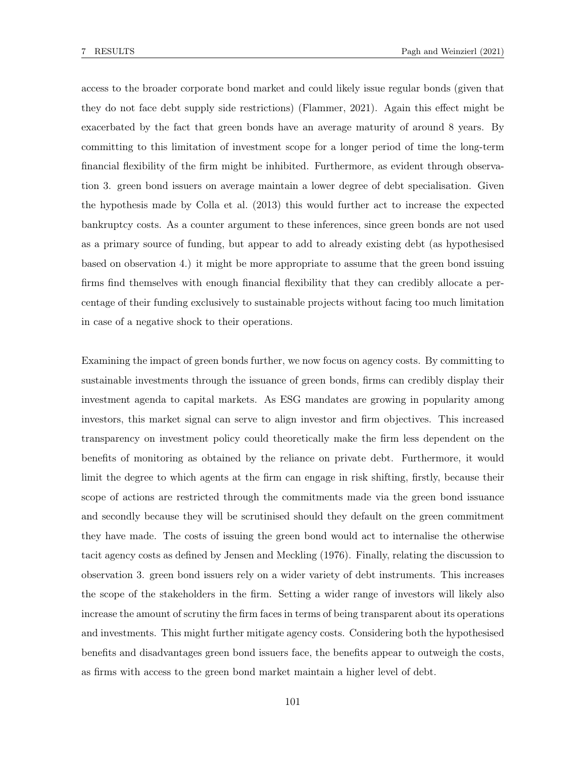access to the broader corporate bond market and could likely issue regular bonds (given that they do not face debt supply side restrictions) (Flammer, 2021). Again this effect might be exacerbated by the fact that green bonds have an average maturity of around 8 years. By committing to this limitation of investment scope for a longer period of time the long-term financial flexibility of the firm might be inhibited. Furthermore, as evident through observation 3. green bond issuers on average maintain a lower degree of debt specialisation. Given the hypothesis made by Colla et al. (2013) this would further act to increase the expected bankruptcy costs. As a counter argument to these inferences, since green bonds are not used as a primary source of funding, but appear to add to already existing debt (as hypothesised based on observation 4.) it might be more appropriate to assume that the green bond issuing firms find themselves with enough financial flexibility that they can credibly allocate a percentage of their funding exclusively to sustainable projects without facing too much limitation in case of a negative shock to their operations.

Examining the impact of green bonds further, we now focus on agency costs. By committing to sustainable investments through the issuance of green bonds, firms can credibly display their investment agenda to capital markets. As ESG mandates are growing in popularity among investors, this market signal can serve to align investor and firm objectives. This increased transparency on investment policy could theoretically make the firm less dependent on the benefits of monitoring as obtained by the reliance on private debt. Furthermore, it would limit the degree to which agents at the firm can engage in risk shifting, firstly, because their scope of actions are restricted through the commitments made via the green bond issuance and secondly because they will be scrutinised should they default on the green commitment they have made. The costs of issuing the green bond would act to internalise the otherwise tacit agency costs as defined by Jensen and Meckling (1976). Finally, relating the discussion to observation 3. green bond issuers rely on a wider variety of debt instruments. This increases the scope of the stakeholders in the firm. Setting a wider range of investors will likely also increase the amount of scrutiny the firm faces in terms of being transparent about its operations and investments. This might further mitigate agency costs. Considering both the hypothesised benefits and disadvantages green bond issuers face, the benefits appear to outweigh the costs, as firms with access to the green bond market maintain a higher level of debt.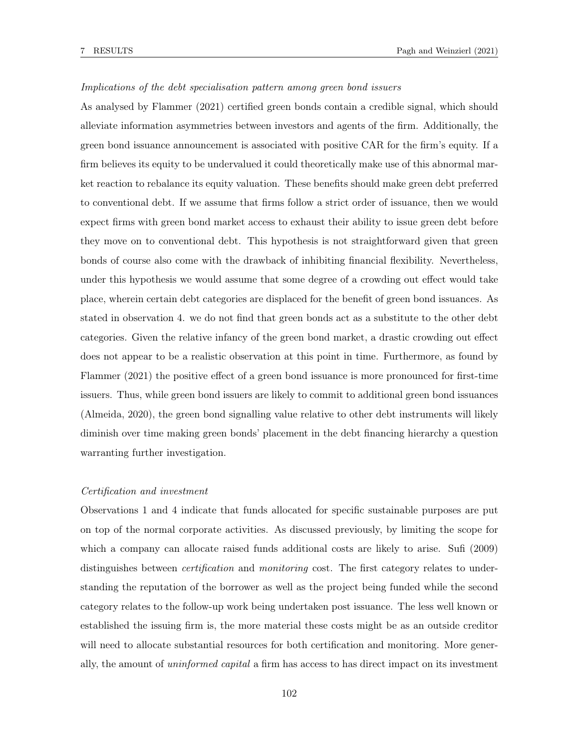*Implications of the debt specialisation pattern among green bond issuers*

As analysed by Flammer (2021) certified green bonds contain a credible signal, which should alleviate information asymmetries between investors and agents of the firm. Additionally, the green bond issuance announcement is associated with positive CAR for the firm's equity. If a firm believes its equity to be undervalued it could theoretically make use of this abnormal market reaction to rebalance its equity valuation. These benefits should make green debt preferred to conventional debt. If we assume that firms follow a strict order of issuance, then we would expect firms with green bond market access to exhaust their ability to issue green debt before they move on to conventional debt. This hypothesis is not straightforward given that green bonds of course also come with the drawback of inhibiting financial flexibility. Nevertheless, under this hypothesis we would assume that some degree of a crowding out effect would take place, wherein certain debt categories are displaced for the benefit of green bond issuances. As stated in observation 4. we do not find that green bonds act as a substitute to the other debt categories. Given the relative infancy of the green bond market, a drastic crowding out effect does not appear to be a realistic observation at this point in time. Furthermore, as found by Flammer (2021) the positive effect of a green bond issuance is more pronounced for first-time issuers. Thus, while green bond issuers are likely to commit to additional green bond issuances (Almeida, 2020), the green bond signalling value relative to other debt instruments will likely diminish over time making green bonds' placement in the debt financing hierarchy a question warranting further investigation.

*Certification and investment*

Observations 1 and 4 indicate that funds allocated for specific sustainable purposes are put on top of the normal corporate activities. As discussed previously, by limiting the scope for which a company can allocate raised funds additional costs are likely to arise. Sufi (2009) distinguishes between *certification* and *monitoring* cost. The first category relates to understanding the reputation of the borrower as well as the project being funded while the second category relates to the follow-up work being undertaken post issuance. The less well known or established the issuing firm is, the more material these costs might be as an outside creditor will need to allocate substantial resources for both certification and monitoring. More generally, the amount of *uninformed capital* a firm has access to has direct impact on its investment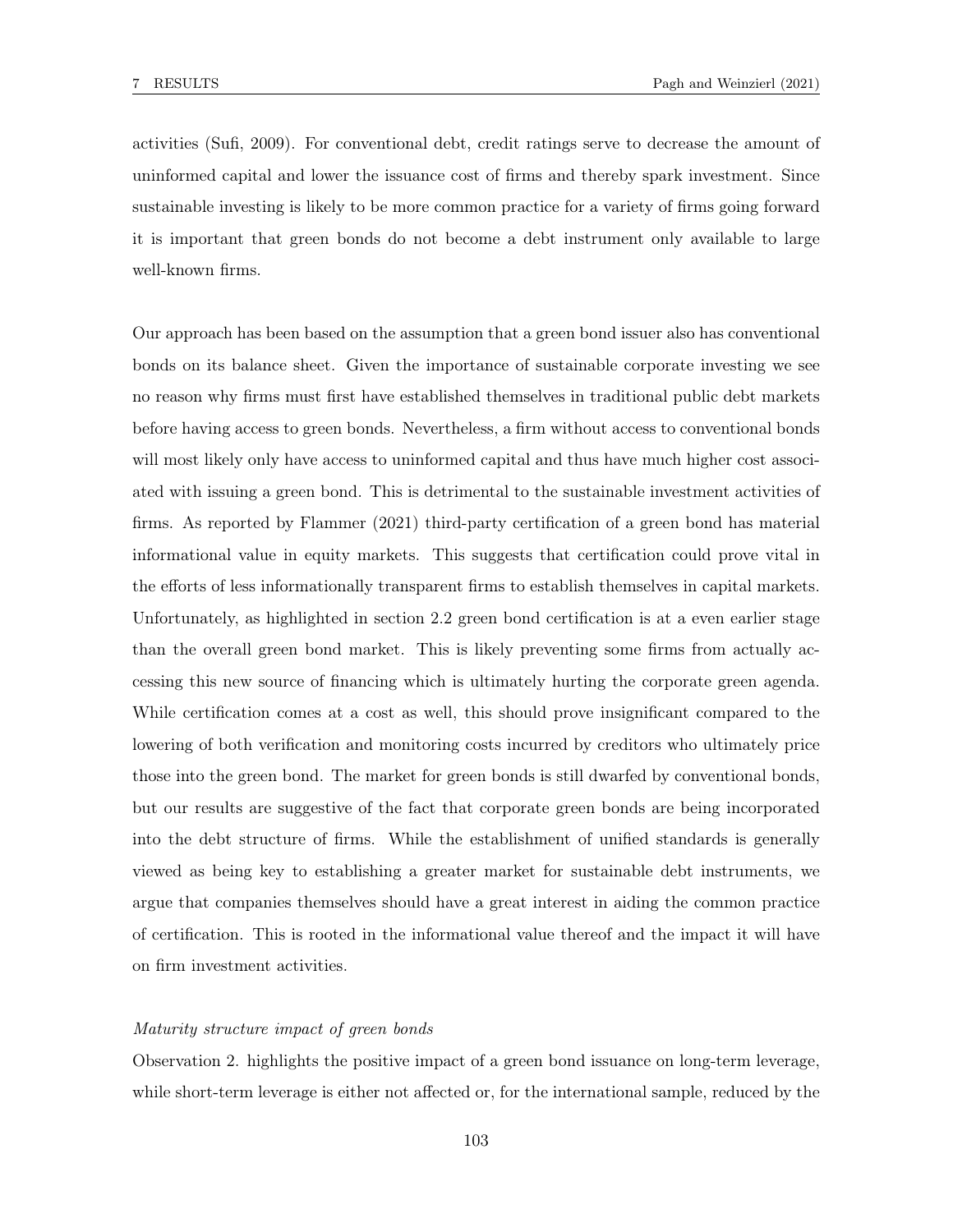activities (Sufi, 2009). For conventional debt, credit ratings serve to decrease the amount of uninformed capital and lower the issuance cost of firms and thereby spark investment. Since sustainable investing is likely to be more common practice for a variety of firms going forward it is important that green bonds do not become a debt instrument only available to large well-known firms.

Our approach has been based on the assumption that a green bond issuer also has conventional bonds on its balance sheet. Given the importance of sustainable corporate investing we see no reason why firms must first have established themselves in traditional public debt markets before having access to green bonds. Nevertheless, a firm without access to conventional bonds will most likely only have access to uninformed capital and thus have much higher cost associated with issuing a green bond. This is detrimental to the sustainable investment activities of firms. As reported by Flammer (2021) third-party certification of a green bond has material informational value in equity markets. This suggests that certification could prove vital in the efforts of less informationally transparent firms to establish themselves in capital markets. Unfortunately, as highlighted in section 2.2 green bond certification is at a even earlier stage than the overall green bond market. This is likely preventing some firms from actually accessing this new source of financing which is ultimately hurting the corporate green agenda. While certification comes at a cost as well, this should prove insignificant compared to the lowering of both verification and monitoring costs incurred by creditors who ultimately price those into the green bond. The market for green bonds is still dwarfed by conventional bonds, but our results are suggestive of the fact that corporate green bonds are being incorporated into the debt structure of firms. While the establishment of unified standards is generally viewed as being key to establishing a greater market for sustainable debt instruments, we argue that companies themselves should have a great interest in aiding the common practice of certification. This is rooted in the informational value thereof and the impact it will have on firm investment activities.

*Maturity structure impact of green bonds*

Observation 2. highlights the positive impact of a green bond issuance on long-term leverage, while short-term leverage is either not affected or, for the international sample, reduced by the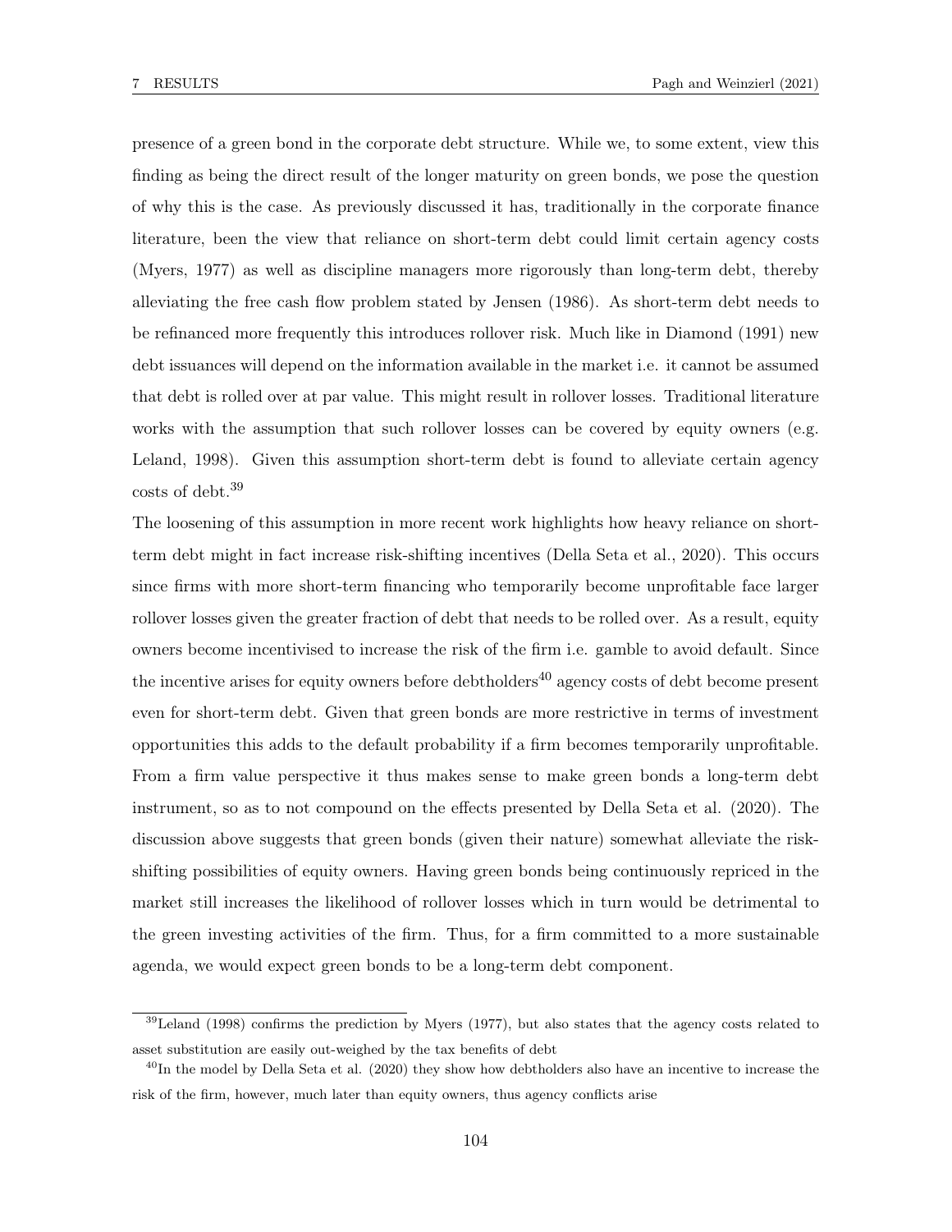presence of a green bond in the corporate debt structure. While we, to some extent, view this finding as being the direct result of the longer maturity on green bonds, we pose the question of why this is the case. As previously discussed it has, traditionally in the corporate finance literature, been the view that reliance on short-term debt could limit certain agency costs (Myers, 1977) as well as discipline managers more rigorously than long-term debt, thereby alleviating the free cash flow problem stated by Jensen (1986). As short-term debt needs to be refinanced more frequently this introduces rollover risk. Much like in Diamond (1991) new debt issuances will depend on the information available in the market i.e. it cannot be assumed that debt is rolled over at par value. This might result in rollover losses. Traditional literature works with the assumption that such rollover losses can be covered by equity owners (e.g. Leland, 1998). Given this assumption short-term debt is found to alleviate certain agency costs of debt.[39]

The loosening of this assumption in more recent work highlights how heavy reliance on short-term debt might in fact increase risk-shifting incentives (Della Seta et al., 2020). This occurs since firms with more short-term financing who temporarily become unprofitable face larger rollover losses given the greater fraction of debt that needs to be rolled over. As a result, equity owners become incentivised to increase the risk of the firm i.e. gamble to avoid default. Since the incentive arises for equity owners before debtholders[40] agency costs of debt become present even for short-term debt. Given that green bonds are more restrictive in terms of investment opportunities this adds to the default probability if a firm becomes temporarily unprofitable. From a firm value perspective it thus makes sense to make green bonds a long-term debt instrument, so as to not compound on the effects presented by Della Seta et al. (2020). The discussion above suggests that green bonds (given their nature) somewhat alleviate the risk-shifting possibilities of equity owners. Having green bonds being continuously repriced in the market still increases the likelihood of rollover losses which in turn would be detrimental to the green investing activities of the firm. Thus, for a firm committed to a more sustainable agenda, we would expect green bonds to be a long-term debt component.

[39] Leland (1998) confirms the prediction by Myers (1977), but also states that the agency costs related to asset substitution are easily out-weighed by the tax benefits of debt

[40] In the model by Della Seta et al. (2020) they show how debtholders also have an incentive to increase the risk of the firm, however, much later than equity owners, thus agency conflicts arise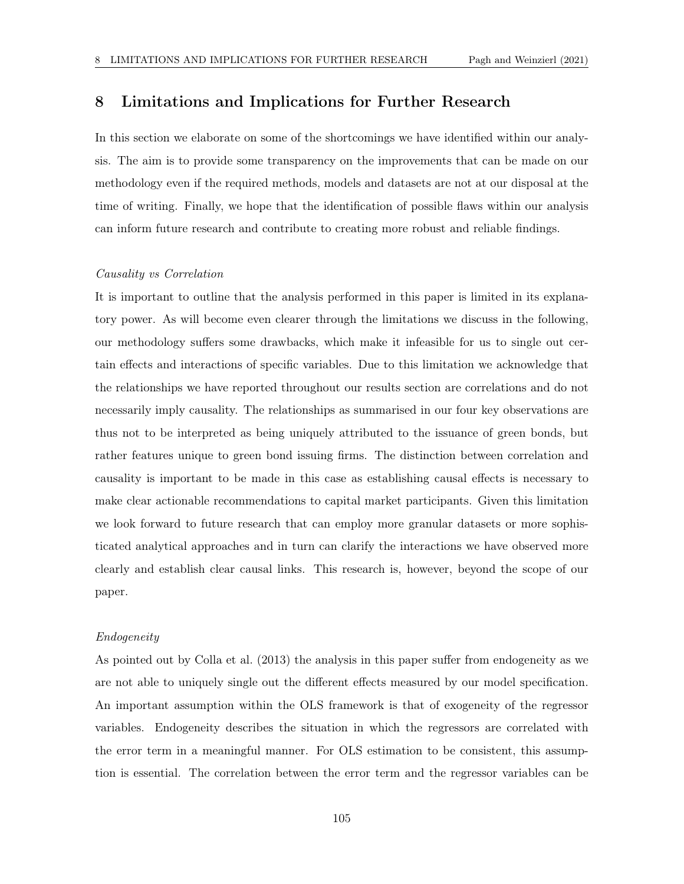# 8 Limitations and Implications for Further Research

In this section we elaborate on some of the shortcomings we have identified within our analysis. The aim is to provide some transparency on the improvements that can be made on our methodology even if the required methods, models and datasets are not at our disposal at the time of writing. Finally, we hope that the identification of possible flaws within our analysis can inform future research and contribute to creating more robust and reliable findings.

*Causality vs Correlation*

It is important to outline that the analysis performed in this paper is limited in its explanatory power. As will become even clearer through the limitations we discuss in the following, our methodology suffers some drawbacks, which make it infeasible for us to single out certain effects and interactions of specific variables. Due to this limitation we acknowledge that the relationships we have reported throughout our results section are correlations and do not necessarily imply causality. The relationships as summarised in our four key observations are thus not to be interpreted as being uniquely attributed to the issuance of green bonds, but rather features unique to green bond issuing firms. The distinction between correlation and causality is important to be made in this case as establishing causal effects is necessary to make clear actionable recommendations to capital market participants. Given this limitation we look forward to future research that can employ more granular datasets or more sophisticated analytical approaches and in turn can clarify the interactions we have observed more clearly and establish clear causal links. This research is, however, beyond the scope of our paper.

*Endogeneity*

As pointed out by Colla et al. (2013) the analysis in this paper suffer from endogeneity as we are not able to uniquely single out the different effects measured by our model specification. An important assumption within the OLS framework is that of exogeneity of the regressor variables. Endogeneity describes the situation in which the regressors are correlated with the error term in a meaningful manner. For OLS estimation to be consistent, this assumption is essential. The correlation between the error term and the regressor variables can be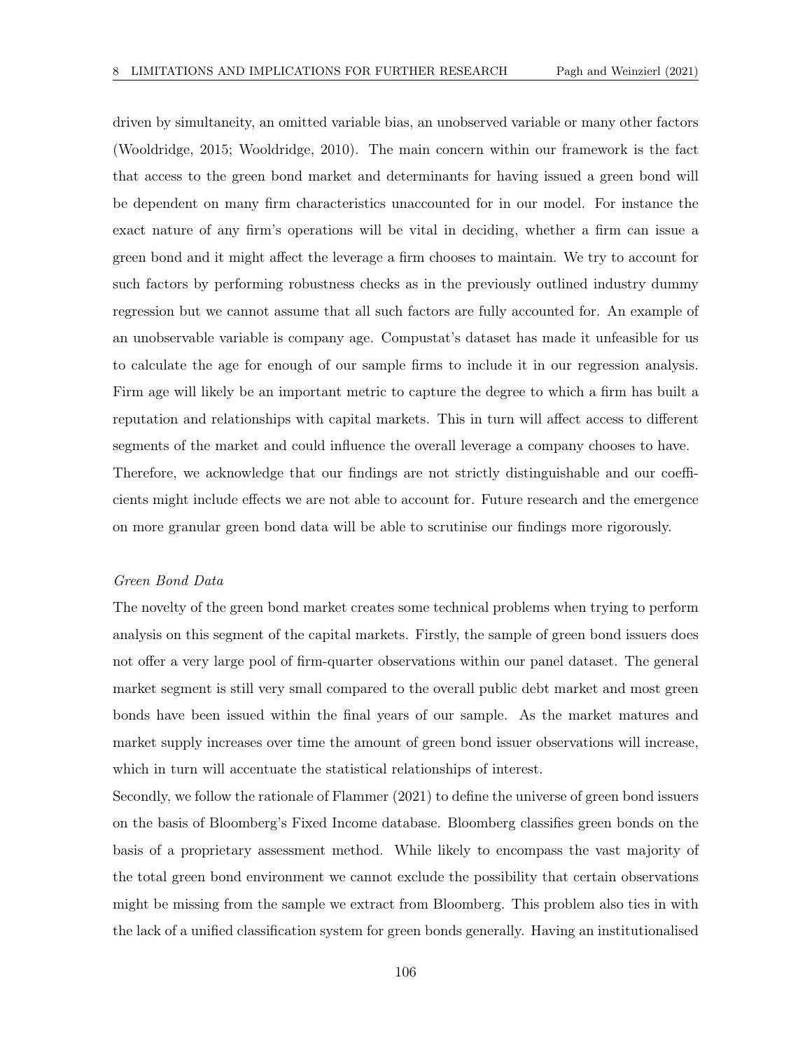driven by simultaneity, an omitted variable bias, an unobserved variable or many other factors (Wooldridge, 2015; Wooldridge, 2010). The main concern within our framework is the fact that access to the green bond market and determinants for having issued a green bond will be dependent on many firm characteristics unaccounted for in our model. For instance the exact nature of any firm's operations will be vital in deciding, whether a firm can issue a green bond and it might affect the leverage a firm chooses to maintain. We try to account for such factors by performing robustness checks as in the previously outlined industry dummy regression but we cannot assume that all such factors are fully accounted for. An example of an unobservable variable is company age. Compustat's dataset has made it unfeasible for us to calculate the age for enough of our sample firms to include it in our regression analysis. Firm age will likely be an important metric to capture the degree to which a firm has built a reputation and relationships with capital markets. This in turn will affect access to different segments of the market and could influence the overall leverage a company chooses to have. Therefore, we acknowledge that our findings are not strictly distinguishable and our coefficients might include effects we are not able to account for. Future research and the emergence on more granular green bond data will be able to scrutinise our findings more rigorously.

*Green Bond Data*

The novelty of the green bond market creates some technical problems when trying to perform analysis on this segment of the capital markets. Firstly, the sample of green bond issuers does not offer a very large pool of firm-quarter observations within our panel dataset. The general market segment is still very small compared to the overall public debt market and most green bonds have been issued within the final years of our sample. As the market matures and market supply increases over time the amount of green bond issuer observations will increase, which in turn will accentuate the statistical relationships of interest.

Secondly, we follow the rationale of Flammer (2021) to define the universe of green bond issuers on the basis of Bloomberg's Fixed Income database. Bloomberg classifies green bonds on the basis of a proprietary assessment method. While likely to encompass the vast majority of the total green bond environment we cannot exclude the possibility that certain observations might be missing from the sample we extract from Bloomberg. This problem also ties in with the lack of a unified classification system for green bonds generally. Having an institutionalised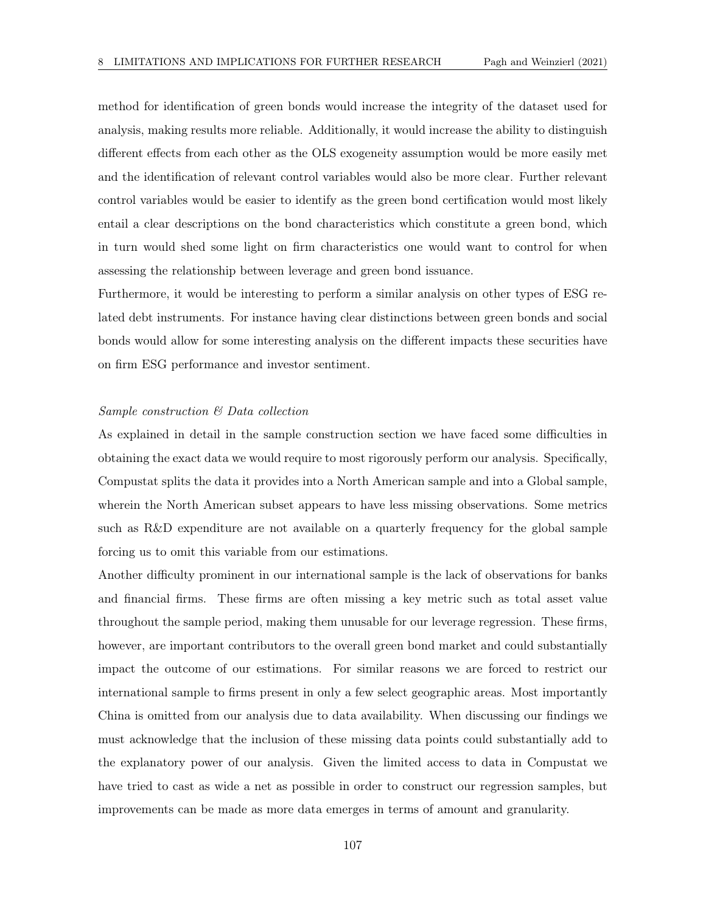method for identification of green bonds would increase the integrity of the dataset used for analysis, making results more reliable. Additionally, it would increase the ability to distinguish different effects from each other as the OLS exogeneity assumption would be more easily met and the identification of relevant control variables would also be more clear. Further relevant control variables would be easier to identify as the green bond certification would most likely entail a clear descriptions on the bond characteristics which constitute a green bond, which in turn would shed some light on firm characteristics one would want to control for when assessing the relationship between leverage and green bond issuance.

Furthermore, it would be interesting to perform a similar analysis on other types of ESG related debt instruments. For instance having clear distinctions between green bonds and social bonds would allow for some interesting analysis on the different impacts these securities have on firm ESG performance and investor sentiment.

*Sample construction & Data collection*

As explained in detail in the sample construction section we have faced some difficulties in obtaining the exact data we would require to most rigorously perform our analysis. Specifically, Compustat splits the data it provides into a North American sample and into a Global sample, wherein the North American subset appears to have less missing observations. Some metrics such as R&D expenditure are not available on a quarterly frequency for the global sample forcing us to omit this variable from our estimations.

Another difficulty prominent in our international sample is the lack of observations for banks and financial firms. These firms are often missing a key metric such as total asset value throughout the sample period, making them unusable for our leverage regression. These firms, however, are important contributors to the overall green bond market and could substantially impact the outcome of our estimations. For similar reasons we are forced to restrict our international sample to firms present in only a few select geographic areas. Most importantly China is omitted from our analysis due to data availability. When discussing our findings we must acknowledge that the inclusion of these missing data points could substantially add to the explanatory power of our analysis. Given the limited access to data in Compustat we have tried to cast as wide a net as possible in order to construct our regression samples, but improvements can be made as more data emerges in terms of amount and granularity.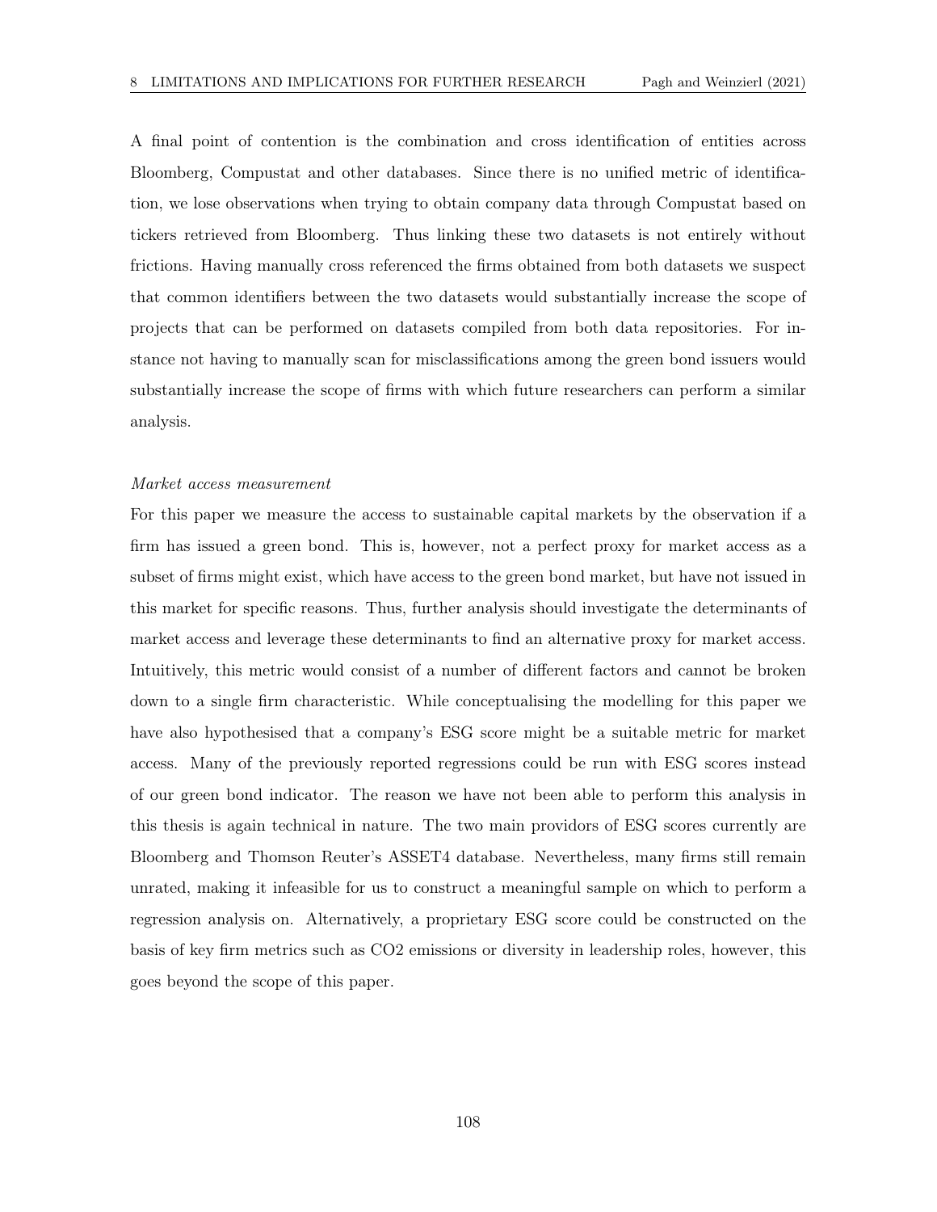A final point of contention is the combination and cross identification of entities across Bloomberg, Compustat and other databases. Since there is no unified metric of identification, we lose observations when trying to obtain company data through Compustat based on tickers retrieved from Bloomberg. Thus linking these two datasets is not entirely without frictions. Having manually cross referenced the firms obtained from both datasets we suspect that common identifiers between the two datasets would substantially increase the scope of projects that can be performed on datasets compiled from both data repositories. For instance not having to manually scan for misclassifications among the green bond issuers would substantially increase the scope of firms with which future researchers can perform a similar analysis.

*Market access measurement*

For this paper we measure the access to sustainable capital markets by the observation if a firm has issued a green bond. This is, however, not a perfect proxy for market access as a subset of firms might exist, which have access to the green bond market, but have not issued in this market for specific reasons. Thus, further analysis should investigate the determinants of market access and leverage these determinants to find an alternative proxy for market access. Intuitively, this metric would consist of a number of different factors and cannot be broken down to a single firm characteristic. While conceptualising the modelling for this paper we have also hypothesised that a company's ESG score might be a suitable metric for market access. Many of the previously reported regressions could be run with ESG scores instead of our green bond indicator. The reason we have not been able to perform this analysis in this thesis is again technical in nature. The two main providors of ESG scores currently are Bloomberg and Thomson Reuter's ASSET4 database. Nevertheless, many firms still remain unrated, making it infeasible for us to construct a meaningful sample on which to perform a regression analysis on. Alternatively, a proprietary ESG score could be constructed on the basis of key firm metrics such as CO2 emissions or diversity in leadership roles, however, this goes beyond the scope of this paper.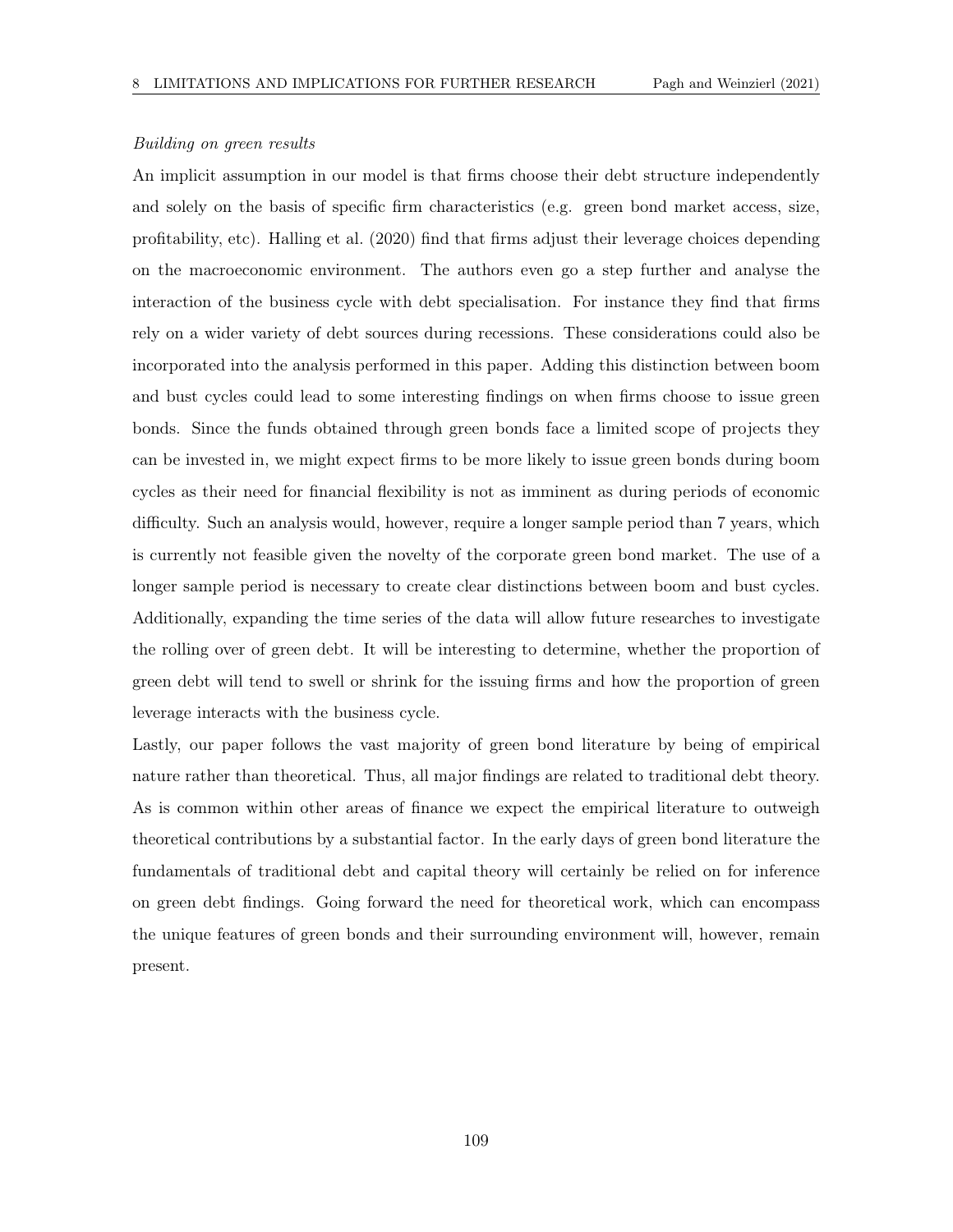*Building on green results*

An implicit assumption in our model is that firms choose their debt structure independently and solely on the basis of specific firm characteristics (e.g. green bond market access, size, profitability, etc). Halling et al. (2020) find that firms adjust their leverage choices depending on the macroeconomic environment. The authors even go a step further and analyse the interaction of the business cycle with debt specialisation. For instance they find that firms rely on a wider variety of debt sources during recessions. These considerations could also be incorporated into the analysis performed in this paper. Adding this distinction between boom and bust cycles could lead to some interesting findings on when firms choose to issue green bonds. Since the funds obtained through green bonds face a limited scope of projects they can be invested in, we might expect firms to be more likely to issue green bonds during boom cycles as their need for financial flexibility is not as imminent as during periods of economic difficulty. Such an analysis would, however, require a longer sample period than 7 years, which is currently not feasible given the novelty of the corporate green bond market. The use of a longer sample period is necessary to create clear distinctions between boom and bust cycles. Additionally, expanding the time series of the data will allow future researches to investigate the rolling over of green debt. It will be interesting to determine, whether the proportion of green debt will tend to swell or shrink for the issuing firms and how the proportion of green leverage interacts with the business cycle.

Lastly, our paper follows the vast majority of green bond literature by being of empirical nature rather than theoretical. Thus, all major findings are related to traditional debt theory. As is common within other areas of finance we expect the empirical literature to outweigh theoretical contributions by a substantial factor. In the early days of green bond literature the fundamentals of traditional debt and capital theory will certainly be relied on for inference on green debt findings. Going forward the need for theoretical work, which can encompass the unique features of green bonds and their surrounding environment will, however, remain present.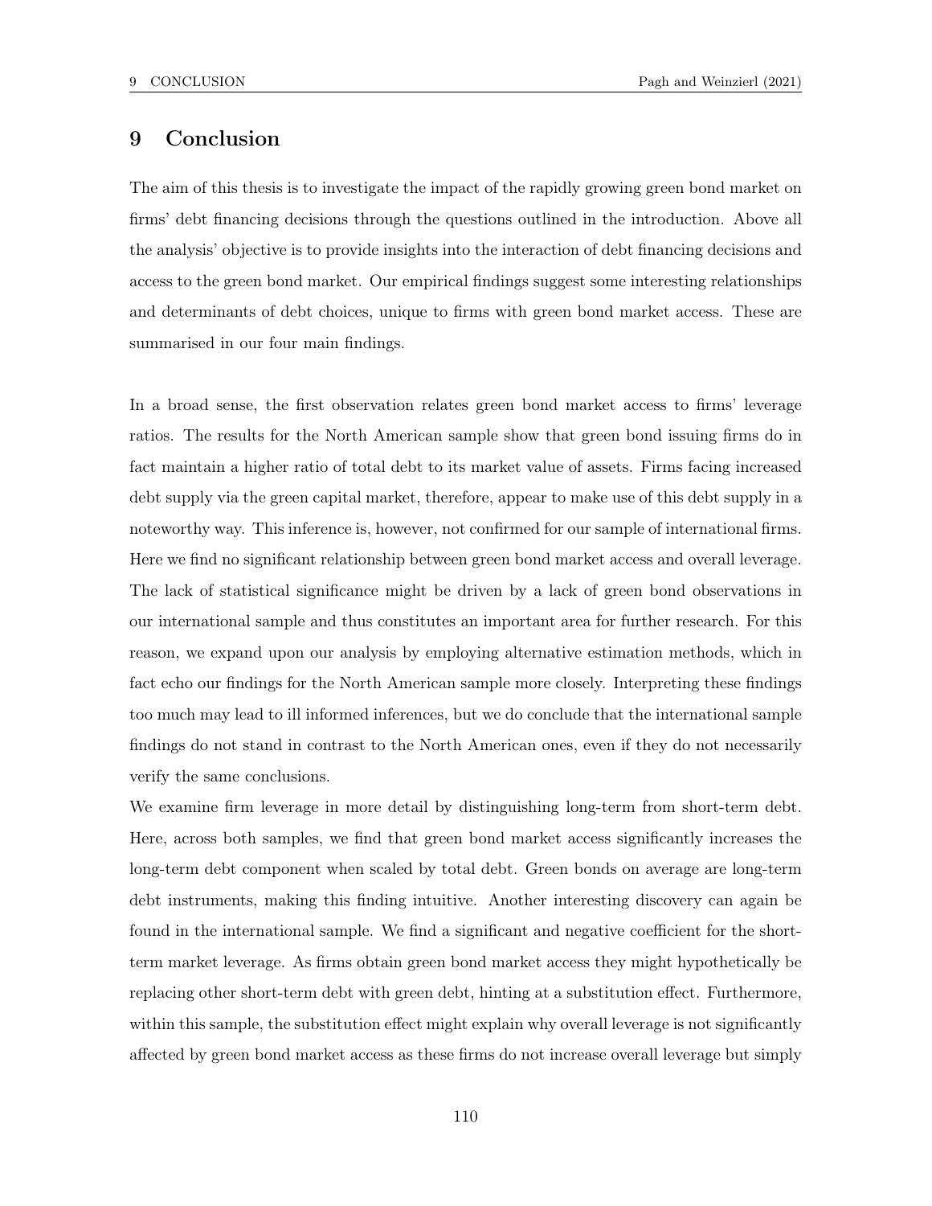# 9 Conclusion

The aim of this thesis is to investigate the impact of the rapidly growing green bond market on firms' debt financing decisions through the questions outlined in the introduction. Above all the analysis' objective is to provide insights into the interaction of debt financing decisions and access to the green bond market. Our empirical findings suggest some interesting relationships and determinants of debt choices, unique to firms with green bond market access. These are summarised in our four main findings.

In a broad sense, the first observation relates green bond market access to firms' leverage ratios. The results for the North American sample show that green bond issuing firms do in fact maintain a higher ratio of total debt to its market value of assets. Firms facing increased debt supply via the green capital market, therefore, appear to make use of this debt supply in a noteworthy way. This inference is, however, not confirmed for our sample of international firms. Here we find no significant relationship between green bond market access and overall leverage. The lack of statistical significance might be driven by a lack of green bond observations in our international sample and thus constitutes an important area for further research. For this reason, we expand upon our analysis by employing alternative estimation methods, which in fact echo our findings for the North American sample more closely. Interpreting these findings too much may lead to ill informed inferences, but we do conclude that the international sample findings do not stand in contrast to the North American ones, even if they do not necessarily verify the same conclusions.

We examine firm leverage in more detail by distinguishing long-term from short-term debt. Here, across both samples, we find that green bond market access significantly increases the long-term debt component when scaled by total debt. Green bonds on average are long-term debt instruments, making this finding intuitive. Another interesting discovery can again be found in the international sample. We find a significant and negative coefficient for the short-term market leverage. As firms obtain green bond market access they might hypothetically be replacing other short-term debt with green debt, hinting at a substitution effect. Furthermore, within this sample, the substitution effect might explain why overall leverage is not significantly affected by green bond market access as these firms do not increase overall leverage but simply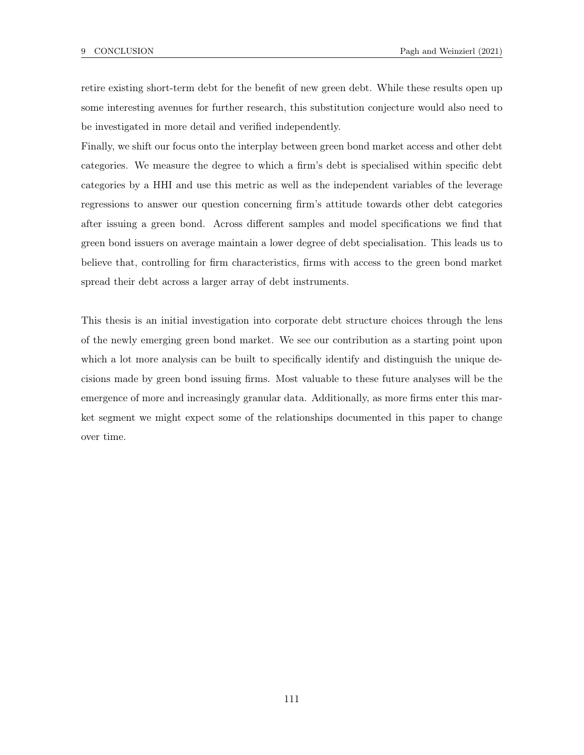retire existing short-term debt for the benefit of new green debt. While these results open up some interesting avenues for further research, this substitution conjecture would also need to be investigated in more detail and verified independently.

Finally, we shift our focus onto the interplay between green bond market access and other debt categories. We measure the degree to which a firm's debt is specialised within specific debt categories by a HHI and use this metric as well as the independent variables of the leverage regressions to answer our question concerning firm's attitude towards other debt categories after issuing a green bond. Across different samples and model specifications we find that green bond issuers on average maintain a lower degree of debt specialisation. This leads us to believe that, controlling for firm characteristics, firms with access to the green bond market spread their debt across a larger array of debt instruments.

This thesis is an initial investigation into corporate debt structure choices through the lens of the newly emerging green bond market. We see our contribution as a starting point upon which a lot more analysis can be built to specifically identify and distinguish the unique decisions made by green bond issuing firms. Most valuable to these future analyses will be the emergence of more and increasingly granular data. Additionally, as more firms enter this market segment we might expect some of the relationships documented in this paper to change over time.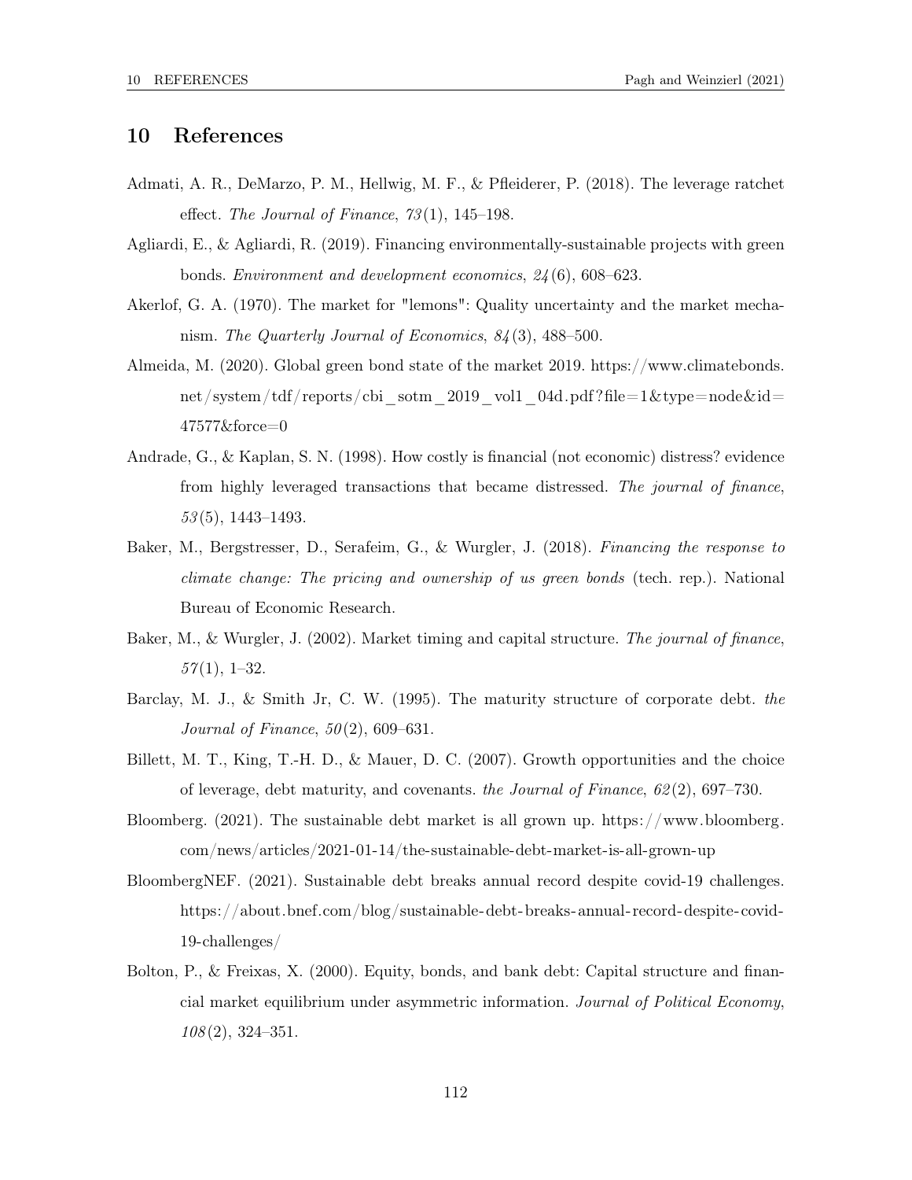## 10 References

Admati, A. R., DeMarzo, P. M., Hellwig, M. F., & Pfleiderer, P. (2018). The leverage ratchet effect. *The Journal of Finance*, *73*(1), 145–198.

Agliardi, E., & Agliardi, R. (2019). Financing environmentally-sustainable projects with green bonds. *Environment and development economics*, *24*(6), 608–623.

Akerlof, G. A. (1970). The market for "lemons": Quality uncertainty and the market mechanism. *The Quarterly Journal of Economics*, *84*(3), 488–500.

Almeida, M. (2020). Global green bond state of the market 2019. https://www.climatebonds.net/system/tdf/reports/cbi_sotm_2019_vol1_04d.pdf?file=1&type=node&id=47577&force=0

Andrade, G., & Kaplan, S. N. (1998). How costly is financial (not economic) distress? evidence from highly leveraged transactions that became distressed. *The journal of finance*, *53*(5), 1443–1493.

Baker, M., Bergstresser, D., Serafeim, G., & Wurgler, J. (2018). *Financing the response to climate change: The pricing and ownership of us green bonds* (tech. rep.). National Bureau of Economic Research.

Baker, M., & Wurgler, J. (2002). Market timing and capital structure. *The journal of finance*, *57*(1), 1–32.

Barclay, M. J., & Smith Jr, C. W. (1995). The maturity structure of corporate debt. *the Journal of Finance*, *50*(2), 609–631.

Billett, M. T., King, T.-H. D., & Mauer, D. C. (2007). Growth opportunities and the choice of leverage, debt maturity, and covenants. *the Journal of Finance*, *62*(2), 697–730.

Bloomberg. (2021). The sustainable debt market is all grown up. https://www.bloomberg.com/news/articles/2021-01-14/the-sustainable-debt-market-is-all-grown-up

BloombergNEF. (2021). Sustainable debt breaks annual record despite covid-19 challenges. https://about.bnef.com/blog/sustainable-debt-breaks-annual-record-despite-covid-19-challenges/

Bolton, P., & Freixas, X. (2000). Equity, bonds, and bank debt: Capital structure and financial market equilibrium under asymmetric information. *Journal of Political Economy*, *108*(2), 324–351.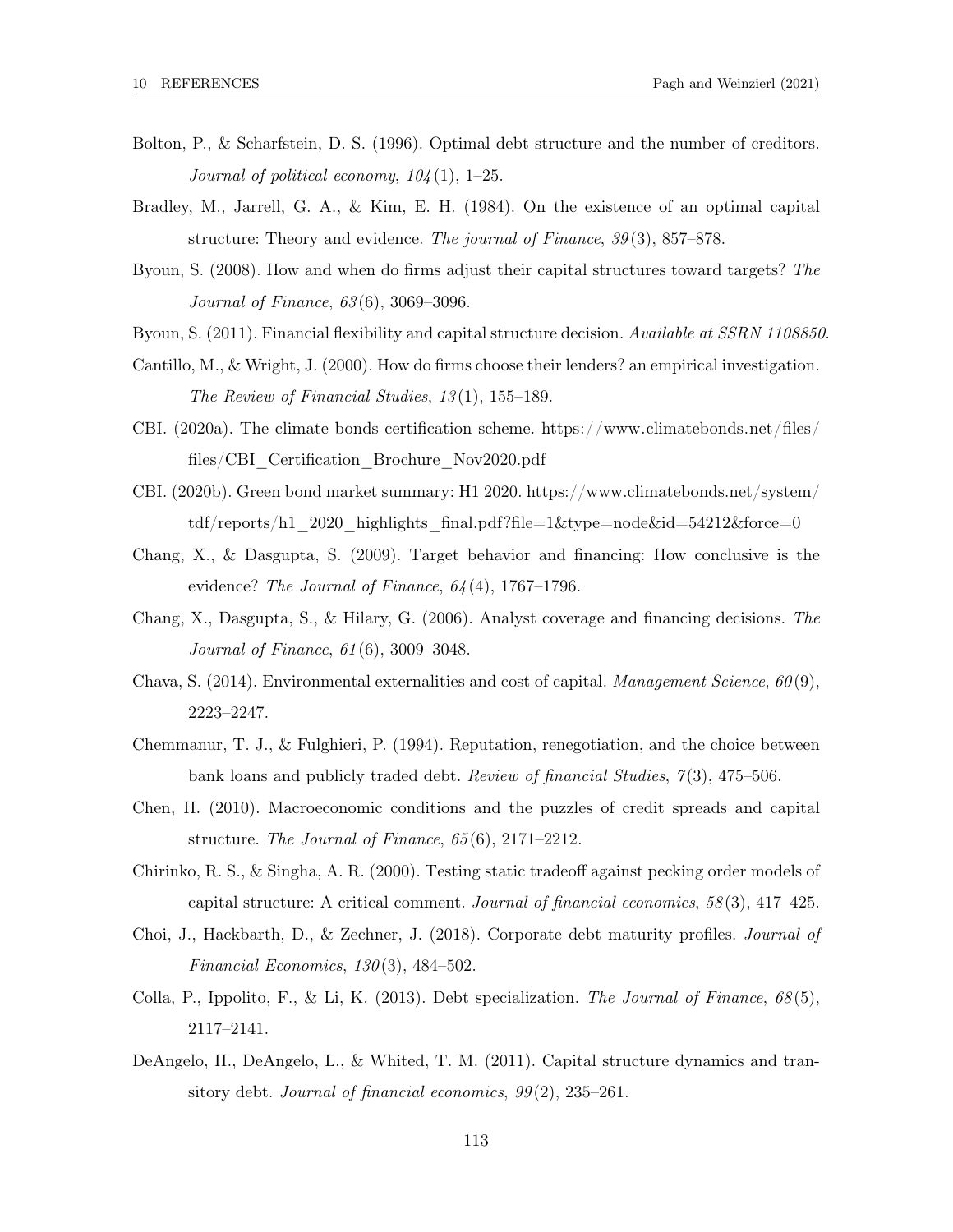Bolton, P., & Scharfstein, D. S. (1996). Optimal debt structure and the number of creditors. *Journal of political economy*, *104*(1), 1–25.

Bradley, M., Jarrell, G. A., & Kim, E. H. (1984). On the existence of an optimal capital structure: Theory and evidence. *The journal of Finance*, *39*(3), 857–878.

Byoun, S. (2008). How and when do firms adjust their capital structures toward targets? *The Journal of Finance*, *63*(6), 3069–3096.

Byoun, S. (2011). Financial flexibility and capital structure decision. *Available at SSRN 1108850*.

Cantillo, M., & Wright, J. (2000). How do firms choose their lenders? an empirical investigation. *The Review of Financial Studies*, *13*(1), 155–189.

CBI. (2020a). The climate bonds certification scheme. https://www.climatebonds.net/files/files/CBI_Certification_Brochure_Nov2020.pdf

CBI. (2020b). Green bond market summary: H1 2020. https://www.climatebonds.net/system/tdf/reports/h1_2020_highlights_final.pdf?file=1&type=node&id=54212&force=0

Chang, X., & Dasgupta, S. (2009). Target behavior and financing: How conclusive is the evidence? *The Journal of Finance*, *64*(4), 1767–1796.

Chang, X., Dasgupta, S., & Hilary, G. (2006). Analyst coverage and financing decisions. *The Journal of Finance*, *61*(6), 3009–3048.

Chava, S. (2014). Environmental externalities and cost of capital. *Management Science*, *60*(9), 2223–2247.

Chemmanur, T. J., & Fulghieri, P. (1994). Reputation, renegotiation, and the choice between bank loans and publicly traded debt. *Review of financial Studies*, *7*(3), 475–506.

Chen, H. (2010). Macroeconomic conditions and the puzzles of credit spreads and capital structure. *The Journal of Finance*, *65*(6), 2171–2212.

Chirinko, R. S., & Singha, A. R. (2000). Testing static tradeoff against pecking order models of capital structure: A critical comment. *Journal of financial economics*, *58*(3), 417–425.

Choi, J., Hackbarth, D., & Zechner, J. (2018). Corporate debt maturity profiles. *Journal of Financial Economics*, *130*(3), 484–502.

Colla, P., Ippolito, F., & Li, K. (2013). Debt specialization. *The Journal of Finance*, *68*(5), 2117–2141.

DeAngelo, H., DeAngelo, L., & Whited, T. M. (2011). Capital structure dynamics and transitory debt. *Journal of financial economics*, *99*(2), 235–261.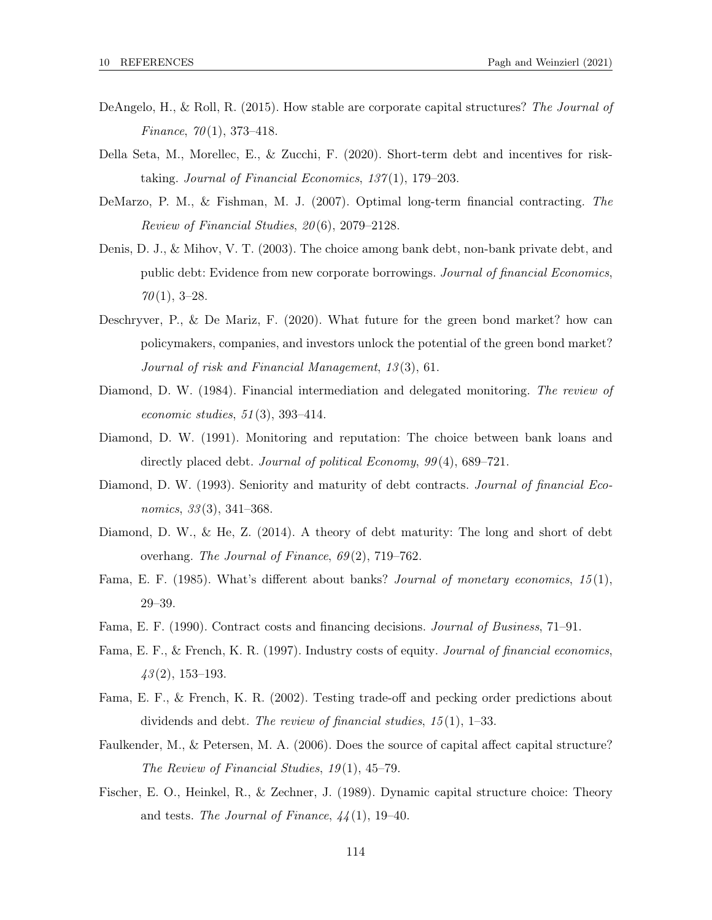DeAngelo, H., & Roll, R. (2015). How stable are corporate capital structures? *The Journal of Finance*, *70*(1), 373–418.

Della Seta, M., Morellec, E., & Zucchi, F. (2020). Short-term debt and incentives for risk-taking. *Journal of Financial Economics*, *137*(1), 179–203.

DeMarzo, P. M., & Fishman, M. J. (2007). Optimal long-term financial contracting. *The Review of Financial Studies*, *20*(6), 2079–2128.

Denis, D. J., & Mihov, V. T. (2003). The choice among bank debt, non-bank private debt, and public debt: Evidence from new corporate borrowings. *Journal of financial Economics*, *70*(1), 3–28.

Deschryver, P., & De Mariz, F. (2020). What future for the green bond market? how can policymakers, companies, and investors unlock the potential of the green bond market? *Journal of risk and Financial Management*, *13*(3), 61.

Diamond, D. W. (1984). Financial intermediation and delegated monitoring. *The review of economic studies*, *51*(3), 393–414.

Diamond, D. W. (1991). Monitoring and reputation: The choice between bank loans and directly placed debt. *Journal of political Economy*, *99*(4), 689–721.

Diamond, D. W. (1993). Seniority and maturity of debt contracts. *Journal of financial Economics*, *33*(3), 341–368.

Diamond, D. W., & He, Z. (2014). A theory of debt maturity: The long and short of debt overhang. *The Journal of Finance*, *69*(2), 719–762.

Fama, E. F. (1985). What's different about banks? *Journal of monetary economics*, *15*(1), 29–39.

Fama, E. F. (1990). Contract costs and financing decisions. *Journal of Business*, 71–91.

Fama, E. F., & French, K. R. (1997). Industry costs of equity. *Journal of financial economics*, *43*(2), 153–193.

Fama, E. F., & French, K. R. (2002). Testing trade-off and pecking order predictions about dividends and debt. *The review of financial studies*, *15*(1), 1–33.

Faulkender, M., & Petersen, M. A. (2006). Does the source of capital affect capital structure? *The Review of Financial Studies*, *19*(1), 45–79.

Fischer, E. O., Heinkel, R., & Zechner, J. (1989). Dynamic capital structure choice: Theory and tests. *The Journal of Finance*, *44*(1), 19–40.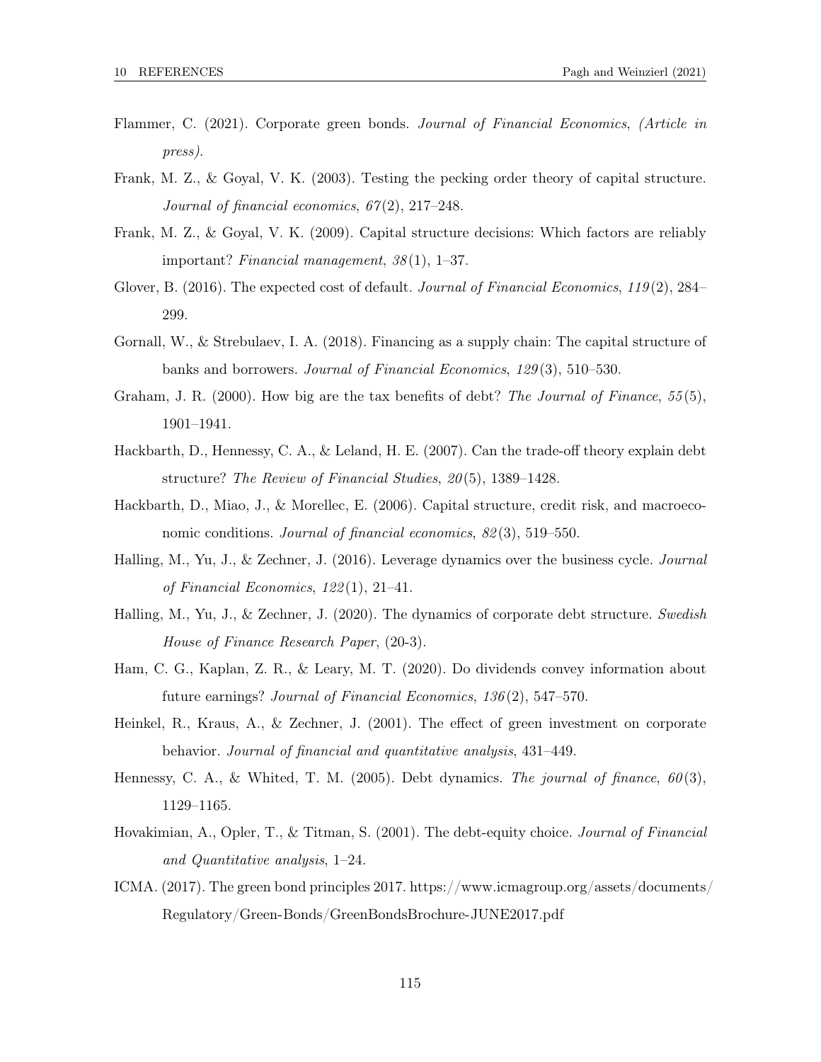Flammer, C. (2021). Corporate green bonds. *Journal of Financial Economics*, *(Article in press)*.

Frank, M. Z., & Goyal, V. K. (2003). Testing the pecking order theory of capital structure. *Journal of financial economics*, *67*(2), 217–248.

Frank, M. Z., & Goyal, V. K. (2009). Capital structure decisions: Which factors are reliably important? *Financial management*, *38*(1), 1–37.

Glover, B. (2016). The expected cost of default. *Journal of Financial Economics*, *119*(2), 284–299.

Gornall, W., & Strebulaev, I. A. (2018). Financing as a supply chain: The capital structure of banks and borrowers. *Journal of Financial Economics*, *129*(3), 510–530.

Graham, J. R. (2000). How big are the tax benefits of debt? *The Journal of Finance*, *55*(5), 1901–1941.

Hackbarth, D., Hennessy, C. A., & Leland, H. E. (2007). Can the trade-off theory explain debt structure? *The Review of Financial Studies*, *20*(5), 1389–1428.

Hackbarth, D., Miao, J., & Morellec, E. (2006). Capital structure, credit risk, and macroeconomic conditions. *Journal of financial economics*, *82*(3), 519–550.

Halling, M., Yu, J., & Zechner, J. (2016). Leverage dynamics over the business cycle. *Journal of Financial Economics*, *122*(1), 21–41.

Halling, M., Yu, J., & Zechner, J. (2020). The dynamics of corporate debt structure. *Swedish House of Finance Research Paper*, (20-3).

Ham, C. G., Kaplan, Z. R., & Leary, M. T. (2020). Do dividends convey information about future earnings? *Journal of Financial Economics*, *136*(2), 547–570.

Heinkel, R., Kraus, A., & Zechner, J. (2001). The effect of green investment on corporate behavior. *Journal of financial and quantitative analysis*, 431–449.

Hennessy, C. A., & Whited, T. M. (2005). Debt dynamics. *The journal of finance*, *60*(3), 1129–1165.

Hovakimian, A., Opler, T., & Titman, S. (2001). The debt-equity choice. *Journal of Financial and Quantitative analysis*, 1–24.

ICMA. (2017). The green bond principles 2017. https://www.icmagroup.org/assets/documents/Regulatory/Green-Bonds/GreenBondsBrochure-JUNE2017.pdf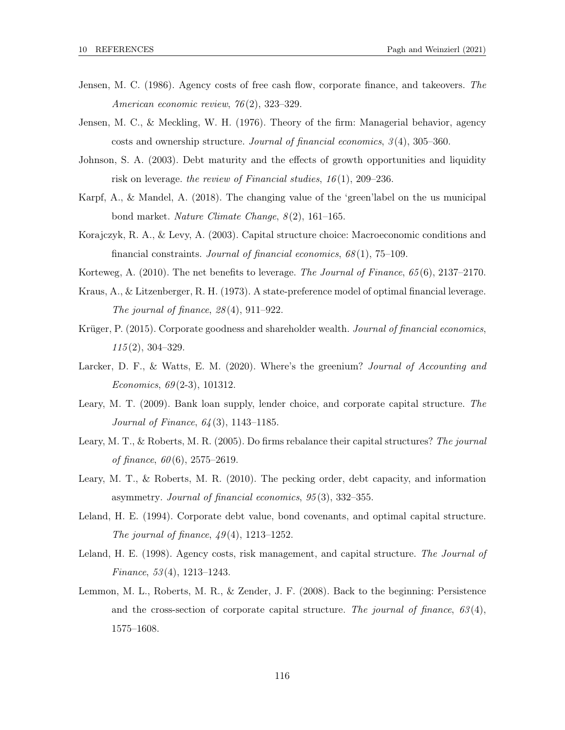Jensen, M. C. (1986). Agency costs of free cash flow, corporate finance, and takeovers. *The American economic review*, *76*(2), 323–329.

Jensen, M. C., & Meckling, W. H. (1976). Theory of the firm: Managerial behavior, agency costs and ownership structure. *Journal of financial economics*, *3*(4), 305–360.

Johnson, S. A. (2003). Debt maturity and the effects of growth opportunities and liquidity risk on leverage. *the review of Financial studies*, *16*(1), 209–236.

Karpf, A., & Mandel, A. (2018). The changing value of the 'green'label on the us municipal bond market. *Nature Climate Change*, *8*(2), 161–165.

Korajczyk, R. A., & Levy, A. (2003). Capital structure choice: Macroeconomic conditions and financial constraints. *Journal of financial economics*, *68*(1), 75–109.

Korteweg, A. (2010). The net benefits to leverage. *The Journal of Finance*, *65*(6), 2137–2170.

Kraus, A., & Litzenberger, R. H. (1973). A state-preference model of optimal financial leverage. *The journal of finance*, *28*(4), 911–922.

Krüger, P. (2015). Corporate goodness and shareholder wealth. *Journal of financial economics*, *115*(2), 304–329.

Larcker, D. F., & Watts, E. M. (2020). Where's the greenium? *Journal of Accounting and Economics*, *69*(2-3), 101312.

Leary, M. T. (2009). Bank loan supply, lender choice, and corporate capital structure. *The Journal of Finance*, *64*(3), 1143–1185.

Leary, M. T., & Roberts, M. R. (2005). Do firms rebalance their capital structures? *The journal of finance*, *60*(6), 2575–2619.

Leary, M. T., & Roberts, M. R. (2010). The pecking order, debt capacity, and information asymmetry. *Journal of financial economics*, *95*(3), 332–355.

Leland, H. E. (1994). Corporate debt value, bond covenants, and optimal capital structure. *The journal of finance*, *49*(4), 1213–1252.

Leland, H. E. (1998). Agency costs, risk management, and capital structure. *The Journal of Finance*, *53*(4), 1213–1243.

Lemmon, M. L., Roberts, M. R., & Zender, J. F. (2008). Back to the beginning: Persistence and the cross-section of corporate capital structure. *The journal of finance*, *63*(4), 1575–1608.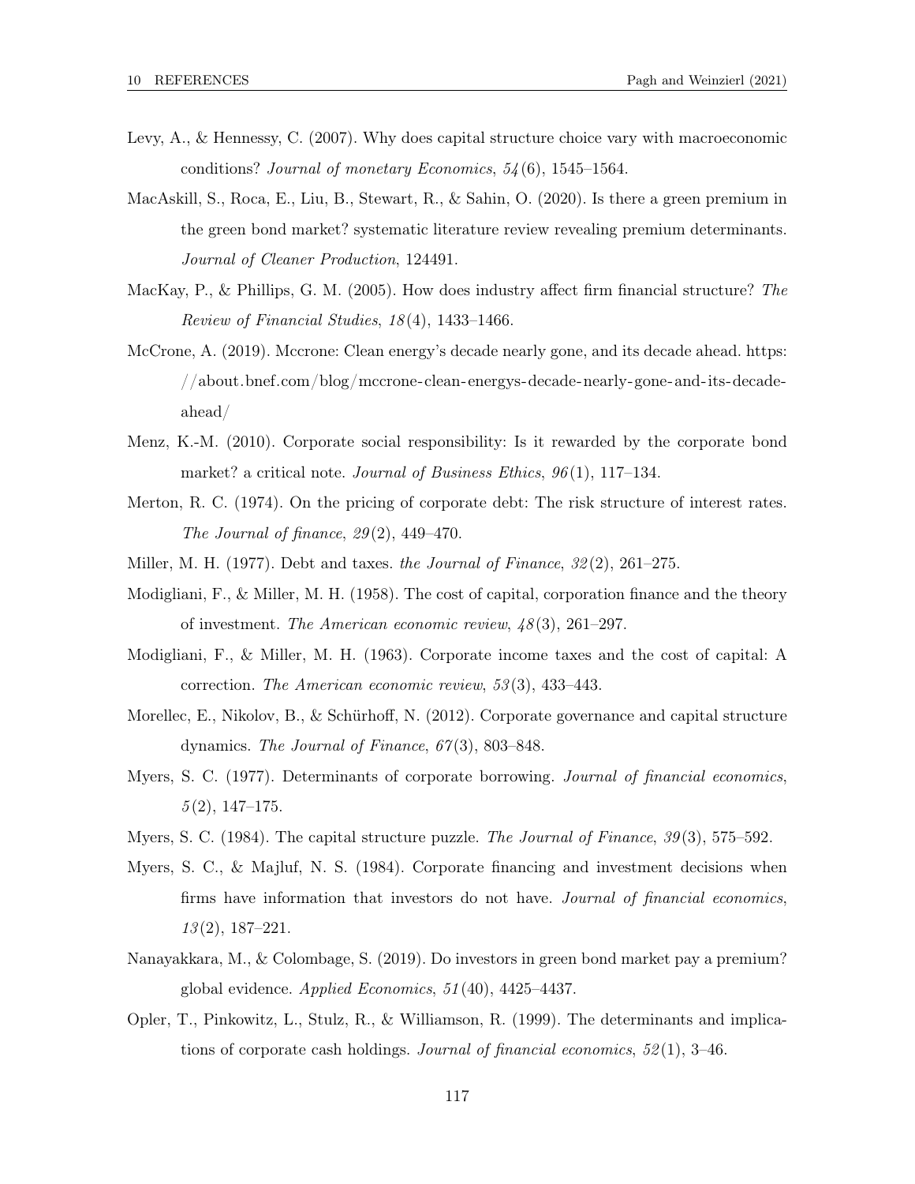Levy, A., & Hennessy, C. (2007). Why does capital structure choice vary with macroeconomic conditions? *Journal of monetary Economics*, *54*(6), 1545–1564.

MacAskill, S., Roca, E., Liu, B., Stewart, R., & Sahin, O. (2020). Is there a green premium in the green bond market? systematic literature review revealing premium determinants. *Journal of Cleaner Production*, 124491.

MacKay, P., & Phillips, G. M. (2005). How does industry affect firm financial structure? *The Review of Financial Studies*, *18*(4), 1433–1466.

McCrone, A. (2019). Mccrone: Clean energy's decade nearly gone, and its decade ahead. https://about.bnef.com/blog/mccrone-clean-energys-decade-nearly-gone-and-its-decade-ahead/

Menz, K.-M. (2010). Corporate social responsibility: Is it rewarded by the corporate bond market? a critical note. *Journal of Business Ethics*, *96*(1), 117–134.

Merton, R. C. (1974). On the pricing of corporate debt: The risk structure of interest rates. *The Journal of finance*, *29*(2), 449–470.

Miller, M. H. (1977). Debt and taxes. *the Journal of Finance*, *32*(2), 261–275.

Modigliani, F., & Miller, M. H. (1958). The cost of capital, corporation finance and the theory of investment. *The American economic review*, *48*(3), 261–297.

Modigliani, F., & Miller, M. H. (1963). Corporate income taxes and the cost of capital: A correction. *The American economic review*, *53*(3), 433–443.

Morellec, E., Nikolov, B., & Schürhoff, N. (2012). Corporate governance and capital structure dynamics. *The Journal of Finance*, *67*(3), 803–848.

Myers, S. C. (1977). Determinants of corporate borrowing. *Journal of financial economics*, *5*(2), 147–175.

Myers, S. C. (1984). The capital structure puzzle. *The Journal of Finance*, *39*(3), 575–592.

Myers, S. C., & Majluf, N. S. (1984). Corporate financing and investment decisions when firms have information that investors do not have. *Journal of financial economics*, *13*(2), 187–221.

Nanayakkara, M., & Colombage, S. (2019). Do investors in green bond market pay a premium? global evidence. *Applied Economics*, *51*(40), 4425–4437.

Opler, T., Pinkowitz, L., Stulz, R., & Williamson, R. (1999). The determinants and implications of corporate cash holdings. *Journal of financial economics*, *52*(1), 3–46.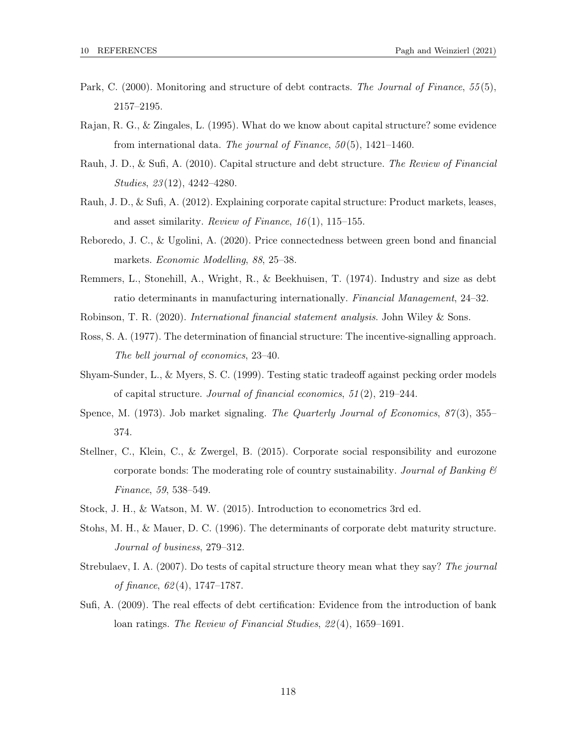Park, C. (2000). Monitoring and structure of debt contracts. *The Journal of Finance*, *55*(5), 2157–2195.

Rajan, R. G., & Zingales, L. (1995). What do we know about capital structure? some evidence from international data. *The journal of Finance*, *50*(5), 1421–1460.

Rauh, J. D., & Sufi, A. (2010). Capital structure and debt structure. *The Review of Financial Studies*, *23*(12), 4242–4280.

Rauh, J. D., & Sufi, A. (2012). Explaining corporate capital structure: Product markets, leases, and asset similarity. *Review of Finance*, *16*(1), 115–155.

Reboredo, J. C., & Ugolini, A. (2020). Price connectedness between green bond and financial markets. *Economic Modelling*, *88*, 25–38.

Remmers, L., Stonehill, A., Wright, R., & Beekhuisen, T. (1974). Industry and size as debt ratio determinants in manufacturing internationally. *Financial Management*, 24–32.

Robinson, T. R. (2020). *International financial statement analysis.* John Wiley & Sons.

Ross, S. A. (1977). The determination of financial structure: The incentive-signalling approach. *The bell journal of economics*, 23–40.

Shyam-Sunder, L., & Myers, S. C. (1999). Testing static tradeoff against pecking order models of capital structure. *Journal of financial economics*, *51*(2), 219–244.

Spence, M. (1973). Job market signaling. *The Quarterly Journal of Economics*, *87*(3), 355–374.

Stellner, C., Klein, C., & Zwergel, B. (2015). Corporate social responsibility and eurozone corporate bonds: The moderating role of country sustainability. *Journal of Banking & Finance*, *59*, 538–549.

Stock, J. H., & Watson, M. W. (2015). Introduction to econometrics 3rd ed.

Stohs, M. H., & Mauer, D. C. (1996). The determinants of corporate debt maturity structure. *Journal of business*, 279–312.

Strebulaev, I. A. (2007). Do tests of capital structure theory mean what they say? *The journal of finance*, *62*(4), 1747–1787.

Sufi, A. (2009). The real effects of debt certification: Evidence from the introduction of bank loan ratings. *The Review of Financial Studies*, *22*(4), 1659–1691.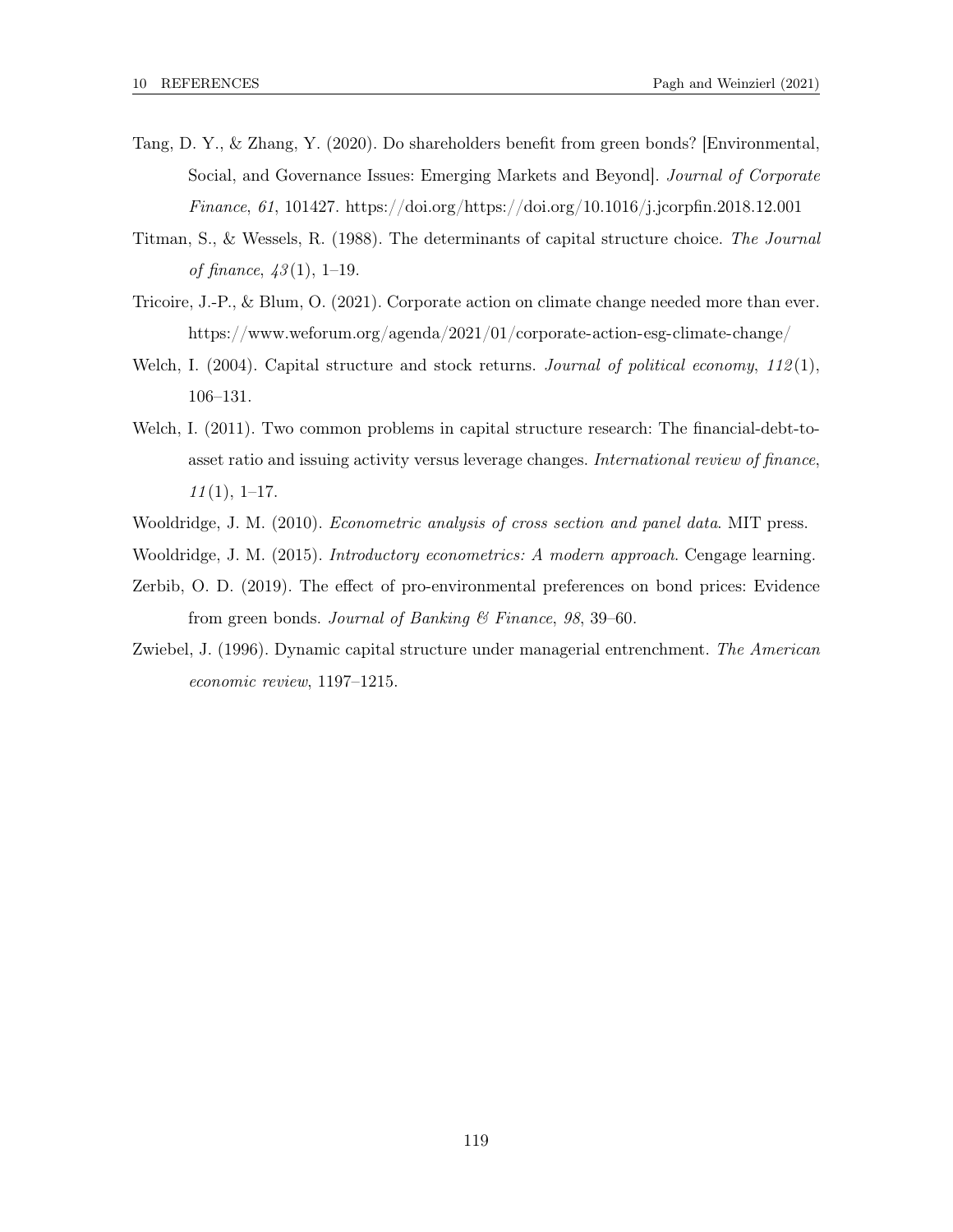Tang, D. Y., & Zhang, Y. (2020). Do shareholders benefit from green bonds? [Environmental, Social, and Governance Issues: Emerging Markets and Beyond]. *Journal of Corporate Finance*, *61*, 101427. https://doi.org/https://doi.org/10.1016/j.jcorpfin.2018.12.001

Titman, S., & Wessels, R. (1988). The determinants of capital structure choice. *The Journal of finance*, *43*(1), 1–19.

Tricoire, J.-P., & Blum, O. (2021). Corporate action on climate change needed more than ever. https://www.weforum.org/agenda/2021/01/corporate-action-esg-climate-change/

Welch, I. (2004). Capital structure and stock returns. *Journal of political economy*, *112*(1), 106–131.

Welch, I. (2011). Two common problems in capital structure research: The financial-debt-to-asset ratio and issuing activity versus leverage changes. *International review of finance*, *11*(1), 1–17.

Wooldridge, J. M. (2010). *Econometric analysis of cross section and panel data*. MIT press.

Wooldridge, J. M. (2015). *Introductory econometrics: A modern approach*. Cengage learning.

Zerbib, O. D. (2019). The effect of pro-environmental preferences on bond prices: Evidence from green bonds. *Journal of Banking & Finance*, *98*, 39–60.

Zwiebel, J. (1996). Dynamic capital structure under managerial entrenchment. *The American economic review*, 1197–1215.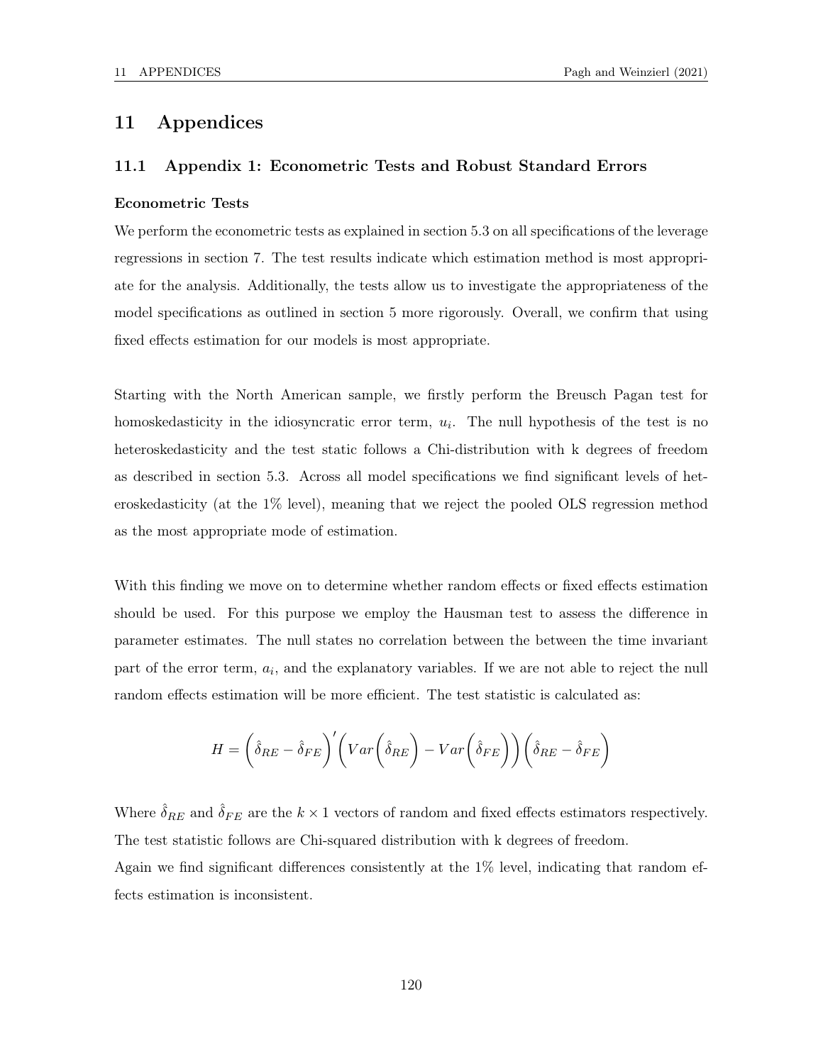# 11 Appendices

## 11.1 Appendix 1: Econometric Tests and Robust Standard Errors

### Econometric Tests

We perform the econometric tests as explained in section 5.3 on all specifications of the leverage regressions in section 7. The test results indicate which estimation method is most appropriate for the analysis. Additionally, the tests allow us to investigate the appropriateness of the model specifications as outlined in section 5 more rigorously. Overall, we confirm that using fixed effects estimation for our models is most appropriate.

Starting with the North American sample, we firstly perform the Breusch Pagan test for homoskedasticity in the idiosyncratic error term, $u_i$. The null hypothesis of the test is no heteroskedasticity and the test static follows a Chi-distribution with k degrees of freedom as described in section 5.3. Across all model specifications we find significant levels of heteroskedasticity (at the 1% level), meaning that we reject the pooled OLS regression method as the most appropriate mode of estimation.

With this finding we move on to determine whether random effects or fixed effects estimation should be used. For this purpose we employ the Hausman test to assess the difference in parameter estimates. The null states no correlation between the between the time invariant part of the error term, $a_i$, and the explanatory variables. If we are not able to reject the null random effects estimation will be more efficient. The test statistic is calculated as:

$$H = \left(\hat{\delta}_{RE} - \hat{\delta}_{FE}\right)' \left(Var\left(\hat{\delta}_{RE}\right) - Var\left(\hat{\delta}_{FE}\right)\right) \left(\hat{\delta}_{RE} - \hat{\delta}_{FE}\right)$$

Where $\hat{\delta}_{RE}$ and $\hat{\delta}_{FE}$ are the $k \times 1$ vectors of random and fixed effects estimators respectively. The test statistic follows are Chi-squared distribution with k degrees of freedom.

Again we find significant differences consistently at the 1% level, indicating that random effects estimation is inconsistent.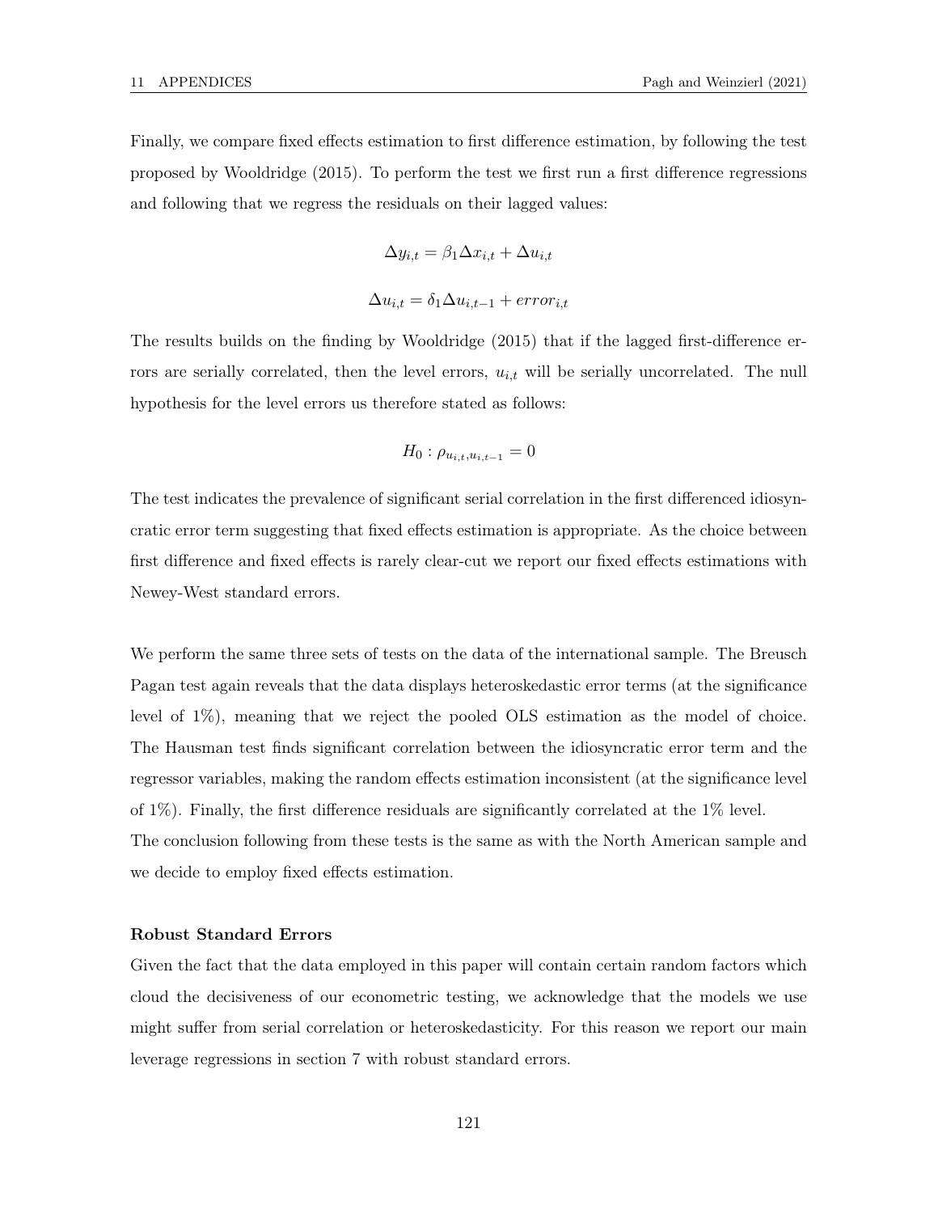Finally, we compare fixed effects estimation to first difference estimation, by following the test proposed by Wooldridge (2015). To perform the test we first run a first difference regressions and following that we regress the residuals on their lagged values:

$$\Delta y_{i,t} = \beta_1 \Delta x_{i,t} + \Delta u_{i,t}$$

$$\Delta u_{i,t} = \delta_1 \Delta u_{i,t-1} + error_{i,t}$$

The results builds on the finding by Wooldridge (2015) that if the lagged first-difference errors are serially correlated, then the level errors, $u_{i,t}$ will be serially uncorrelated. The null hypothesis for the level errors us therefore stated as follows:

$$H_0 : \rho_{u_{i,t}, u_{i,t-1}} = 0$$

The test indicates the prevalence of significant serial correlation in the first differenced idiosyncratic error term suggesting that fixed effects estimation is appropriate. As the choice between first difference and fixed effects is rarely clear-cut we report our fixed effects estimations with Newey-West standard errors.

We perform the same three sets of tests on the data of the international sample. The Breusch Pagan test again reveals that the data displays heteroskedastic error terms (at the significance level of 1%), meaning that we reject the pooled OLS estimation as the model of choice. The Hausman test finds significant correlation between the idiosyncratic error term and the regressor variables, making the random effects estimation inconsistent (at the significance level of 1%). Finally, the first difference residuals are significantly correlated at the 1% level.
The conclusion following from these tests is the same as with the North American sample and we decide to employ fixed effects estimation.

**Robust Standard Errors**

Given the fact that the data employed in this paper will contain certain random factors which cloud the decisiveness of our econometric testing, we acknowledge that the models we use might suffer from serial correlation or heteroskedasticity. For this reason we report our main leverage regressions in section 7 with robust standard errors.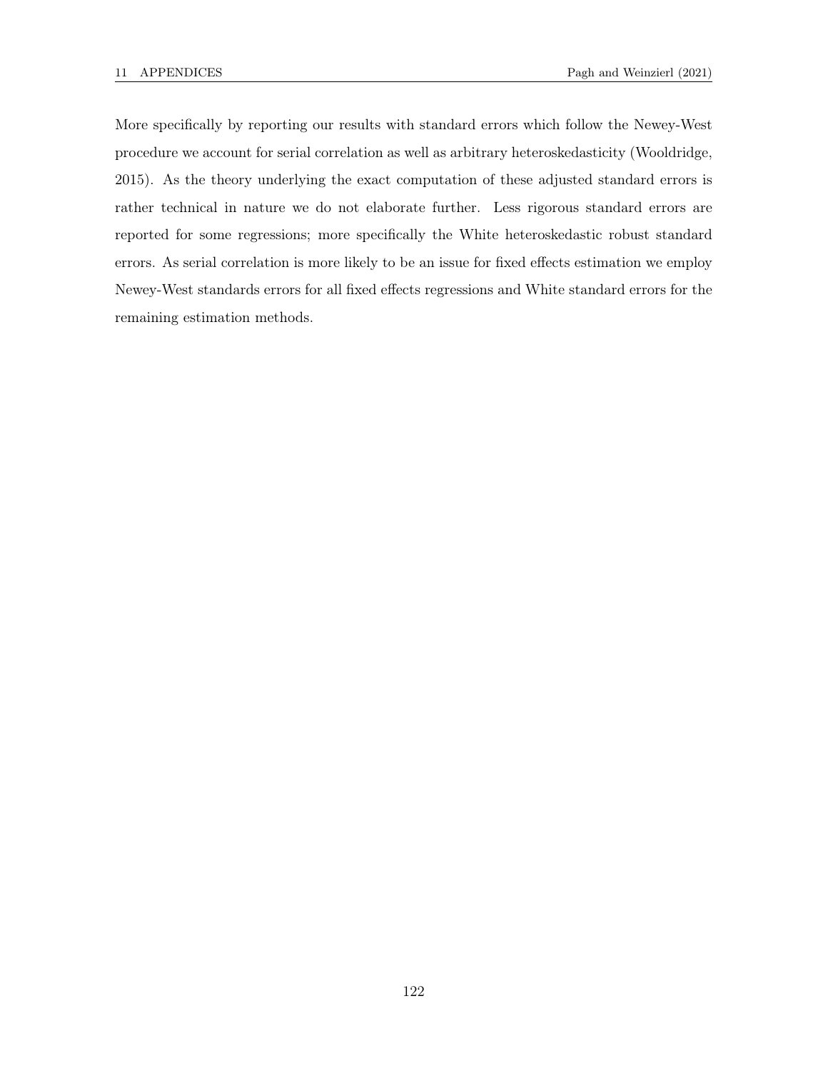More specifically by reporting our results with standard errors which follow the Newey-West procedure we account for serial correlation as well as arbitrary heteroskedasticity (Wooldridge, 2015). As the theory underlying the exact computation of these adjusted standard errors is rather technical in nature we do not elaborate further. Less rigorous standard errors are reported for some regressions; more specifically the White heteroskedastic robust standard errors. As serial correlation is more likely to be an issue for fixed effects estimation we employ Newey-West standards errors for all fixed effects regressions and White standard errors for the remaining estimation methods.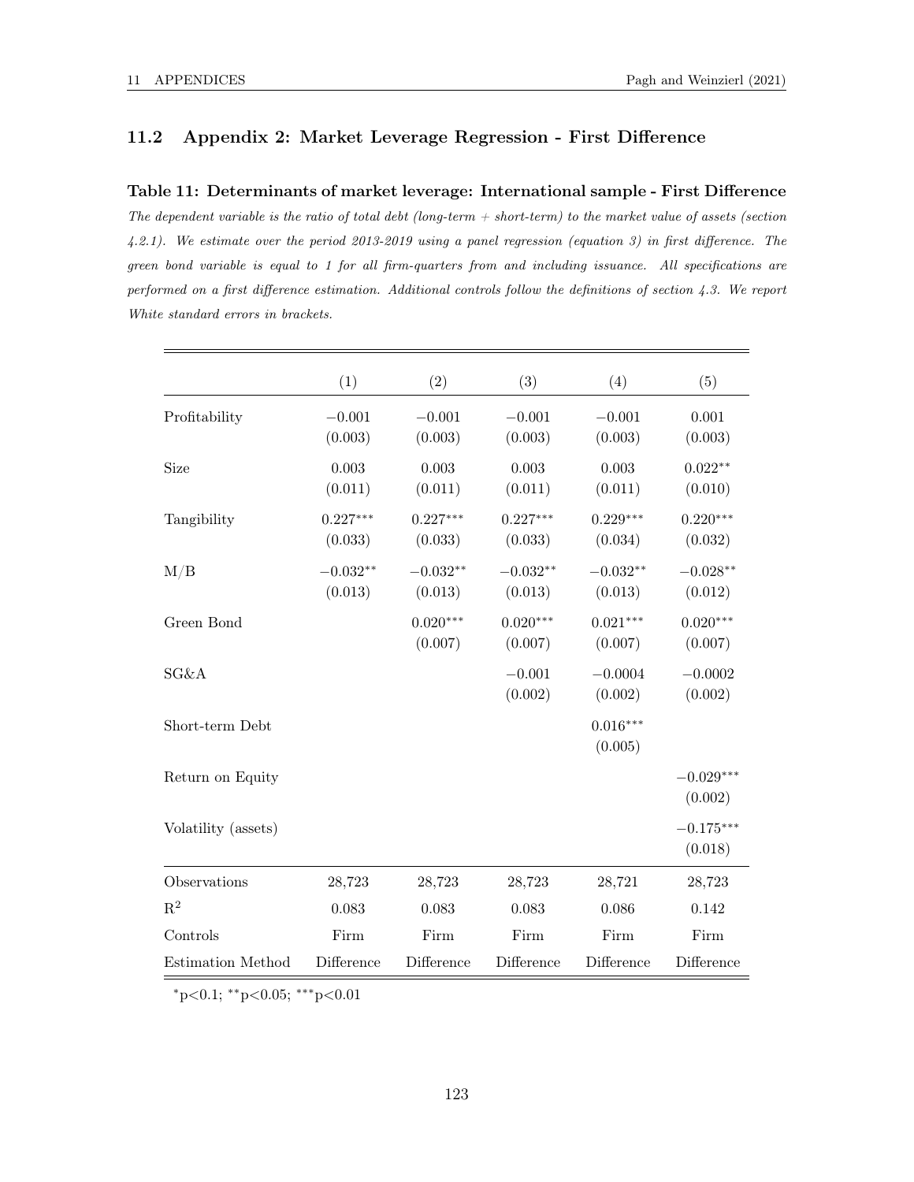## 11.2 Appendix 2: Market Leverage Regression - First Difference

**Table 11: Determinants of market leverage: International sample - First Difference**

*The dependent variable is the ratio of total debt (long-term + short-term) to the market value of assets (section 4.2.1). We estimate over the period 2013-2019 using a panel regression (equation 3) in first difference. The green bond variable is equal to 1 for all firm-quarters from and including issuance. All specifications are performed on a first difference estimation. Additional controls follow the definitions of section 4.3. We report White standard errors in brackets.*

| | (1) | (2) | (3) | (4) | (5) |
|---|---|---|---|---|---|
| Profitability | $-0.001$ | $-0.001$ | $-0.001$ | $-0.001$ | $0.001$ |
| | (0.003) | (0.003) | (0.003) | (0.003) | (0.003) |
| Size | 0.003 | 0.003 | 0.003 | 0.003 | $0.022^{**}$ |
| | (0.011) | (0.011) | (0.011) | (0.011) | (0.010) |
| Tangibility | $0.227^{***}$ | $0.227^{***}$ | $0.227^{***}$ | $0.229^{***}$ | $0.220^{***}$ |
| | (0.033) | (0.033) | (0.033) | (0.034) | (0.032) |
| M/B | $-0.032^{**}$ | $-0.032^{**}$ | $-0.032^{**}$ | $-0.032^{**}$ | $-0.028^{**}$ |
| | (0.013) | (0.013) | (0.013) | (0.013) | (0.012) |
| Green Bond | | $0.020^{***}$ | $0.020^{***}$ | $0.021^{***}$ | $0.020^{***}$ |
| | | (0.007) | (0.007) | (0.007) | (0.007) |
| SG&A | | | $-0.001$ | $-0.0004$ | $-0.0002$ |
| | | | (0.002) | (0.002) | (0.002) |
| Short-term Debt | | | | $0.016^{***}$ | |
| | | | | (0.005) | |
| Return on Equity | | | | | $-0.029^{***}$ |
| | | | | | (0.002) |
| Volatility (assets) | | | | | $-0.175^{***}$ |
| | | | | | (0.018) |
| Observations | 28,723 | 28,723 | 28,723 | 28,721 | 28,723 |
| $R^2$ | 0.083 | 0.083 | 0.083 | 0.086 | 0.142 |
| Controls | Firm | Firm | Firm | Firm | Firm |
| Estimation Method | Difference | Difference | Difference | Difference | Difference |

$^{*}p<0.1$; $^{**}p<0.05$; $^{***}p<0.01$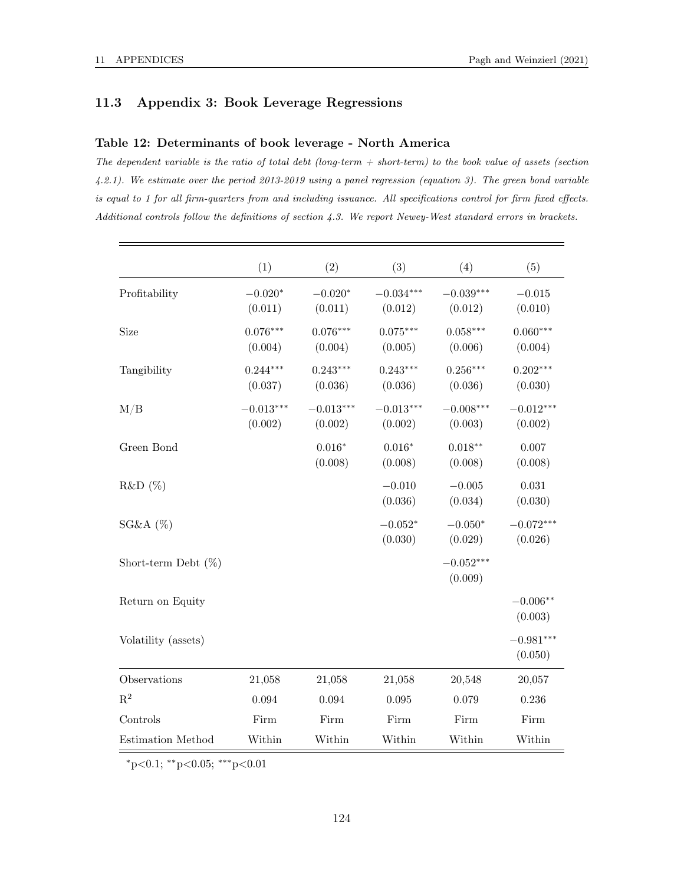### 11.3 Appendix 3: Book Leverage Regressions

#### Table 12: Determinants of book leverage - North America

*The dependent variable is the ratio of total debt (long-term + short-term) to the book value of assets (section 4.2.1). We estimate over the period 2013-2019 using a panel regression (equation 3). The green bond variable is equal to 1 for all firm-quarters from and including issuance. All specifications control for firm fixed effects. Additional controls follow the definitions of section 4.3. We report Newey-West standard errors in brackets.*

| | (1) | (2) | (3) | (4) | (5) |
|---|---|---|---|---|---|
| Profitability | $-0.020^{*}$ | $-0.020^{*}$ | $-0.034^{***}$ | $-0.039^{***}$ | $-0.015$ |
| | (0.011) | (0.011) | (0.012) | (0.012) | (0.010) |
| Size | $0.076^{***}$ | $0.076^{***}$ | $0.075^{***}$ | $0.058^{***}$ | $0.060^{***}$ |
| | (0.004) | (0.004) | (0.005) | (0.006) | (0.004) |
| Tangibility | $0.244^{***}$ | $0.243^{***}$ | $0.243^{***}$ | $0.256^{***}$ | $0.202^{***}$ |
| | (0.037) | (0.036) | (0.036) | (0.036) | (0.030) |
| M/B | $-0.013^{***}$ | $-0.013^{***}$ | $-0.013^{***}$ | $-0.008^{***}$ | $-0.012^{***}$ |
| | (0.002) | (0.002) | (0.002) | (0.003) | (0.002) |
| Green Bond | | $0.016^{*}$ | $0.016^{*}$ | $0.018^{**}$ | 0.007 |
| | | (0.008) | (0.008) | (0.008) | (0.008) |
| R&D (%) | | | $-0.010$ | $-0.005$ | 0.031 |
| | | | (0.036) | (0.034) | (0.030) |
| SG&A (%) | | | $-0.052^{*}$ | $-0.050^{*}$ | $-0.072^{***}$ |
| | | | (0.030) | (0.029) | (0.026) |
| Short-term Debt (%) | | | | $-0.052^{***}$ | |
| | | | | (0.009) | |
| Return on Equity | | | | | $-0.006^{**}$ |
| | | | | | (0.003) |
| Volatility (assets) | | | | | $-0.981^{***}$ |
| | | | | | (0.050) |
| Observations | 21,058 | 21,058 | 21,058 | 20,548 | 20,057 |
| $R^2$ | 0.094 | 0.094 | 0.095 | 0.079 | 0.236 |
| Controls | Firm | Firm | Firm | Firm | Firm |
| Estimation Method | Within | Within | Within | Within | Within |

$^{*}$p<0.1; $^{**}$p<0.05; $^{***}$p<0.01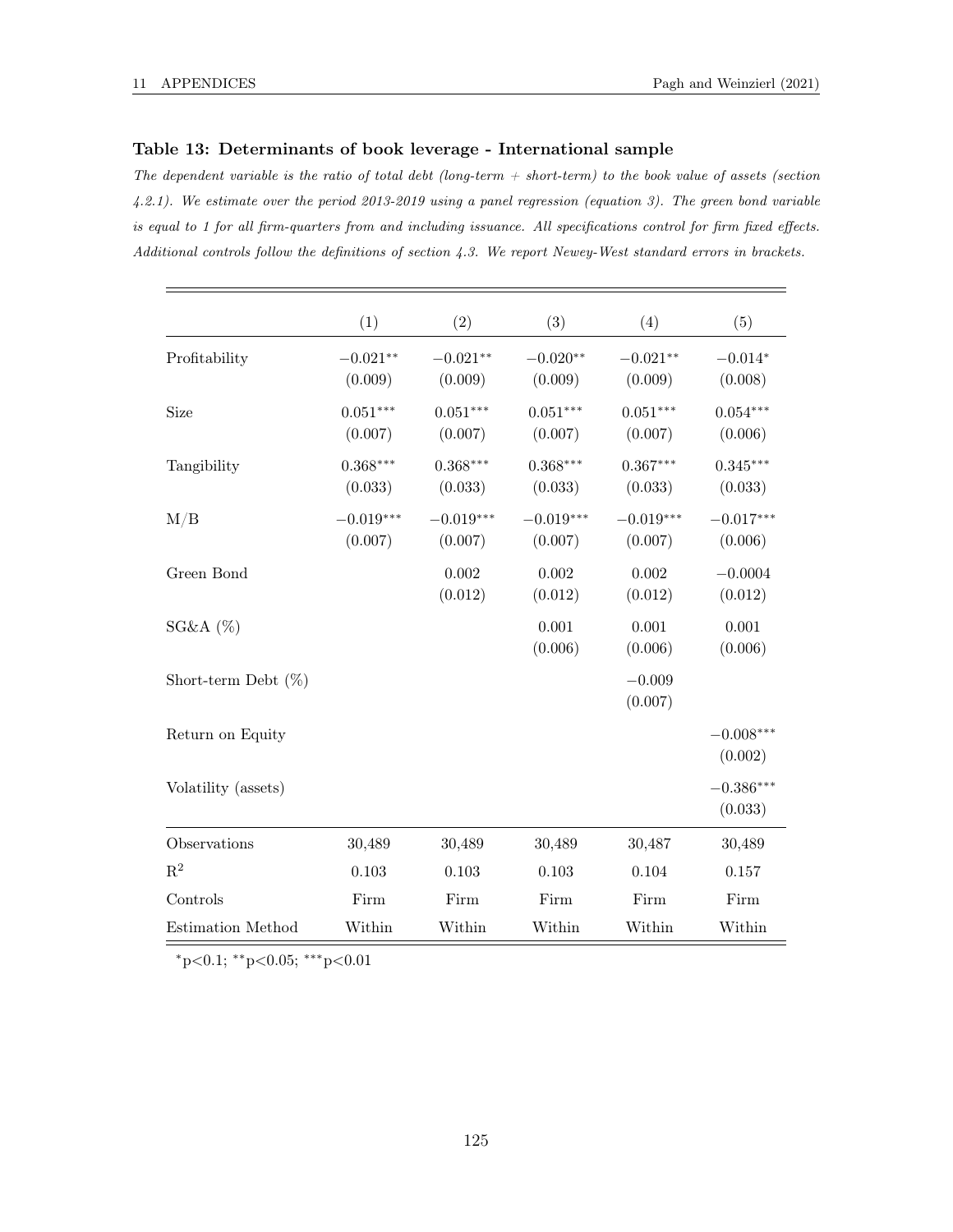### Table 13: Determinants of book leverage - International sample

*The dependent variable is the ratio of total debt (long-term + short-term) to the book value of assets (section 4.2.1). We estimate over the period 2013-2019 using a panel regression (equation 3). The green bond variable is equal to 1 for all firm-quarters from and including issuance. All specifications control for firm fixed effects. Additional controls follow the definitions of section 4.3. We report Newey-West standard errors in brackets.*

| | (1) | (2) | (3) | (4) | (5) |
|---|---|---|---|---|---|
| Profitability | $-0.021^{**}$ | $-0.021^{**}$ | $-0.020^{**}$ | $-0.021^{**}$ | $-0.014^{*}$ |
| | (0.009) | (0.009) | (0.009) | (0.009) | (0.008) |
| Size | $0.051^{***}$ | $0.051^{***}$ | $0.051^{***}$ | $0.051^{***}$ | $0.054^{***}$ |
| | (0.007) | (0.007) | (0.007) | (0.007) | (0.006) |
| Tangibility | $0.368^{***}$ | $0.368^{***}$ | $0.368^{***}$ | $0.367^{***}$ | $0.345^{***}$ |
| | (0.033) | (0.033) | (0.033) | (0.033) | (0.033) |
| M/B | $-0.019^{***}$ | $-0.019^{***}$ | $-0.019^{***}$ | $-0.019^{***}$ | $-0.017^{***}$ |
| | (0.007) | (0.007) | (0.007) | (0.007) | (0.006) |
| Green Bond | | 0.002 | 0.002 | 0.002 | $-0.0004$ |
| | | (0.012) | (0.012) | (0.012) | (0.012) |
| SG&A (%) | | | 0.001 | 0.001 | 0.001 |
| | | | (0.006) | (0.006) | (0.006) |
| Short-term Debt (%) | | | | $-0.009$ | |
| | | | | (0.007) | |
| Return on Equity | | | | | $-0.008^{***}$ |
| | | | | | (0.002) |
| Volatility (assets) | | | | | $-0.386^{***}$ |
| | | | | | (0.033) |
| Observations | 30,489 | 30,489 | 30,489 | 30,487 | 30,489 |
| $R^2$ | 0.103 | 0.103 | 0.103 | 0.104 | 0.157 |
| Controls | Firm | Firm | Firm | Firm | Firm |
| Estimation Method | Within | Within | Within | Within | Within |

$^{*}$p<0.1; $^{**}$p<0.05; $^{***}$p<0.01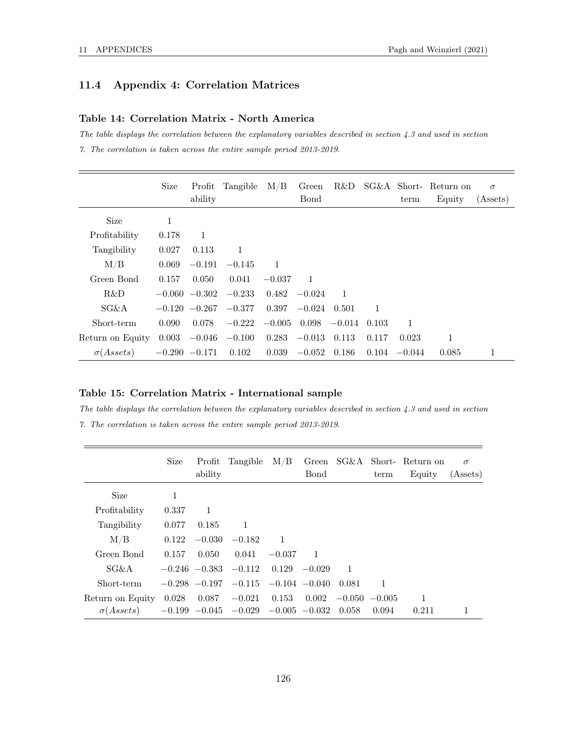## 11.4 Appendix 4: Correlation Matrices

### Table 14: Correlation Matrix - North America

*The table displays the correlation between the explanatory variables described in section 4.3 and used in section 7. The correlation is taken across the entire sample period 2013-2019.*

| | Size | Profit ability | Tangible | M/B | Green Bond | R&D | SG&A | Short-term | Return on Equity | $\sigma$ (Assets) |
|---|---|---|---|---|---|---|---|---|---|---|
| Size | 1 | | | | | | | | | |
| Profitability | 0.178 | 1 | | | | | | | | |
| Tangibility | 0.027 | 0.113 | 1 | | | | | | | |
| M/B | 0.069 | −0.191 | −0.145 | 1 | | | | | | |
| Green Bond | 0.157 | 0.050 | 0.041 | −0.037 | 1 | | | | | |
| R&D | −0.060 | −0.302 | −0.233 | 0.482 | −0.024 | 1 | | | | |
| SG&A | −0.120 | −0.267 | −0.377 | 0.397 | −0.024 | 0.501 | 1 | | | |
| Short-term | 0.090 | 0.078 | −0.222 | −0.005 | 0.098 | −0.014 | 0.103 | 1 | | |
| Return on Equity | 0.003 | −0.046 | −0.100 | 0.283 | −0.013 | 0.113 | 0.117 | 0.023 | 1 | |
| $\sigma(Assets)$ | −0.290 | −0.171 | 0.102 | 0.039 | −0.052 | 0.186 | 0.104 | −0.044 | 0.085 | 1 |

### Table 15: Correlation Matrix - International sample

*The table displays the correlation between the explanatory variables described in section 4.3 and used in section 7. The correlation is taken across the entire sample period 2013-2019.*

| | Size | Profit ability | Tangible | M/B | Green Bond | SG&A | Short-term | Return on Equity | $\sigma$ (Assets) |
|---|---|---|---|---|---|---|---|---|---|
| Size | 1 | | | | | | | | |
| Profitability | 0.337 | 1 | | | | | | | |
| Tangibility | 0.077 | 0.185 | 1 | | | | | | |
| M/B | 0.122 | −0.030 | −0.182 | 1 | | | | | |
| Green Bond | 0.157 | 0.050 | 0.041 | −0.037 | 1 | | | | |
| SG&A | −0.246 | −0.383 | −0.112 | 0.129 | −0.029 | 1 | | | |
| Short-term | −0.298 | −0.197 | −0.115 | −0.104 | −0.040 | 0.081 | 1 | | |
| Return on Equity | 0.028 | 0.087 | −0.021 | 0.153 | 0.002 | −0.050 | −0.005 | 1 | |
| $\sigma(Assets)$ | −0.199 | −0.045 | −0.029 | −0.005 | −0.032 | 0.058 | 0.094 | 0.211 | 1 |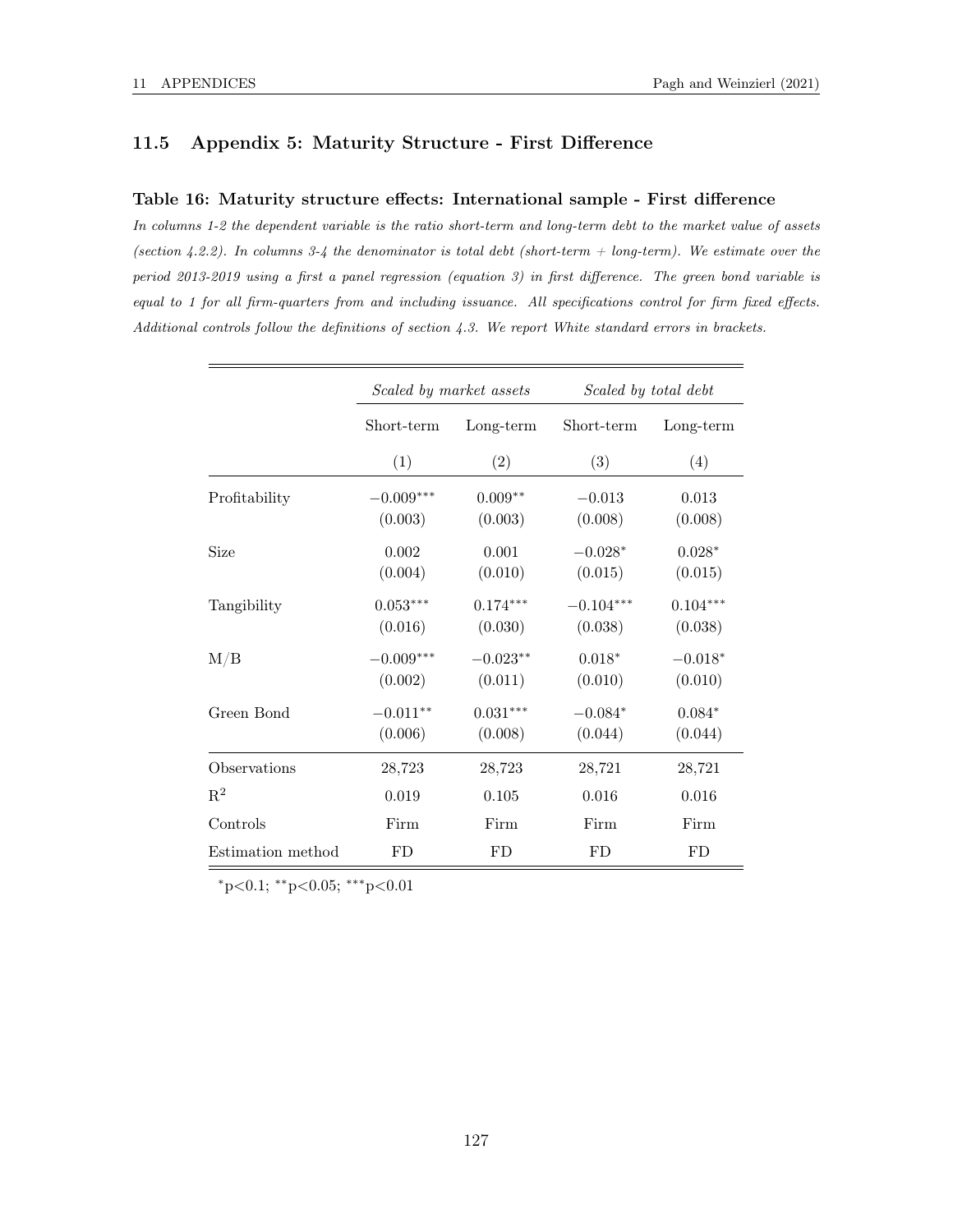## 11.5 Appendix 5: Maturity Structure - First Difference

### Table 16: Maturity structure effects: International sample - First difference

*In columns 1-2 the dependent variable is the ratio short-term and long-term debt to the market value of assets (section 4.2.2). In columns 3-4 the denominator is total debt (short-term + long-term). We estimate over the period 2013-2019 using a first a panel regression (equation 3) in first difference. The green bond variable is equal to 1 for all firm-quarters from and including issuance. All specifications control for firm fixed effects. Additional controls follow the definitions of section 4.3. We report White standard errors in brackets.*

| | *Scaled by market assets* | | *Scaled by total debt* | |
|---|---|---|---|---|
| | Short-term | Long-term | Short-term | Long-term |
| | (1) | (2) | (3) | (4) |
| Profitability | $-0.009^{***}$ | $0.009^{**}$ | $-0.013$ | 0.013 |
| | (0.003) | (0.003) | (0.008) | (0.008) |
| Size | 0.002 | 0.001 | $-0.028^{*}$ | $0.028^{*}$ |
| | (0.004) | (0.010) | (0.015) | (0.015) |
| Tangibility | $0.053^{***}$ | $0.174^{***}$ | $-0.104^{***}$ | $0.104^{***}$ |
| | (0.016) | (0.030) | (0.038) | (0.038) |
| M/B | $-0.009^{***}$ | $-0.023^{**}$ | $0.018^{*}$ | $-0.018^{*}$ |
| | (0.002) | (0.011) | (0.010) | (0.010) |
| Green Bond | $-0.011^{**}$ | $0.031^{***}$ | $-0.084^{*}$ | $0.084^{*}$ |
| | (0.006) | (0.008) | (0.044) | (0.044) |
| Observations | 28,723 | 28,723 | 28,721 | 28,721 |
| $R^2$ | 0.019 | 0.105 | 0.016 | 0.016 |
| Controls | Firm | Firm | Firm | Firm |
| Estimation method | FD | FD | FD | FD |

$^{*}$p<0.1; $^{**}$p<0.05; $^{***}$p<0.01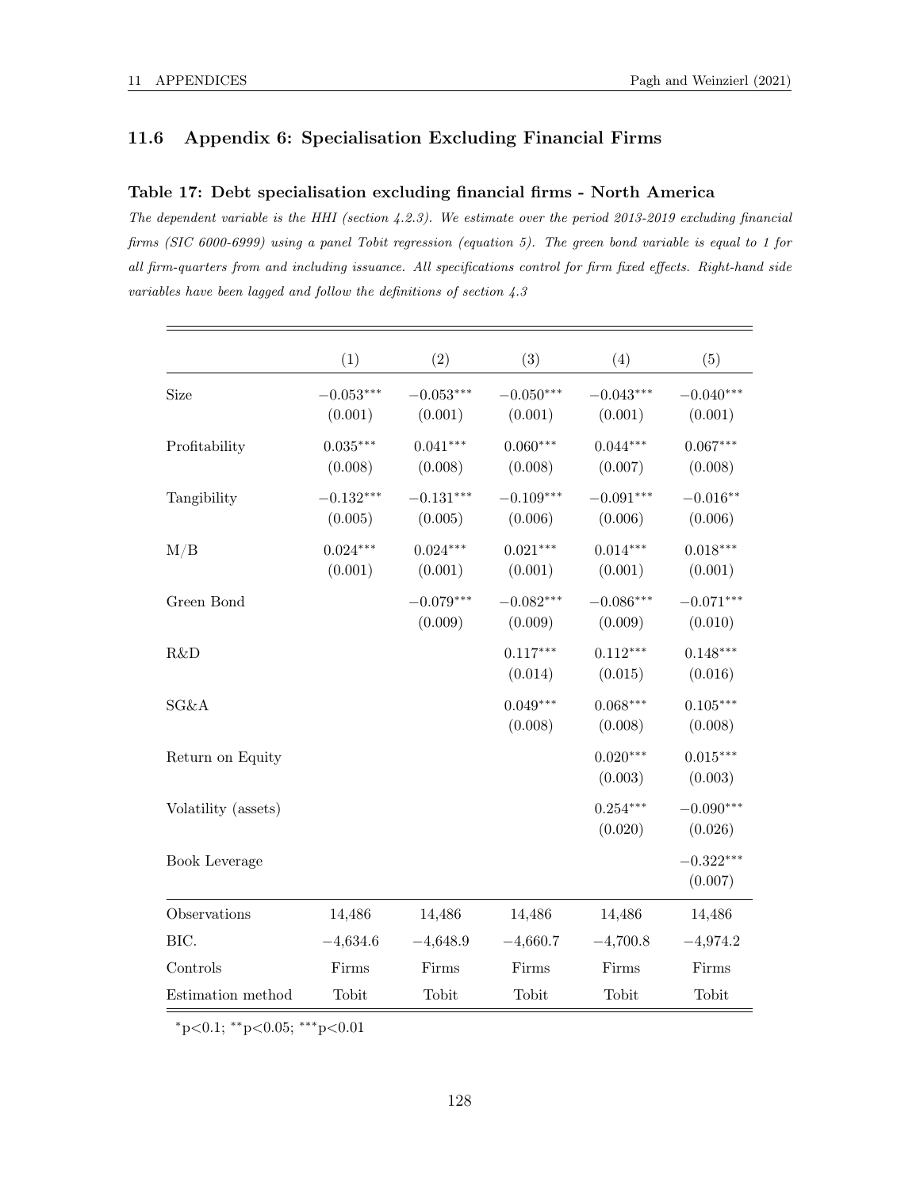## 11.6 Appendix 6: Specialisation Excluding Financial Firms

### Table 17: Debt specialisation excluding financial firms - North America

*The dependent variable is the HHI (section 4.2.3). We estimate over the period 2013-2019 excluding financial firms (SIC 6000-6999) using a panel Tobit regression (equation 5). The green bond variable is equal to 1 for all firm-quarters from and including issuance. All specifications control for firm fixed effects. Right-hand side variables have been lagged and follow the definitions of section 4.3*

| | (1) | (2) | (3) | (4) | (5) |
|---|---|---|---|---|---|
| Size | $-0.053^{***}$ | $-0.053^{***}$ | $-0.050^{***}$ | $-0.043^{***}$ | $-0.040^{***}$ |
| | (0.001) | (0.001) | (0.001) | (0.001) | (0.001) |
| Profitability | $0.035^{***}$ | $0.041^{***}$ | $0.060^{***}$ | $0.044^{***}$ | $0.067^{***}$ |
| | (0.008) | (0.008) | (0.008) | (0.007) | (0.008) |
| Tangibility | $-0.132^{***}$ | $-0.131^{***}$ | $-0.109^{***}$ | $-0.091^{***}$ | $-0.016^{**}$ |
| | (0.005) | (0.005) | (0.006) | (0.006) | (0.006) |
| M/B | $0.024^{***}$ | $0.024^{***}$ | $0.021^{***}$ | $0.014^{***}$ | $0.018^{***}$ |
| | (0.001) | (0.001) | (0.001) | (0.001) | (0.001) |
| Green Bond | | $-0.079^{***}$ | $-0.082^{***}$ | $-0.086^{***}$ | $-0.071^{***}$ |
| | | (0.009) | (0.009) | (0.009) | (0.010) |
| R&D | | | $0.117^{***}$ | $0.112^{***}$ | $0.148^{***}$ |
| | | | (0.014) | (0.015) | (0.016) |
| SG&A | | | $0.049^{***}$ | $0.068^{***}$ | $0.105^{***}$ |
| | | | (0.008) | (0.008) | (0.008) |
| Return on Equity | | | | $0.020^{***}$ | $0.015^{***}$ |
| | | | | (0.003) | (0.003) |
| Volatility (assets) | | | | $0.254^{***}$ | $-0.090^{***}$ |
| | | | | (0.020) | (0.026) |
| Book Leverage | | | | | $-0.322^{***}$ |
| | | | | | (0.007) |
| Observations | 14,486 | 14,486 | 14,486 | 14,486 | 14,486 |
| BIC. | −4,634.6 | −4,648.9 | −4,660.7 | −4,700.8 | −4,974.2 |
| Controls | Firms | Firms | Firms | Firms | Firms |
| Estimation method | Tobit | Tobit | Tobit | Tobit | Tobit |

$^{*}$p<0.1; $^{**}$p<0.05; $^{***}$p<0.01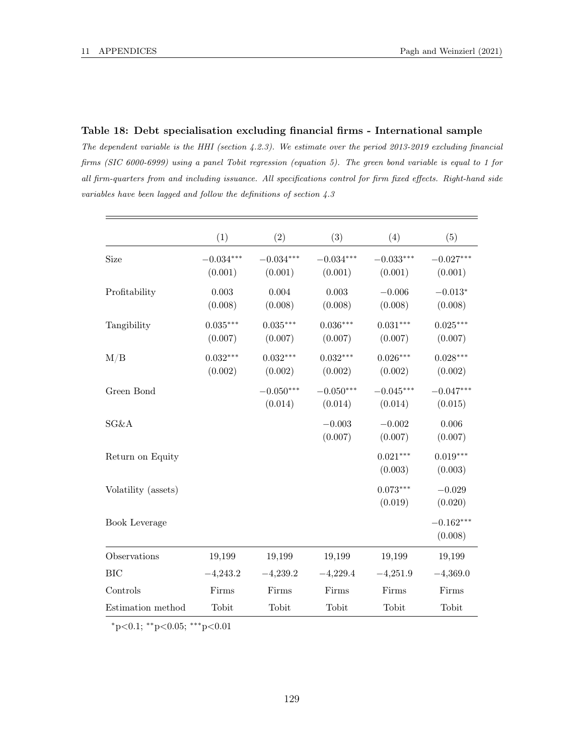### Table 18: Debt specialisation excluding financial firms - International sample

*The dependent variable is the HHI (section 4.2.3). We estimate over the period 2013-2019 excluding financial firms (SIC 6000-6999) using a panel Tobit regression (equation 5). The green bond variable is equal to 1 for all firm-quarters from and including issuance. All specifications control for firm fixed effects. Right-hand side variables have been lagged and follow the definitions of section 4.3*

| | (1) | (2) | (3) | (4) | (5) |
|---|---|---|---|---|---|
| Size | $-0.034^{***}$ | $-0.034^{***}$ | $-0.034^{***}$ | $-0.033^{***}$ | $-0.027^{***}$ |
| | (0.001) | (0.001) | (0.001) | (0.001) | (0.001) |
| Profitability | 0.003 | 0.004 | 0.003 | $-0.006$ | $-0.013^{*}$ |
| | (0.008) | (0.008) | (0.008) | (0.008) | (0.008) |
| Tangibility | $0.035^{***}$ | $0.035^{***}$ | $0.036^{***}$ | $0.031^{***}$ | $0.025^{***}$ |
| | (0.007) | (0.007) | (0.007) | (0.007) | (0.007) |
| M/B | $0.032^{***}$ | $0.032^{***}$ | $0.032^{***}$ | $0.026^{***}$ | $0.028^{***}$ |
| | (0.002) | (0.002) | (0.002) | (0.002) | (0.002) |
| Green Bond | | $-0.050^{***}$ | $-0.050^{***}$ | $-0.045^{***}$ | $-0.047^{***}$ |
| | | (0.014) | (0.014) | (0.014) | (0.015) |
| SG&A | | | $-0.003$ | $-0.002$ | 0.006 |
| | | | (0.007) | (0.007) | (0.007) |
| Return on Equity | | | | $0.021^{***}$ | $0.019^{***}$ |
| | | | | (0.003) | (0.003) |
| Volatility (assets) | | | | $0.073^{***}$ | $-0.029$ |
| | | | | (0.019) | (0.020) |
| Book Leverage | | | | | $-0.162^{***}$ |
| | | | | | (0.008) |
| Observations | 19,199 | 19,199 | 19,199 | 19,199 | 19,199 |
| BIC | $-4{,}243.2$ | $-4{,}239.2$ | $-4{,}229.4$ | $-4{,}251.9$ | $-4{,}369.0$ |
| Controls | Firms | Firms | Firms | Firms | Firms |
| Estimation method | Tobit | Tobit | Tobit | Tobit | Tobit |

$^{*}$p<0.1; $^{**}$p<0.05; $^{***}$p<0.01